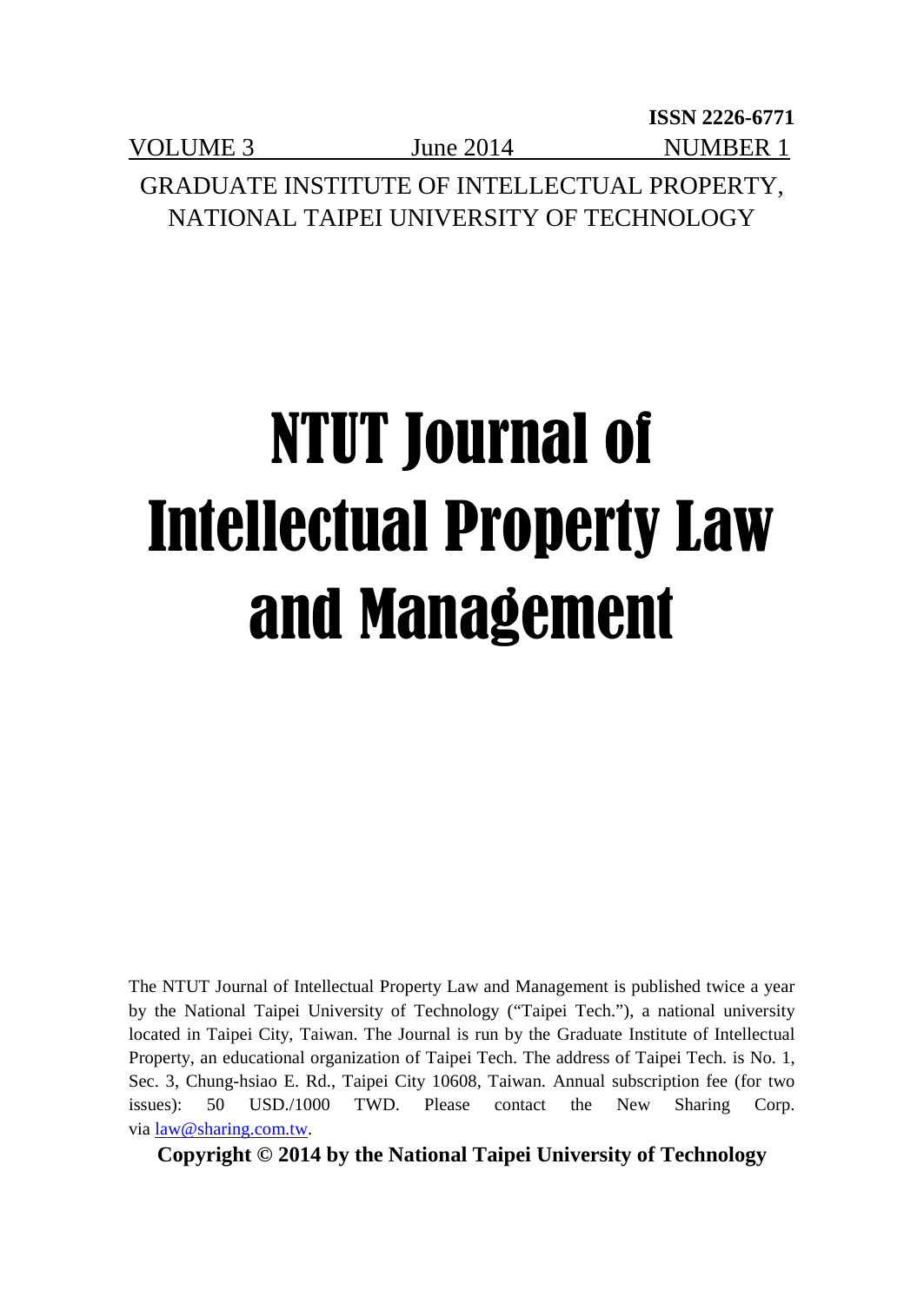**ISSN 2226-6771**

VOLUME 3 June 2014 NUMBER 1

GRADUATE INSTITUTE OF INTELLECTUAL PROPERTY, NATIONAL TAIPEI UNIVERSITY OF TECHNOLOGY

# NTUT Journal of Intellectual Property Law and Management

The NTUT Journal of Intellectual Property Law and Management is published twice a year by the National Taipei University of Technology ("Taipei Tech."), a national university located in Taipei City, Taiwan. The Journal is run by the Graduate Institute of Intellectual Property, an educational organization of Taipei Tech. The address of Taipei Tech. is No. 1, Sec. 3, Chung-hsiao E. Rd., Taipei City 10608, Taiwan. Annual subscription fee (for two issues): 50 USD./1000 TWD. Please contact the New Sharing Corp. via law@sharing.com.tw.

**Copyright © 2014 by the National Taipei University of Technology**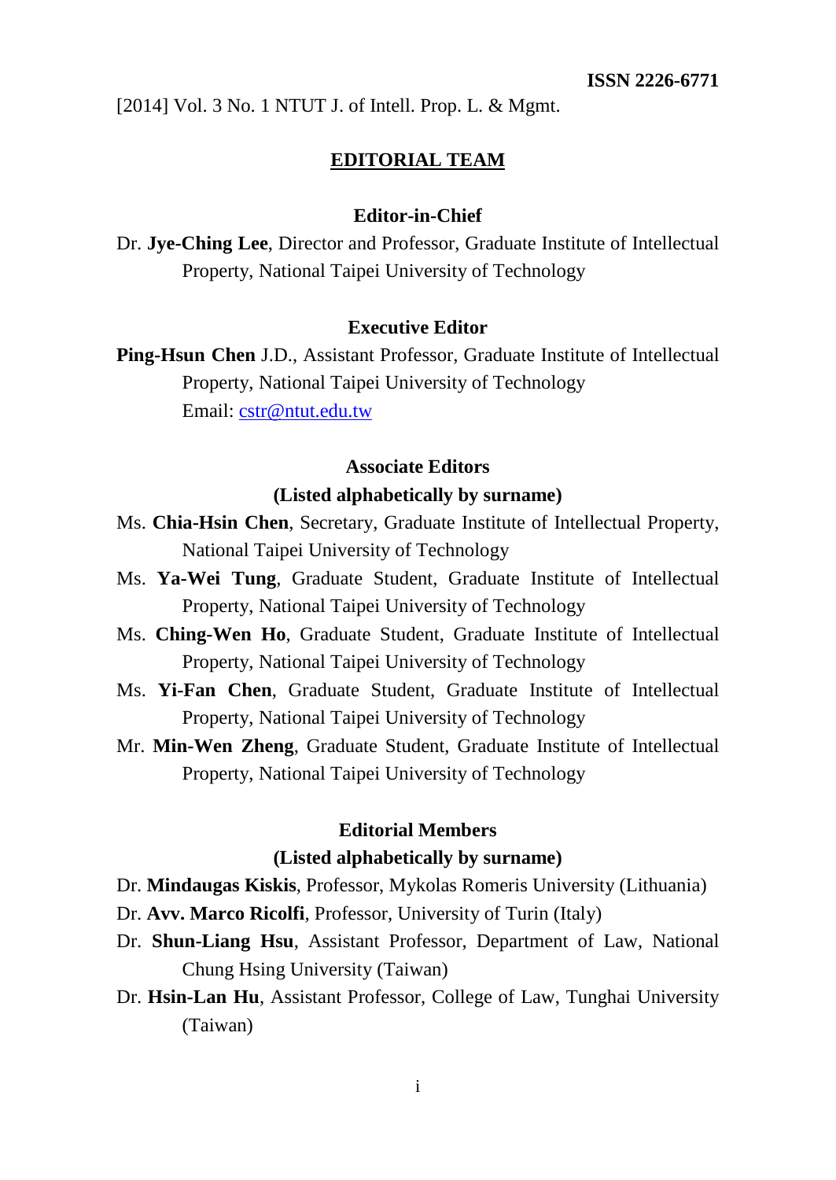ISSN 2226-6771

## EDITORIAL TEAM

### Editor-in-Chief

Dr. **Jye-Ching Lee**, Director and Professor, Graduate Institute of Intellectual Property, National Taipei University of Technology

### Executive Editor

**Ping-Hsun Chen** J.D., Assistant Professor, Graduate Institute of Intellectual Property, National Taipei University of Technology
Email: cstr@ntut.edu.tw

### Associate Editors
### (Listed alphabetically by surname)

Ms. **Chia-Hsin Chen**, Secretary, Graduate Institute of Intellectual Property, National Taipei University of Technology

Ms. **Ya-Wei Tung**, Graduate Student, Graduate Institute of Intellectual Property, National Taipei University of Technology

Ms. **Ching-Wen Ho**, Graduate Student, Graduate Institute of Intellectual Property, National Taipei University of Technology

Ms. **Yi-Fan Chen**, Graduate Student, Graduate Institute of Intellectual Property, National Taipei University of Technology

Mr. **Min-Wen Zheng**, Graduate Student, Graduate Institute of Intellectual Property, National Taipei University of Technology

### Editorial Members
### (Listed alphabetically by surname)

Dr. **Mindaugas Kiskis**, Professor, Mykolas Romeris University (Lithuania)

Dr. **Avv. Marco Ricolfi**, Professor, University of Turin (Italy)

Dr. **Shun-Liang Hsu**, Assistant Professor, Department of Law, National Chung Hsing University (Taiwan)

Dr. **Hsin-Lan Hu**, Assistant Professor, College of Law, Tunghai University (Taiwan)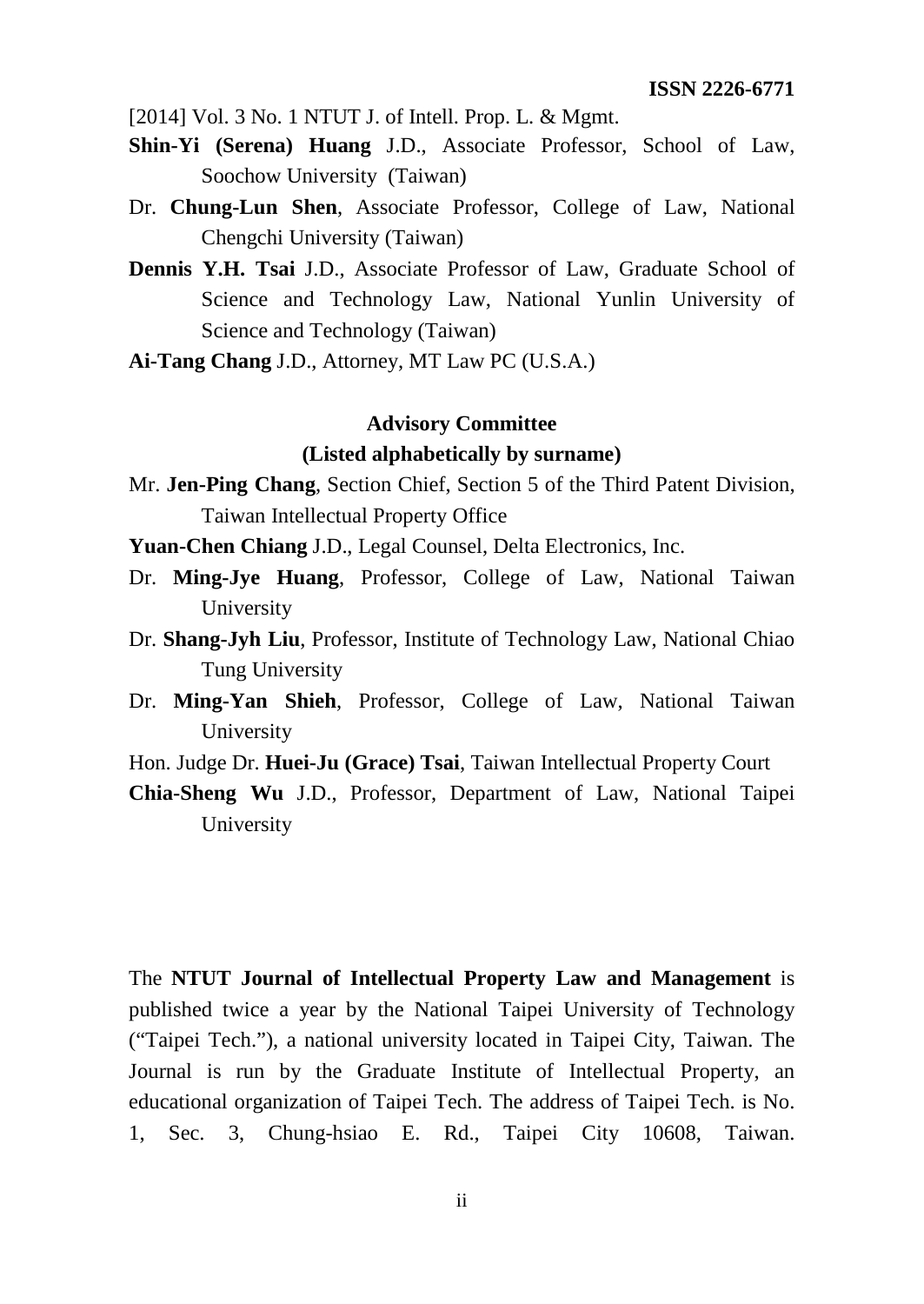**Shin-Yi (Serena) Huang** J.D., Associate Professor, School of Law, Soochow University (Taiwan)

Dr. **Chung-Lun Shen**, Associate Professor, College of Law, National Chengchi University (Taiwan)

**Dennis Y.H. Tsai** J.D., Associate Professor of Law, Graduate School of Science and Technology Law, National Yunlin University of Science and Technology (Taiwan)

**Ai-Tang Chang** J.D., Attorney, MT Law PC (U.S.A.)

**Advisory Committee**

**(Listed alphabetically by surname)**

Mr. **Jen-Ping Chang**, Section Chief, Section 5 of the Third Patent Division, Taiwan Intellectual Property Office

**Yuan-Chen Chiang** J.D., Legal Counsel, Delta Electronics, Inc.

Dr. **Ming-Jye Huang**, Professor, College of Law, National Taiwan University

Dr. **Shang-Jyh Liu**, Professor, Institute of Technology Law, National Chiao Tung University

Dr. **Ming-Yan Shieh**, Professor, College of Law, National Taiwan University

Hon. Judge Dr. **Huei-Ju (Grace) Tsai**, Taiwan Intellectual Property Court

**Chia-Sheng Wu** J.D., Professor, Department of Law, National Taipei University

The **NTUT Journal of Intellectual Property Law and Management** is published twice a year by the National Taipei University of Technology ("Taipei Tech."), a national university located in Taipei City, Taiwan. The Journal is run by the Graduate Institute of Intellectual Property, an educational organization of Taipei Tech. The address of Taipei Tech. is No. 1, Sec. 3, Chung-hsiao E. Rd., Taipei City 10608, Taiwan.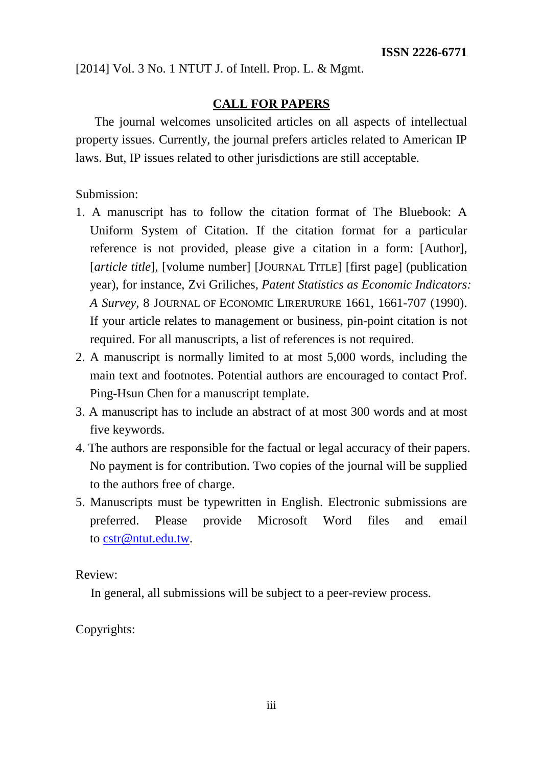**ISSN 2226-6771**

## CALL FOR PAPERS

The journal welcomes unsolicited articles on all aspects of intellectual property issues. Currently, the journal prefers articles related to American IP laws. But, IP issues related to other jurisdictions are still acceptable.

Submission:

1. A manuscript has to follow the citation format of The Bluebook: A Uniform System of Citation. If the citation format for a particular reference is not provided, please give a citation in a form: [Author], [*article title*], [volume number] [JOURNAL TITLE] [first page] (publication year), for instance, Zvi Griliches, *Patent Statistics as Economic Indicators: A Survey*, 8 JOURNAL OF ECONOMIC LIRERURURE 1661, 1661-707 (1990). If your article relates to management or business, pin-point citation is not required. For all manuscripts, a list of references is not required.
2. A manuscript is normally limited to at most 5,000 words, including the main text and footnotes. Potential authors are encouraged to contact Prof. Ping-Hsun Chen for a manuscript template.
3. A manuscript has to include an abstract of at most 300 words and at most five keywords.
4. The authors are responsible for the factual or legal accuracy of their papers. No payment is for contribution. Two copies of the journal will be supplied to the authors free of charge.
5. Manuscripts must be typewritten in English. Electronic submissions are preferred. Please provide Microsoft Word files and email to cstr@ntut.edu.tw.

Review:

In general, all submissions will be subject to a peer-review process.

Copyrights: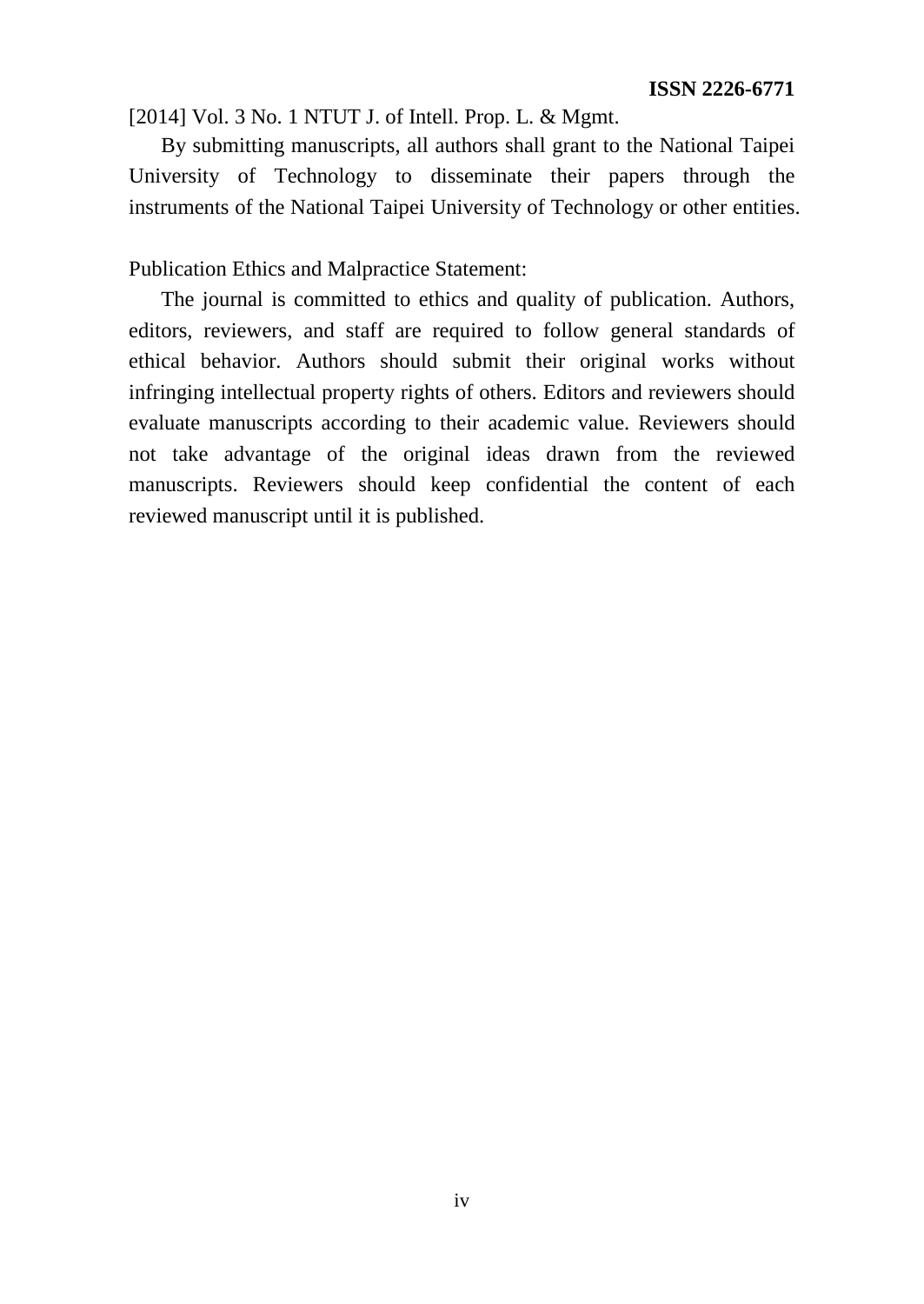By submitting manuscripts, all authors shall grant to the National Taipei University of Technology to disseminate their papers through the instruments of the National Taipei University of Technology or other entities.

Publication Ethics and Malpractice Statement:

The journal is committed to ethics and quality of publication. Authors, editors, reviewers, and staff are required to follow general standards of ethical behavior. Authors should submit their original works without infringing intellectual property rights of others. Editors and reviewers should evaluate manuscripts according to their academic value. Reviewers should not take advantage of the original ideas drawn from the reviewed manuscripts. Reviewers should keep confidential the content of each reviewed manuscript until it is published.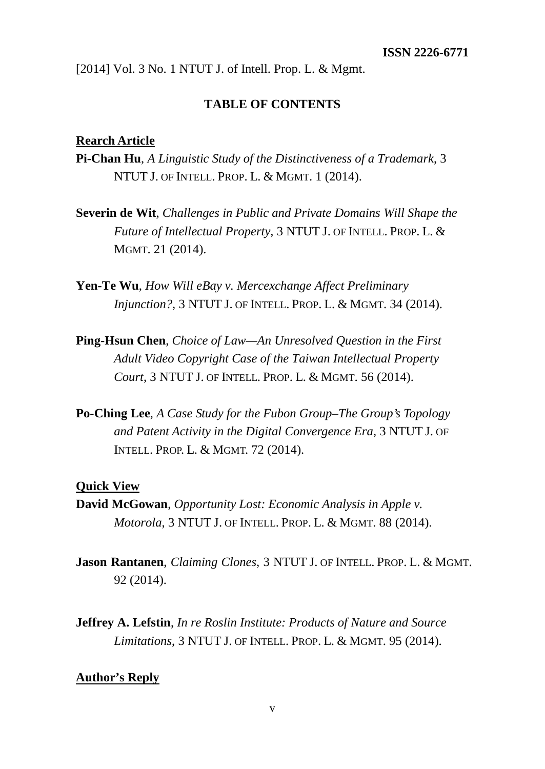## TABLE OF CONTENTS

**Rearch Article**

**Pi-Chan Hu**, *A Linguistic Study of the Distinctiveness of a Trademark*, 3 NTUT J. OF INTELL. PROP. L. & MGMT. 1 (2014).

**Severin de Wit**, *Challenges in Public and Private Domains Will Shape the Future of Intellectual Property*, 3 NTUT J. OF INTELL. PROP. L. & MGMT. 21 (2014).

**Yen-Te Wu**, *How Will eBay v. Mercexchange Affect Preliminary Injunction?*, 3 NTUT J. OF INTELL. PROP. L. & MGMT. 34 (2014).

**Ping-Hsun Chen**, *Choice of Law—An Unresolved Question in the First Adult Video Copyright Case of the Taiwan Intellectual Property Court*, 3 NTUT J. OF INTELL. PROP. L. & MGMT. 56 (2014).

**Po-Ching Lee**, *A Case Study for the Fubon Group–The Group's Topology and Patent Activity in the Digital Convergence Era*, 3 NTUT J. OF INTELL. PROP. L. & MGMT. 72 (2014).

**Quick View**

**David McGowan**, *Opportunity Lost: Economic Analysis in Apple v. Motorola*, 3 NTUT J. OF INTELL. PROP. L. & MGMT. 88 (2014).

**Jason Rantanen**, *Claiming Clones*, 3 NTUT J. OF INTELL. PROP. L. & MGMT. 92 (2014).

**Jeffrey A. Lefstin**, *In re Roslin Institute: Products of Nature and Source Limitations*, 3 NTUT J. OF INTELL. PROP. L. & MGMT. 95 (2014).

**Author's Reply**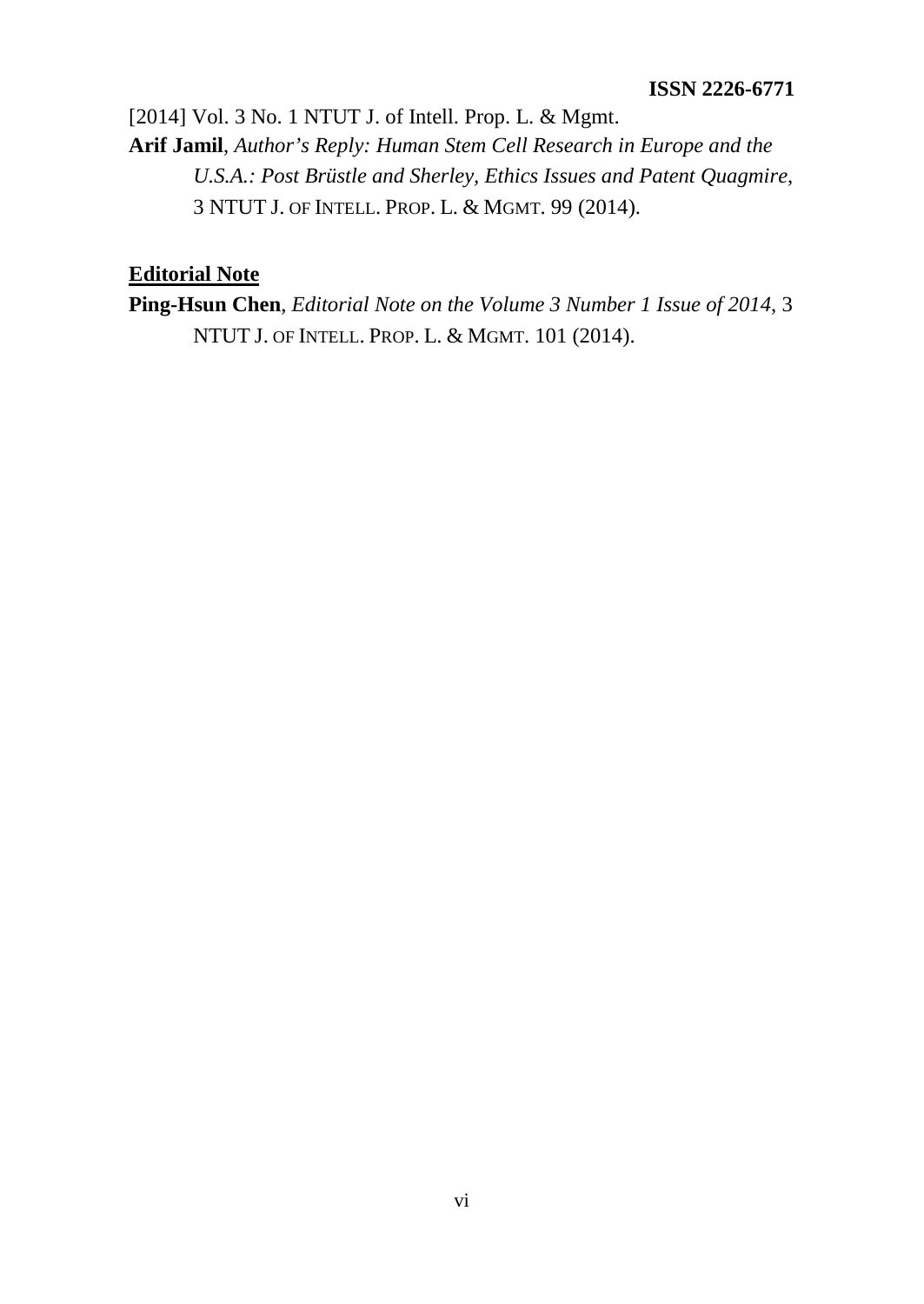**Arif Jamil**, *Author's Reply: Human Stem Cell Research in Europe and the U.S.A.: Post Brüstle and Sherley, Ethics Issues and Patent Quagmire*, 3 NTUT J. OF INTELL. PROP. L. & MGMT. 99 (2014).

## Editorial Note

**Ping-Hsun Chen**, *Editorial Note on the Volume 3 Number 1 Issue of 2014*, 3 NTUT J. OF INTELL. PROP. L. & MGMT. 101 (2014).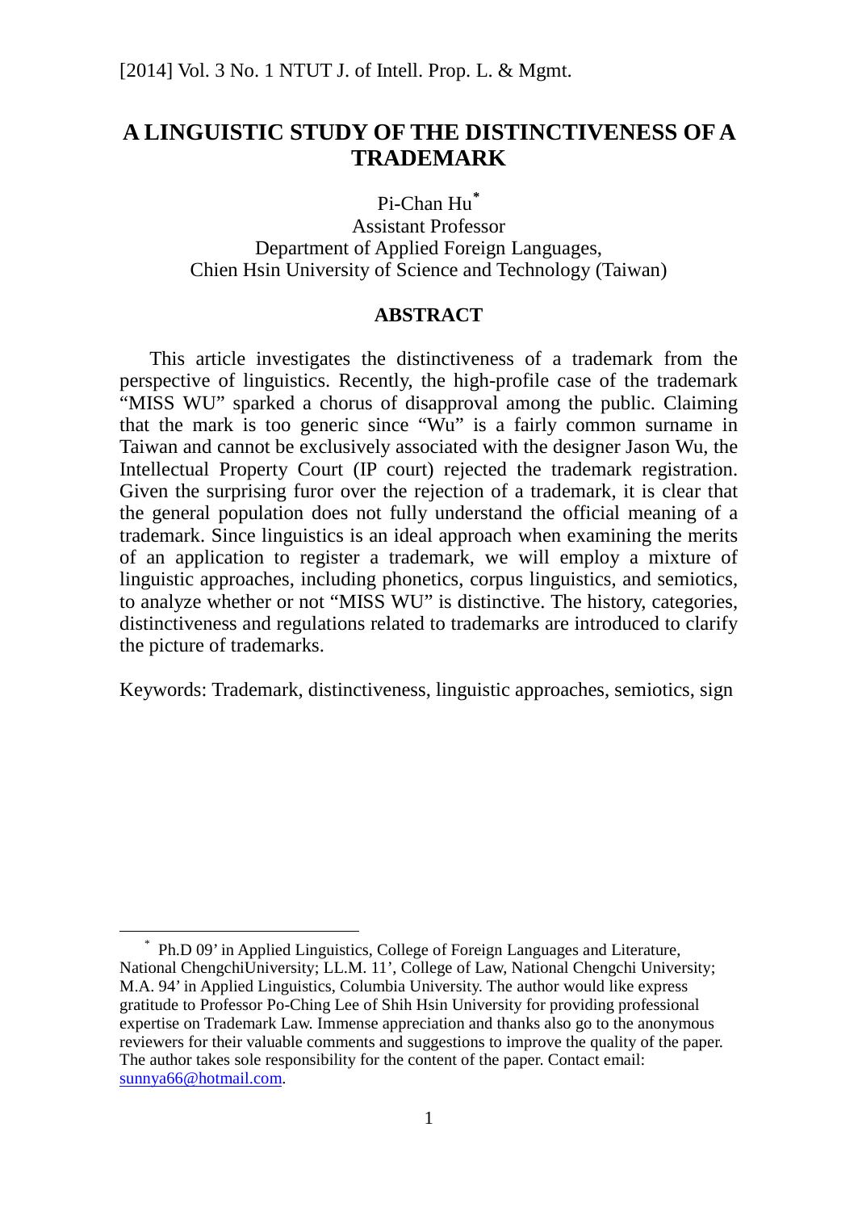# A LINGUISTIC STUDY OF THE DISTINCTIVENESS OF A TRADEMARK

Pi-Chan Hu[*]

Assistant Professor

Department of Applied Foreign Languages,

Chien Hsin University of Science and Technology (Taiwan)

## ABSTRACT

This article investigates the distinctiveness of a trademark from the perspective of linguistics. Recently, the high-profile case of the trademark "MISS WU" sparked a chorus of disapproval among the public. Claiming that the mark is too generic since "Wu" is a fairly common surname in Taiwan and cannot be exclusively associated with the designer Jason Wu, the Intellectual Property Court (IP court) rejected the trademark registration. Given the surprising furor over the rejection of a trademark, it is clear that the general population does not fully understand the official meaning of a trademark. Since linguistics is an ideal approach when examining the merits of an application to register a trademark, we will employ a mixture of linguistic approaches, including phonetics, corpus linguistics, and semiotics, to analyze whether or not "MISS WU" is distinctive. The history, categories, distinctiveness and regulations related to trademarks are introduced to clarify the picture of trademarks.

Keywords: Trademark, distinctiveness, linguistic approaches, semiotics, sign

---

[*] Ph.D 09' in Applied Linguistics, College of Foreign Languages and Literature, National ChengchiUniversity; LL.M. 11', College of Law, National Chengchi University; M.A. 94' in Applied Linguistics, Columbia University. The author would like express gratitude to Professor Po-Ching Lee of Shih Hsin University for providing professional expertise on Trademark Law. Immense appreciation and thanks also go to the anonymous reviewers for their valuable comments and suggestions to improve the quality of the paper. The author takes sole responsibility for the content of the paper. Contact email: sunnya66@hotmail.com.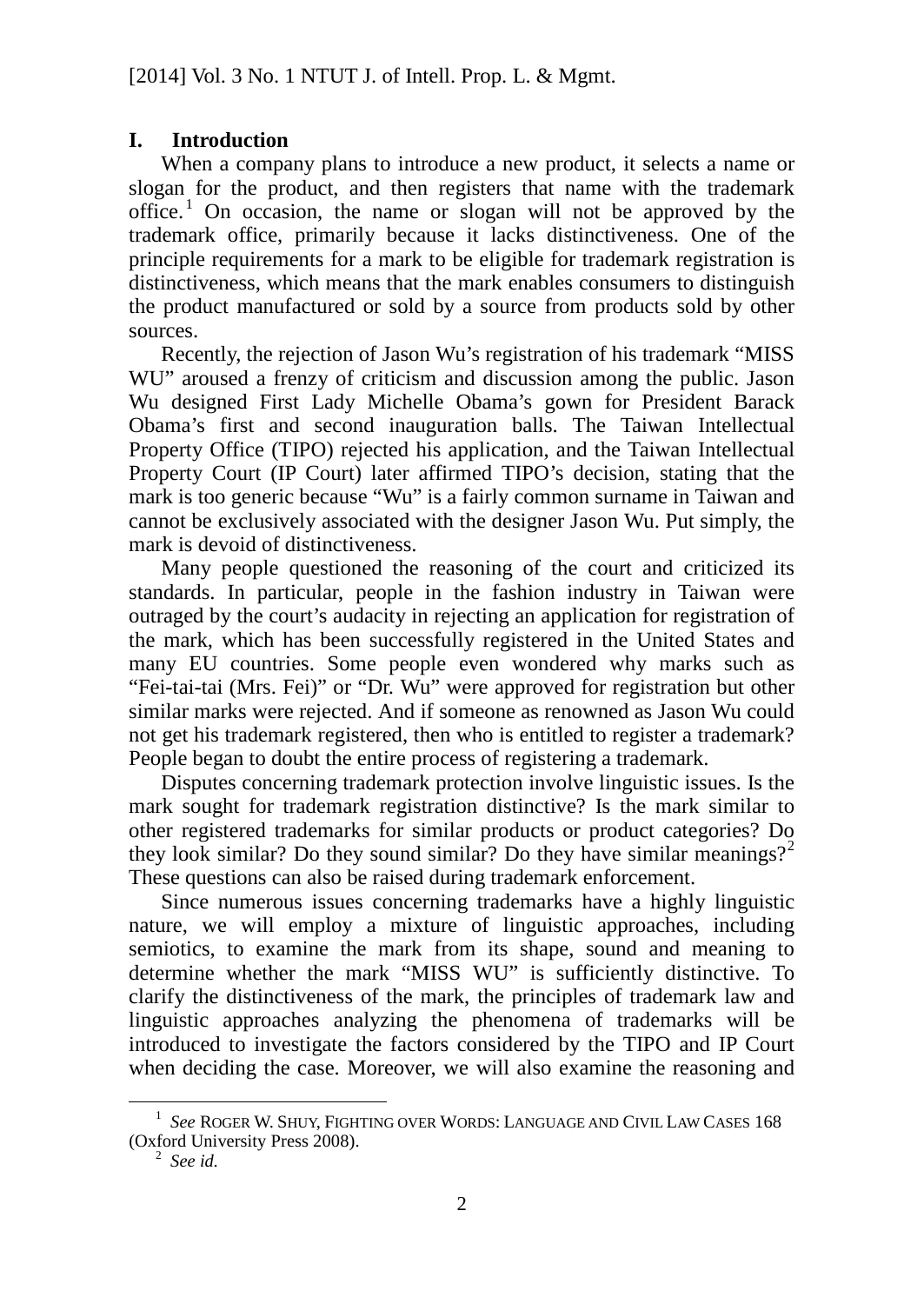## I. Introduction

When a company plans to introduce a new product, it selects a name or slogan for the product, and then registers that name with the trademark office.[1] On occasion, the name or slogan will not be approved by the trademark office, primarily because it lacks distinctiveness. One of the principle requirements for a mark to be eligible for trademark registration is distinctiveness, which means that the mark enables consumers to distinguish the product manufactured or sold by a source from products sold by other sources.

Recently, the rejection of Jason Wu's registration of his trademark "MISS WU" aroused a frenzy of criticism and discussion among the public. Jason Wu designed First Lady Michelle Obama's gown for President Barack Obama's first and second inauguration balls. The Taiwan Intellectual Property Office (TIPO) rejected his application, and the Taiwan Intellectual Property Court (IP Court) later affirmed TIPO's decision, stating that the mark is too generic because "Wu" is a fairly common surname in Taiwan and cannot be exclusively associated with the designer Jason Wu. Put simply, the mark is devoid of distinctiveness.

Many people questioned the reasoning of the court and criticized its standards. In particular, people in the fashion industry in Taiwan were outraged by the court's audacity in rejecting an application for registration of the mark, which has been successfully registered in the United States and many EU countries. Some people even wondered why marks such as "Fei-tai-tai (Mrs. Fei)" or "Dr. Wu" were approved for registration but other similar marks were rejected. And if someone as renowned as Jason Wu could not get his trademark registered, then who is entitled to register a trademark? People began to doubt the entire process of registering a trademark.

Disputes concerning trademark protection involve linguistic issues. Is the mark sought for trademark registration distinctive? Is the mark similar to other registered trademarks for similar products or product categories? Do they look similar? Do they sound similar? Do they have similar meanings?[2] These questions can also be raised during trademark enforcement.

Since numerous issues concerning trademarks have a highly linguistic nature, we will employ a mixture of linguistic approaches, including semiotics, to examine the mark from its shape, sound and meaning to determine whether the mark "MISS WU" is sufficiently distinctive. To clarify the distinctiveness of the mark, the principles of trademark law and linguistic approaches analyzing the phenomena of trademarks will be introduced to investigate the factors considered by the TIPO and IP Court when deciding the case. Moreover, we will also examine the reasoning and

---

[1] *See* ROGER W. SHUY, FIGHTING OVER WORDS: LANGUAGE AND CIVIL LAW CASES 168 (Oxford University Press 2008).

[2] *See id.*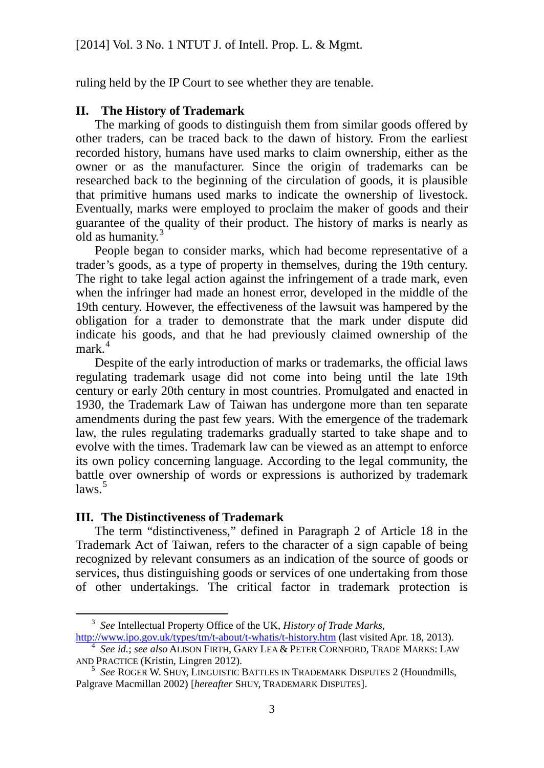ruling held by the IP Court to see whether they are tenable.

## II. The History of Trademark

The marking of goods to distinguish them from similar goods offered by other traders, can be traced back to the dawn of history. From the earliest recorded history, humans have used marks to claim ownership, either as the owner or as the manufacturer. Since the origin of trademarks can be researched back to the beginning of the circulation of goods, it is plausible that primitive humans used marks to indicate the ownership of livestock. Eventually, marks were employed to proclaim the maker of goods and their guarantee of the quality of their product. The history of marks is nearly as old as humanity.[3]

People began to consider marks, which had become representative of a trader's goods, as a type of property in themselves, during the 19th century. The right to take legal action against the infringement of a trade mark, even when the infringer had made an honest error, developed in the middle of the 19th century. However, the effectiveness of the lawsuit was hampered by the obligation for a trader to demonstrate that the mark under dispute did indicate his goods, and that he had previously claimed ownership of the mark.[4]

Despite of the early introduction of marks or trademarks, the official laws regulating trademark usage did not come into being until the late 19th century or early 20th century in most countries. Promulgated and enacted in 1930, the Trademark Law of Taiwan has undergone more than ten separate amendments during the past few years. With the emergence of the trademark law, the rules regulating trademarks gradually started to take shape and to evolve with the times. Trademark law can be viewed as an attempt to enforce its own policy concerning language. According to the legal community, the battle over ownership of words or expressions is authorized by trademark laws.[5]

## III. The Distinctiveness of Trademark

The term "distinctiveness," defined in Paragraph 2 of Article 18 in the Trademark Act of Taiwan, refers to the character of a sign capable of being recognized by relevant consumers as an indication of the source of goods or services, thus distinguishing goods or services of one undertaking from those of other undertakings. The critical factor in trademark protection is

---

[3] *See* Intellectual Property Office of the UK, *History of Trade Marks*, http://www.ipo.gov.uk/types/tm/t-about/t-whatis/t-history.htm (last visited Apr. 18, 2013).

[4] *See id.*; *see also* ALISON FIRTH, GARY LEA & PETER CORNFORD, TRADE MARKS: LAW AND PRACTICE (Kristin, Lingren 2012).

[5] *See* ROGER W. SHUY, LINGUISTIC BATTLES IN TRADEMARK DISPUTES 2 (Houndmills, Palgrave Macmillan 2002) [*hereafter* SHUY, TRADEMARK DISPUTES].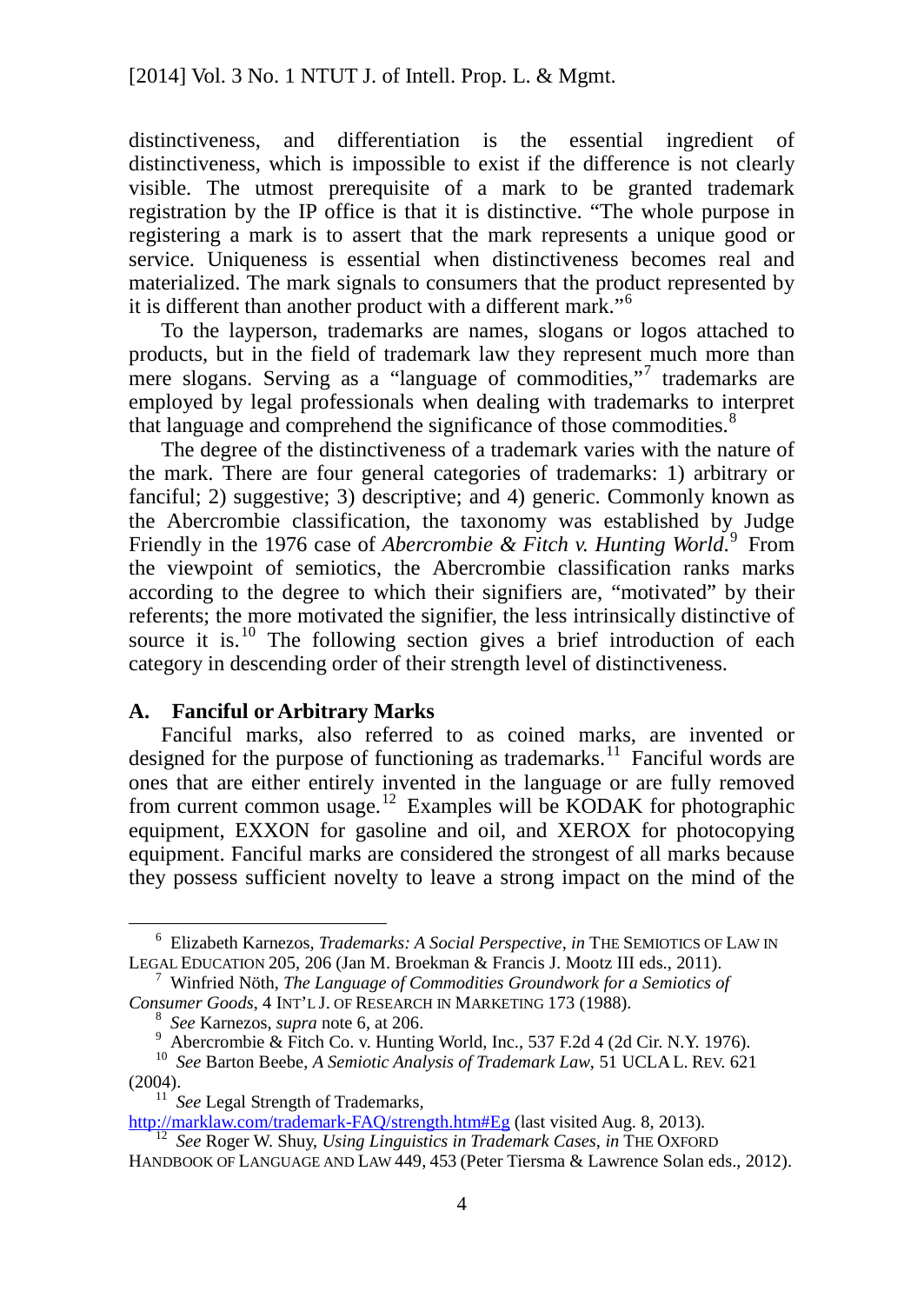distinctiveness, and differentiation is the essential ingredient of distinctiveness, which is impossible to exist if the difference is not clearly visible. The utmost prerequisite of a mark to be granted trademark registration by the IP office is that it is distinctive. "The whole purpose in registering a mark is to assert that the mark represents a unique good or service. Uniqueness is essential when distinctiveness becomes real and materialized. The mark signals to consumers that the product represented by it is different than another product with a different mark."[6]

To the layperson, trademarks are names, slogans or logos attached to products, but in the field of trademark law they represent much more than mere slogans. Serving as a "language of commodities,"[7] trademarks are employed by legal professionals when dealing with trademarks to interpret that language and comprehend the significance of those commodities.[8]

The degree of the distinctiveness of a trademark varies with the nature of the mark. There are four general categories of trademarks: 1) arbitrary or fanciful; 2) suggestive; 3) descriptive; and 4) generic. Commonly known as the Abercrombie classification, the taxonomy was established by Judge Friendly in the 1976 case of *Abercrombie & Fitch v. Hunting World*.[9] From the viewpoint of semiotics, the Abercrombie classification ranks marks according to the degree to which their signifiers are, "motivated" by their referents; the more motivated the signifier, the less intrinsically distinctive of source it is.[10] The following section gives a brief introduction of each category in descending order of their strength level of distinctiveness.

### A. Fanciful or Arbitrary Marks

Fanciful marks, also referred to as coined marks, are invented or designed for the purpose of functioning as trademarks.[11] Fanciful words are ones that are either entirely invented in the language or are fully removed from current common usage.[12] Examples will be KODAK for photographic equipment, EXXON for gasoline and oil, and XEROX for photocopying equipment. Fanciful marks are considered the strongest of all marks because they possess sufficient novelty to leave a strong impact on the mind of the

---

[6] Elizabeth Karnezos, *Trademarks: A Social Perspective*, *in* THE SEMIOTICS OF LAW IN LEGAL EDUCATION 205, 206 (Jan M. Broekman & Francis J. Mootz III eds., 2011).

[7] Winfried Nöth, *The Language of Commodities Groundwork for a Semiotics of Consumer Goods*, 4 INT'L J. OF RESEARCH IN MARKETING 173 (1988).

[8] *See* Karnezos, *supra* note 6, at 206.

[9] Abercrombie & Fitch Co. v. Hunting World, Inc., 537 F.2d 4 (2d Cir. N.Y. 1976).

[10] *See* Barton Beebe, *A Semiotic Analysis of Trademark Law*, 51 UCLA L. REV. 621 (2004).

[11] *See* Legal Strength of Trademarks, http://marklaw.com/trademark-FAQ/strength.htm#Eg (last visited Aug. 8, 2013).

[12] *See* Roger W. Shuy, *Using Linguistics in Trademark Cases*, *in* THE OXFORD HANDBOOK OF LANGUAGE AND LAW 449, 453 (Peter Tiersma & Lawrence Solan eds., 2012).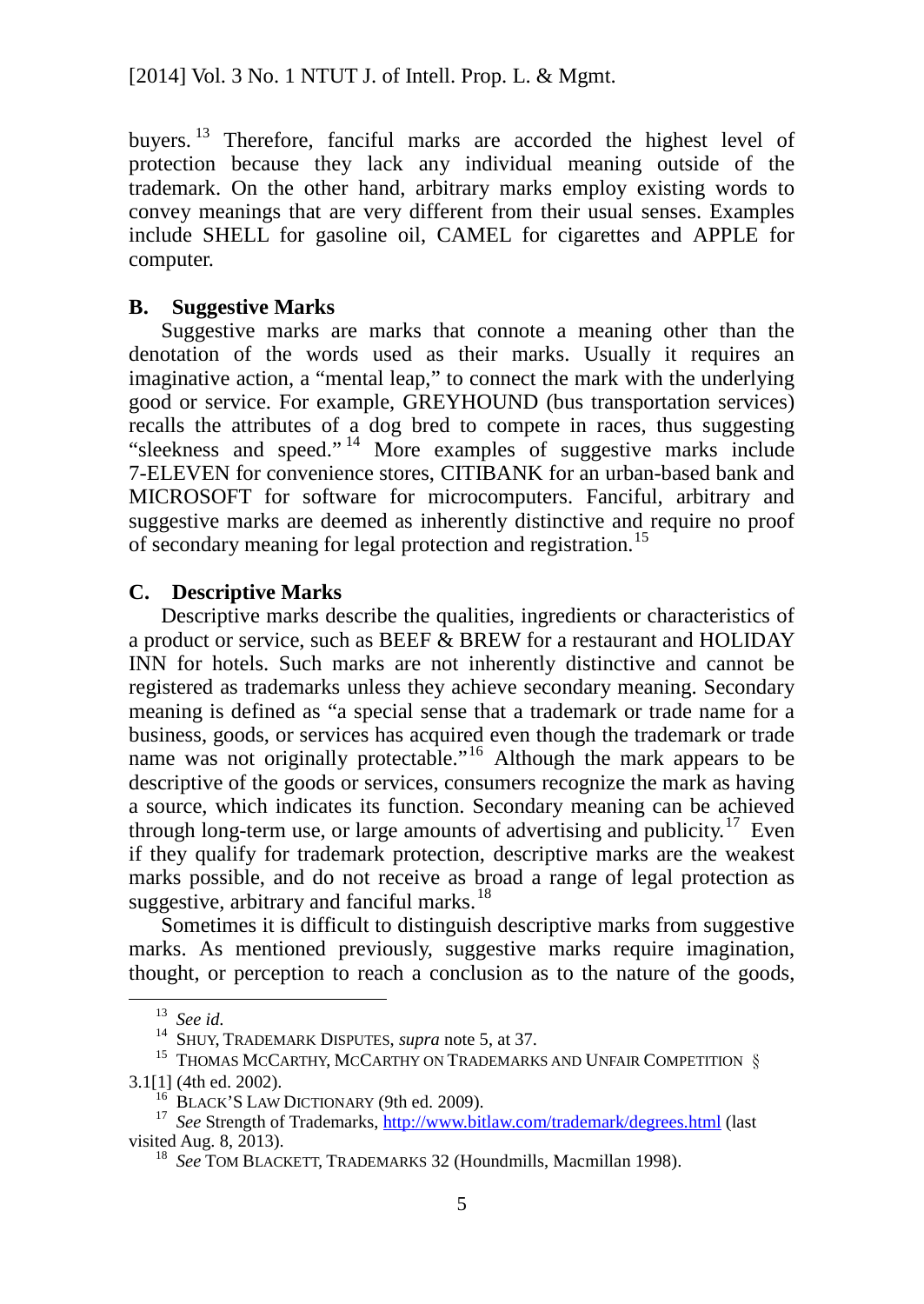buyers.[13] Therefore, fanciful marks are accorded the highest level of protection because they lack any individual meaning outside of the trademark. On the other hand, arbitrary marks employ existing words to convey meanings that are very different from their usual senses. Examples include SHELL for gasoline oil, CAMEL for cigarettes and APPLE for computer.

### B. Suggestive Marks

Suggestive marks are marks that connote a meaning other than the denotation of the words used as their marks. Usually it requires an imaginative action, a "mental leap," to connect the mark with the underlying good or service. For example, GREYHOUND (bus transportation services) recalls the attributes of a dog bred to compete in races, thus suggesting "sleekness and speed."[14] More examples of suggestive marks include 7-ELEVEN for convenience stores, CITIBANK for an urban-based bank and MICROSOFT for software for microcomputers. Fanciful, arbitrary and suggestive marks are deemed as inherently distinctive and require no proof of secondary meaning for legal protection and registration.[15]

### C. Descriptive Marks

Descriptive marks describe the qualities, ingredients or characteristics of a product or service, such as BEEF & BREW for a restaurant and HOLIDAY INN for hotels. Such marks are not inherently distinctive and cannot be registered as trademarks unless they achieve secondary meaning. Secondary meaning is defined as "a special sense that a trademark or trade name for a business, goods, or services has acquired even though the trademark or trade name was not originally protectable."[16] Although the mark appears to be descriptive of the goods or services, consumers recognize the mark as having a source, which indicates its function. Secondary meaning can be achieved through long-term use, or large amounts of advertising and publicity.[17] Even if they qualify for trademark protection, descriptive marks are the weakest marks possible, and do not receive as broad a range of legal protection as suggestive, arbitrary and fanciful marks.[18]

Sometimes it is difficult to distinguish descriptive marks from suggestive marks. As mentioned previously, suggestive marks require imagination, thought, or perception to reach a conclusion as to the nature of the goods,

---

[13] *See id.*

[14] SHUY, TRADEMARK DISPUTES, *supra* note 5, at 37.

[15] THOMAS MCCARTHY, MCCARTHY ON TRADEMARKS AND UNFAIR COMPETITION § 3.1[1] (4th ed. 2002).

[16] BLACK'S LAW DICTIONARY (9th ed. 2009).

[17] *See* Strength of Trademarks, http://www.bitlaw.com/trademark/degrees.html (last visited Aug. 8, 2013).

[18] *See* TOM BLACKETT, TRADEMARKS 32 (Houndmills, Macmillan 1998).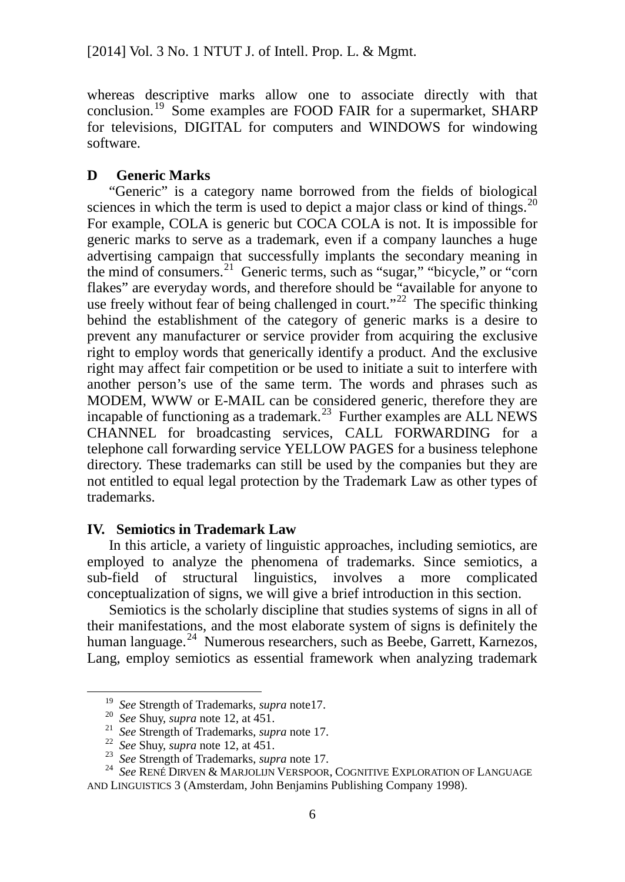whereas descriptive marks allow one to associate directly with that conclusion.[19] Some examples are FOOD FAIR for a supermarket, SHARP for televisions, DIGITAL for computers and WINDOWS for windowing software.

### D Generic Marks

"Generic" is a category name borrowed from the fields of biological sciences in which the term is used to depict a major class or kind of things.[20] For example, COLA is generic but COCA COLA is not. It is impossible for generic marks to serve as a trademark, even if a company launches a huge advertising campaign that successfully implants the secondary meaning in the mind of consumers.[21] Generic terms, such as "sugar," "bicycle," or "corn flakes" are everyday words, and therefore should be "available for anyone to use freely without fear of being challenged in court."[22] The specific thinking behind the establishment of the category of generic marks is a desire to prevent any manufacturer or service provider from acquiring the exclusive right to employ words that generically identify a product. And the exclusive right may affect fair competition or be used to initiate a suit to interfere with another person's use of the same term. The words and phrases such as MODEM, WWW or E-MAIL can be considered generic, therefore they are incapable of functioning as a trademark.[23] Further examples are ALL NEWS CHANNEL for broadcasting services, CALL FORWARDING for a telephone call forwarding service YELLOW PAGES for a business telephone directory. These trademarks can still be used by the companies but they are not entitled to equal legal protection by the Trademark Law as other types of trademarks.

## IV. Semiotics in Trademark Law

In this article, a variety of linguistic approaches, including semiotics, are employed to analyze the phenomena of trademarks. Since semiotics, a sub-field of structural linguistics, involves a more complicated conceptualization of signs, we will give a brief introduction in this section.

Semiotics is the scholarly discipline that studies systems of signs in all of their manifestations, and the most elaborate system of signs is definitely the human language.[24] Numerous researchers, such as Beebe, Garrett, Karnezos, Lang, employ semiotics as essential framework when analyzing trademark

---

[19] *See* Strength of Trademarks, *supra* note17.

[20] *See* Shuy, *supra* note 12, at 451.

[21] *See* Strength of Trademarks, *supra* note 17.

[22] *See* Shuy, *supra* note 12, at 451.

[23] *See* Strength of Trademarks, *supra* note 17.

[24] *See* RENÉ DIRVEN & MARJOLIJN VERSPOOR, COGNITIVE EXPLORATION OF LANGUAGE AND LINGUISTICS 3 (Amsterdam, John Benjamins Publishing Company 1998).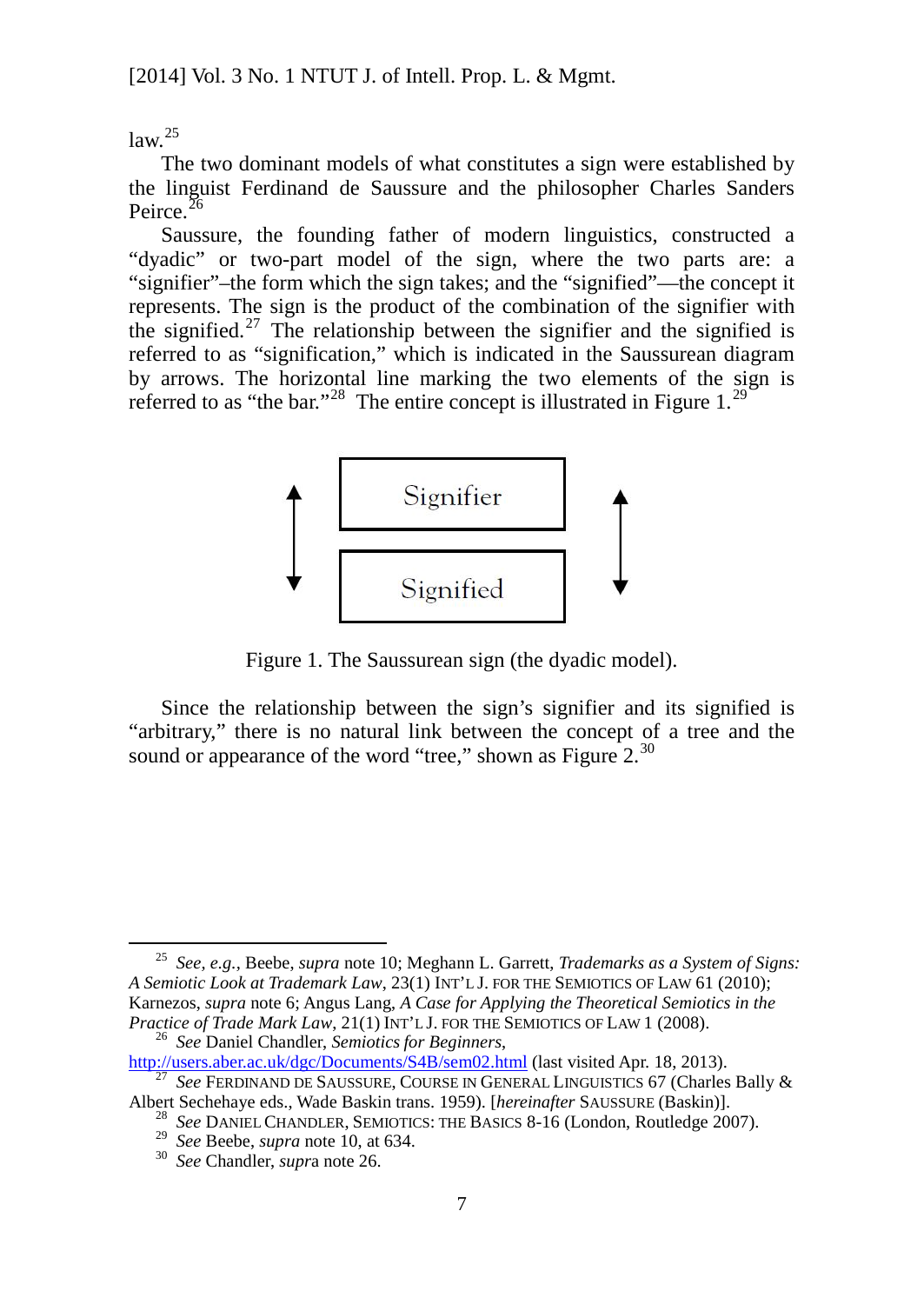law.[25]

The two dominant models of what constitutes a sign were established by the linguist Ferdinand de Saussure and the philosopher Charles Sanders Peirce.[26]

Saussure, the founding father of modern linguistics, constructed a "dyadic" or two-part model of the sign, where the two parts are: a "signifier"–the form which the sign takes; and the "signified"—the concept it represents. The sign is the product of the combination of the signifier with the signified.[27] The relationship between the signifier and the signified is referred to as "signification," which is indicated in the Saussurean diagram by arrows. The horizontal line marking the two elements of the sign is referred to as "the bar."[28] The entire concept is illustrated in Figure 1.[29]

Signifier

Signified

Figure 1. The Saussurean sign (the dyadic model).

Since the relationship between the sign's signifier and its signified is "arbitrary," there is no natural link between the concept of a tree and the sound or appearance of the word "tree," shown as Figure 2.[30]

---

[25] *See, e.g.,* Beebe, *supra* note 10; Meghann L. Garrett, *Trademarks as a System of Signs: A Semiotic Look at Trademark Law*, 23(1) INT'L J. FOR THE SEMIOTICS OF LAW 61 (2010); Karnezos, *supra* note 6; Angus Lang, *A Case for Applying the Theoretical Semiotics in the Practice of Trade Mark Law*, 21(1) INT'L J. FOR THE SEMIOTICS OF LAW 1 (2008).

[26] *See* Daniel Chandler, *Semiotics for Beginners*, http://users.aber.ac.uk/dgc/Documents/S4B/sem02.html (last visited Apr. 18, 2013).

[27] *See* FERDINAND DE SAUSSURE, COURSE IN GENERAL LINGUISTICS 67 (Charles Bally & Albert Sechehaye eds., Wade Baskin trans. 1959). [*hereinafter* SAUSSURE (Baskin)].

[28] *See* DANIEL CHANDLER, SEMIOTICS: THE BASICS 8-16 (London, Routledge 2007).

[29] *See* Beebe, *supra* note 10, at 634.

[30] *See* Chandler, *supra* note 26.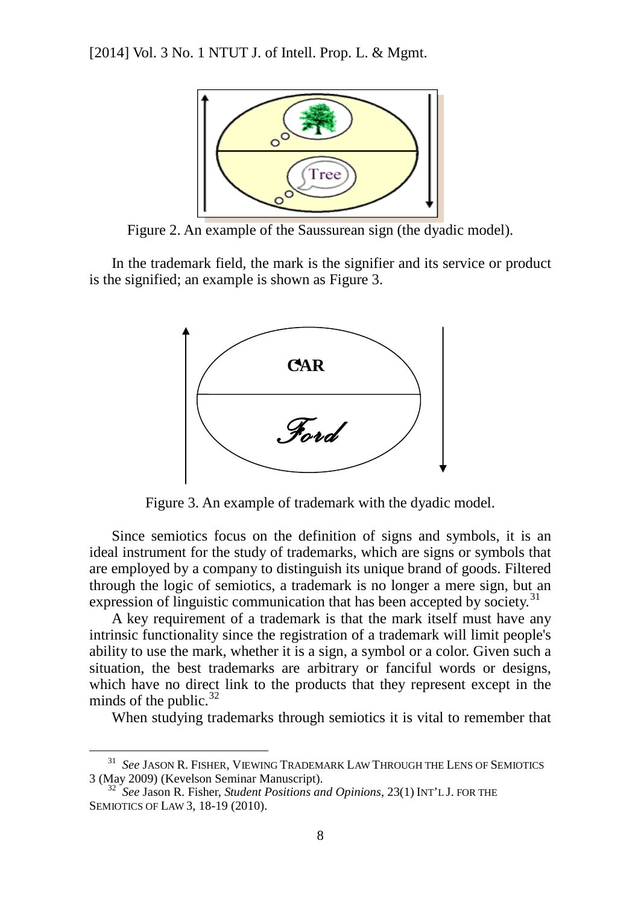Figure 2. An example of the Saussurean sign (the dyadic model).

In the trademark field, the mark is the signifier and its service or product is the signified; an example is shown as Figure 3.

Figure 3. An example of trademark with the dyadic model.

Since semiotics focus on the definition of signs and symbols, it is an ideal instrument for the study of trademarks, which are signs or symbols that are employed by a company to distinguish its unique brand of goods. Filtered through the logic of semiotics, a trademark is no longer a mere sign, but an expression of linguistic communication that has been accepted by society.[31]

A key requirement of a trademark is that the mark itself must have any intrinsic functionality since the registration of a trademark will limit people's ability to use the mark, whether it is a sign, a symbol or a color. Given such a situation, the best trademarks are arbitrary or fanciful words or designs, which have no direct link to the products that they represent except in the minds of the public.[32]

When studying trademarks through semiotics it is vital to remember that

---

[31] *See* JASON R. FISHER, VIEWING TRADEMARK LAW THROUGH THE LENS OF SEMIOTICS 3 (May 2009) (Kevelson Seminar Manuscript).

[32] *See* Jason R. Fisher, *Student Positions and Opinions*, 23(1) INT'L J. FOR THE SEMIOTICS OF LAW 3, 18-19 (2010).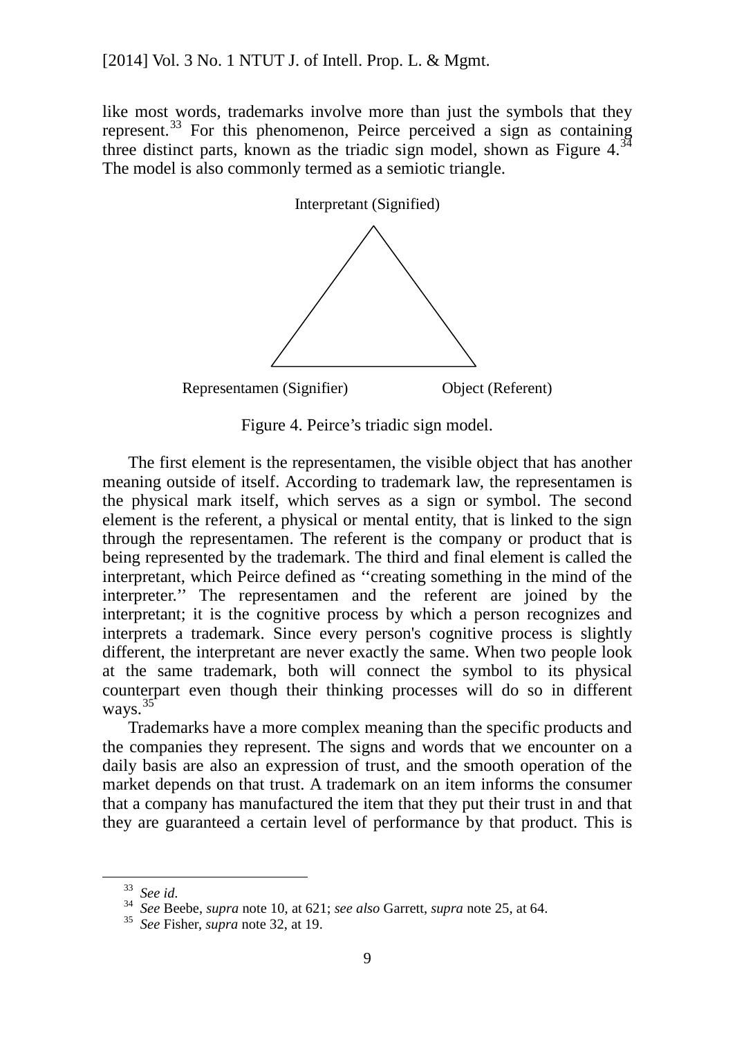like most words, trademarks involve more than just the symbols that they represent.[33] For this phenomenon, Peirce perceived a sign as containing three distinct parts, known as the triadic sign model, shown as Figure 4.[34] The model is also commonly termed as a semiotic triangle.

Interpretant (Signified)

Representamen (Signifier) Object (Referent)

Figure 4. Peirce's triadic sign model.

The first element is the representamen, the visible object that has another meaning outside of itself. According to trademark law, the representamen is the physical mark itself, which serves as a sign or symbol. The second element is the referent, a physical or mental entity, that is linked to the sign through the representamen. The referent is the company or product that is being represented by the trademark. The third and final element is called the interpretant, which Peirce defined as ''creating something in the mind of the interpreter.'' The representamen and the referent are joined by the interpretant; it is the cognitive process by which a person recognizes and interprets a trademark. Since every person's cognitive process is slightly different, the interpretant are never exactly the same. When two people look at the same trademark, both will connect the symbol to its physical counterpart even though their thinking processes will do so in different ways.[35]

Trademarks have a more complex meaning than the specific products and the companies they represent. The signs and words that we encounter on a daily basis are also an expression of trust, and the smooth operation of the market depends on that trust. A trademark on an item informs the consumer that a company has manufactured the item that they put their trust in and that they are guaranteed a certain level of performance by that product. This is

---

[33] *See id.*

[34] *See* Beebe, *supra* note 10, at 621; *see also* Garrett, *supra* note 25, at 64.

[35] *See* Fisher, *supra* note 32, at 19.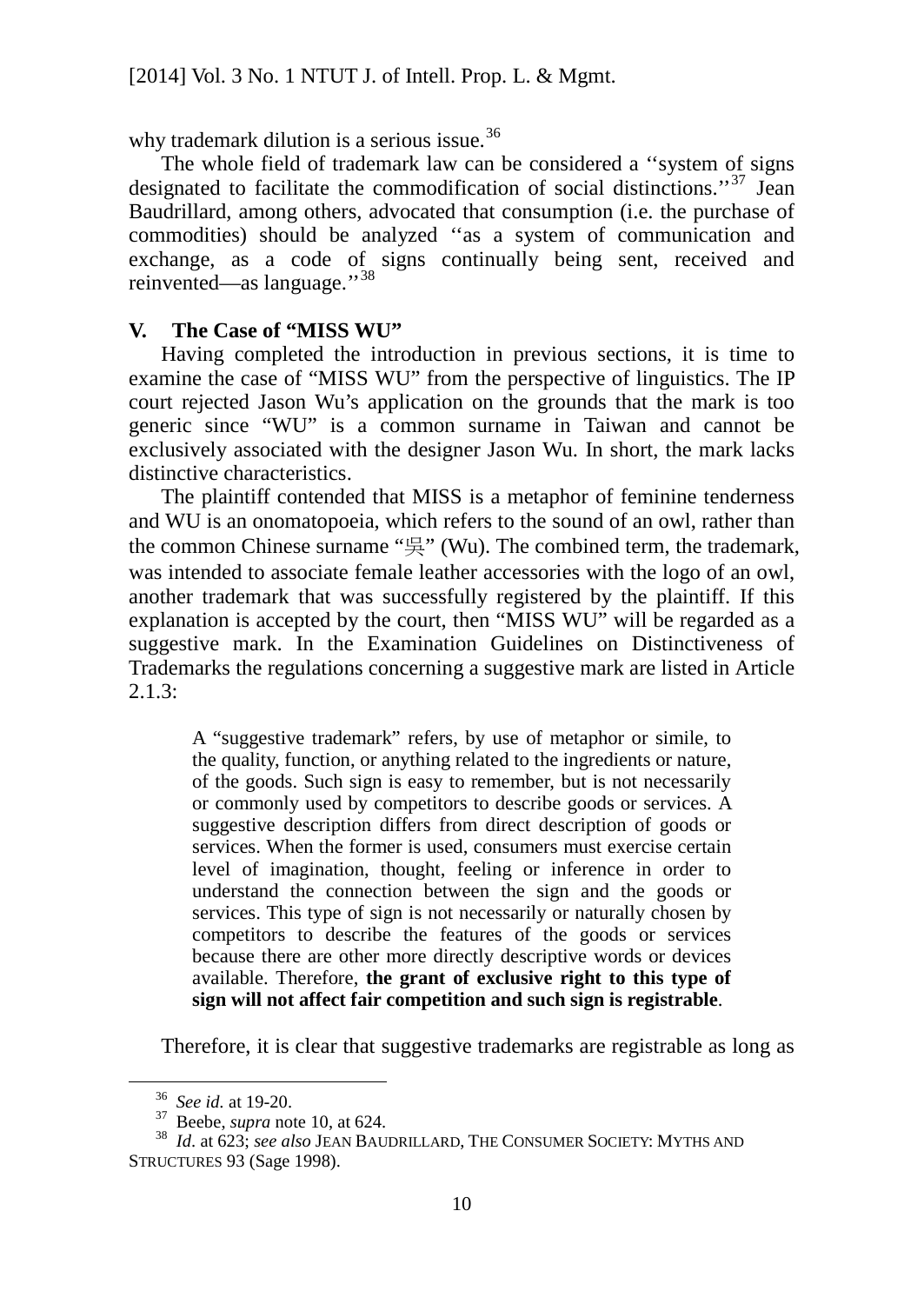why trademark dilution is a serious issue.[36]

The whole field of trademark law can be considered a ''system of signs designated to facilitate the commodification of social distinctions.''[37] Jean Baudrillard, among others, advocated that consumption (i.e. the purchase of commodities) should be analyzed ''as a system of communication and exchange, as a code of signs continually being sent, received and reinvented—as language.''[38]

## V. The Case of "MISS WU"

Having completed the introduction in previous sections, it is time to examine the case of "MISS WU" from the perspective of linguistics. The IP court rejected Jason Wu's application on the grounds that the mark is too generic since "WU" is a common surname in Taiwan and cannot be exclusively associated with the designer Jason Wu. In short, the mark lacks distinctive characteristics.

The plaintiff contended that MISS is a metaphor of feminine tenderness and WU is an onomatopoeia, which refers to the sound of an owl, rather than the common Chinese surname "吳" (Wu). The combined term, the trademark, was intended to associate female leather accessories with the logo of an owl, another trademark that was successfully registered by the plaintiff. If this explanation is accepted by the court, then "MISS WU" will be regarded as a suggestive mark. In the Examination Guidelines on Distinctiveness of Trademarks the regulations concerning a suggestive mark are listed in Article 2.1.3:

> A "suggestive trademark" refers, by use of metaphor or simile, to the quality, function, or anything related to the ingredients or nature, of the goods. Such sign is easy to remember, but is not necessarily or commonly used by competitors to describe goods or services. A suggestive description differs from direct description of goods or services. When the former is used, consumers must exercise certain level of imagination, thought, feeling or inference in order to understand the connection between the sign and the goods or services. This type of sign is not necessarily or naturally chosen by competitors to describe the features of the goods or services because there are other more directly descriptive words or devices available. Therefore, **the grant of exclusive right to this type of sign will not affect fair competition and such sign is registrable**.

Therefore, it is clear that suggestive trademarks are registrable as long as

---

[36] *See id.* at 19-20.

[37] Beebe, *supra* note 10, at 624.

[38] *Id*. at 623; *see also* JEAN BAUDRILLARD, THE CONSUMER SOCIETY: MYTHS AND STRUCTURES 93 (Sage 1998).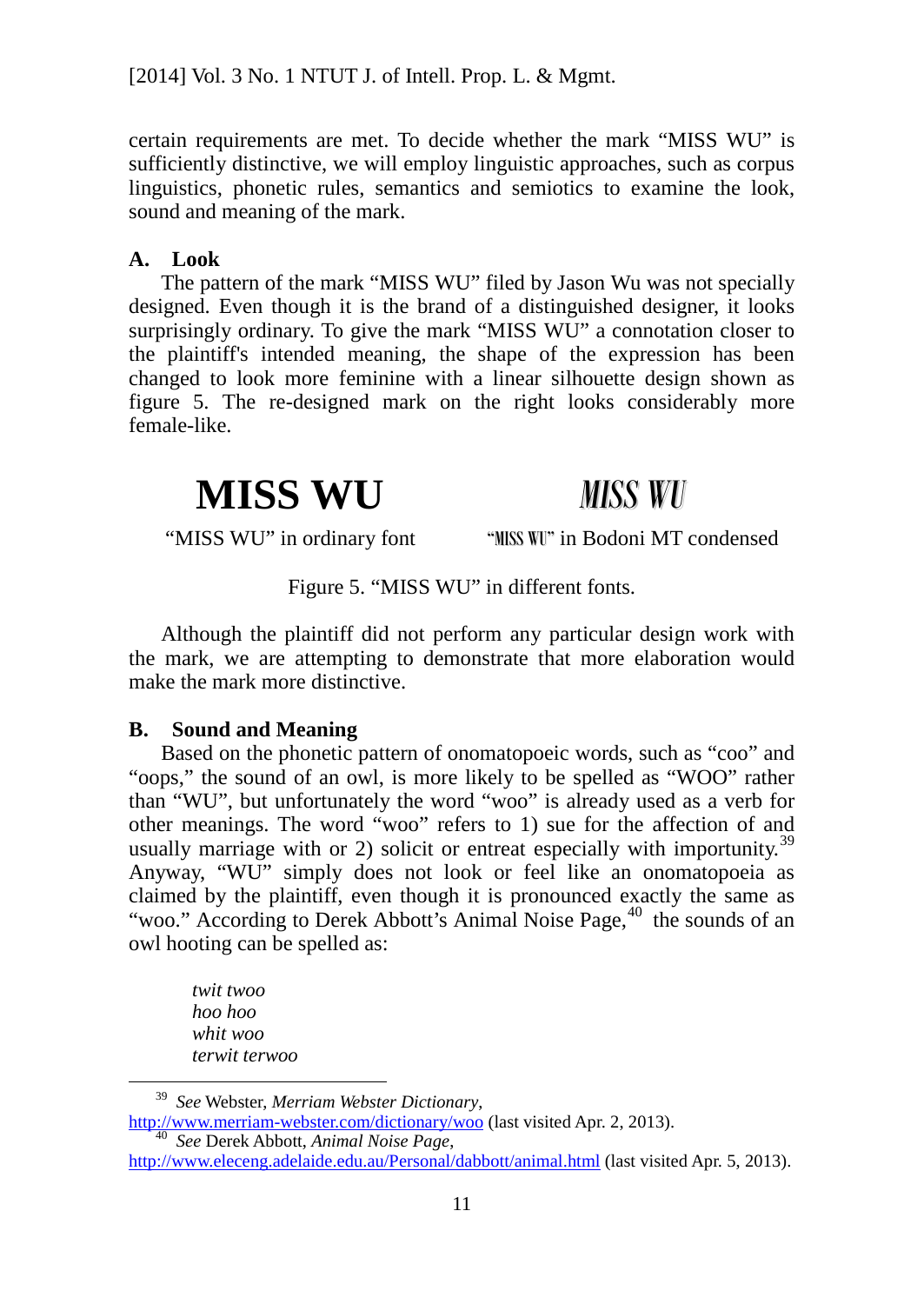certain requirements are met. To decide whether the mark "MISS WU" is sufficiently distinctive, we will employ linguistic approaches, such as corpus linguistics, phonetic rules, semantics and semiotics to examine the look, sound and meaning of the mark.

### A. Look

The pattern of the mark "MISS WU" filed by Jason Wu was not specially designed. Even though it is the brand of a distinguished designer, it looks surprisingly ordinary. To give the mark "MISS WU" a connotation closer to the plaintiff's intended meaning, the shape of the expression has been changed to look more feminine with a linear silhouette design shown as figure 5. The re-designed mark on the right looks considerably more female-like.

| **MISS WU** | ***MISS WU*** |
| --- | --- |
| "MISS WU" in ordinary font | "MISS WU" in Bodoni MT condensed |

Figure 5. "MISS WU" in different fonts.

Although the plaintiff did not perform any particular design work with the mark, we are attempting to demonstrate that more elaboration would make the mark more distinctive.

### B. Sound and Meaning

Based on the phonetic pattern of onomatopoeic words, such as "coo" and "oops," the sound of an owl, is more likely to be spelled as "WOO" rather than "WU", but unfortunately the word "woo" is already used as a verb for other meanings. The word "woo" refers to 1) sue for the affection of and usually marriage with or 2) solicit or entreat especially with importunity.[39] Anyway, "WU" simply does not look or feel like an onomatopoeia as claimed by the plaintiff, even though it is pronounced exactly the same as "woo." According to Derek Abbott's Animal Noise Page,[40] the sounds of an owl hooting can be spelled as:

*twit twoo*
*hoo hoo*
*whit woo*
*terwit terwoo*

---

[39] *See* Webster, *Merriam Webster Dictionary*, http://www.merriam-webster.com/dictionary/woo (last visited Apr. 2, 2013).

[40] *See* Derek Abbott, *Animal Noise Page*, http://www.eleceng.adelaide.edu.au/Personal/dabbott/animal.html (last visited Apr. 5, 2013).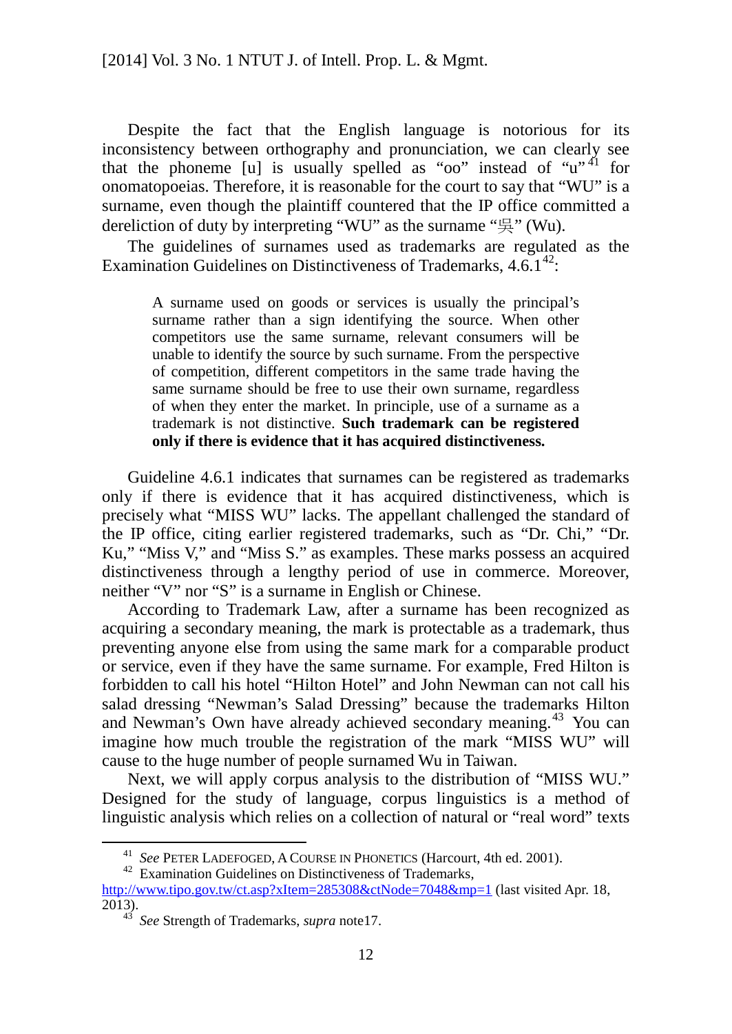Despite the fact that the English language is notorious for its inconsistency between orthography and pronunciation, we can clearly see that the phoneme [u] is usually spelled as "oo" instead of "u"[41] for onomatopoeias. Therefore, it is reasonable for the court to say that "WU" is a surname, even though the plaintiff countered that the IP office committed a dereliction of duty by interpreting "WU" as the surname "吳" (Wu).

The guidelines of surnames used as trademarks are regulated as the Examination Guidelines on Distinctiveness of Trademarks, 4.6.1[42]:

> A surname used on goods or services is usually the principal's surname rather than a sign identifying the source. When other competitors use the same surname, relevant consumers will be unable to identify the source by such surname. From the perspective of competition, different competitors in the same trade having the same surname should be free to use their own surname, regardless of when they enter the market. In principle, use of a surname as a trademark is not distinctive. **Such trademark can be registered only if there is evidence that it has acquired distinctiveness.**

Guideline 4.6.1 indicates that surnames can be registered as trademarks only if there is evidence that it has acquired distinctiveness, which is precisely what "MISS WU" lacks. The appellant challenged the standard of the IP office, citing earlier registered trademarks, such as "Dr. Chi," "Dr. Ku," "Miss V," and "Miss S." as examples. These marks possess an acquired distinctiveness through a lengthy period of use in commerce. Moreover, neither "V" nor "S" is a surname in English or Chinese.

According to Trademark Law, after a surname has been recognized as acquiring a secondary meaning, the mark is protectable as a trademark, thus preventing anyone else from using the same mark for a comparable product or service, even if they have the same surname. For example, Fred Hilton is forbidden to call his hotel "Hilton Hotel" and John Newman can not call his salad dressing "Newman's Salad Dressing" because the trademarks Hilton and Newman's Own have already achieved secondary meaning.[43] You can imagine how much trouble the registration of the mark "MISS WU" will cause to the huge number of people surnamed Wu in Taiwan.

Next, we will apply corpus analysis to the distribution of "MISS WU." Designed for the study of language, corpus linguistics is a method of linguistic analysis which relies on a collection of natural or "real word" texts

---

[41] *See* PETER LADEFOGED, A COURSE IN PHONETICS (Harcourt, 4th ed. 2001).

[42] Examination Guidelines on Distinctiveness of Trademarks, http://www.tipo.gov.tw/ct.asp?xItem=285308&ctNode=7048&mp=1 (last visited Apr. 18, 2013).

[43] *See* Strength of Trademarks, *supra* note17.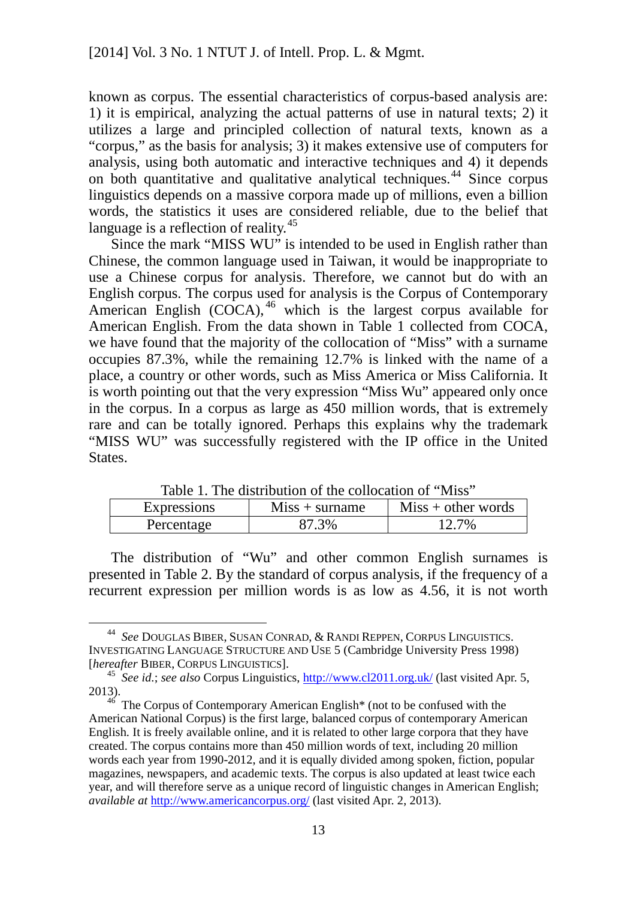known as corpus. The essential characteristics of corpus-based analysis are: 1) it is empirical, analyzing the actual patterns of use in natural texts; 2) it utilizes a large and principled collection of natural texts, known as a "corpus," as the basis for analysis; 3) it makes extensive use of computers for analysis, using both automatic and interactive techniques and 4) it depends on both quantitative and qualitative analytical techniques.[44] Since corpus linguistics depends on a massive corpora made up of millions, even a billion words, the statistics it uses are considered reliable, due to the belief that language is a reflection of reality.[45]

Since the mark "MISS WU" is intended to be used in English rather than Chinese, the common language used in Taiwan, it would be inappropriate to use a Chinese corpus for analysis. Therefore, we cannot but do with an English corpus. The corpus used for analysis is the Corpus of Contemporary American English (COCA),[46] which is the largest corpus available for American English. From the data shown in Table 1 collected from COCA, we have found that the majority of the collocation of "Miss" with a surname occupies 87.3%, while the remaining 12.7% is linked with the name of a place, a country or other words, such as Miss America or Miss California. It is worth pointing out that the very expression "Miss Wu" appeared only once in the corpus. In a corpus as large as 450 million words, that is extremely rare and can be totally ignored. Perhaps this explains why the trademark "MISS WU" was successfully registered with the IP office in the United States.

Table 1. The distribution of the collocation of "Miss"

| Expressions | Miss + surname | Miss + other words |
|---|---|---|
| Percentage | 87.3% | 12.7% |

The distribution of "Wu" and other common English surnames is presented in Table 2. By the standard of corpus analysis, if the frequency of a recurrent expression per million words is as low as 4.56, it is not worth

---

[44] *See* DOUGLAS BIBER, SUSAN CONRAD, & RANDI REPPEN, CORPUS LINGUISTICS. INVESTIGATING LANGUAGE STRUCTURE AND USE 5 (Cambridge University Press 1998) [*hereafter* BIBER, CORPUS LINGUISTICS].

[45] *See id.*; *see also* Corpus Linguistics, http://www.cl2011.org.uk/ (last visited Apr. 5, 2013).

[46] The Corpus of Contemporary American English* (not to be confused with the American National Corpus) is the first large, balanced corpus of contemporary American English. It is freely available online, and it is related to other large corpora that they have created. The corpus contains more than 450 million words of text, including 20 million words each year from 1990-2012, and it is equally divided among spoken, fiction, popular magazines, newspapers, and academic texts. The corpus is also updated at least twice each year, and will therefore serve as a unique record of linguistic changes in American English; *available at* http://www.americancorpus.org/ (last visited Apr. 2, 2013).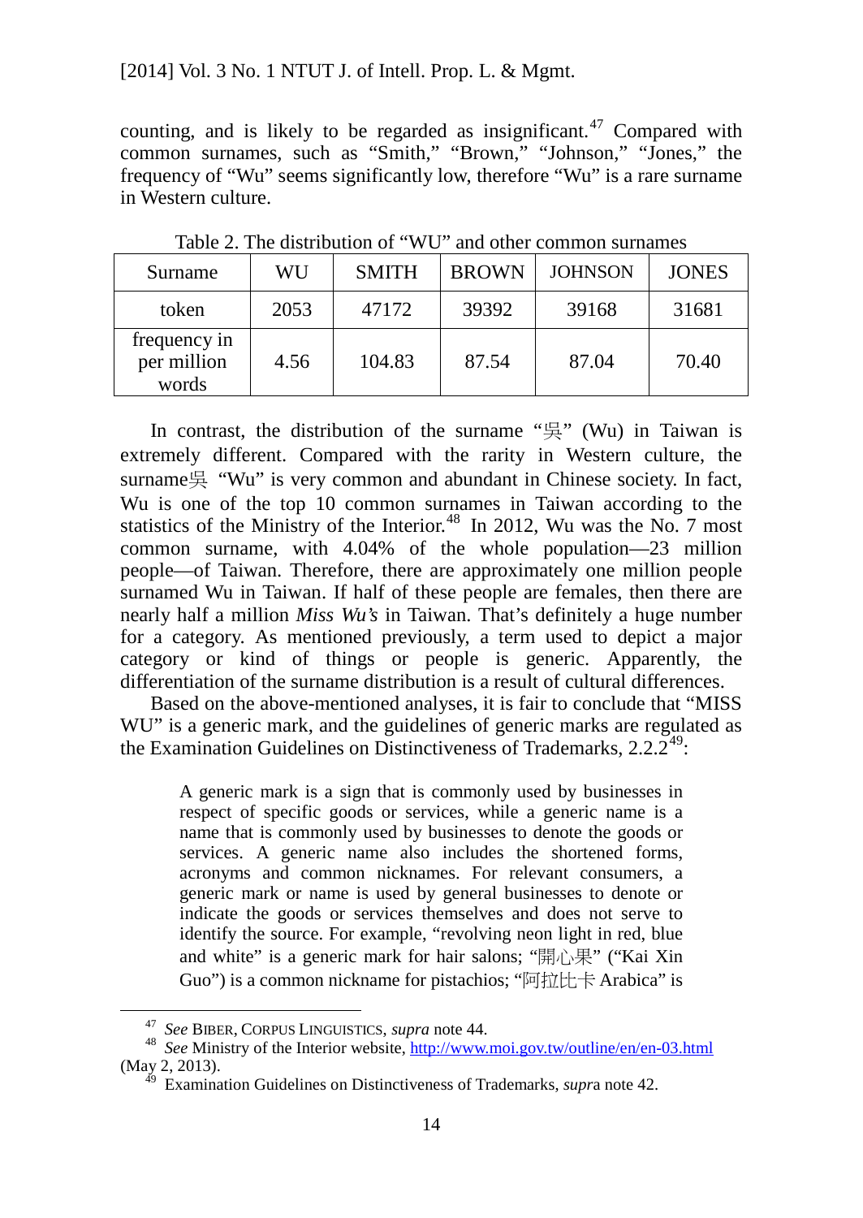counting, and is likely to be regarded as insignificant.[47] Compared with common surnames, such as "Smith," "Brown," "Johnson," "Jones," the frequency of "Wu" seems significantly low, therefore "Wu" is a rare surname in Western culture.

Table 2. The distribution of "WU" and other common surnames

| Surname | WU | SMITH | BROWN | JOHNSON | JONES |
|---|---|---|---|---|---|
| token | 2053 | 47172 | 39392 | 39168 | 31681 |
| frequency in per million words | 4.56 | 104.83 | 87.54 | 87.04 | 70.40 |

In contrast, the distribution of the surname "吳" (Wu) in Taiwan is extremely different. Compared with the rarity in Western culture, the surname吳 "Wu" is very common and abundant in Chinese society. In fact, Wu is one of the top 10 common surnames in Taiwan according to the statistics of the Ministry of the Interior.[48] In 2012, Wu was the No. 7 most common surname, with 4.04% of the whole population—23 million people—of Taiwan. Therefore, there are approximately one million people surnamed Wu in Taiwan. If half of these people are females, then there are nearly half a million *Miss Wu's* in Taiwan. That's definitely a huge number for a category. As mentioned previously, a term used to depict a major category or kind of things or people is generic. Apparently, the differentiation of the surname distribution is a result of cultural differences.

Based on the above-mentioned analyses, it is fair to conclude that "MISS WU" is a generic mark, and the guidelines of generic marks are regulated as the Examination Guidelines on Distinctiveness of Trademarks, 2.2.2[49]:

> A generic mark is a sign that is commonly used by businesses in respect of specific goods or services, while a generic name is a name that is commonly used by businesses to denote the goods or services. A generic name also includes the shortened forms, acronyms and common nicknames. For relevant consumers, a generic mark or name is used by general businesses to denote or indicate the goods or services themselves and does not serve to identify the source. For example, "revolving neon light in red, blue and white" is a generic mark for hair salons; "開心果" ("Kai Xin Guo") is a common nickname for pistachios; "阿拉比卡 Arabica" is

---

[47] *See* BIBER, CORPUS LINGUISTICS, *supra* note 44.

[48] *See* Ministry of the Interior website, http://www.moi.gov.tw/outline/en/en-03.html (May 2, 2013).

[49] Examination Guidelines on Distinctiveness of Trademarks, *supra* note 42.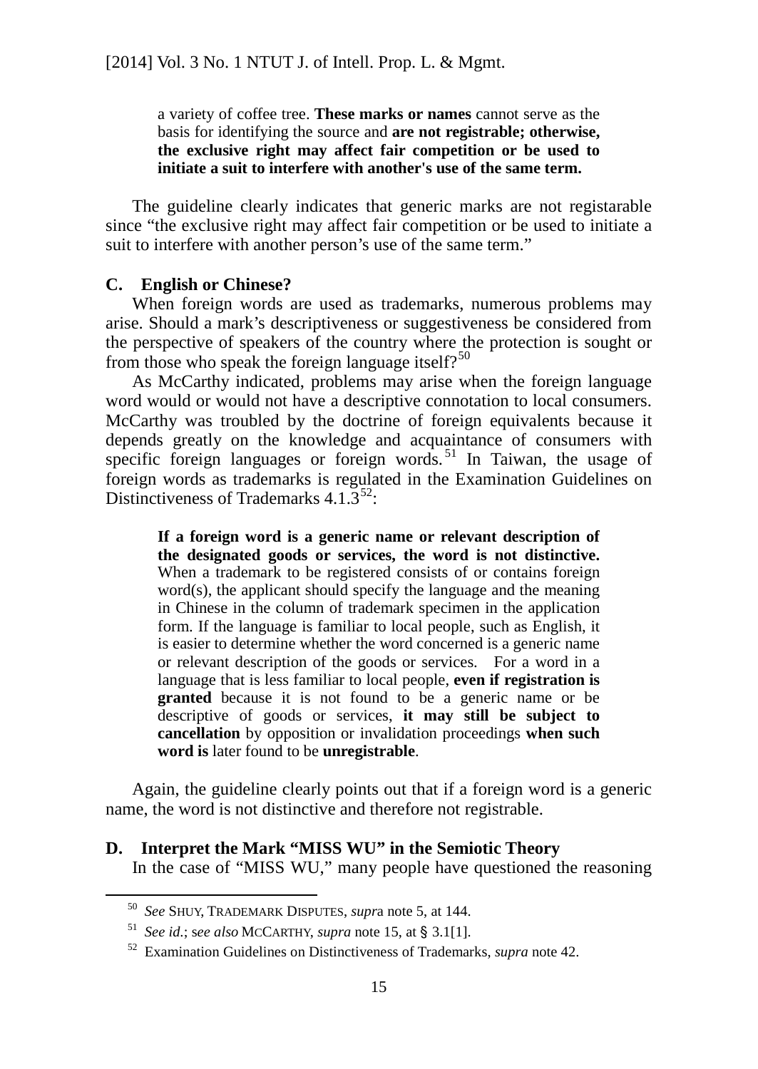> a variety of coffee tree. **These marks or names** cannot serve as the basis for identifying the source and **are not registrable; otherwise, the exclusive right may affect fair competition or be used to initiate a suit to interfere with another's use of the same term.**

The guideline clearly indicates that generic marks are not registarable since "the exclusive right may affect fair competition or be used to initiate a suit to interfere with another person's use of the same term."

### C. English or Chinese?

When foreign words are used as trademarks, numerous problems may arise. Should a mark's descriptiveness or suggestiveness be considered from the perspective of speakers of the country where the protection is sought or from those who speak the foreign language itself?[50]

As McCarthy indicated, problems may arise when the foreign language word would or would not have a descriptive connotation to local consumers. McCarthy was troubled by the doctrine of foreign equivalents because it depends greatly on the knowledge and acquaintance of consumers with specific foreign languages or foreign words.[51] In Taiwan, the usage of foreign words as trademarks is regulated in the Examination Guidelines on Distinctiveness of Trademarks 4.1.3[52]:

> **If a foreign word is a generic name or relevant description of the designated goods or services, the word is not distinctive.** When a trademark to be registered consists of or contains foreign word(s), the applicant should specify the language and the meaning in Chinese in the column of trademark specimen in the application form. If the language is familiar to local people, such as English, it is easier to determine whether the word concerned is a generic name or relevant description of the goods or services. For a word in a language that is less familiar to local people, **even if registration is granted** because it is not found to be a generic name or be descriptive of goods or services, **it may still be subject to cancellation** by opposition or invalidation proceedings **when such word is** later found to be **unregistrable**.

Again, the guideline clearly points out that if a foreign word is a generic name, the word is not distinctive and therefore not registrable.

### D. Interpret the Mark "MISS WU" in the Semiotic Theory

In the case of "MISS WU," many people have questioned the reasoning

---

[50] *See* SHUY, TRADEMARK DISPUTES, *supra* note 5, at 144.

[51] *See id.*; s*ee also* MCCARTHY, *supra* note 15, at § 3.1[1].

[52] Examination Guidelines on Distinctiveness of Trademarks, *supra* note 42.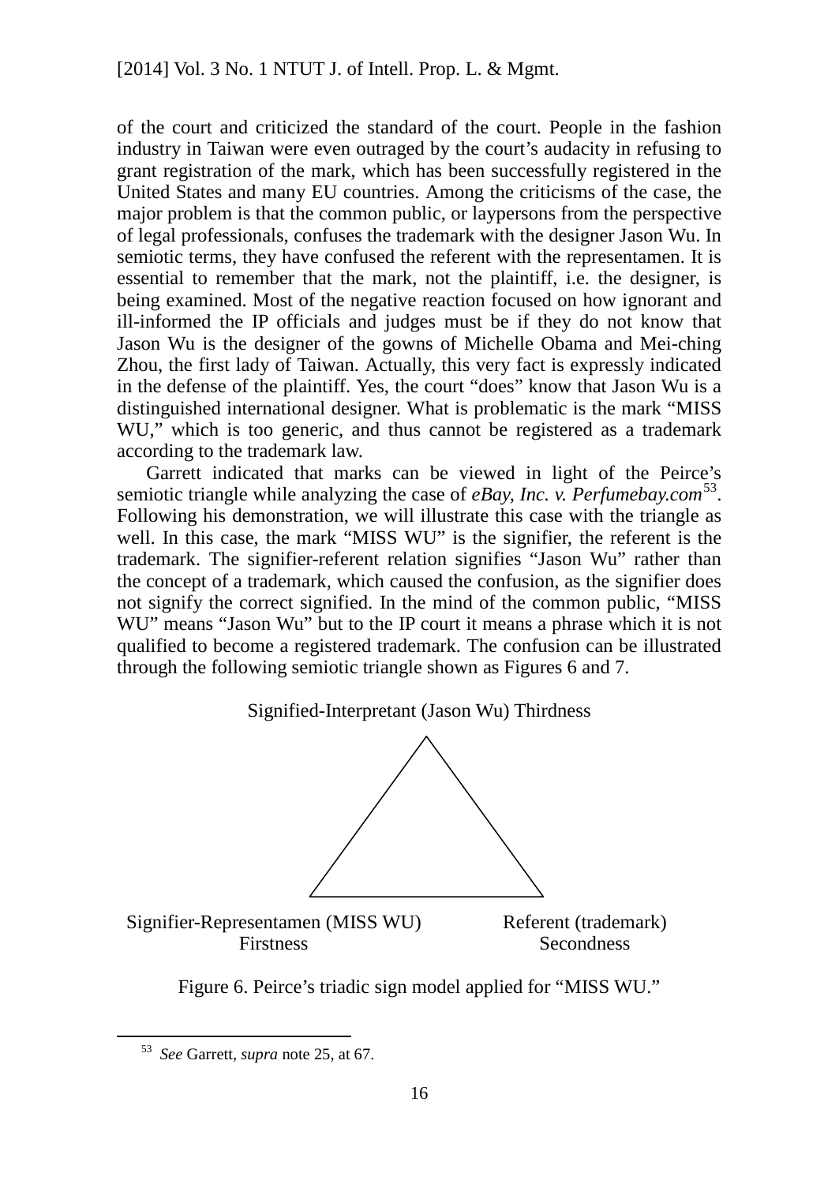of the court and criticized the standard of the court. People in the fashion industry in Taiwan were even outraged by the court's audacity in refusing to grant registration of the mark, which has been successfully registered in the United States and many EU countries. Among the criticisms of the case, the major problem is that the common public, or laypersons from the perspective of legal professionals, confuses the trademark with the designer Jason Wu. In semiotic terms, they have confused the referent with the representamen. It is essential to remember that the mark, not the plaintiff, i.e. the designer, is being examined. Most of the negative reaction focused on how ignorant and ill-informed the IP officials and judges must be if they do not know that Jason Wu is the designer of the gowns of Michelle Obama and Mei-ching Zhou, the first lady of Taiwan. Actually, this very fact is expressly indicated in the defense of the plaintiff. Yes, the court "does" know that Jason Wu is a distinguished international designer. What is problematic is the mark "MISS WU," which is too generic, and thus cannot be registered as a trademark according to the trademark law.

Garrett indicated that marks can be viewed in light of the Peirce's semiotic triangle while analyzing the case of *eBay, Inc. v. Perfumebay.com*[53]. Following his demonstration, we will illustrate this case with the triangle as well. In this case, the mark "MISS WU" is the signifier, the referent is the trademark. The signifier-referent relation signifies "Jason Wu" rather than the concept of a trademark, which caused the confusion, as the signifier does not signify the correct signified. In the mind of the common public, "MISS WU" means "Jason Wu" but to the IP court it means a phrase which it is not qualified to become a registered trademark. The confusion can be illustrated through the following semiotic triangle shown as Figures 6 and 7.

Signified-Interpretant (Jason Wu) Thirdness

Signifier-Representamen (MISS WU) Firstness

Referent (trademark) Secondness

Figure 6. Peirce's triadic sign model applied for "MISS WU."

[53] *See* Garrett, *supra* note 25, at 67.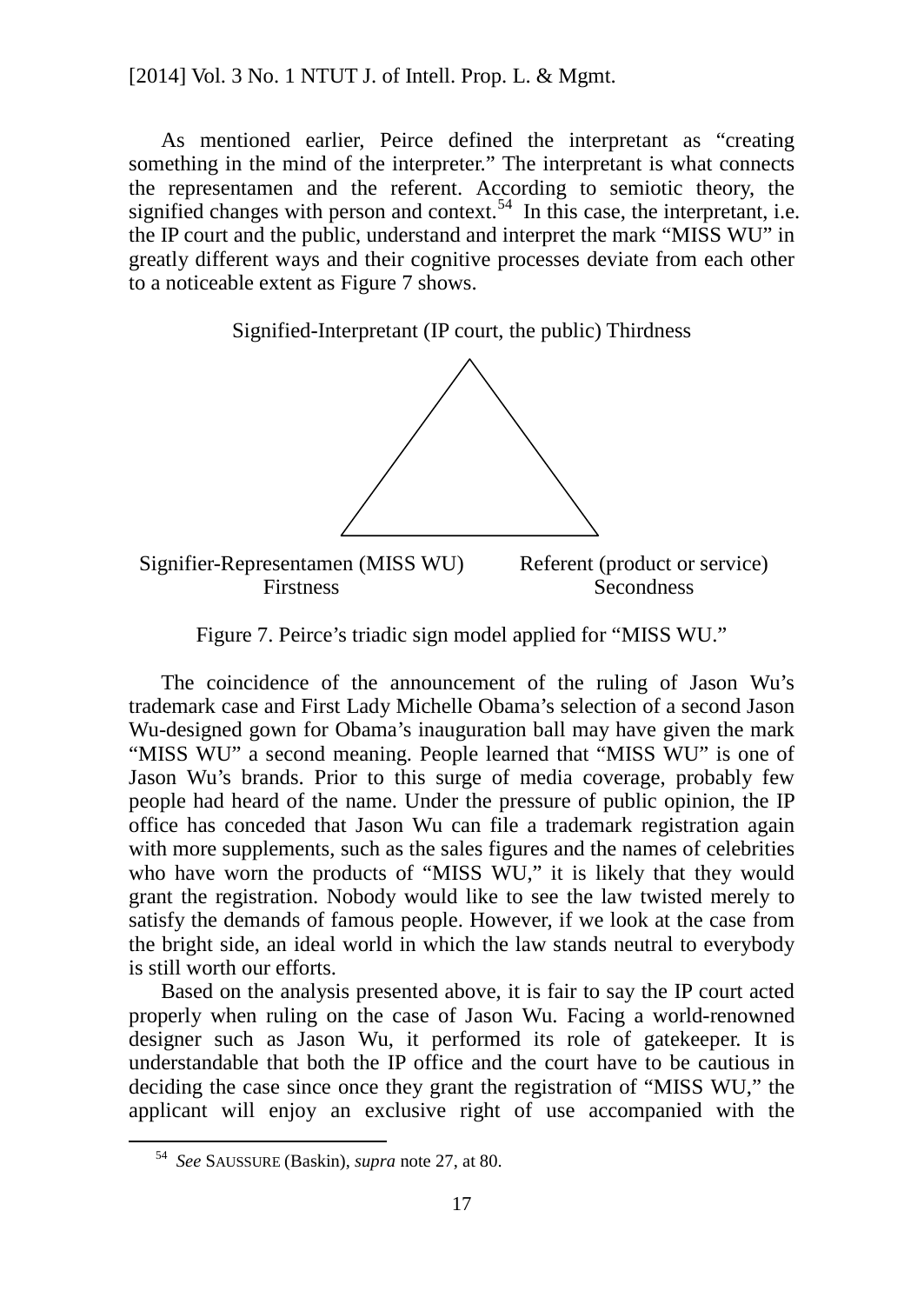As mentioned earlier, Peirce defined the interpretant as "creating something in the mind of the interpreter." The interpretant is what connects the representamen and the referent. According to semiotic theory, the signified changes with person and context.[54] In this case, the interpretant, i.e. the IP court and the public, understand and interpret the mark "MISS WU" in greatly different ways and their cognitive processes deviate from each other to a noticeable extent as Figure 7 shows.

Signified-Interpretant (IP court, the public) Thirdness

Signifier-Representamen (MISS WU) Firstness

Referent (product or service) Secondness

Figure 7. Peirce's triadic sign model applied for "MISS WU."

The coincidence of the announcement of the ruling of Jason Wu's trademark case and First Lady Michelle Obama's selection of a second Jason Wu-designed gown for Obama's inauguration ball may have given the mark "MISS WU" a second meaning. People learned that "MISS WU" is one of Jason Wu's brands. Prior to this surge of media coverage, probably few people had heard of the name. Under the pressure of public opinion, the IP office has conceded that Jason Wu can file a trademark registration again with more supplements, such as the sales figures and the names of celebrities who have worn the products of "MISS WU," it is likely that they would grant the registration. Nobody would like to see the law twisted merely to satisfy the demands of famous people. However, if we look at the case from the bright side, an ideal world in which the law stands neutral to everybody is still worth our efforts.

Based on the analysis presented above, it is fair to say the IP court acted properly when ruling on the case of Jason Wu. Facing a world-renowned designer such as Jason Wu, it performed its role of gatekeeper. It is understandable that both the IP office and the court have to be cautious in deciding the case since once they grant the registration of "MISS WU," the applicant will enjoy an exclusive right of use accompanied with the

[54] *See* SAUSSURE (Baskin), *supra* note 27, at 80.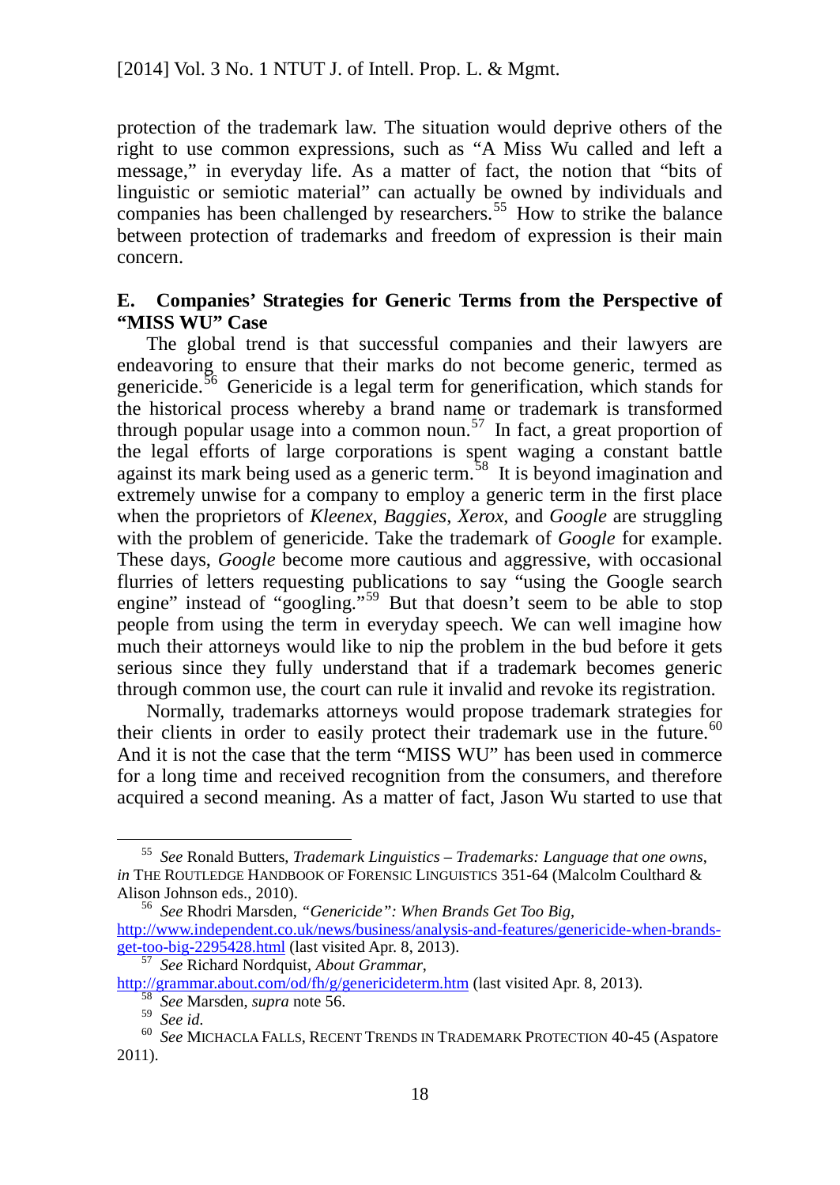protection of the trademark law. The situation would deprive others of the right to use common expressions, such as "A Miss Wu called and left a message," in everyday life. As a matter of fact, the notion that "bits of linguistic or semiotic material" can actually be owned by individuals and companies has been challenged by researchers.[55] How to strike the balance between protection of trademarks and freedom of expression is their main concern.

### E. Companies' Strategies for Generic Terms from the Perspective of "MISS WU" Case

The global trend is that successful companies and their lawyers are endeavoring to ensure that their marks do not become generic, termed as genericide.[56] Genericide is a legal term for generification, which stands for the historical process whereby a brand name or trademark is transformed through popular usage into a common noun.[57] In fact, a great proportion of the legal efforts of large corporations is spent waging a constant battle against its mark being used as a generic term.[58] It is beyond imagination and extremely unwise for a company to employ a generic term in the first place when the proprietors of *Kleenex*, *Baggies*, *Xerox*, and *Google* are struggling with the problem of genericide. Take the trademark of *Google* for example. These days, *Google* become more cautious and aggressive, with occasional flurries of letters requesting publications to say "using the Google search engine" instead of "googling."[59] But that doesn't seem to be able to stop people from using the term in everyday speech. We can well imagine how much their attorneys would like to nip the problem in the bud before it gets serious since they fully understand that if a trademark becomes generic through common use, the court can rule it invalid and revoke its registration.

Normally, trademarks attorneys would propose trademark strategies for their clients in order to easily protect their trademark use in the future.[60] And it is not the case that the term "MISS WU" has been used in commerce for a long time and received recognition from the consumers, and therefore acquired a second meaning. As a matter of fact, Jason Wu started to use that

---

[55] *See* Ronald Butters, *Trademark Linguistics – Trademarks: Language that one owns*, *in* THE ROUTLEDGE HANDBOOK OF FORENSIC LINGUISTICS 351-64 (Malcolm Coulthard & Alison Johnson eds., 2010).

[56] *See* Rhodri Marsden, *"Genericide": When Brands Get Too Big*, http://www.independent.co.uk/news/business/analysis-and-features/genericide-when-brands-get-too-big-2295428.html (last visited Apr. 8, 2013).

[57] *See* Richard Nordquist, *About Grammar*, http://grammar.about.com/od/fh/g/genericideterm.htm (last visited Apr. 8, 2013).

[58] *See* Marsden, *supra* note 56.

[59] *See id.*

[60] *See* MICHACLA FALLS, RECENT TRENDS IN TRADEMARK PROTECTION 40-45 (Aspatore 2011).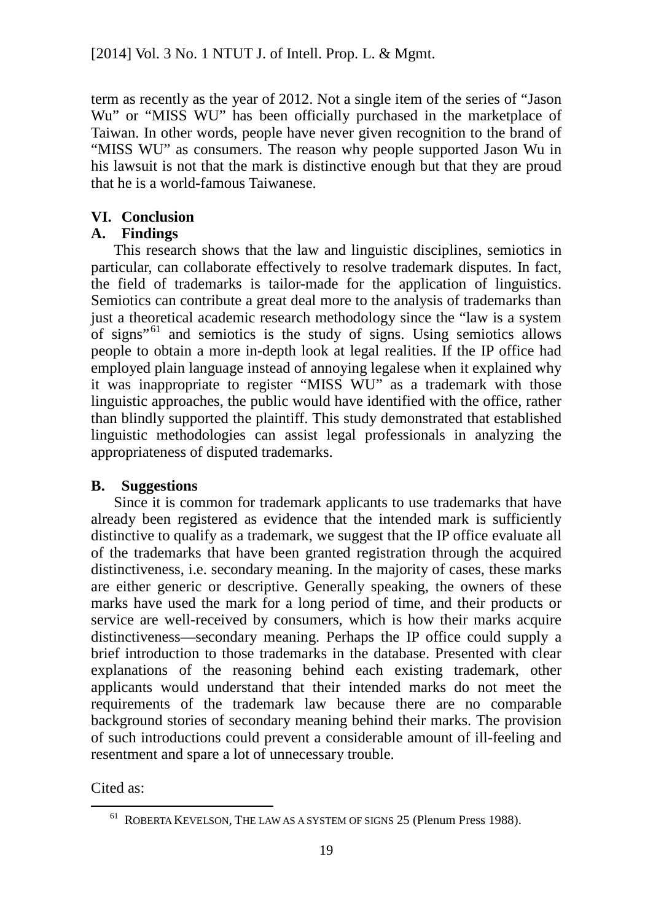term as recently as the year of 2012. Not a single item of the series of "Jason Wu" or "MISS WU" has been officially purchased in the marketplace of Taiwan. In other words, people have never given recognition to the brand of "MISS WU" as consumers. The reason why people supported Jason Wu in his lawsuit is not that the mark is distinctive enough but that they are proud that he is a world-famous Taiwanese.

## VI. Conclusion

### A. Findings

This research shows that the law and linguistic disciplines, semiotics in particular, can collaborate effectively to resolve trademark disputes. In fact, the field of trademarks is tailor-made for the application of linguistics. Semiotics can contribute a great deal more to the analysis of trademarks than just a theoretical academic research methodology since the "law is a system of signs"[61] and semiotics is the study of signs. Using semiotics allows people to obtain a more in-depth look at legal realities. If the IP office had employed plain language instead of annoying legalese when it explained why it was inappropriate to register "MISS WU" as a trademark with those linguistic approaches, the public would have identified with the office, rather than blindly supported the plaintiff. This study demonstrated that established linguistic methodologies can assist legal professionals in analyzing the appropriateness of disputed trademarks.

### B. Suggestions

Since it is common for trademark applicants to use trademarks that have already been registered as evidence that the intended mark is sufficiently distinctive to qualify as a trademark, we suggest that the IP office evaluate all of the trademarks that have been granted registration through the acquired distinctiveness, i.e. secondary meaning. In the majority of cases, these marks are either generic or descriptive. Generally speaking, the owners of these marks have used the mark for a long period of time, and their products or service are well-received by consumers, which is how their marks acquire distinctiveness—secondary meaning. Perhaps the IP office could supply a brief introduction to those trademarks in the database. Presented with clear explanations of the reasoning behind each existing trademark, other applicants would understand that their intended marks do not meet the requirements of the trademark law because there are no comparable background stories of secondary meaning behind their marks. The provision of such introductions could prevent a considerable amount of ill-feeling and resentment and spare a lot of unnecessary trouble.

Cited as:

[61] ROBERTA KEVELSON, THE LAW AS A SYSTEM OF SIGNS 25 (Plenum Press 1988).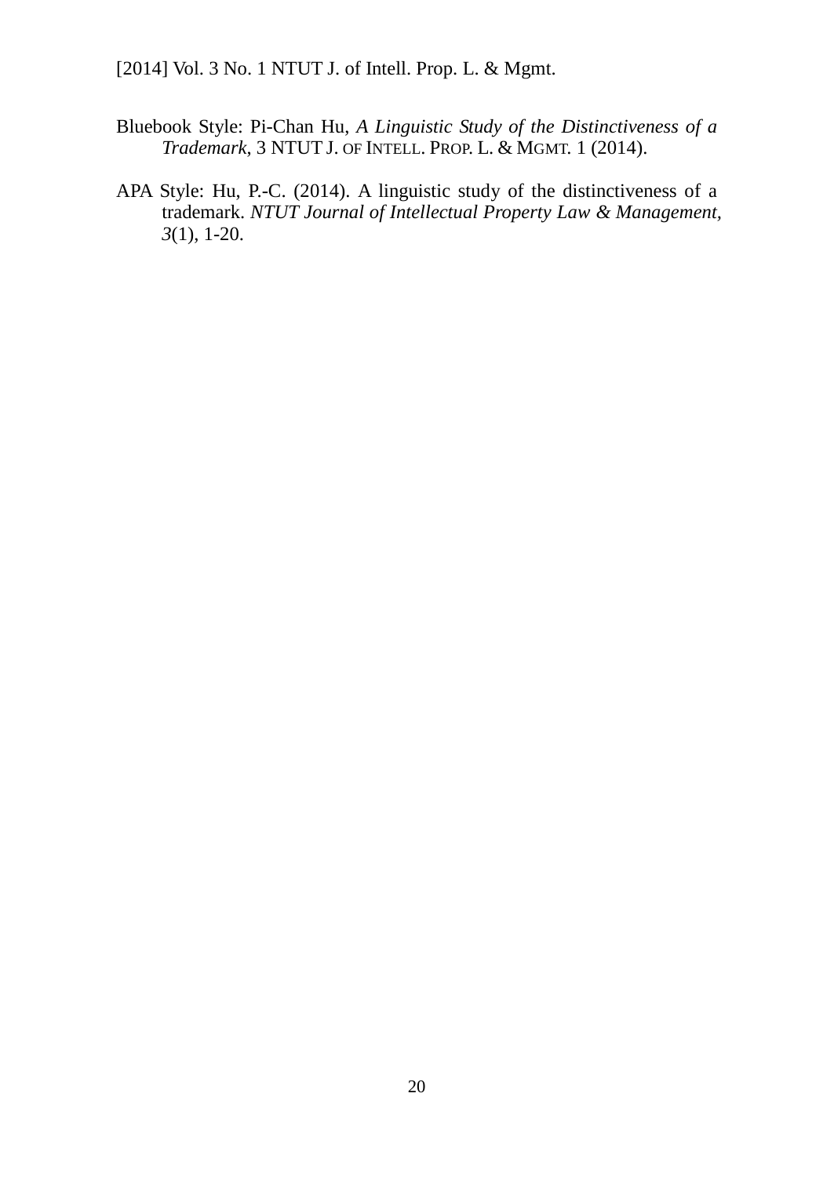Bluebook Style: Pi-Chan Hu, *A Linguistic Study of the Distinctiveness of a Trademark*, 3 NTUT J. OF INTELL. PROP. L. & MGMT. 1 (2014).

APA Style: Hu, P.-C. (2014). A linguistic study of the distinctiveness of a trademark. *NTUT Journal of Intellectual Property Law & Management, 3*(1), 1-20.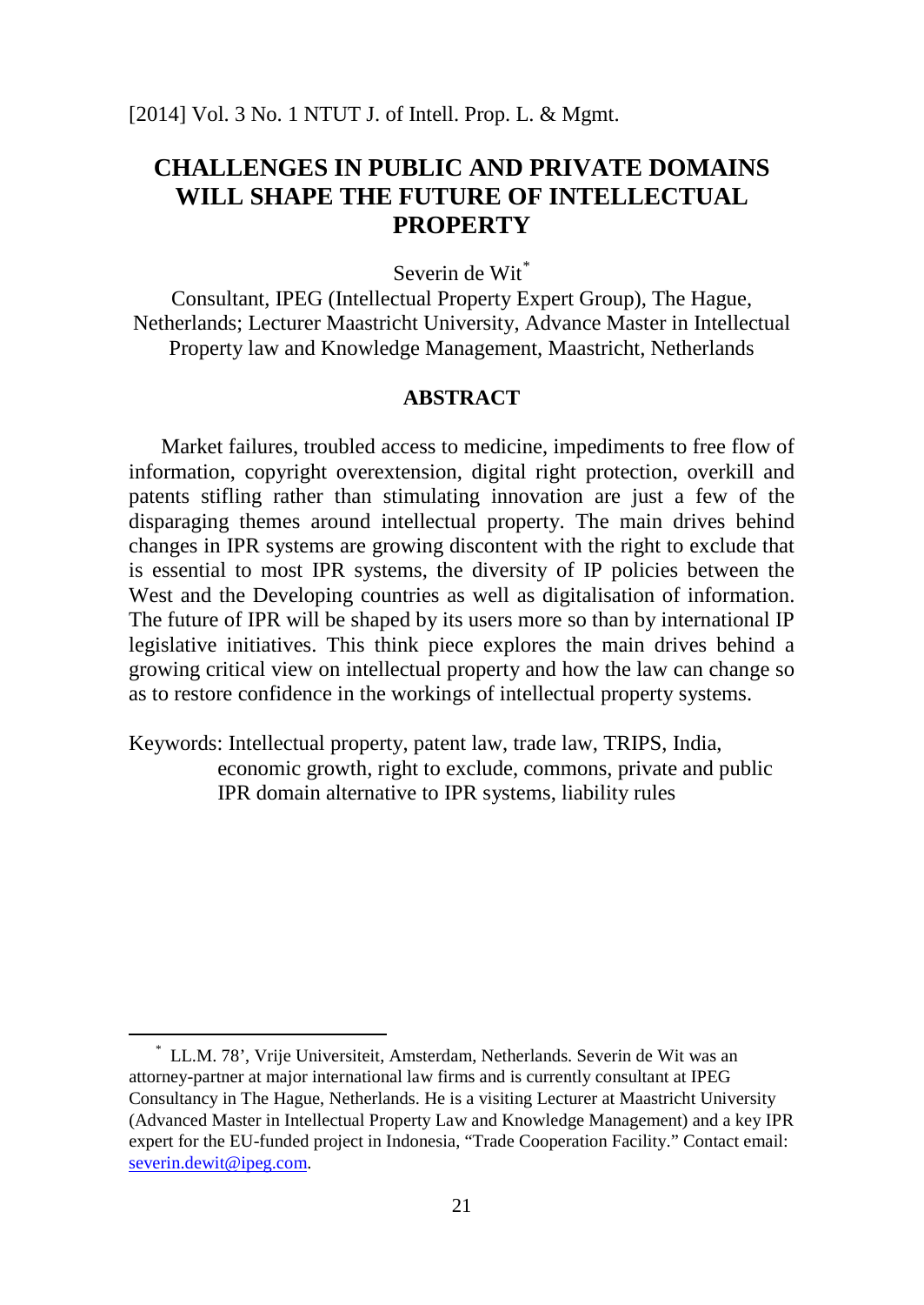# CHALLENGES IN PUBLIC AND PRIVATE DOMAINS WILL SHAPE THE FUTURE OF INTELLECTUAL PROPERTY

Severin de Wit[*]

Consultant, IPEG (Intellectual Property Expert Group), The Hague, Netherlands; Lecturer Maastricht University, Advance Master in Intellectual Property law and Knowledge Management, Maastricht, Netherlands

## ABSTRACT

Market failures, troubled access to medicine, impediments to free flow of information, copyright overextension, digital right protection, overkill and patents stifling rather than stimulating innovation are just a few of the disparaging themes around intellectual property. The main drives behind changes in IPR systems are growing discontent with the right to exclude that is essential to most IPR systems, the diversity of IP policies between the West and the Developing countries as well as digitalisation of information. The future of IPR will be shaped by its users more so than by international IP legislative initiatives. This think piece explores the main drives behind a growing critical view on intellectual property and how the law can change so as to restore confidence in the workings of intellectual property systems.

Keywords: Intellectual property, patent law, trade law, TRIPS, India, economic growth, right to exclude, commons, private and public IPR domain alternative to IPR systems, liability rules

---

[*] LL.M. 78', Vrije Universiteit, Amsterdam, Netherlands. Severin de Wit was an attorney-partner at major international law firms and is currently consultant at IPEG Consultancy in The Hague, Netherlands. He is a visiting Lecturer at Maastricht University (Advanced Master in Intellectual Property Law and Knowledge Management) and a key IPR expert for the EU-funded project in Indonesia, "Trade Cooperation Facility." Contact email: severin.dewit@ipeg.com.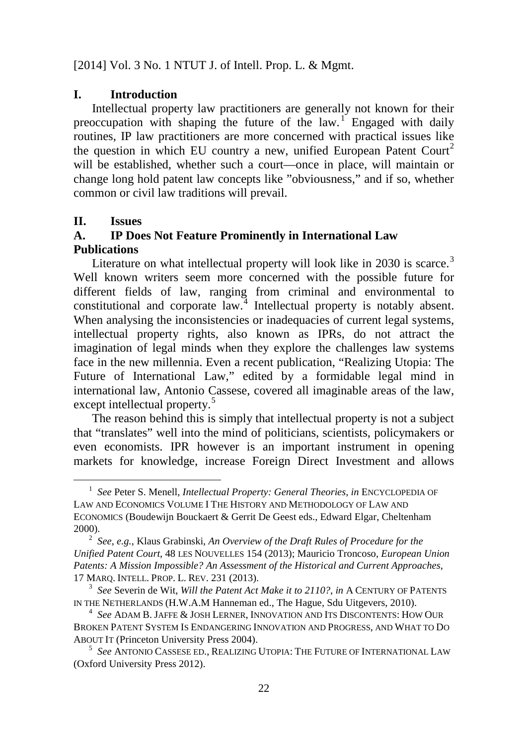## I. Introduction

Intellectual property law practitioners are generally not known for their preoccupation with shaping the future of the law.[1] Engaged with daily routines, IP law practitioners are more concerned with practical issues like the question in which EU country a new, unified European Patent Court[2] will be established, whether such a court—once in place, will maintain or change long hold patent law concepts like "obviousness," and if so, whether common or civil law traditions will prevail.

## II. Issues

### A. IP Does Not Feature Prominently in International Law Publications

Literature on what intellectual property will look like in 2030 is scarce.[3] Well known writers seem more concerned with the possible future for different fields of law, ranging from criminal and environmental to constitutional and corporate law.[4] Intellectual property is notably absent. When analysing the inconsistencies or inadequacies of current legal systems, intellectual property rights, also known as IPRs, do not attract the imagination of legal minds when they explore the challenges law systems face in the new millennia. Even a recent publication, "Realizing Utopia: The Future of International Law," edited by a formidable legal mind in international law, Antonio Cassese, covered all imaginable areas of the law, except intellectual property.[5]

The reason behind this is simply that intellectual property is not a subject that "translates" well into the mind of politicians, scientists, policymakers or even economists. IPR however is an important instrument in opening markets for knowledge, increase Foreign Direct Investment and allows

---

[1] *See* Peter S. Menell, *Intellectual Property: General Theories*, *in* ENCYCLOPEDIA OF LAW AND ECONOMICS VOLUME I THE HISTORY AND METHODOLOGY OF LAW AND ECONOMICS (Boudewijn Bouckaert & Gerrit De Geest eds., Edward Elgar, Cheltenham 2000).

[2] *See, e.g.*, Klaus Grabinski, *An Overview of the Draft Rules of Procedure for the Unified Patent Court*, 48 LES NOUVELLES 154 (2013); Mauricio Troncoso, *European Union Patents: A Mission Impossible? An Assessment of the Historical and Current Approaches*, 17 MARQ. INTELL. PROP. L. REV. 231 (2013).

[3] *See* Severin de Wit, *Will the Patent Act Make it to 2110?*, *in* A CENTURY OF PATENTS IN THE NETHERLANDS (H.W.A.M Hanneman ed., The Hague, Sdu Uitgevers, 2010).

[4] *See* ADAM B. JAFFE & JOSH LERNER, INNOVATION AND ITS DISCONTENTS: HOW OUR BROKEN PATENT SYSTEM IS ENDANGERING INNOVATION AND PROGRESS, AND WHAT TO DO ABOUT IT (Princeton University Press 2004).

[5] *See* ANTONIO CASSESE ED., REALIZING UTOPIA: THE FUTURE OF INTERNATIONAL LAW (Oxford University Press 2012).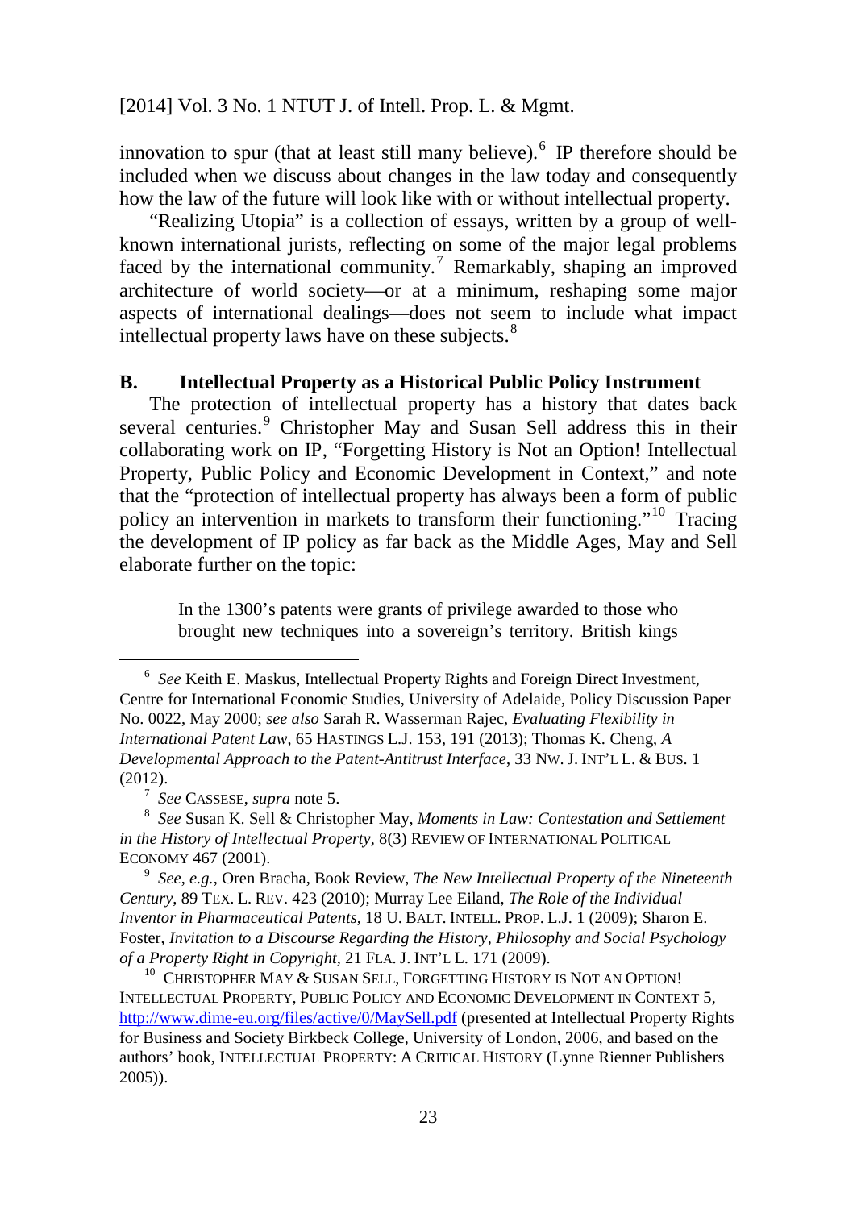innovation to spur (that at least still many believe).[6] IP therefore should be included when we discuss about changes in the law today and consequently how the law of the future will look like with or without intellectual property.

"Realizing Utopia" is a collection of essays, written by a group of well-known international jurists, reflecting on some of the major legal problems faced by the international community.[7] Remarkably, shaping an improved architecture of world society—or at a minimum, reshaping some major aspects of international dealings—does not seem to include what impact intellectual property laws have on these subjects.[8]

## B. Intellectual Property as a Historical Public Policy Instrument

The protection of intellectual property has a history that dates back several centuries.[9] Christopher May and Susan Sell address this in their collaborating work on IP, "Forgetting History is Not an Option! Intellectual Property, Public Policy and Economic Development in Context," and note that the "protection of intellectual property has always been a form of public policy an intervention in markets to transform their functioning."[10] Tracing the development of IP policy as far back as the Middle Ages, May and Sell elaborate further on the topic:

> In the 1300's patents were grants of privilege awarded to those who brought new techniques into a sovereign's territory. British kings

---

[6] *See* Keith E. Maskus, Intellectual Property Rights and Foreign Direct Investment, Centre for International Economic Studies, University of Adelaide, Policy Discussion Paper No. 0022, May 2000; *see also* Sarah R. Wasserman Rajec, *Evaluating Flexibility in International Patent Law*, 65 HASTINGS L.J. 153, 191 (2013); Thomas K. Cheng, *A Developmental Approach to the Patent-Antitrust Interface*, 33 NW. J. INT'L L. & BUS. 1 (2012).

[7] *See* CASSESE, *supra* note 5.

[8] *See* Susan K. Sell & Christopher May, *Moments in Law: Contestation and Settlement in the History of Intellectual Property*, 8(3) REVIEW OF INTERNATIONAL POLITICAL ECONOMY 467 (2001).

[9] *See*, *e.g.*, Oren Bracha, Book Review, *The New Intellectual Property of the Nineteenth Century*, 89 TEX. L. REV. 423 (2010); Murray Lee Eiland, *The Role of the Individual Inventor in Pharmaceutical Patents*, 18 U. BALT. INTELL. PROP. L.J. 1 (2009); Sharon E. Foster, *Invitation to a Discourse Regarding the History, Philosophy and Social Psychology of a Property Right in Copyright*, 21 FLA. J. INT'L L. 171 (2009).

[10] CHRISTOPHER MAY & SUSAN SELL, FORGETTING HISTORY IS NOT AN OPTION! INTELLECTUAL PROPERTY, PUBLIC POLICY AND ECONOMIC DEVELOPMENT IN CONTEXT 5, http://www.dime-eu.org/files/active/0/MaySell.pdf (presented at Intellectual Property Rights for Business and Society Birkbeck College, University of London, 2006, and based on the authors' book, INTELLECTUAL PROPERTY: A CRITICAL HISTORY (Lynne Rienner Publishers 2005)).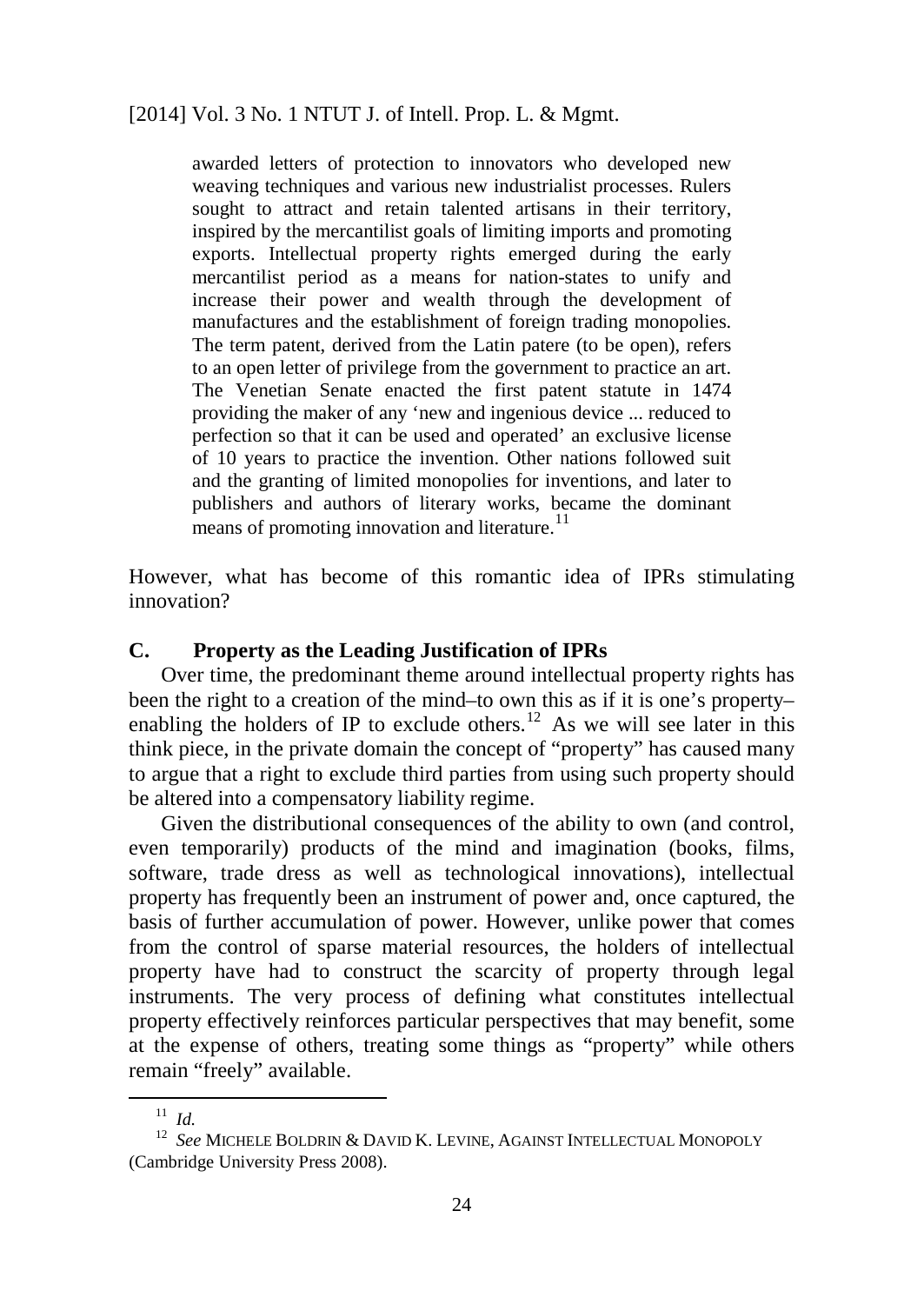> awarded letters of protection to innovators who developed new weaving techniques and various new industrialist processes. Rulers sought to attract and retain talented artisans in their territory, inspired by the mercantilist goals of limiting imports and promoting exports. Intellectual property rights emerged during the early mercantilist period as a means for nation-states to unify and increase their power and wealth through the development of manufactures and the establishment of foreign trading monopolies. The term patent, derived from the Latin patere (to be open), refers to an open letter of privilege from the government to practice an art. The Venetian Senate enacted the first patent statute in 1474 providing the maker of any 'new and ingenious device ... reduced to perfection so that it can be used and operated' an exclusive license of 10 years to practice the invention. Other nations followed suit and the granting of limited monopolies for inventions, and later to publishers and authors of literary works, became the dominant means of promoting innovation and literature.[11]

However, what has become of this romantic idea of IPRs stimulating innovation?

### C. Property as the Leading Justification of IPRs

Over time, the predominant theme around intellectual property rights has been the right to a creation of the mind–to own this as if it is one's property–enabling the holders of IP to exclude others.[12] As we will see later in this think piece, in the private domain the concept of "property" has caused many to argue that a right to exclude third parties from using such property should be altered into a compensatory liability regime.

Given the distributional consequences of the ability to own (and control, even temporarily) products of the mind and imagination (books, films, software, trade dress as well as technological innovations), intellectual property has frequently been an instrument of power and, once captured, the basis of further accumulation of power. However, unlike power that comes from the control of sparse material resources, the holders of intellectual property have had to construct the scarcity of property through legal instruments. The very process of defining what constitutes intellectual property effectively reinforces particular perspectives that may benefit, some at the expense of others, treating some things as "property" while others remain "freely" available.

---

[11] *Id.*

[12] *See* MICHELE BOLDRIN & DAVID K. LEVINE, AGAINST INTELLECTUAL MONOPOLY (Cambridge University Press 2008).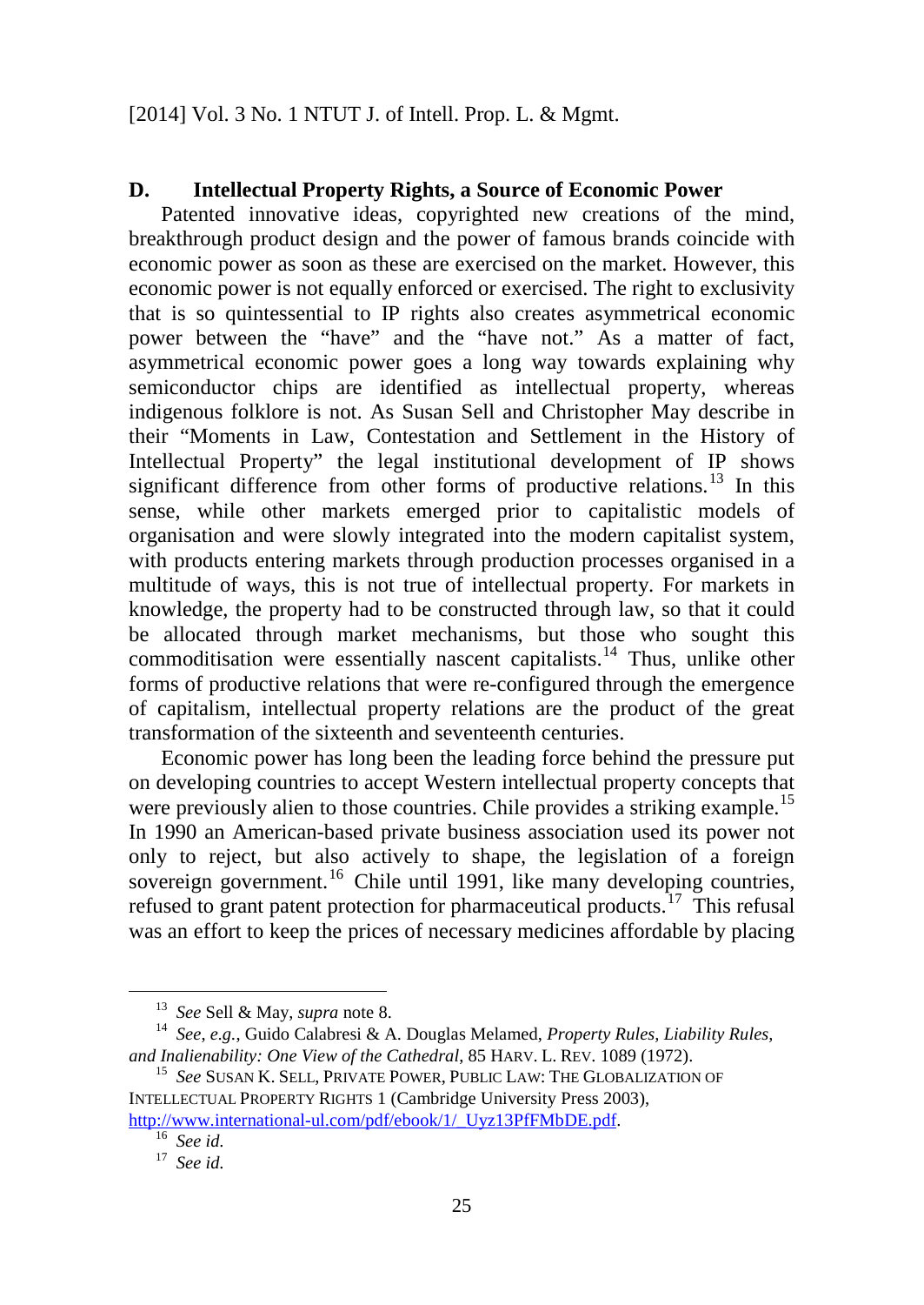### D. Intellectual Property Rights, a Source of Economic Power

Patented innovative ideas, copyrighted new creations of the mind, breakthrough product design and the power of famous brands coincide with economic power as soon as these are exercised on the market. However, this economic power is not equally enforced or exercised. The right to exclusivity that is so quintessential to IP rights also creates asymmetrical economic power between the "have" and the "have not." As a matter of fact, asymmetrical economic power goes a long way towards explaining why semiconductor chips are identified as intellectual property, whereas indigenous folklore is not. As Susan Sell and Christopher May describe in their "Moments in Law, Contestation and Settlement in the History of Intellectual Property" the legal institutional development of IP shows significant difference from other forms of productive relations.[13] In this sense, while other markets emerged prior to capitalistic models of organisation and were slowly integrated into the modern capitalist system, with products entering markets through production processes organised in a multitude of ways, this is not true of intellectual property. For markets in knowledge, the property had to be constructed through law, so that it could be allocated through market mechanisms, but those who sought this commoditisation were essentially nascent capitalists.[14] Thus, unlike other forms of productive relations that were re-configured through the emergence of capitalism, intellectual property relations are the product of the great transformation of the sixteenth and seventeenth centuries.

Economic power has long been the leading force behind the pressure put on developing countries to accept Western intellectual property concepts that were previously alien to those countries. Chile provides a striking example.[15] In 1990 an American-based private business association used its power not only to reject, but also actively to shape, the legislation of a foreign sovereign government.[16] Chile until 1991, like many developing countries, refused to grant patent protection for pharmaceutical products.[17] This refusal was an effort to keep the prices of necessary medicines affordable by placing

---

[13] *See* Sell & May, *supra* note 8.

[14] *See, e.g.*, Guido Calabresi & A. Douglas Melamed, *Property Rules, Liability Rules, and Inalienability: One View of the Cathedral*, 85 HARV. L. REV. 1089 (1972).

[15] *See* SUSAN K. SELL, PRIVATE POWER, PUBLIC LAW: THE GLOBALIZATION OF INTELLECTUAL PROPERTY RIGHTS 1 (Cambridge University Press 2003), http://www.international-ul.com/pdf/ebook/1/_Uyz13PfFMbDE.pdf.

[16] *See id.*

[17] *See id.*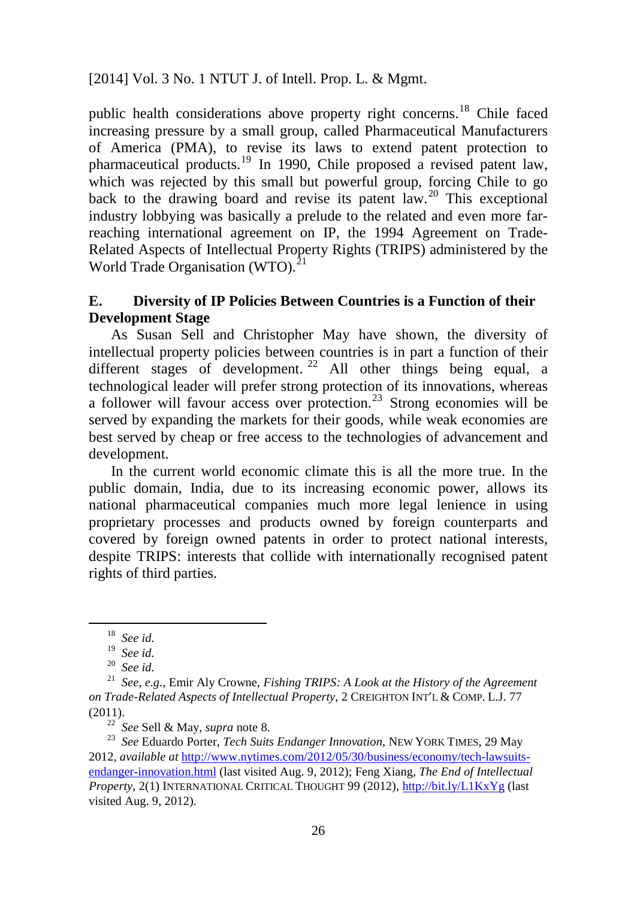public health considerations above property right concerns.[18] Chile faced increasing pressure by a small group, called Pharmaceutical Manufacturers of America (PMA), to revise its laws to extend patent protection to pharmaceutical products.[19] In 1990, Chile proposed a revised patent law, which was rejected by this small but powerful group, forcing Chile to go back to the drawing board and revise its patent law.[20] This exceptional industry lobbying was basically a prelude to the related and even more far-reaching international agreement on IP, the 1994 Agreement on Trade-Related Aspects of Intellectual Property Rights (TRIPS) administered by the World Trade Organisation (WTO).[21]

### E. Diversity of IP Policies Between Countries is a Function of their Development Stage

As Susan Sell and Christopher May have shown, the diversity of intellectual property policies between countries is in part a function of their different stages of development.[22] All other things being equal, a technological leader will prefer strong protection of its innovations, whereas a follower will favour access over protection.[23] Strong economies will be served by expanding the markets for their goods, while weak economies are best served by cheap or free access to the technologies of advancement and development.

In the current world economic climate this is all the more true. In the public domain, India, due to its increasing economic power, allows its national pharmaceutical companies much more legal lenience in using proprietary processes and products owned by foreign counterparts and covered by foreign owned patents in order to protect national interests, despite TRIPS: interests that collide with internationally recognised patent rights of third parties.

---

[18] *See id.*

[19] *See id.*

[20] *See id.*

[21] *See, e.g.*, Emir Aly Crowne, *Fishing TRIPS: A Look at the History of the Agreement on Trade-Related Aspects of Intellectual Property*, 2 CREIGHTON INT'L & COMP. L.J. 77 (2011).

[22] *See* Sell & May, *supra* note 8.

[23] *See* Eduardo Porter, *Tech Suits Endanger Innovation*, NEW YORK TIMES, 29 May 2012, *available at* http://www.nytimes.com/2012/05/30/business/economy/tech-lawsuits-endanger-innovation.html (last visited Aug. 9, 2012); Feng Xiang, *The End of Intellectual Property*, 2(1) INTERNATIONAL CRITICAL THOUGHT 99 (2012), http://bit.ly/L1KxYg (last visited Aug. 9, 2012).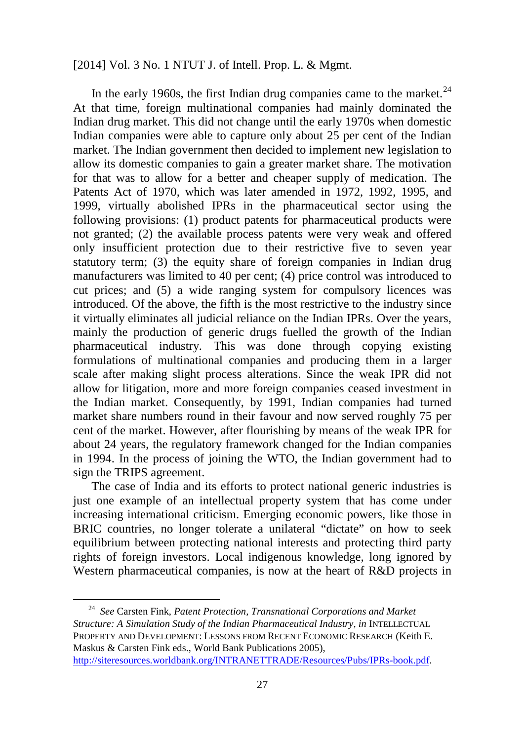In the early 1960s, the first Indian drug companies came to the market.[24] At that time, foreign multinational companies had mainly dominated the Indian drug market. This did not change until the early 1970s when domestic Indian companies were able to capture only about 25 per cent of the Indian market. The Indian government then decided to implement new legislation to allow its domestic companies to gain a greater market share. The motivation for that was to allow for a better and cheaper supply of medication. The Patents Act of 1970, which was later amended in 1972, 1992, 1995, and 1999, virtually abolished IPRs in the pharmaceutical sector using the following provisions: (1) product patents for pharmaceutical products were not granted; (2) the available process patents were very weak and offered only insufficient protection due to their restrictive five to seven year statutory term; (3) the equity share of foreign companies in Indian drug manufacturers was limited to 40 per cent; (4) price control was introduced to cut prices; and (5) a wide ranging system for compulsory licences was introduced. Of the above, the fifth is the most restrictive to the industry since it virtually eliminates all judicial reliance on the Indian IPRs. Over the years, mainly the production of generic drugs fuelled the growth of the Indian pharmaceutical industry. This was done through copying existing formulations of multinational companies and producing them in a larger scale after making slight process alterations. Since the weak IPR did not allow for litigation, more and more foreign companies ceased investment in the Indian market. Consequently, by 1991, Indian companies had turned market share numbers round in their favour and now served roughly 75 per cent of the market. However, after flourishing by means of the weak IPR for about 24 years, the regulatory framework changed for the Indian companies in 1994. In the process of joining the WTO, the Indian government had to sign the TRIPS agreement.

The case of India and its efforts to protect national generic industries is just one example of an intellectual property system that has come under increasing international criticism. Emerging economic powers, like those in BRIC countries, no longer tolerate a unilateral "dictate" on how to seek equilibrium between protecting national interests and protecting third party rights of foreign investors. Local indigenous knowledge, long ignored by Western pharmaceutical companies, is now at the heart of R&D projects in

---

[24] *See* Carsten Fink, *Patent Protection, Transnational Corporations and Market Structure: A Simulation Study of the Indian Pharmaceutical Industry*, *in* INTELLECTUAL PROPERTY AND DEVELOPMENT: LESSONS FROM RECENT ECONOMIC RESEARCH (Keith E. Maskus & Carsten Fink eds., World Bank Publications 2005), http://siteresources.worldbank.org/INTRANETTRADE/Resources/Pubs/IPRs-book.pdf.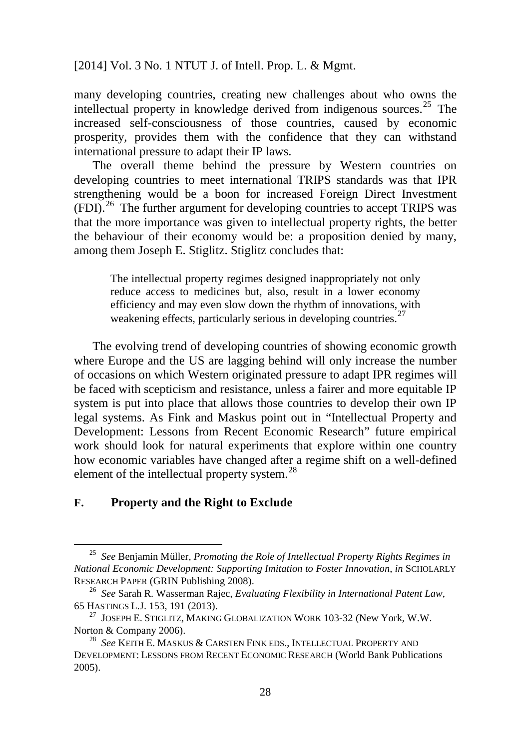many developing countries, creating new challenges about who owns the intellectual property in knowledge derived from indigenous sources.[25] The increased self-consciousness of those countries, caused by economic prosperity, provides them with the confidence that they can withstand international pressure to adapt their IP laws.

The overall theme behind the pressure by Western countries on developing countries to meet international TRIPS standards was that IPR strengthening would be a boon for increased Foreign Direct Investment (FDI).[26] The further argument for developing countries to accept TRIPS was that the more importance was given to intellectual property rights, the better the behaviour of their economy would be: a proposition denied by many, among them Joseph E. Stiglitz. Stiglitz concludes that:

> The intellectual property regimes designed inappropriately not only reduce access to medicines but, also, result in a lower economy efficiency and may even slow down the rhythm of innovations, with weakening effects, particularly serious in developing countries.[27]

The evolving trend of developing countries of showing economic growth where Europe and the US are lagging behind will only increase the number of occasions on which Western originated pressure to adapt IPR regimes will be faced with scepticism and resistance, unless a fairer and more equitable IP system is put into place that allows those countries to develop their own IP legal systems. As Fink and Maskus point out in "Intellectual Property and Development: Lessons from Recent Economic Research" future empirical work should look for natural experiments that explore within one country how economic variables have changed after a regime shift on a well-defined element of the intellectual property system.[28]

## F. Property and the Right to Exclude

---

[25] *See* Benjamin Müller, *Promoting the Role of Intellectual Property Rights Regimes in National Economic Development: Supporting Imitation to Foster Innovation*, *in* SCHOLARLY RESEARCH PAPER (GRIN Publishing 2008).

[26] *See* Sarah R. Wasserman Rajec, *Evaluating Flexibility in International Patent Law*, 65 HASTINGS L.J. 153, 191 (2013).

[27] JOSEPH E. STIGLITZ, MAKING GLOBALIZATION WORK 103-32 (New York, W.W. Norton & Company 2006).

[28] *See* KEITH E. MASKUS & CARSTEN FINK EDS., INTELLECTUAL PROPERTY AND DEVELOPMENT: LESSONS FROM RECENT ECONOMIC RESEARCH (World Bank Publications 2005).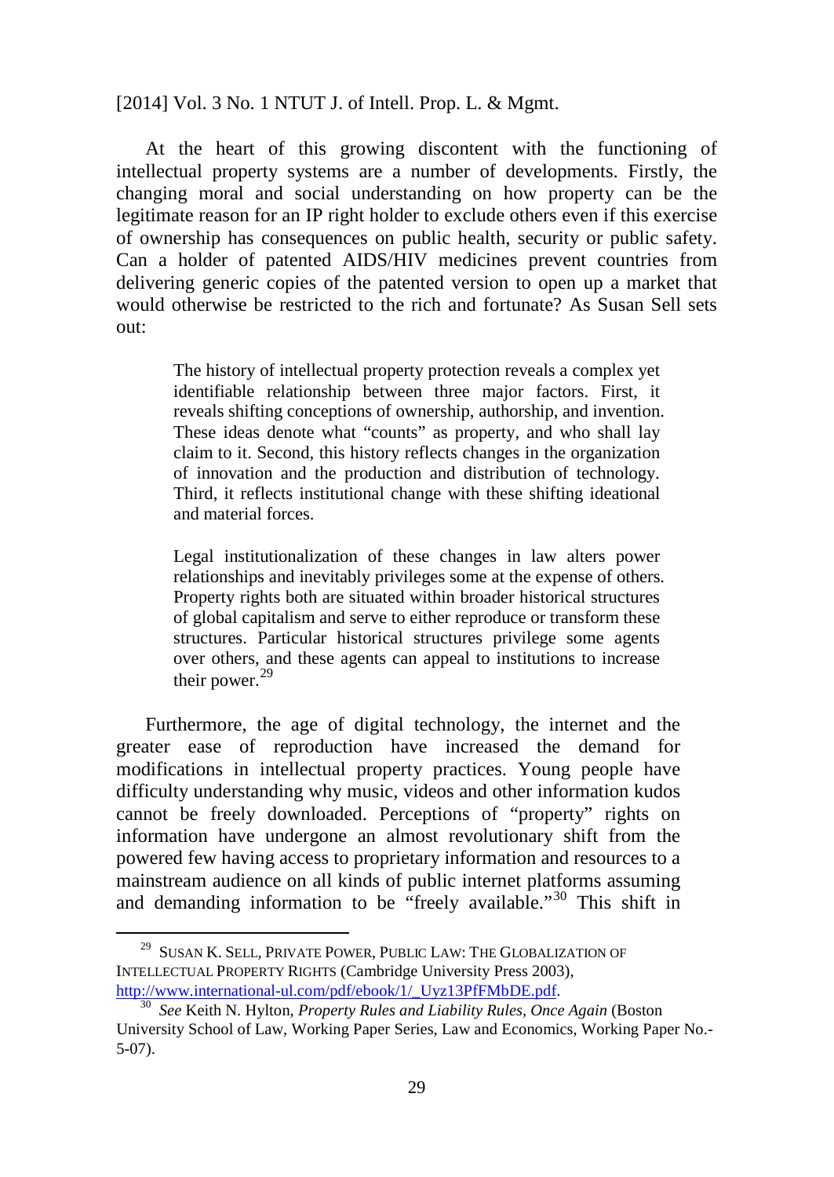At the heart of this growing discontent with the functioning of intellectual property systems are a number of developments. Firstly, the changing moral and social understanding on how property can be the legitimate reason for an IP right holder to exclude others even if this exercise of ownership has consequences on public health, security or public safety. Can a holder of patented AIDS/HIV medicines prevent countries from delivering generic copies of the patented version to open up a market that would otherwise be restricted to the rich and fortunate? As Susan Sell sets out:

> The history of intellectual property protection reveals a complex yet identifiable relationship between three major factors. First, it reveals shifting conceptions of ownership, authorship, and invention. These ideas denote what "counts" as property, and who shall lay claim to it. Second, this history reflects changes in the organization of innovation and the production and distribution of technology. Third, it reflects institutional change with these shifting ideational and material forces.
>
> Legal institutionalization of these changes in law alters power relationships and inevitably privileges some at the expense of others. Property rights both are situated within broader historical structures of global capitalism and serve to either reproduce or transform these structures. Particular historical structures privilege some agents over others, and these agents can appeal to institutions to increase their power.[29]

Furthermore, the age of digital technology, the internet and the greater ease of reproduction have increased the demand for modifications in intellectual property practices. Young people have difficulty understanding why music, videos and other information kudos cannot be freely downloaded. Perceptions of "property" rights on information have undergone an almost revolutionary shift from the powered few having access to proprietary information and resources to a mainstream audience on all kinds of public internet platforms assuming and demanding information to be "freely available."[30] This shift in

---

[29] SUSAN K. SELL, PRIVATE POWER, PUBLIC LAW: THE GLOBALIZATION OF INTELLECTUAL PROPERTY RIGHTS (Cambridge University Press 2003), http://www.international-ul.com/pdf/ebook/1/_Uyz13PfFMbDE.pdf.

[30] *See* Keith N. Hylton, *Property Rules and Liability Rules, Once Again* (Boston University School of Law, Working Paper Series, Law and Economics, Working Paper No.-5-07).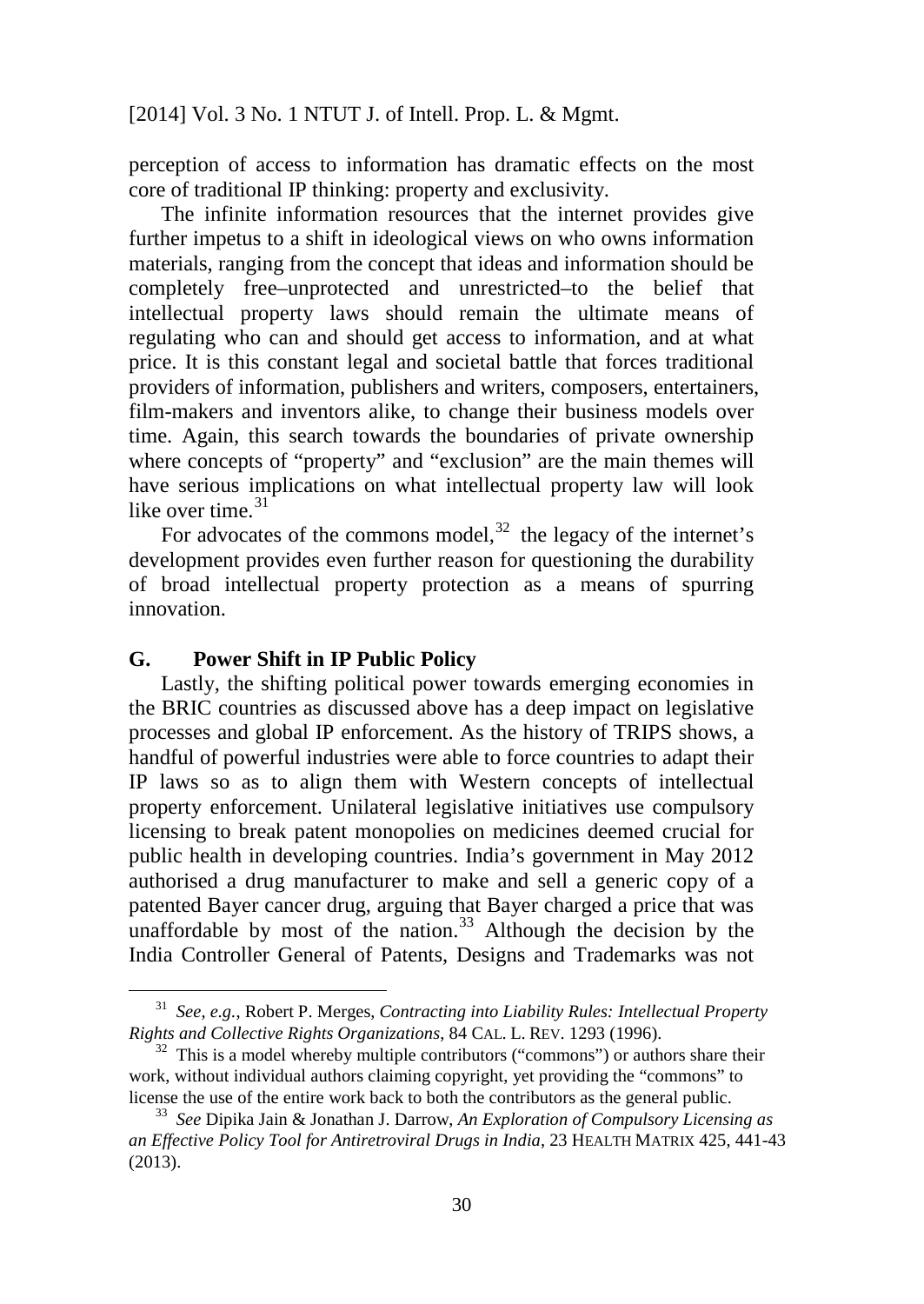perception of access to information has dramatic effects on the most core of traditional IP thinking: property and exclusivity.

The infinite information resources that the internet provides give further impetus to a shift in ideological views on who owns information materials, ranging from the concept that ideas and information should be completely free–unprotected and unrestricted–to the belief that intellectual property laws should remain the ultimate means of regulating who can and should get access to information, and at what price. It is this constant legal and societal battle that forces traditional providers of information, publishers and writers, composers, entertainers, film-makers and inventors alike, to change their business models over time. Again, this search towards the boundaries of private ownership where concepts of "property" and "exclusion" are the main themes will have serious implications on what intellectual property law will look like over time.[31]

For advocates of the commons model,[32] the legacy of the internet's development provides even further reason for questioning the durability of broad intellectual property protection as a means of spurring innovation.

## G. Power Shift in IP Public Policy

Lastly, the shifting political power towards emerging economies in the BRIC countries as discussed above has a deep impact on legislative processes and global IP enforcement. As the history of TRIPS shows, a handful of powerful industries were able to force countries to adapt their IP laws so as to align them with Western concepts of intellectual property enforcement. Unilateral legislative initiatives use compulsory licensing to break patent monopolies on medicines deemed crucial for public health in developing countries. India's government in May 2012 authorised a drug manufacturer to make and sell a generic copy of a patented Bayer cancer drug, arguing that Bayer charged a price that was unaffordable by most of the nation.[33] Although the decision by the India Controller General of Patents, Designs and Trademarks was not

---

[31] *See, e.g.*, Robert P. Merges, *Contracting into Liability Rules: Intellectual Property Rights and Collective Rights Organizations*, 84 CAL. L. REV. 1293 (1996).

[32] This is a model whereby multiple contributors ("commons") or authors share their work, without individual authors claiming copyright, yet providing the "commons" to license the use of the entire work back to both the contributors as the general public.

[33] *See* Dipika Jain & Jonathan J. Darrow, *An Exploration of Compulsory Licensing as an Effective Policy Tool for Antiretroviral Drugs in India*, 23 HEALTH MATRIX 425, 441-43 (2013).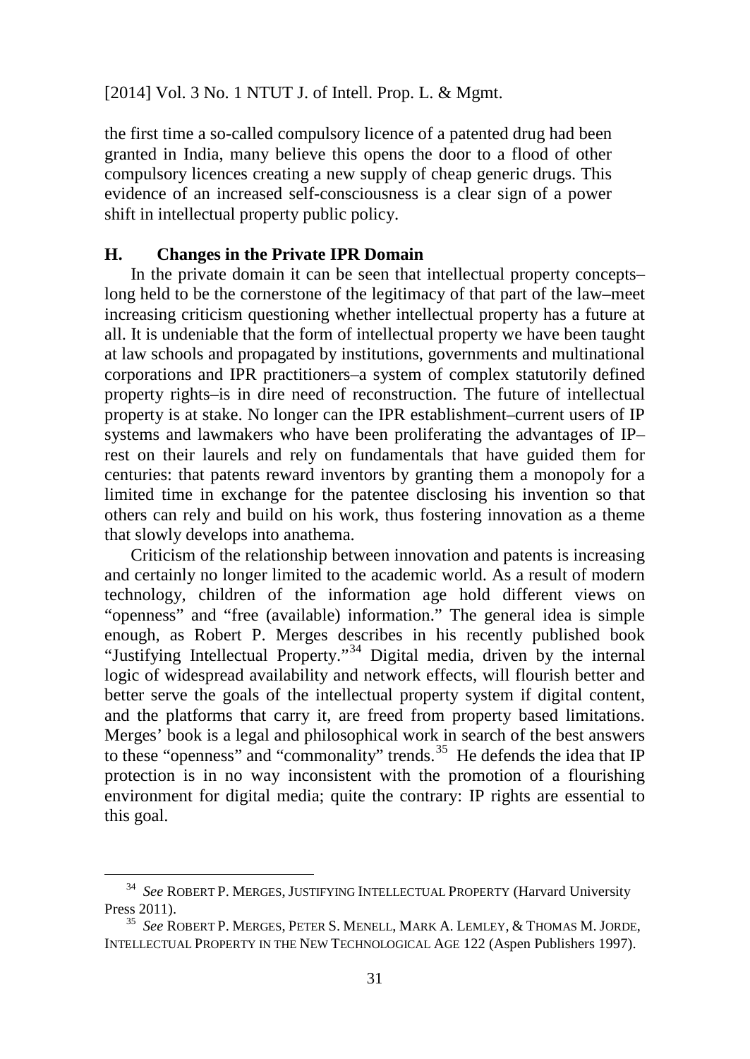the first time a so-called compulsory licence of a patented drug had been granted in India, many believe this opens the door to a flood of other compulsory licences creating a new supply of cheap generic drugs. This evidence of an increased self-consciousness is a clear sign of a power shift in intellectual property public policy.

### H. Changes in the Private IPR Domain

In the private domain it can be seen that intellectual property concepts–long held to be the cornerstone of the legitimacy of that part of the law–meet increasing criticism questioning whether intellectual property has a future at all. It is undeniable that the form of intellectual property we have been taught at law schools and propagated by institutions, governments and multinational corporations and IPR practitioners–a system of complex statutorily defined property rights–is in dire need of reconstruction. The future of intellectual property is at stake. No longer can the IPR establishment–current users of IP systems and lawmakers who have been proliferating the advantages of IP–rest on their laurels and rely on fundamentals that have guided them for centuries: that patents reward inventors by granting them a monopoly for a limited time in exchange for the patentee disclosing his invention so that others can rely and build on his work, thus fostering innovation as a theme that slowly develops into anathema.

Criticism of the relationship between innovation and patents is increasing and certainly no longer limited to the academic world. As a result of modern technology, children of the information age hold different views on "openness" and "free (available) information." The general idea is simple enough, as Robert P. Merges describes in his recently published book "Justifying Intellectual Property."[34] Digital media, driven by the internal logic of widespread availability and network effects, will flourish better and better serve the goals of the intellectual property system if digital content, and the platforms that carry it, are freed from property based limitations. Merges' book is a legal and philosophical work in search of the best answers to these "openness" and "commonality" trends.[35] He defends the idea that IP protection is in no way inconsistent with the promotion of a flourishing environment for digital media; quite the contrary: IP rights are essential to this goal.

---

[34] *See* ROBERT P. MERGES, JUSTIFYING INTELLECTUAL PROPERTY (Harvard University Press 2011).

[35] *See* ROBERT P. MERGES, PETER S. MENELL, MARK A. LEMLEY, & THOMAS M. JORDE, INTELLECTUAL PROPERTY IN THE NEW TECHNOLOGICAL AGE 122 (Aspen Publishers 1997).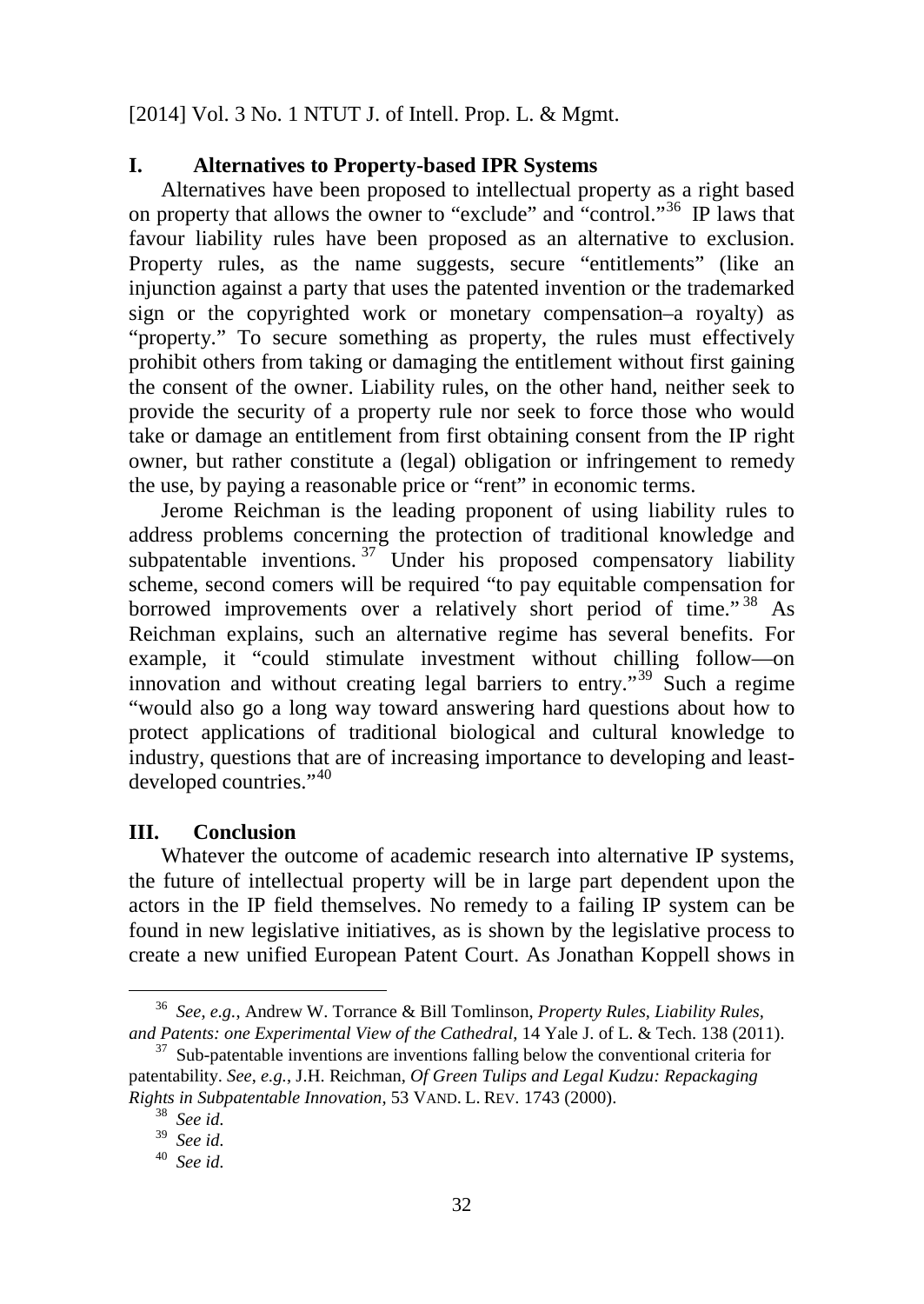## I. Alternatives to Property-based IPR Systems

Alternatives have been proposed to intellectual property as a right based on property that allows the owner to "exclude" and "control."[36] IP laws that favour liability rules have been proposed as an alternative to exclusion. Property rules, as the name suggests, secure "entitlements" (like an injunction against a party that uses the patented invention or the trademarked sign or the copyrighted work or monetary compensation–a royalty) as "property." To secure something as property, the rules must effectively prohibit others from taking or damaging the entitlement without first gaining the consent of the owner. Liability rules, on the other hand, neither seek to provide the security of a property rule nor seek to force those who would take or damage an entitlement from first obtaining consent from the IP right owner, but rather constitute a (legal) obligation or infringement to remedy the use, by paying a reasonable price or "rent" in economic terms.

Jerome Reichman is the leading proponent of using liability rules to address problems concerning the protection of traditional knowledge and subpatentable inventions.[37] Under his proposed compensatory liability scheme, second comers will be required "to pay equitable compensation for borrowed improvements over a relatively short period of time."[38] As Reichman explains, such an alternative regime has several benefits. For example, it "could stimulate investment without chilling follow—on innovation and without creating legal barriers to entry."[39] Such a regime "would also go a long way toward answering hard questions about how to protect applications of traditional biological and cultural knowledge to industry, questions that are of increasing importance to developing and least-developed countries."[40]

## III. Conclusion

Whatever the outcome of academic research into alternative IP systems, the future of intellectual property will be in large part dependent upon the actors in the IP field themselves. No remedy to a failing IP system can be found in new legislative initiatives, as is shown by the legislative process to create a new unified European Patent Court. As Jonathan Koppell shows in

---

[36] *See*, *e.g.*, Andrew W. Torrance & Bill Tomlinson, *Property Rules, Liability Rules, and Patents: one Experimental View of the Cathedral*, 14 Yale J. of L. & Tech. 138 (2011).

[37] Sub-patentable inventions are inventions falling below the conventional criteria for patentability. *See*, *e.g.*, J.H. Reichman, *Of Green Tulips and Legal Kudzu: Repackaging Rights in Subpatentable Innovation*, 53 VAND. L. REV. 1743 (2000).

[38] *See id.*

[39] *See id.*

[40] *See id.*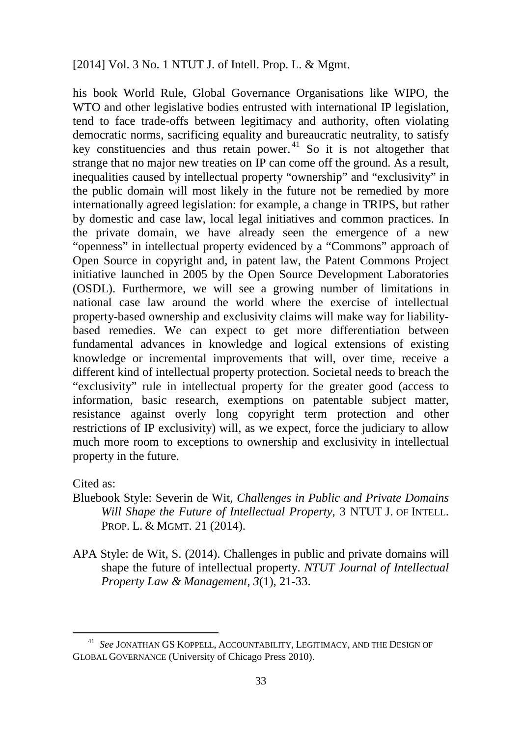his book World Rule, Global Governance Organisations like WIPO, the WTO and other legislative bodies entrusted with international IP legislation, tend to face trade-offs between legitimacy and authority, often violating democratic norms, sacrificing equality and bureaucratic neutrality, to satisfy key constituencies and thus retain power.[41] So it is not altogether that strange that no major new treaties on IP can come off the ground. As a result, inequalities caused by intellectual property "ownership" and "exclusivity" in the public domain will most likely in the future not be remedied by more internationally agreed legislation: for example, a change in TRIPS, but rather by domestic and case law, local legal initiatives and common practices. In the private domain, we have already seen the emergence of a new "openness" in intellectual property evidenced by a "Commons" approach of Open Source in copyright and, in patent law, the Patent Commons Project initiative launched in 2005 by the Open Source Development Laboratories (OSDL). Furthermore, we will see a growing number of limitations in national case law around the world where the exercise of intellectual property-based ownership and exclusivity claims will make way for liability-based remedies. We can expect to get more differentiation between fundamental advances in knowledge and logical extensions of existing knowledge or incremental improvements that will, over time, receive a different kind of intellectual property protection. Societal needs to breach the "exclusivity" rule in intellectual property for the greater good (access to information, basic research, exemptions on patentable subject matter, resistance against overly long copyright term protection and other restrictions of IP exclusivity) will, as we expect, force the judiciary to allow much more room to exceptions to ownership and exclusivity in intellectual property in the future.

Cited as:

Bluebook Style: Severin de Wit, *Challenges in Public and Private Domains Will Shape the Future of Intellectual Property*, 3 NTUT J. OF INTELL. PROP. L. & MGMT. 21 (2014).

APA Style: de Wit, S. (2014). Challenges in public and private domains will shape the future of intellectual property. *NTUT Journal of Intellectual Property Law & Management*, *3*(1), 21-33.

---

[41] *See* JONATHAN GS KOPPELL, ACCOUNTABILITY, LEGITIMACY, AND THE DESIGN OF GLOBAL GOVERNANCE (University of Chicago Press 2010).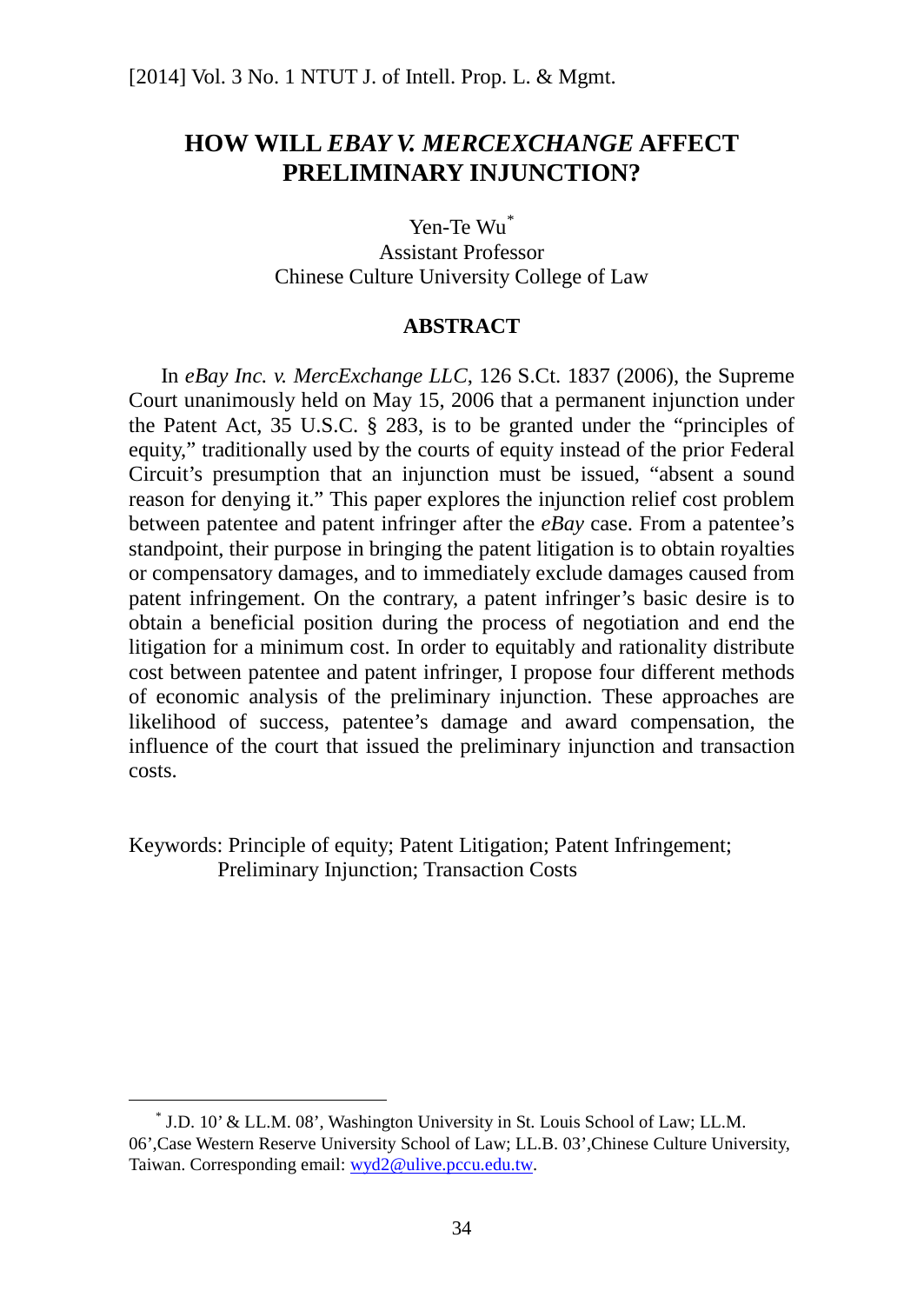# HOW WILL *EBAY V. MERCEXCHANGE* AFFECT PRELIMINARY INJUNCTION?

Yen-Te Wu*
Assistant Professor
Chinese Culture University College of Law

## ABSTRACT

In *eBay Inc. v. MercExchange LLC*, 126 S.Ct. 1837 (2006), the Supreme Court unanimously held on May 15, 2006 that a permanent injunction under the Patent Act, 35 U.S.C. § 283, is to be granted under the "principles of equity," traditionally used by the courts of equity instead of the prior Federal Circuit's presumption that an injunction must be issued, "absent a sound reason for denying it." This paper explores the injunction relief cost problem between patentee and patent infringer after the *eBay* case. From a patentee's standpoint, their purpose in bringing the patent litigation is to obtain royalties or compensatory damages, and to immediately exclude damages caused from patent infringement. On the contrary, a patent infringer's basic desire is to obtain a beneficial position during the process of negotiation and end the litigation for a minimum cost. In order to equitably and rationality distribute cost between patentee and patent infringer, I propose four different methods of economic analysis of the preliminary injunction. These approaches are likelihood of success, patentee's damage and award compensation, the influence of the court that issued the preliminary injunction and transaction costs.

Keywords: Principle of equity; Patent Litigation; Patent Infringement; Preliminary Injunction; Transaction Costs

---

* J.D. 10' & LL.M. 08', Washington University in St. Louis School of Law; LL.M. 06',Case Western Reserve University School of Law; LL.B. 03',Chinese Culture University, Taiwan. Corresponding email: wyd2@ulive.pccu.edu.tw.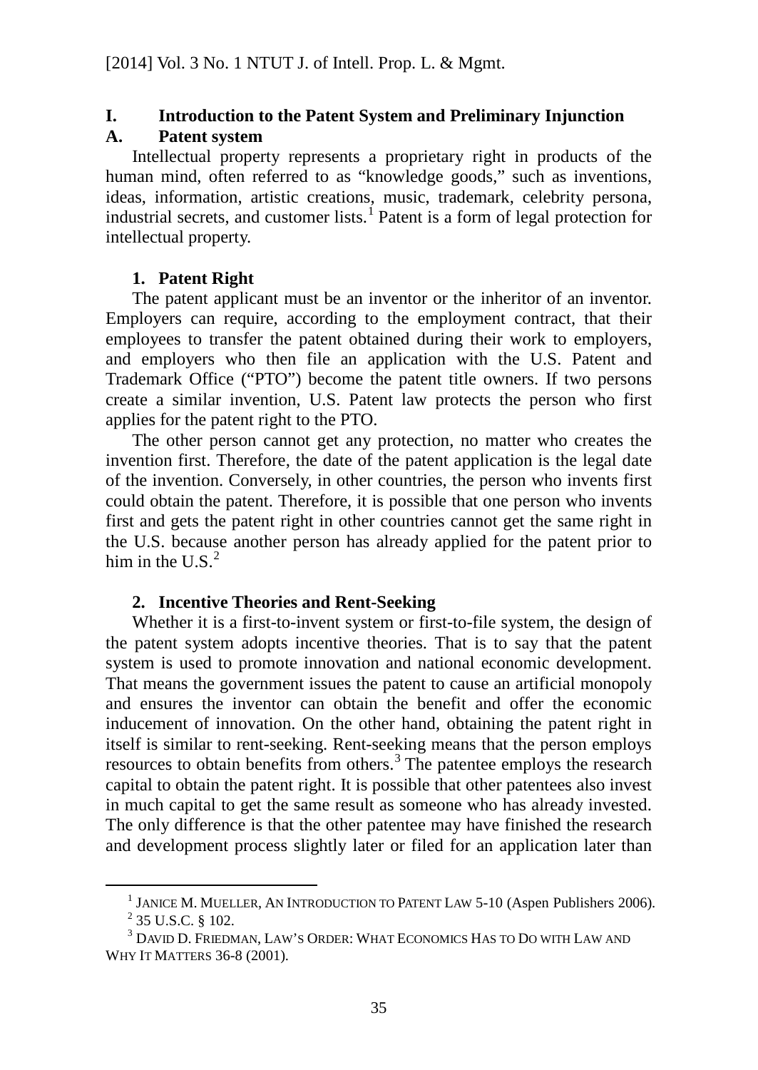# I. Introduction to the Patent System and Preliminary Injunction

## A. Patent system

Intellectual property represents a proprietary right in products of the human mind, often referred to as "knowledge goods," such as inventions, ideas, information, artistic creations, music, trademark, celebrity persona, industrial secrets, and customer lists.[1] Patent is a form of legal protection for intellectual property.

### 1. Patent Right

The patent applicant must be an inventor or the inheritor of an inventor. Employers can require, according to the employment contract, that their employees to transfer the patent obtained during their work to employers, and employers who then file an application with the U.S. Patent and Trademark Office ("PTO") become the patent title owners. If two persons create a similar invention, U.S. Patent law protects the person who first applies for the patent right to the PTO.

The other person cannot get any protection, no matter who creates the invention first. Therefore, the date of the patent application is the legal date of the invention. Conversely, in other countries, the person who invents first could obtain the patent. Therefore, it is possible that one person who invents first and gets the patent right in other countries cannot get the same right in the U.S. because another person has already applied for the patent prior to him in the U.S.[2]

### 2. Incentive Theories and Rent-Seeking

Whether it is a first-to-invent system or first-to-file system, the design of the patent system adopts incentive theories. That is to say that the patent system is used to promote innovation and national economic development. That means the government issues the patent to cause an artificial monopoly and ensures the inventor can obtain the benefit and offer the economic inducement of innovation. On the other hand, obtaining the patent right in itself is similar to rent-seeking. Rent-seeking means that the person employs resources to obtain benefits from others.[3] The patentee employs the research capital to obtain the patent right. It is possible that other patentees also invest in much capital to get the same result as someone who has already invested. The only difference is that the other patentee may have finished the research and development process slightly later or filed for an application later than

---

[1] JANICE M. MUELLER, AN INTRODUCTION TO PATENT LAW 5-10 (Aspen Publishers 2006).

[2] 35 U.S.C. § 102.

[3] DAVID D. FRIEDMAN, LAW'S ORDER: WHAT ECONOMICS HAS TO DO WITH LAW AND WHY IT MATTERS 36-8 (2001).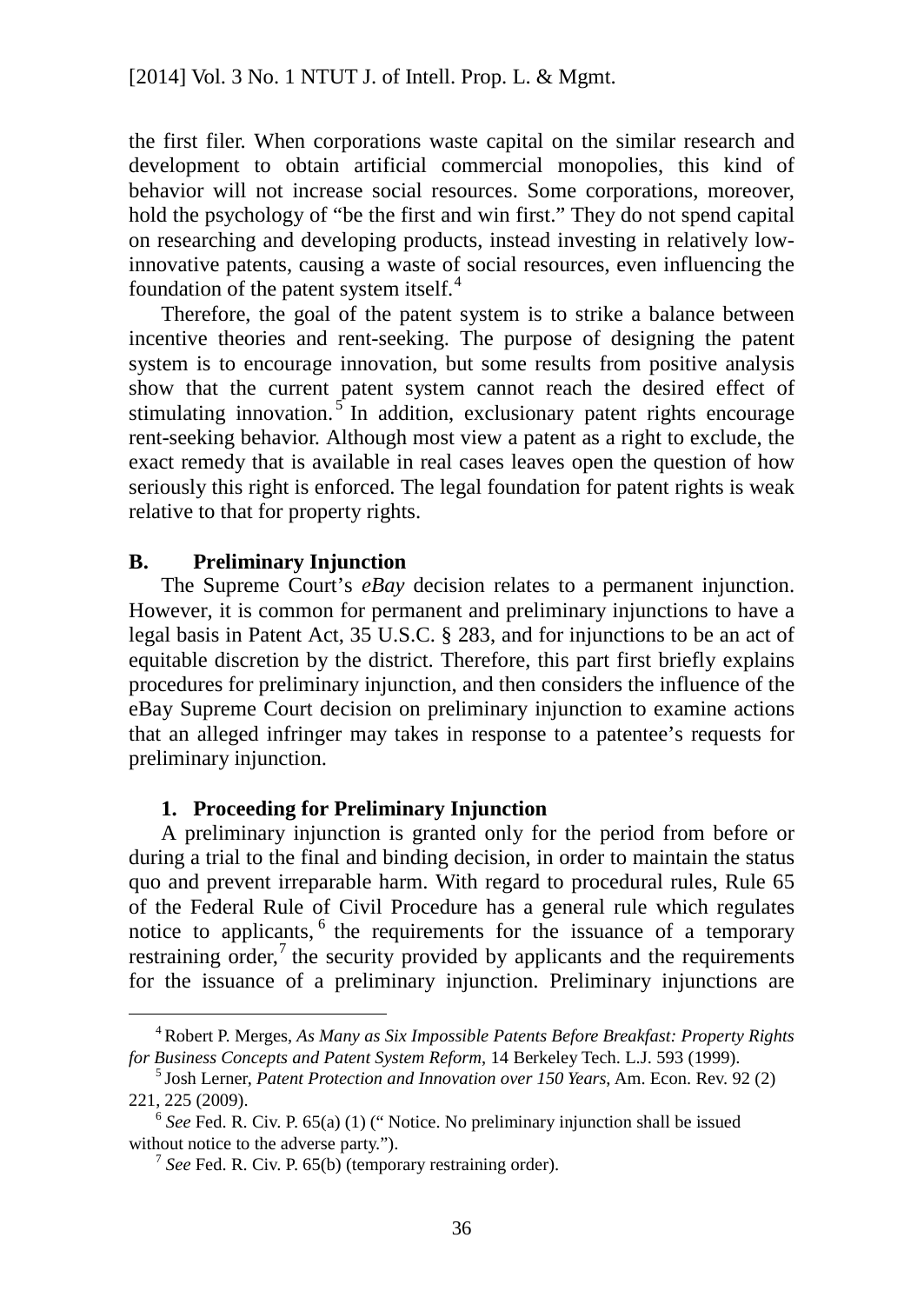the first filer. When corporations waste capital on the similar research and development to obtain artificial commercial monopolies, this kind of behavior will not increase social resources. Some corporations, moreover, hold the psychology of "be the first and win first." They do not spend capital on researching and developing products, instead investing in relatively low-innovative patents, causing a waste of social resources, even influencing the foundation of the patent system itself.[4]

Therefore, the goal of the patent system is to strike a balance between incentive theories and rent-seeking. The purpose of designing the patent system is to encourage innovation, but some results from positive analysis show that the current patent system cannot reach the desired effect of stimulating innovation.[5] In addition, exclusionary patent rights encourage rent-seeking behavior. Although most view a patent as a right to exclude, the exact remedy that is available in real cases leaves open the question of how seriously this right is enforced. The legal foundation for patent rights is weak relative to that for property rights.

## B. Preliminary Injunction

The Supreme Court's *eBay* decision relates to a permanent injunction. However, it is common for permanent and preliminary injunctions to have a legal basis in Patent Act, 35 U.S.C. § 283, and for injunctions to be an act of equitable discretion by the district. Therefore, this part first briefly explains procedures for preliminary injunction, and then considers the influence of the eBay Supreme Court decision on preliminary injunction to examine actions that an alleged infringer may takes in response to a patentee's requests for preliminary injunction.

### 1. Proceeding for Preliminary Injunction

A preliminary injunction is granted only for the period from before or during a trial to the final and binding decision, in order to maintain the status quo and prevent irreparable harm. With regard to procedural rules, Rule 65 of the Federal Rule of Civil Procedure has a general rule which regulates notice to applicants,[6] the requirements for the issuance of a temporary restraining order,[7] the security provided by applicants and the requirements for the issuance of a preliminary injunction. Preliminary injunctions are

---

[4] Robert P. Merges, *As Many as Six Impossible Patents Before Breakfast: Property Rights for Business Concepts and Patent System Reform*, 14 Berkeley Tech. L.J. 593 (1999).

[5] Josh Lerner, *Patent Protection and Innovation over 150 Years*, Am. Econ. Rev. 92 (2) 221, 225 (2009).

[6] *See* Fed. R. Civ. P. 65(a) (1) (" Notice. No preliminary injunction shall be issued without notice to the adverse party.").

[7] *See* Fed. R. Civ. P. 65(b) (temporary restraining order).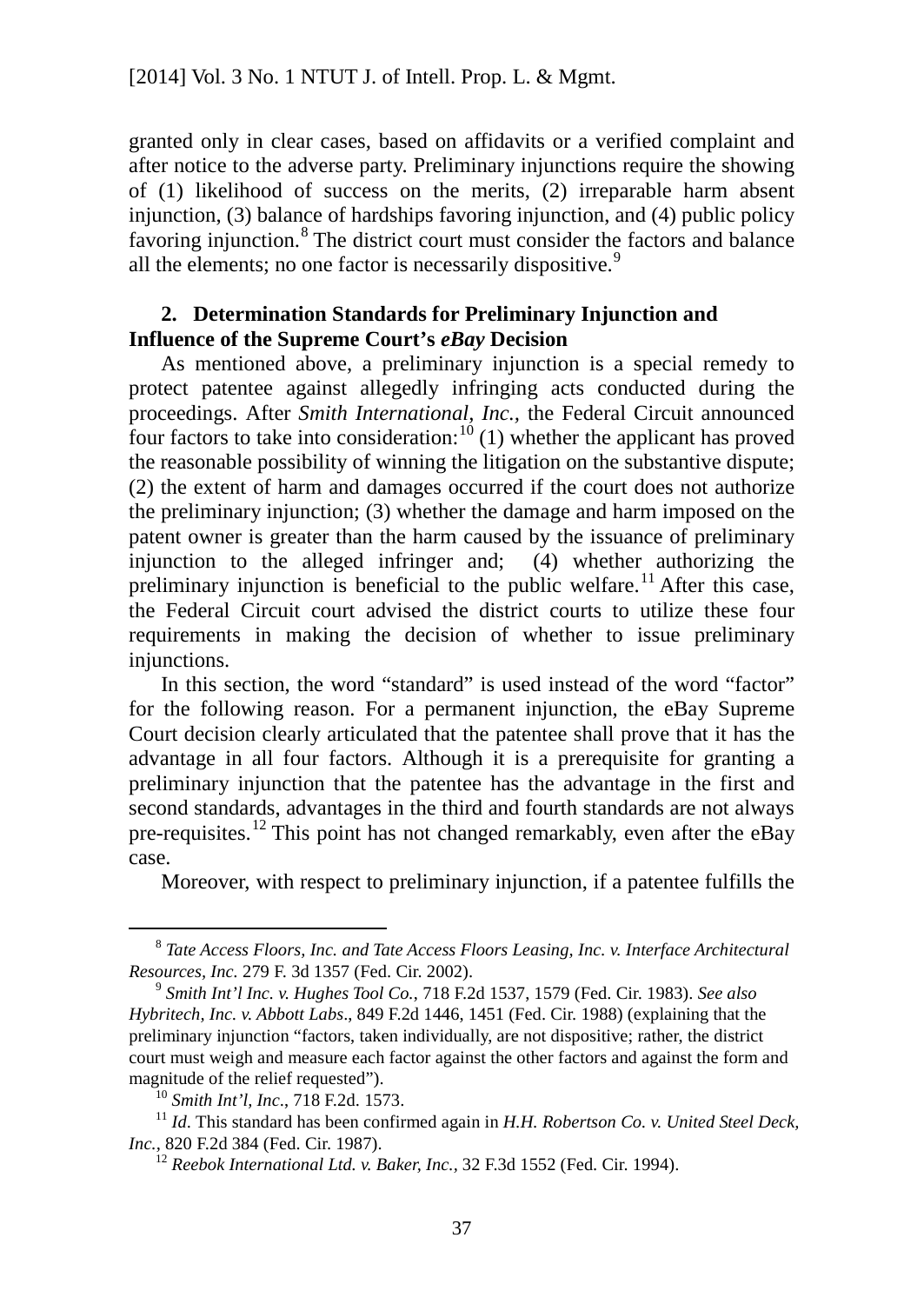granted only in clear cases, based on affidavits or a verified complaint and after notice to the adverse party. Preliminary injunctions require the showing of (1) likelihood of success on the merits, (2) irreparable harm absent injunction, (3) balance of hardships favoring injunction, and (4) public policy favoring injunction.[8] The district court must consider the factors and balance all the elements; no one factor is necessarily dispositive.[9]

### 2. Determination Standards for Preliminary Injunction and Influence of the Supreme Court's *eBay* Decision

As mentioned above, a preliminary injunction is a special remedy to protect patentee against allegedly infringing acts conducted during the proceedings. After *Smith International, Inc.*, the Federal Circuit announced four factors to take into consideration:[10] (1) whether the applicant has proved the reasonable possibility of winning the litigation on the substantive dispute; (2) the extent of harm and damages occurred if the court does not authorize the preliminary injunction; (3) whether the damage and harm imposed on the patent owner is greater than the harm caused by the issuance of preliminary injunction to the alleged infringer and; (4) whether authorizing the preliminary injunction is beneficial to the public welfare.[11] After this case, the Federal Circuit court advised the district courts to utilize these four requirements in making the decision of whether to issue preliminary injunctions.

In this section, the word "standard" is used instead of the word "factor" for the following reason. For a permanent injunction, the eBay Supreme Court decision clearly articulated that the patentee shall prove that it has the advantage in all four factors. Although it is a prerequisite for granting a preliminary injunction that the patentee has the advantage in the first and second standards, advantages in the third and fourth standards are not always pre-requisites.[12] This point has not changed remarkably, even after the eBay case.

Moreover, with respect to preliminary injunction, if a patentee fulfills the

---

[8] *Tate Access Floors, Inc. and Tate Access Floors Leasing, Inc. v. Interface Architectural Resources, Inc.* 279 F. 3d 1357 (Fed. Cir. 2002).

[9] *Smith Int'l Inc. v. Hughes Tool Co.*, 718 F.2d 1537, 1579 (Fed. Cir. 1983). *See also Hybritech, Inc. v. Abbott Labs*., 849 F.2d 1446, 1451 (Fed. Cir. 1988) (explaining that the preliminary injunction "factors, taken individually, are not dispositive; rather, the district court must weigh and measure each factor against the other factors and against the form and magnitude of the relief requested").

[10] *Smith Int'l, Inc*., 718 F.2d. 1573.

[11] *Id*. This standard has been confirmed again in *H.H. Robertson Co. v. United Steel Deck, Inc.*, 820 F.2d 384 (Fed. Cir. 1987).

[12] *Reebok International Ltd. v. Baker, Inc.*, 32 F.3d 1552 (Fed. Cir. 1994).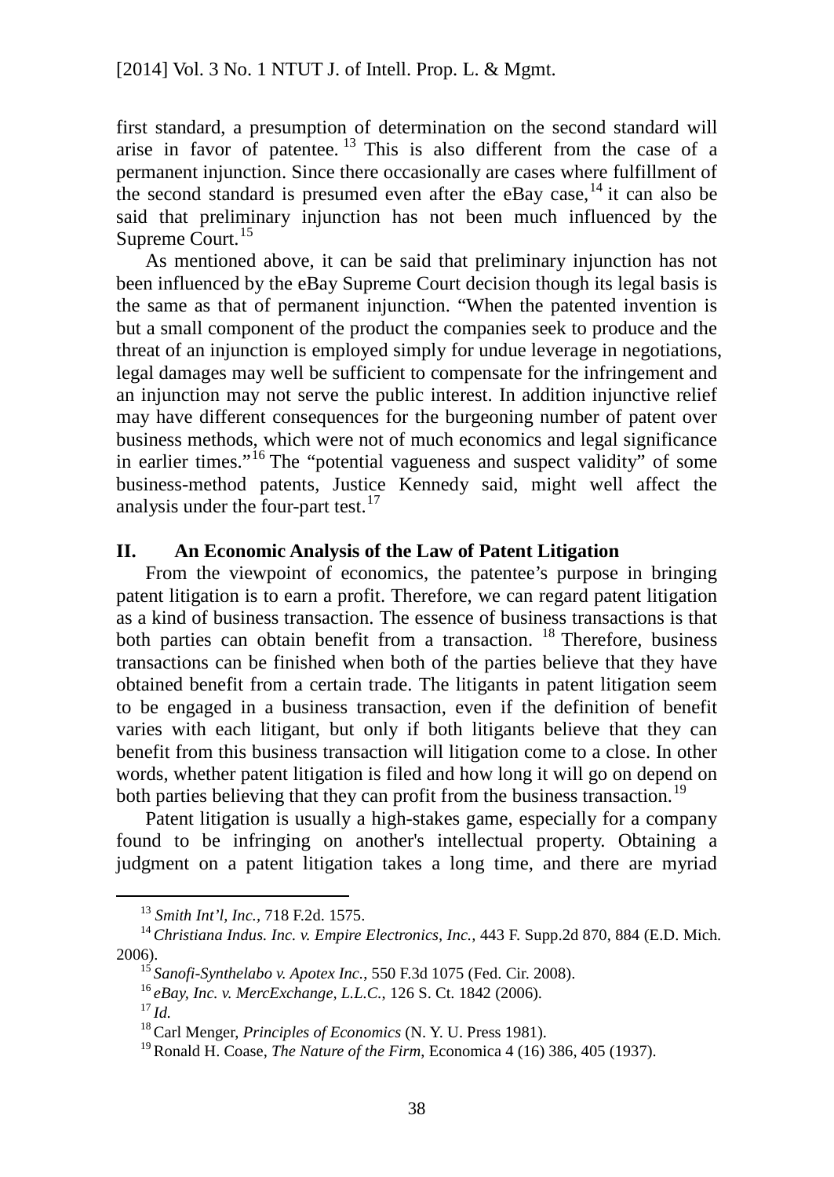first standard, a presumption of determination on the second standard will arise in favor of patentee. [13] This is also different from the case of a permanent injunction. Since there occasionally are cases where fulfillment of the second standard is presumed even after the eBay case,[14] it can also be said that preliminary injunction has not been much influenced by the Supreme Court.[15]

As mentioned above, it can be said that preliminary injunction has not been influenced by the eBay Supreme Court decision though its legal basis is the same as that of permanent injunction. "When the patented invention is but a small component of the product the companies seek to produce and the threat of an injunction is employed simply for undue leverage in negotiations, legal damages may well be sufficient to compensate for the infringement and an injunction may not serve the public interest. In addition injunctive relief may have different consequences for the burgeoning number of patent over business methods, which were not of much economics and legal significance in earlier times."[16] The "potential vagueness and suspect validity" of some business-method patents, Justice Kennedy said, might well affect the analysis under the four-part test.[17]

## II. An Economic Analysis of the Law of Patent Litigation

From the viewpoint of economics, the patentee's purpose in bringing patent litigation is to earn a profit. Therefore, we can regard patent litigation as a kind of business transaction. The essence of business transactions is that both parties can obtain benefit from a transaction. [18] Therefore, business transactions can be finished when both of the parties believe that they have obtained benefit from a certain trade. The litigants in patent litigation seem to be engaged in a business transaction, even if the definition of benefit varies with each litigant, but only if both litigants believe that they can benefit from this business transaction will litigation come to a close. In other words, whether patent litigation is filed and how long it will go on depend on both parties believing that they can profit from the business transaction.[19]

Patent litigation is usually a high-stakes game, especially for a company found to be infringing on another's intellectual property. Obtaining a judgment on a patent litigation takes a long time, and there are myriad

---

[13] *Smith Int'l, Inc.*, 718 F.2d. 1575.

[14] *Christiana Indus. Inc. v. Empire Electronics, Inc.*, 443 F. Supp.2d 870, 884 (E.D. Mich. 2006).

[15] *Sanofi-Synthelabo v. Apotex Inc.*, 550 F.3d 1075 (Fed. Cir. 2008).

[16] *eBay, Inc. v. MercExchange, L.L.C.*, 126 S. Ct. 1842 (2006).

[17] *Id.*

[18] Carl Menger, *Principles of Economics* (N. Y. U. Press 1981).

[19] Ronald H. Coase, *The Nature of the Firm*, Economica 4 (16) 386, 405 (1937).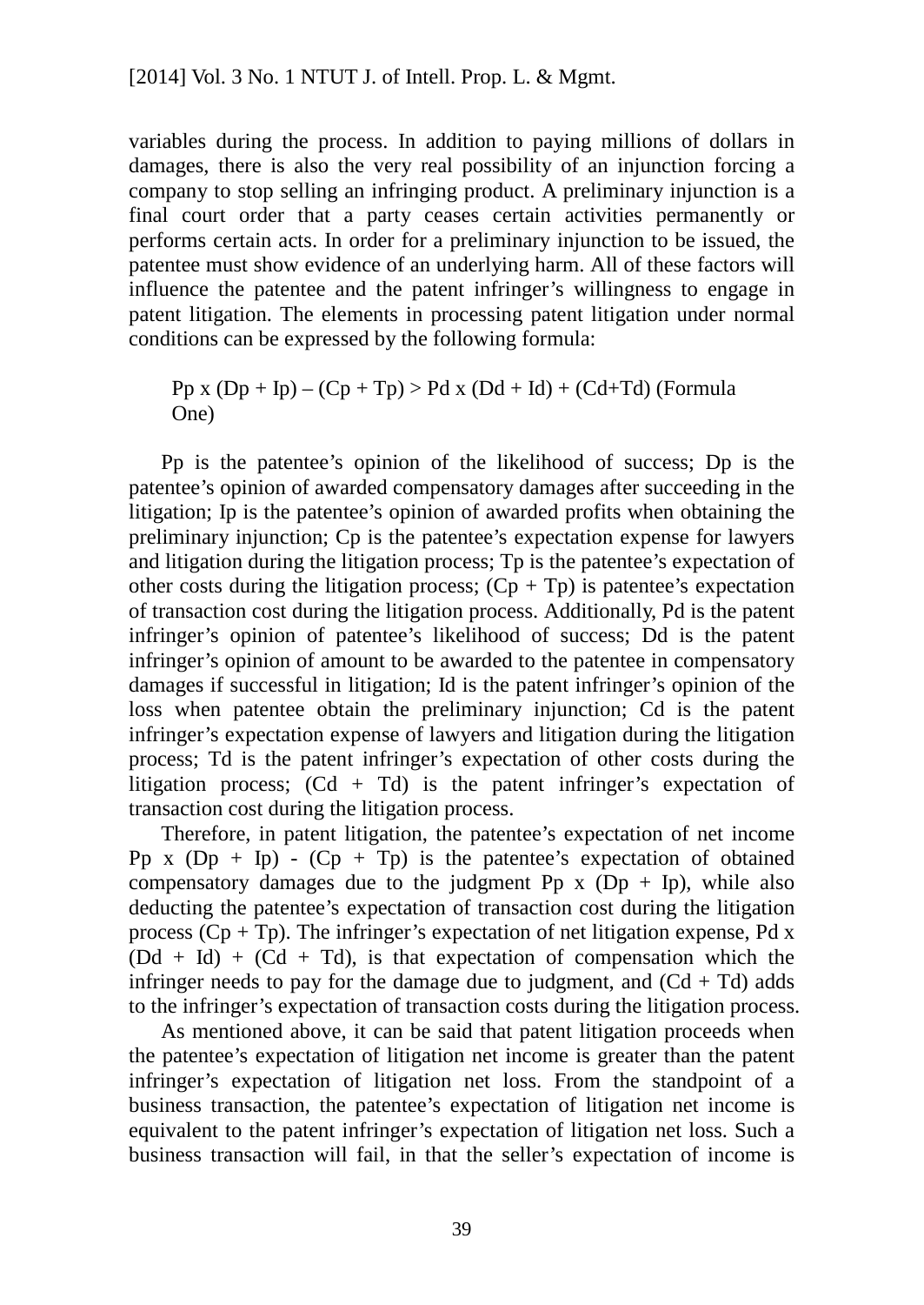variables during the process. In addition to paying millions of dollars in damages, there is also the very real possibility of an injunction forcing a company to stop selling an infringing product. A preliminary injunction is a final court order that a party ceases certain activities permanently or performs certain acts. In order for a preliminary injunction to be issued, the patentee must show evidence of an underlying harm. All of these factors will influence the patentee and the patent infringer's willingness to engage in patent litigation. The elements in processing patent litigation under normal conditions can be expressed by the following formula:

$$Pp \times (Dp + Ip) - (Cp + Tp) > Pd \times (Dd + Id) + (Cd + Td) \quad \text{(Formula One)}$$

Pp is the patentee's opinion of the likelihood of success; Dp is the patentee's opinion of awarded compensatory damages after succeeding in the litigation; Ip is the patentee's opinion of awarded profits when obtaining the preliminary injunction; Cp is the patentee's expectation expense for lawyers and litigation during the litigation process; Tp is the patentee's expectation of other costs during the litigation process; $(Cp + Tp)$ is patentee's expectation of transaction cost during the litigation process. Additionally, Pd is the patent infringer's opinion of patentee's likelihood of success; Dd is the patent infringer's opinion of amount to be awarded to the patentee in compensatory damages if successful in litigation; Id is the patent infringer's opinion of the loss when patentee obtain the preliminary injunction; Cd is the patent infringer's expectation expense of lawyers and litigation during the litigation process; Td is the patent infringer's expectation of other costs during the litigation process; $(Cd + Td)$ is the patent infringer's expectation of transaction cost during the litigation process.

Therefore, in patent litigation, the patentee's expectation of net income $Pp \times (Dp + Ip) - (Cp + Tp)$ is the patentee's expectation of obtained compensatory damages due to the judgment $Pp \times (Dp + Ip)$, while also deducting the patentee's expectation of transaction cost during the litigation process $(Cp + Tp)$. The infringer's expectation of net litigation expense, $Pd \times (Dd + Id) + (Cd + Td)$, is that expectation of compensation which the infringer needs to pay for the damage due to judgment, and $(Cd + Td)$ adds to the infringer's expectation of transaction costs during the litigation process.

As mentioned above, it can be said that patent litigation proceeds when the patentee's expectation of litigation net income is greater than the patent infringer's expectation of litigation net loss. From the standpoint of a business transaction, the patentee's expectation of litigation net income is equivalent to the patent infringer's expectation of litigation net loss. Such a business transaction will fail, in that the seller's expectation of income is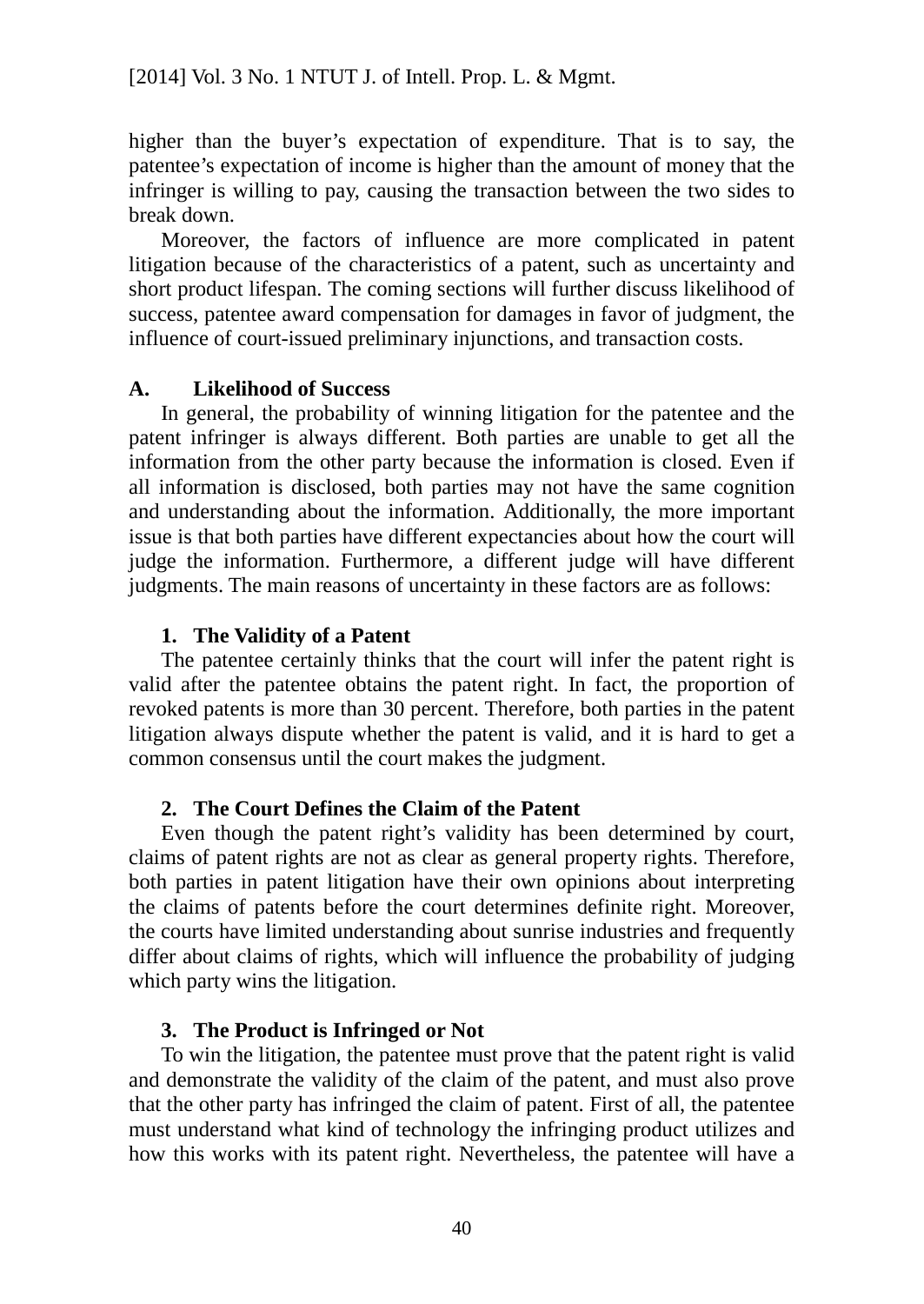higher than the buyer's expectation of expenditure. That is to say, the patentee's expectation of income is higher than the amount of money that the infringer is willing to pay, causing the transaction between the two sides to break down.

Moreover, the factors of influence are more complicated in patent litigation because of the characteristics of a patent, such as uncertainty and short product lifespan. The coming sections will further discuss likelihood of success, patentee award compensation for damages in favor of judgment, the influence of court-issued preliminary injunctions, and transaction costs.

### A. Likelihood of Success

In general, the probability of winning litigation for the patentee and the patent infringer is always different. Both parties are unable to get all the information from the other party because the information is closed. Even if all information is disclosed, both parties may not have the same cognition and understanding about the information. Additionally, the more important issue is that both parties have different expectancies about how the court will judge the information. Furthermore, a different judge will have different judgments. The main reasons of uncertainty in these factors are as follows:

#### 1. The Validity of a Patent

The patentee certainly thinks that the court will infer the patent right is valid after the patentee obtains the patent right. In fact, the proportion of revoked patents is more than 30 percent. Therefore, both parties in the patent litigation always dispute whether the patent is valid, and it is hard to get a common consensus until the court makes the judgment.

#### 2. The Court Defines the Claim of the Patent

Even though the patent right's validity has been determined by court, claims of patent rights are not as clear as general property rights. Therefore, both parties in patent litigation have their own opinions about interpreting the claims of patents before the court determines definite right. Moreover, the courts have limited understanding about sunrise industries and frequently differ about claims of rights, which will influence the probability of judging which party wins the litigation.

#### 3. The Product is Infringed or Not

To win the litigation, the patentee must prove that the patent right is valid and demonstrate the validity of the claim of the patent, and must also prove that the other party has infringed the claim of patent. First of all, the patentee must understand what kind of technology the infringing product utilizes and how this works with its patent right. Nevertheless, the patentee will have a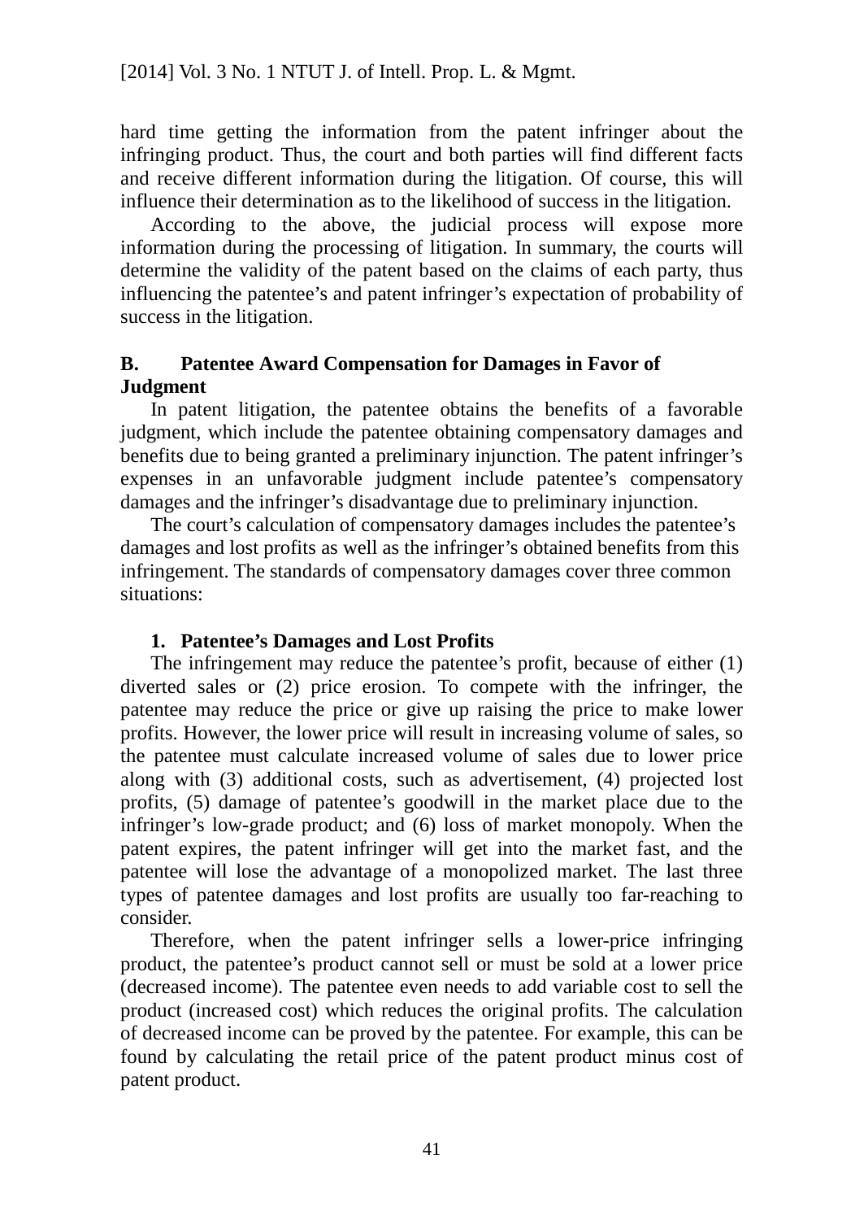hard time getting the information from the patent infringer about the infringing product. Thus, the court and both parties will find different facts and receive different information during the litigation. Of course, this will influence their determination as to the likelihood of success in the litigation.

According to the above, the judicial process will expose more information during the processing of litigation. In summary, the courts will determine the validity of the patent based on the claims of each party, thus influencing the patentee's and patent infringer's expectation of probability of success in the litigation.

### B. Patentee Award Compensation for Damages in Favor of Judgment

In patent litigation, the patentee obtains the benefits of a favorable judgment, which include the patentee obtaining compensatory damages and benefits due to being granted a preliminary injunction. The patent infringer's expenses in an unfavorable judgment include patentee's compensatory damages and the infringer's disadvantage due to preliminary injunction.

The court's calculation of compensatory damages includes the patentee's damages and lost profits as well as the infringer's obtained benefits from this infringement. The standards of compensatory damages cover three common situations:

#### 1. Patentee's Damages and Lost Profits

The infringement may reduce the patentee's profit, because of either (1) diverted sales or (2) price erosion. To compete with the infringer, the patentee may reduce the price or give up raising the price to make lower profits. However, the lower price will result in increasing volume of sales, so the patentee must calculate increased volume of sales due to lower price along with (3) additional costs, such as advertisement, (4) projected lost profits, (5) damage of patentee's goodwill in the market place due to the infringer's low-grade product; and (6) loss of market monopoly. When the patent expires, the patent infringer will get into the market fast, and the patentee will lose the advantage of a monopolized market. The last three types of patentee damages and lost profits are usually too far-reaching to consider.

Therefore, when the patent infringer sells a lower-price infringing product, the patentee's product cannot sell or must be sold at a lower price (decreased income). The patentee even needs to add variable cost to sell the product (increased cost) which reduces the original profits. The calculation of decreased income can be proved by the patentee. For example, this can be found by calculating the retail price of the patent product minus cost of patent product.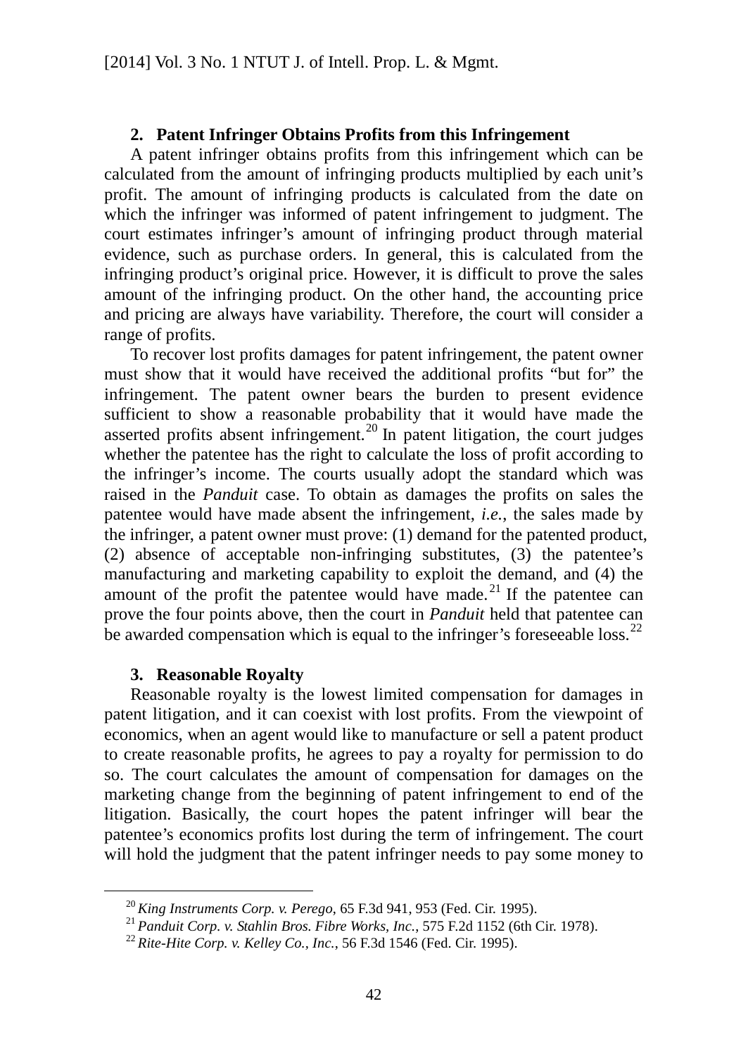### 2. Patent Infringer Obtains Profits from this Infringement

A patent infringer obtains profits from this infringement which can be calculated from the amount of infringing products multiplied by each unit's profit. The amount of infringing products is calculated from the date on which the infringer was informed of patent infringement to judgment. The court estimates infringer's amount of infringing product through material evidence, such as purchase orders. In general, this is calculated from the infringing product's original price. However, it is difficult to prove the sales amount of the infringing product. On the other hand, the accounting price and pricing are always have variability. Therefore, the court will consider a range of profits.

To recover lost profits damages for patent infringement, the patent owner must show that it would have received the additional profits "but for" the infringement. The patent owner bears the burden to present evidence sufficient to show a reasonable probability that it would have made the asserted profits absent infringement.[20] In patent litigation, the court judges whether the patentee has the right to calculate the loss of profit according to the infringer's income. The courts usually adopt the standard which was raised in the *Panduit* case. To obtain as damages the profits on sales the patentee would have made absent the infringement, *i.e.*, the sales made by the infringer, a patent owner must prove: (1) demand for the patented product, (2) absence of acceptable non-infringing substitutes, (3) the patentee's manufacturing and marketing capability to exploit the demand, and (4) the amount of the profit the patentee would have made.[21] If the patentee can prove the four points above, then the court in *Panduit* held that patentee can be awarded compensation which is equal to the infringer's foreseeable loss.[22]

### 3. Reasonable Royalty

Reasonable royalty is the lowest limited compensation for damages in patent litigation, and it can coexist with lost profits. From the viewpoint of economics, when an agent would like to manufacture or sell a patent product to create reasonable profits, he agrees to pay a royalty for permission to do so. The court calculates the amount of compensation for damages on the marketing change from the beginning of patent infringement to end of the litigation. Basically, the court hopes the patent infringer will bear the patentee's economics profits lost during the term of infringement. The court will hold the judgment that the patent infringer needs to pay some money to

---

[20] *King Instruments Corp. v. Perego*, 65 F.3d 941, 953 (Fed. Cir. 1995).

[21] *Panduit Corp. v. Stahlin Bros. Fibre Works, Inc.*, 575 F.2d 1152 (6th Cir. 1978).

[22] *Rite-Hite Corp. v. Kelley Co., Inc.*, 56 F.3d 1546 (Fed. Cir. 1995).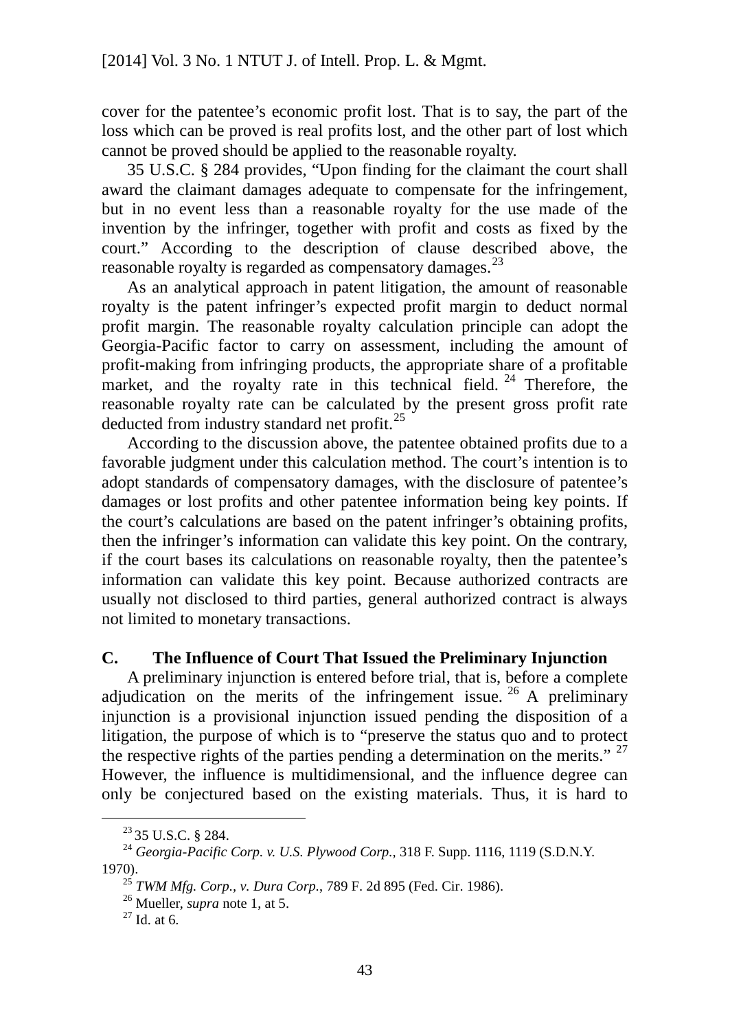cover for the patentee's economic profit lost. That is to say, the part of the loss which can be proved is real profits lost, and the other part of lost which cannot be proved should be applied to the reasonable royalty.

35 U.S.C. § 284 provides, "Upon finding for the claimant the court shall award the claimant damages adequate to compensate for the infringement, but in no event less than a reasonable royalty for the use made of the invention by the infringer, together with profit and costs as fixed by the court." According to the description of clause described above, the reasonable royalty is regarded as compensatory damages.[23]

As an analytical approach in patent litigation, the amount of reasonable royalty is the patent infringer's expected profit margin to deduct normal profit margin. The reasonable royalty calculation principle can adopt the Georgia-Pacific factor to carry on assessment, including the amount of profit-making from infringing products, the appropriate share of a profitable market, and the royalty rate in this technical field.[24] Therefore, the reasonable royalty rate can be calculated by the present gross profit rate deducted from industry standard net profit.[25]

According to the discussion above, the patentee obtained profits due to a favorable judgment under this calculation method. The court's intention is to adopt standards of compensatory damages, with the disclosure of patentee's damages or lost profits and other patentee information being key points. If the court's calculations are based on the patent infringer's obtaining profits, then the infringer's information can validate this key point. On the contrary, if the court bases its calculations on reasonable royalty, then the patentee's information can validate this key point. Because authorized contracts are usually not disclosed to third parties, general authorized contract is always not limited to monetary transactions.

### C. The Influence of Court That Issued the Preliminary Injunction

A preliminary injunction is entered before trial, that is, before a complete adjudication on the merits of the infringement issue.[26] A preliminary injunction is a provisional injunction issued pending the disposition of a litigation, the purpose of which is to "preserve the status quo and to protect the respective rights of the parties pending a determination on the merits."[27] However, the influence is multidimensional, and the influence degree can only be conjectured based on the existing materials. Thus, it is hard to

---

[23] 35 U.S.C. § 284.

[24] *Georgia-Pacific Corp. v. U.S. Plywood Corp.*, 318 F. Supp. 1116, 1119 (S.D.N.Y. 1970).

[25] *TWM Mfg. Corp., v. Dura Corp.*, 789 F. 2d 895 (Fed. Cir. 1986).

[26] Mueller, *supra* note 1, at 5.

[27] Id. at 6.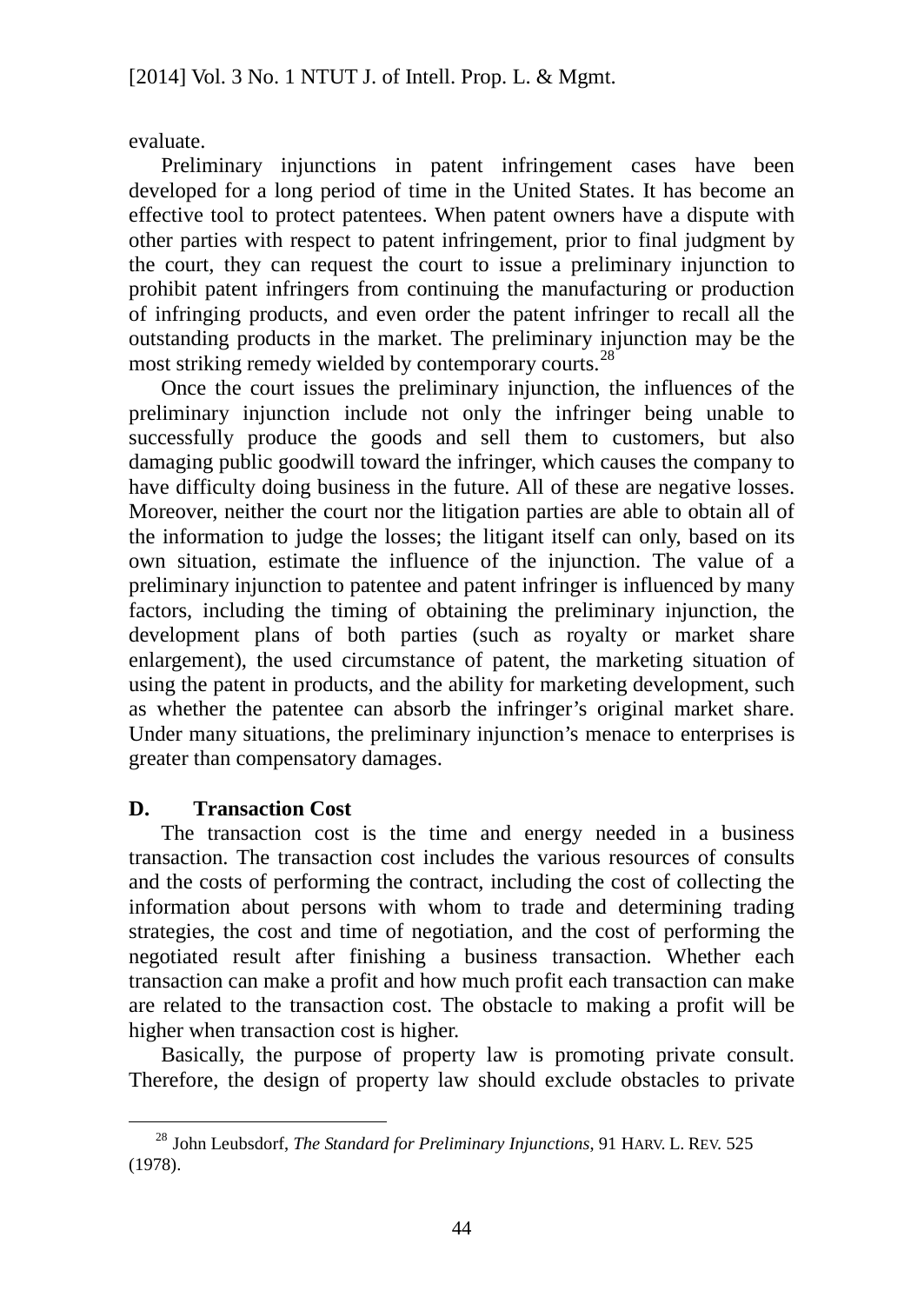evaluate.

Preliminary injunctions in patent infringement cases have been developed for a long period of time in the United States. It has become an effective tool to protect patentees. When patent owners have a dispute with other parties with respect to patent infringement, prior to final judgment by the court, they can request the court to issue a preliminary injunction to prohibit patent infringers from continuing the manufacturing or production of infringing products, and even order the patent infringer to recall all the outstanding products in the market. The preliminary injunction may be the most striking remedy wielded by contemporary courts.[28]

Once the court issues the preliminary injunction, the influences of the preliminary injunction include not only the infringer being unable to successfully produce the goods and sell them to customers, but also damaging public goodwill toward the infringer, which causes the company to have difficulty doing business in the future. All of these are negative losses. Moreover, neither the court nor the litigation parties are able to obtain all of the information to judge the losses; the litigant itself can only, based on its own situation, estimate the influence of the injunction. The value of a preliminary injunction to patentee and patent infringer is influenced by many factors, including the timing of obtaining the preliminary injunction, the development plans of both parties (such as royalty or market share enlargement), the used circumstance of patent, the marketing situation of using the patent in products, and the ability for marketing development, such as whether the patentee can absorb the infringer's original market share. Under many situations, the preliminary injunction's menace to enterprises is greater than compensatory damages.

### D. Transaction Cost

The transaction cost is the time and energy needed in a business transaction. The transaction cost includes the various resources of consults and the costs of performing the contract, including the cost of collecting the information about persons with whom to trade and determining trading strategies, the cost and time of negotiation, and the cost of performing the negotiated result after finishing a business transaction. Whether each transaction can make a profit and how much profit each transaction can make are related to the transaction cost. The obstacle to making a profit will be higher when transaction cost is higher.

Basically, the purpose of property law is promoting private consult. Therefore, the design of property law should exclude obstacles to private

---

[28] John Leubsdorf, *The Standard for Preliminary Injunctions*, 91 HARV. L. REV. 525 (1978).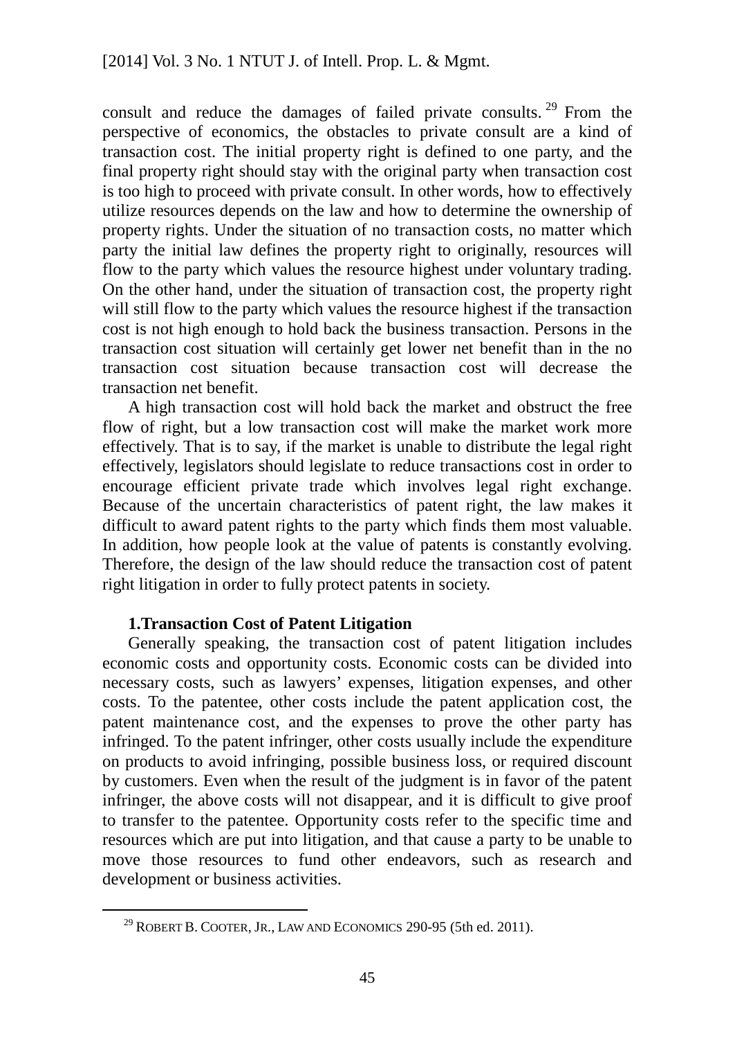consult and reduce the damages of failed private consults.[29] From the perspective of economics, the obstacles to private consult are a kind of transaction cost. The initial property right is defined to one party, and the final property right should stay with the original party when transaction cost is too high to proceed with private consult. In other words, how to effectively utilize resources depends on the law and how to determine the ownership of property rights. Under the situation of no transaction costs, no matter which party the initial law defines the property right to originally, resources will flow to the party which values the resource highest under voluntary trading. On the other hand, under the situation of transaction cost, the property right will still flow to the party which values the resource highest if the transaction cost is not high enough to hold back the business transaction. Persons in the transaction cost situation will certainly get lower net benefit than in the no transaction cost situation because transaction cost will decrease the transaction net benefit.

A high transaction cost will hold back the market and obstruct the free flow of right, but a low transaction cost will make the market work more effectively. That is to say, if the market is unable to distribute the legal right effectively, legislators should legislate to reduce transactions cost in order to encourage efficient private trade which involves legal right exchange. Because of the uncertain characteristics of patent right, the law makes it difficult to award patent rights to the party which finds them most valuable. In addition, how people look at the value of patents is constantly evolving. Therefore, the design of the law should reduce the transaction cost of patent right litigation in order to fully protect patents in society.

**1.Transaction Cost of Patent Litigation**

Generally speaking, the transaction cost of patent litigation includes economic costs and opportunity costs. Economic costs can be divided into necessary costs, such as lawyers' expenses, litigation expenses, and other costs. To the patentee, other costs include the patent application cost, the patent maintenance cost, and the expenses to prove the other party has infringed. To the patent infringer, other costs usually include the expenditure on products to avoid infringing, possible business loss, or required discount by customers. Even when the result of the judgment is in favor of the patent infringer, the above costs will not disappear, and it is difficult to give proof to transfer to the patentee. Opportunity costs refer to the specific time and resources which are put into litigation, and that cause a party to be unable to move those resources to fund other endeavors, such as research and development or business activities.

---

[29] ROBERT B. COOTER, JR., LAW AND ECONOMICS 290-95 (5th ed. 2011).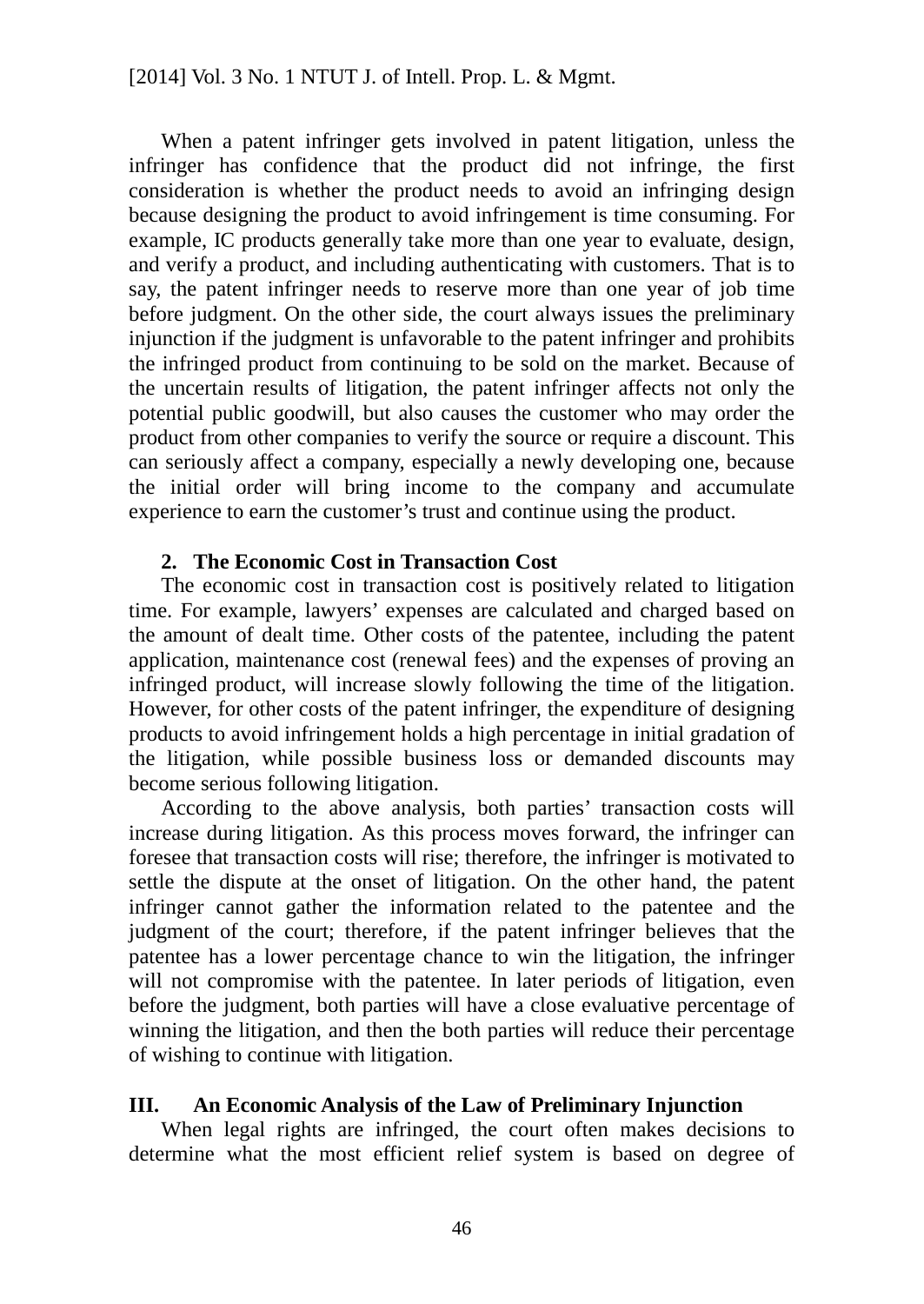When a patent infringer gets involved in patent litigation, unless the infringer has confidence that the product did not infringe, the first consideration is whether the product needs to avoid an infringing design because designing the product to avoid infringement is time consuming. For example, IC products generally take more than one year to evaluate, design, and verify a product, and including authenticating with customers. That is to say, the patent infringer needs to reserve more than one year of job time before judgment. On the other side, the court always issues the preliminary injunction if the judgment is unfavorable to the patent infringer and prohibits the infringed product from continuing to be sold on the market. Because of the uncertain results of litigation, the patent infringer affects not only the potential public goodwill, but also causes the customer who may order the product from other companies to verify the source or require a discount. This can seriously affect a company, especially a newly developing one, because the initial order will bring income to the company and accumulate experience to earn the customer's trust and continue using the product.

### 2. The Economic Cost in Transaction Cost

The economic cost in transaction cost is positively related to litigation time. For example, lawyers' expenses are calculated and charged based on the amount of dealt time. Other costs of the patentee, including the patent application, maintenance cost (renewal fees) and the expenses of proving an infringed product, will increase slowly following the time of the litigation. However, for other costs of the patent infringer, the expenditure of designing products to avoid infringement holds a high percentage in initial gradation of the litigation, while possible business loss or demanded discounts may become serious following litigation.

According to the above analysis, both parties' transaction costs will increase during litigation. As this process moves forward, the infringer can foresee that transaction costs will rise; therefore, the infringer is motivated to settle the dispute at the onset of litigation. On the other hand, the patent infringer cannot gather the information related to the patentee and the judgment of the court; therefore, if the patent infringer believes that the patentee has a lower percentage chance to win the litigation, the infringer will not compromise with the patentee. In later periods of litigation, even before the judgment, both parties will have a close evaluative percentage of winning the litigation, and then the both parties will reduce their percentage of wishing to continue with litigation.

## III. An Economic Analysis of the Law of Preliminary Injunction

When legal rights are infringed, the court often makes decisions to determine what the most efficient relief system is based on degree of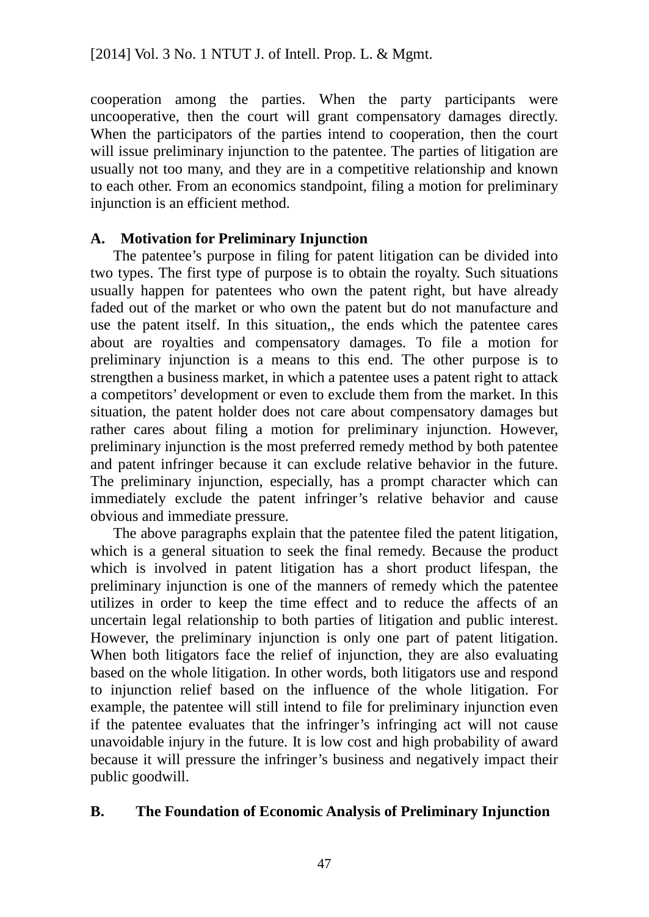cooperation among the parties. When the party participants were uncooperative, then the court will grant compensatory damages directly. When the participators of the parties intend to cooperation, then the court will issue preliminary injunction to the patentee. The parties of litigation are usually not too many, and they are in a competitive relationship and known to each other. From an economics standpoint, filing a motion for preliminary injunction is an efficient method.

## A. Motivation for Preliminary Injunction

The patentee's purpose in filing for patent litigation can be divided into two types. The first type of purpose is to obtain the royalty. Such situations usually happen for patentees who own the patent right, but have already faded out of the market or who own the patent but do not manufacture and use the patent itself. In this situation,, the ends which the patentee cares about are royalties and compensatory damages. To file a motion for preliminary injunction is a means to this end. The other purpose is to strengthen a business market, in which a patentee uses a patent right to attack a competitors' development or even to exclude them from the market. In this situation, the patent holder does not care about compensatory damages but rather cares about filing a motion for preliminary injunction. However, preliminary injunction is the most preferred remedy method by both patentee and patent infringer because it can exclude relative behavior in the future. The preliminary injunction, especially, has a prompt character which can immediately exclude the patent infringer's relative behavior and cause obvious and immediate pressure.

The above paragraphs explain that the patentee filed the patent litigation, which is a general situation to seek the final remedy. Because the product which is involved in patent litigation has a short product lifespan, the preliminary injunction is one of the manners of remedy which the patentee utilizes in order to keep the time effect and to reduce the affects of an uncertain legal relationship to both parties of litigation and public interest. However, the preliminary injunction is only one part of patent litigation. When both litigators face the relief of injunction, they are also evaluating based on the whole litigation. In other words, both litigators use and respond to injunction relief based on the influence of the whole litigation. For example, the patentee will still intend to file for preliminary injunction even if the patentee evaluates that the infringer's infringing act will not cause unavoidable injury in the future. It is low cost and high probability of award because it will pressure the infringer's business and negatively impact their public goodwill.

## B. The Foundation of Economic Analysis of Preliminary Injunction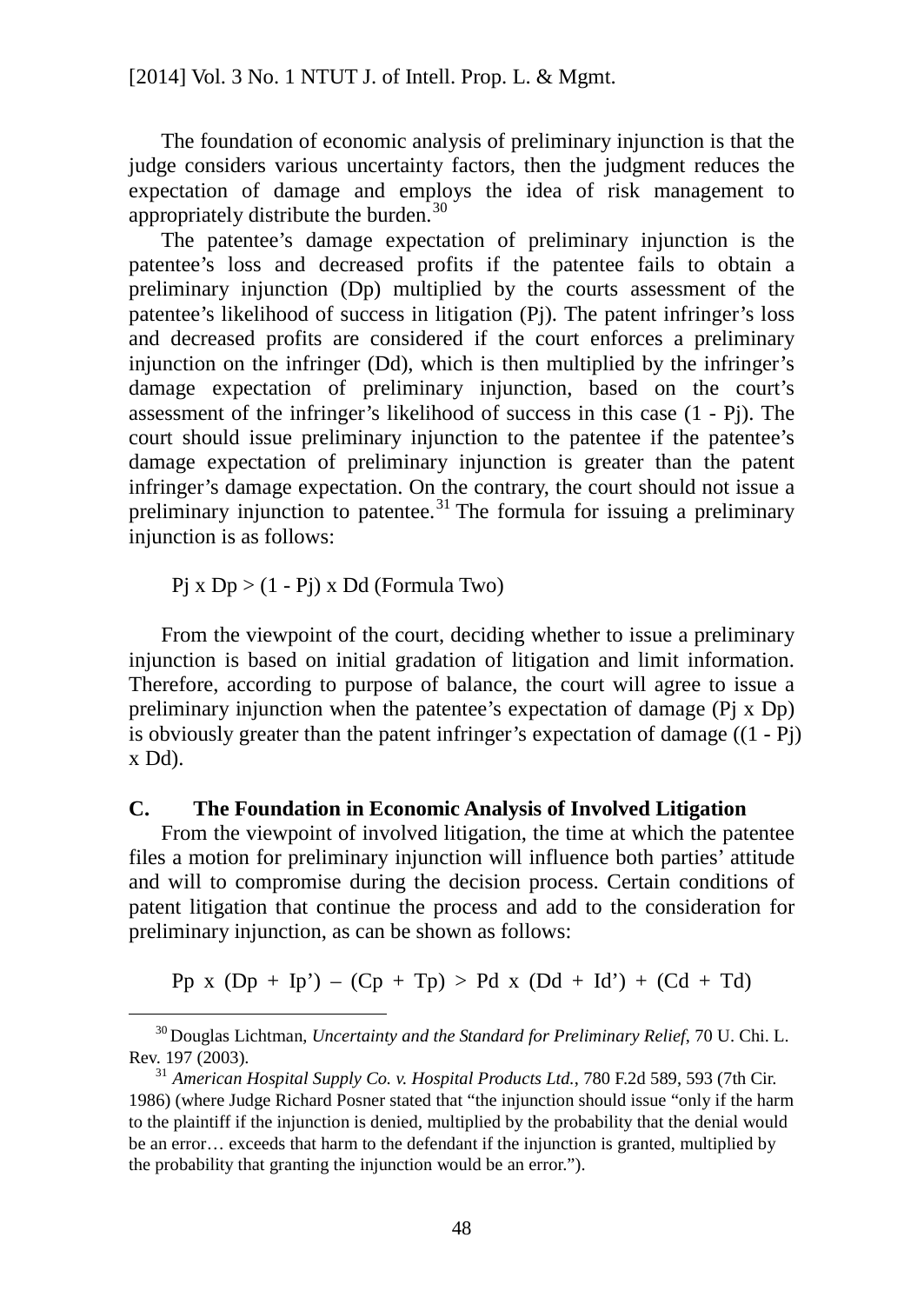The foundation of economic analysis of preliminary injunction is that the judge considers various uncertainty factors, then the judgment reduces the expectation of damage and employs the idea of risk management to appropriately distribute the burden.[30]

The patentee's damage expectation of preliminary injunction is the patentee's loss and decreased profits if the patentee fails to obtain a preliminary injunction (Dp) multiplied by the courts assessment of the patentee's likelihood of success in litigation (Pj). The patent infringer's loss and decreased profits are considered if the court enforces a preliminary injunction on the infringer (Dd), which is then multiplied by the infringer's damage expectation of preliminary injunction, based on the court's assessment of the infringer's likelihood of success in this case (1 - Pj). The court should issue preliminary injunction to the patentee if the patentee's damage expectation of preliminary injunction is greater than the patent infringer's damage expectation. On the contrary, the court should not issue a preliminary injunction to patentee.[31] The formula for issuing a preliminary injunction is as follows:

$$Pj \times Dp > (1 - Pj) \times Dd \quad \text{(Formula Two)}$$

From the viewpoint of the court, deciding whether to issue a preliminary injunction is based on initial gradation of litigation and limit information. Therefore, according to purpose of balance, the court will agree to issue a preliminary injunction when the patentee's expectation of damage (Pj x Dp) is obviously greater than the patent infringer's expectation of damage ((1 - Pj) x Dd).

### C. The Foundation in Economic Analysis of Involved Litigation

From the viewpoint of involved litigation, the time at which the patentee files a motion for preliminary injunction will influence both parties' attitude and will to compromise during the decision process. Certain conditions of patent litigation that continue the process and add to the consideration for preliminary injunction, as can be shown as follows:

$$Pp \times (Dp + Ip') - (Cp + Tp) > Pd \times (Dd + Id') + (Cd + Td)$$

---

[30] Douglas Lichtman, *Uncertainty and the Standard for Preliminary Relief*, 70 U. Chi. L. Rev. 197 (2003).

[31] *American Hospital Supply Co. v. Hospital Products Ltd.*, 780 F.2d 589, 593 (7th Cir. 1986) (where Judge Richard Posner stated that "the injunction should issue "only if the harm to the plaintiff if the injunction is denied, multiplied by the probability that the denial would be an error… exceeds that harm to the defendant if the injunction is granted, multiplied by the probability that granting the injunction would be an error.").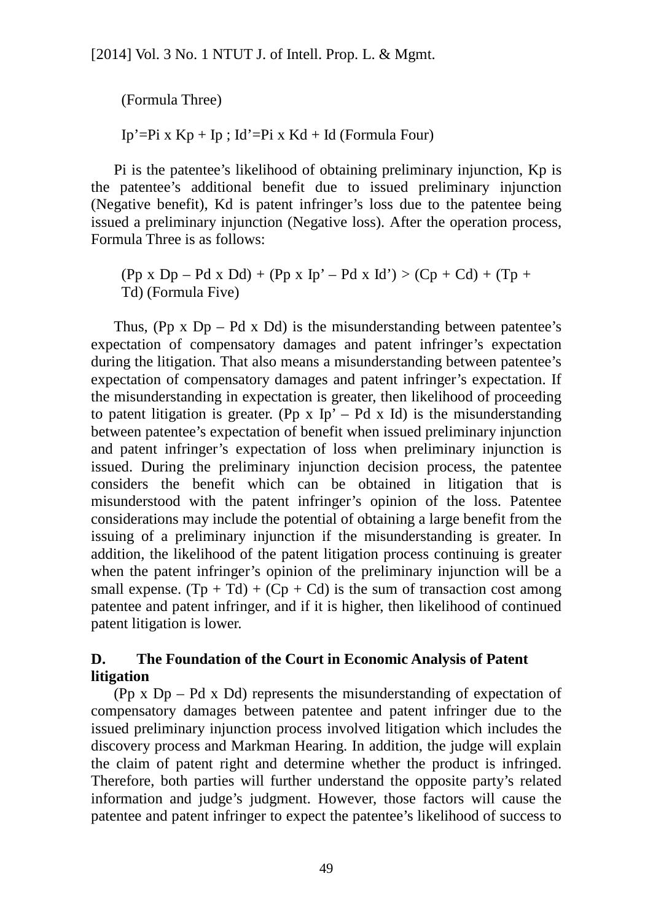(Formula Three)

$Ip' = Pi \times Kp + Ip$ ; $Id' = Pi \times Kd + Id$ (Formula Four)

Pi is the patentee's likelihood of obtaining preliminary injunction, Kp is the patentee's additional benefit due to issued preliminary injunction (Negative benefit), Kd is patent infringer's loss due to the patentee being issued a preliminary injunction (Negative loss). After the operation process, Formula Three is as follows:

$(Pp \times Dp - Pd \times Dd) + (Pp \times Ip' - Pd \times Id') > (Cp + Cd) + (Tp + Td)$ (Formula Five)

Thus, $(Pp \times Dp - Pd \times Dd)$ is the misunderstanding between patentee's expectation of compensatory damages and patent infringer's expectation during the litigation. That also means a misunderstanding between patentee's expectation of compensatory damages and patent infringer's expectation. If the misunderstanding in expectation is greater, then likelihood of proceeding to patent litigation is greater. $(Pp \times Ip' - Pd \times Id)$ is the misunderstanding between patentee's expectation of benefit when issued preliminary injunction and patent infringer's expectation of loss when preliminary injunction is issued. During the preliminary injunction decision process, the patentee considers the benefit which can be obtained in litigation that is misunderstood with the patent infringer's opinion of the loss. Patentee considerations may include the potential of obtaining a large benefit from the issuing of a preliminary injunction if the misunderstanding is greater. In addition, the likelihood of the patent litigation process continuing is greater when the patent infringer's opinion of the preliminary injunction will be a small expense. $(Tp + Td) + (Cp + Cd)$ is the sum of transaction cost among patentee and patent infringer, and if it is higher, then likelihood of continued patent litigation is lower.

### D. The Foundation of the Court in Economic Analysis of Patent litigation

$(Pp \times Dp - Pd \times Dd)$ represents the misunderstanding of expectation of compensatory damages between patentee and patent infringer due to the issued preliminary injunction process involved litigation which includes the discovery process and Markman Hearing. In addition, the judge will explain the claim of patent right and determine whether the product is infringed. Therefore, both parties will further understand the opposite party's related information and judge's judgment. However, those factors will cause the patentee and patent infringer to expect the patentee's likelihood of success to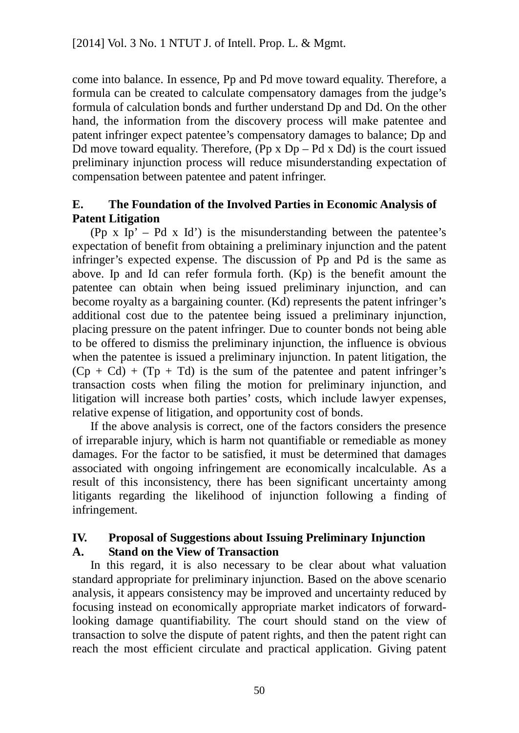come into balance. In essence, Pp and Pd move toward equality. Therefore, a formula can be created to calculate compensatory damages from the judge's formula of calculation bonds and further understand Dp and Dd. On the other hand, the information from the discovery process will make patentee and patent infringer expect patentee's compensatory damages to balance; Dp and Dd move toward equality. Therefore, $(Pp \times Dp - Pd \times Dd)$ is the court issued preliminary injunction process will reduce misunderstanding expectation of compensation between patentee and patent infringer.

### E. The Foundation of the Involved Parties in Economic Analysis of Patent Litigation

$(Pp \times Ip' - Pd \times Id')$ is the misunderstanding between the patentee's expectation of benefit from obtaining a preliminary injunction and the patent infringer's expected expense. The discussion of Pp and Pd is the same as above. Ip and Id can refer formula forth. (Kp) is the benefit amount the patentee can obtain when being issued preliminary injunction, and can become royalty as a bargaining counter. (Kd) represents the patent infringer's additional cost due to the patentee being issued a preliminary injunction, placing pressure on the patent infringer. Due to counter bonds not being able to be offered to dismiss the preliminary injunction, the influence is obvious when the patentee is issued a preliminary injunction. In patent litigation, the $(Cp + Cd) + (Tp + Td)$ is the sum of the patentee and patent infringer's transaction costs when filing the motion for preliminary injunction, and litigation will increase both parties' costs, which include lawyer expenses, relative expense of litigation, and opportunity cost of bonds.

If the above analysis is correct, one of the factors considers the presence of irreparable injury, which is harm not quantifiable or remediable as money damages. For the factor to be satisfied, it must be determined that damages associated with ongoing infringement are economically incalculable. As a result of this inconsistency, there has been significant uncertainty among litigants regarding the likelihood of injunction following a finding of infringement.

## IV. Proposal of Suggestions about Issuing Preliminary Injunction

### A. Stand on the View of Transaction

In this regard, it is also necessary to be clear about what valuation standard appropriate for preliminary injunction. Based on the above scenario analysis, it appears consistency may be improved and uncertainty reduced by focusing instead on economically appropriate market indicators of forward-looking damage quantifiability. The court should stand on the view of transaction to solve the dispute of patent rights, and then the patent right can reach the most efficient circulate and practical application. Giving patent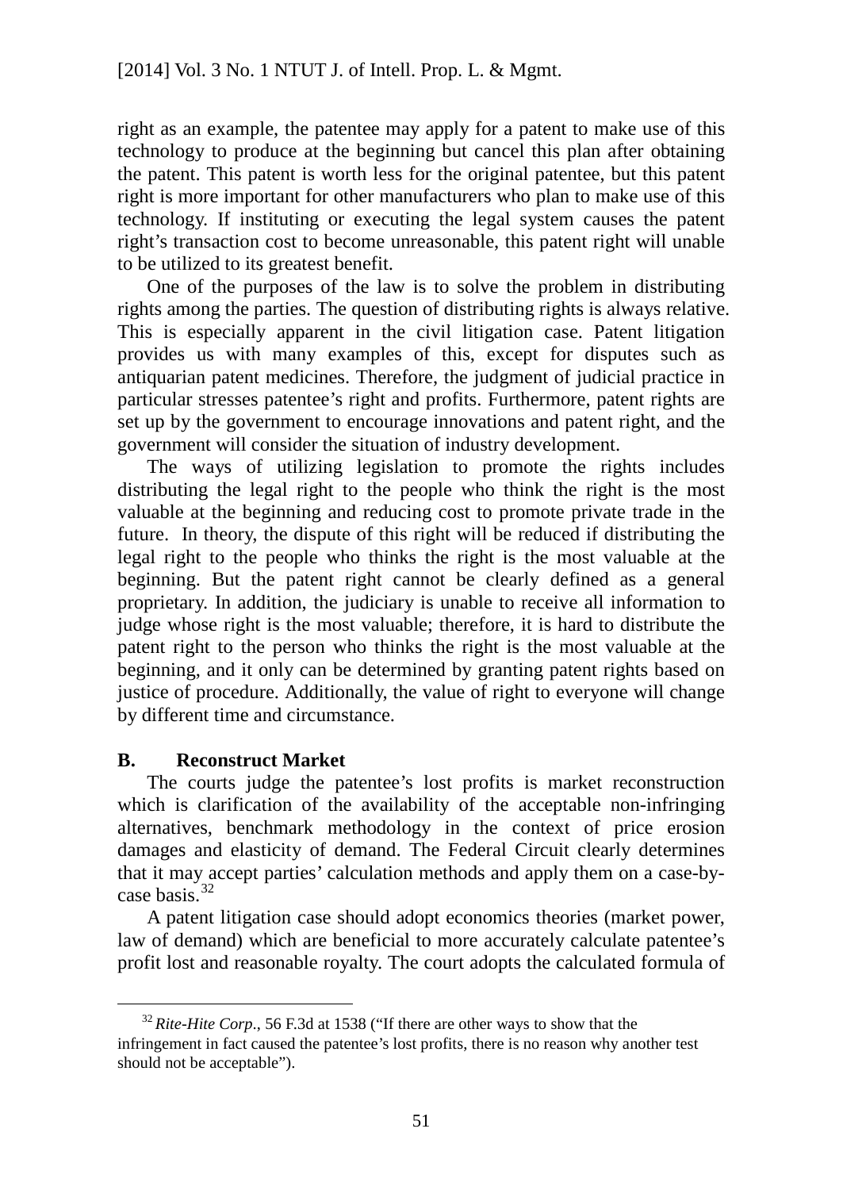right as an example, the patentee may apply for a patent to make use of this technology to produce at the beginning but cancel this plan after obtaining the patent. This patent is worth less for the original patentee, but this patent right is more important for other manufacturers who plan to make use of this technology. If instituting or executing the legal system causes the patent right's transaction cost to become unreasonable, this patent right will unable to be utilized to its greatest benefit.

One of the purposes of the law is to solve the problem in distributing rights among the parties. The question of distributing rights is always relative. This is especially apparent in the civil litigation case. Patent litigation provides us with many examples of this, except for disputes such as antiquarian patent medicines. Therefore, the judgment of judicial practice in particular stresses patentee's right and profits. Furthermore, patent rights are set up by the government to encourage innovations and patent right, and the government will consider the situation of industry development.

The ways of utilizing legislation to promote the rights includes distributing the legal right to the people who think the right is the most valuable at the beginning and reducing cost to promote private trade in the future. In theory, the dispute of this right will be reduced if distributing the legal right to the people who thinks the right is the most valuable at the beginning. But the patent right cannot be clearly defined as a general proprietary. In addition, the judiciary is unable to receive all information to judge whose right is the most valuable; therefore, it is hard to distribute the patent right to the person who thinks the right is the most valuable at the beginning, and it only can be determined by granting patent rights based on justice of procedure. Additionally, the value of right to everyone will change by different time and circumstance.

### B. Reconstruct Market

The courts judge the patentee's lost profits is market reconstruction which is clarification of the availability of the acceptable non-infringing alternatives, benchmark methodology in the context of price erosion damages and elasticity of demand. The Federal Circuit clearly determines that it may accept parties' calculation methods and apply them on a case-by-case basis.[32]

A patent litigation case should adopt economics theories (market power, law of demand) which are beneficial to more accurately calculate patentee's profit lost and reasonable royalty. The court adopts the calculated formula of

---

[32] *Rite-Hite Corp*., 56 F.3d at 1538 ("If there are other ways to show that the infringement in fact caused the patentee's lost profits, there is no reason why another test should not be acceptable").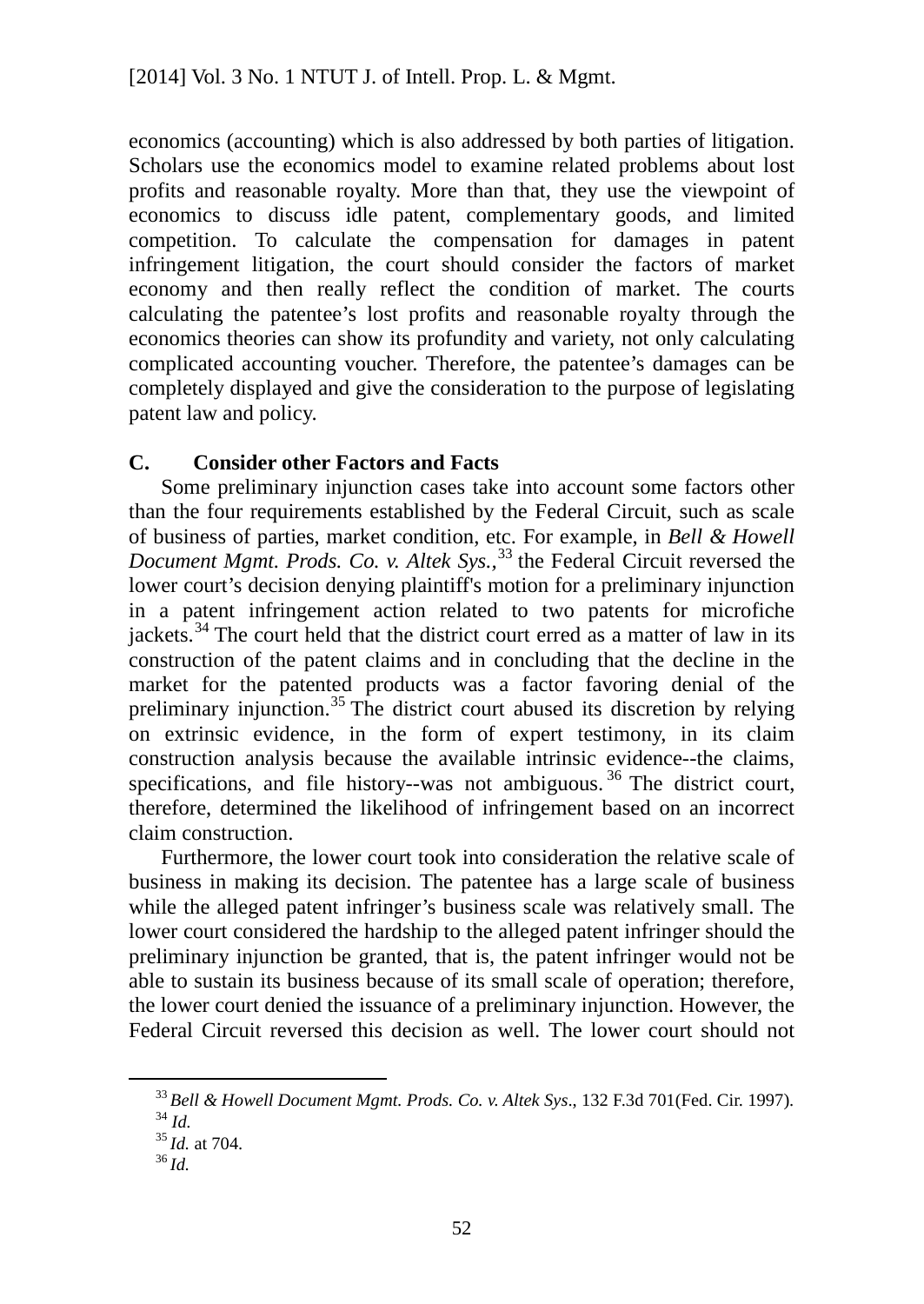economics (accounting) which is also addressed by both parties of litigation. Scholars use the economics model to examine related problems about lost profits and reasonable royalty. More than that, they use the viewpoint of economics to discuss idle patent, complementary goods, and limited competition. To calculate the compensation for damages in patent infringement litigation, the court should consider the factors of market economy and then really reflect the condition of market. The courts calculating the patentee's lost profits and reasonable royalty through the economics theories can show its profundity and variety, not only calculating complicated accounting voucher. Therefore, the patentee's damages can be completely displayed and give the consideration to the purpose of legislating patent law and policy.

### C. Consider other Factors and Facts

Some preliminary injunction cases take into account some factors other than the four requirements established by the Federal Circuit, such as scale of business of parties, market condition, etc. For example, in *Bell & Howell Document Mgmt. Prods. Co. v. Altek Sys.*,[33] the Federal Circuit reversed the lower court's decision denying plaintiff's motion for a preliminary injunction in a patent infringement action related to two patents for microfiche jackets.[34] The court held that the district court erred as a matter of law in its construction of the patent claims and in concluding that the decline in the market for the patented products was a factor favoring denial of the preliminary injunction.[35] The district court abused its discretion by relying on extrinsic evidence, in the form of expert testimony, in its claim construction analysis because the available intrinsic evidence--the claims, specifications, and file history--was not ambiguous.[36] The district court, therefore, determined the likelihood of infringement based on an incorrect claim construction.

Furthermore, the lower court took into consideration the relative scale of business in making its decision. The patentee has a large scale of business while the alleged patent infringer's business scale was relatively small. The lower court considered the hardship to the alleged patent infringer should the preliminary injunction be granted, that is, the patent infringer would not be able to sustain its business because of its small scale of operation; therefore, the lower court denied the issuance of a preliminary injunction. However, the Federal Circuit reversed this decision as well. The lower court should not

---

[33] *Bell & Howell Document Mgmt. Prods. Co. v. Altek Sys*., 132 F.3d 701(Fed. Cir. 1997).
[34] *Id.*
[35] *Id.* at 704.
[36] *Id.*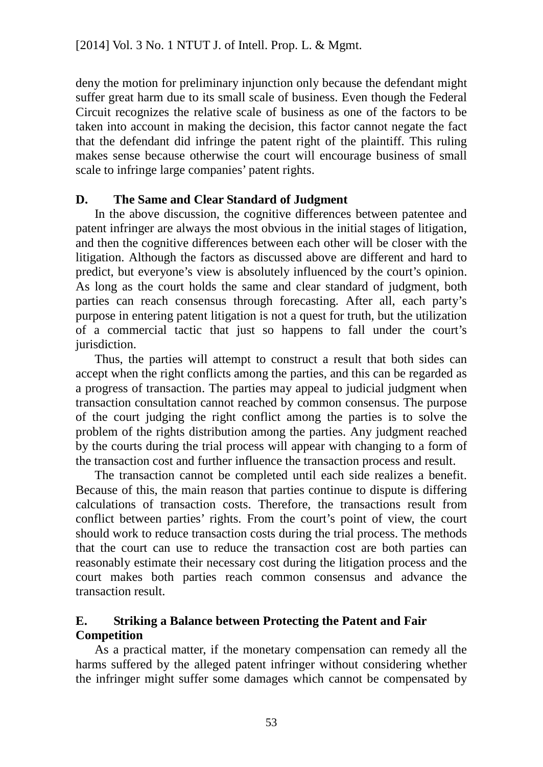deny the motion for preliminary injunction only because the defendant might suffer great harm due to its small scale of business. Even though the Federal Circuit recognizes the relative scale of business as one of the factors to be taken into account in making the decision, this factor cannot negate the fact that the defendant did infringe the patent right of the plaintiff. This ruling makes sense because otherwise the court will encourage business of small scale to infringe large companies' patent rights.

### D. The Same and Clear Standard of Judgment

In the above discussion, the cognitive differences between patentee and patent infringer are always the most obvious in the initial stages of litigation, and then the cognitive differences between each other will be closer with the litigation. Although the factors as discussed above are different and hard to predict, but everyone's view is absolutely influenced by the court's opinion. As long as the court holds the same and clear standard of judgment, both parties can reach consensus through forecasting. After all, each party's purpose in entering patent litigation is not a quest for truth, but the utilization of a commercial tactic that just so happens to fall under the court's jurisdiction.

Thus, the parties will attempt to construct a result that both sides can accept when the right conflicts among the parties, and this can be regarded as a progress of transaction. The parties may appeal to judicial judgment when transaction consultation cannot reached by common consensus. The purpose of the court judging the right conflict among the parties is to solve the problem of the rights distribution among the parties. Any judgment reached by the courts during the trial process will appear with changing to a form of the transaction cost and further influence the transaction process and result.

The transaction cannot be completed until each side realizes a benefit. Because of this, the main reason that parties continue to dispute is differing calculations of transaction costs. Therefore, the transactions result from conflict between parties' rights. From the court's point of view, the court should work to reduce transaction costs during the trial process. The methods that the court can use to reduce the transaction cost are both parties can reasonably estimate their necessary cost during the litigation process and the court makes both parties reach common consensus and advance the transaction result.

### E. Striking a Balance between Protecting the Patent and Fair Competition

As a practical matter, if the monetary compensation can remedy all the harms suffered by the alleged patent infringer without considering whether the infringer might suffer some damages which cannot be compensated by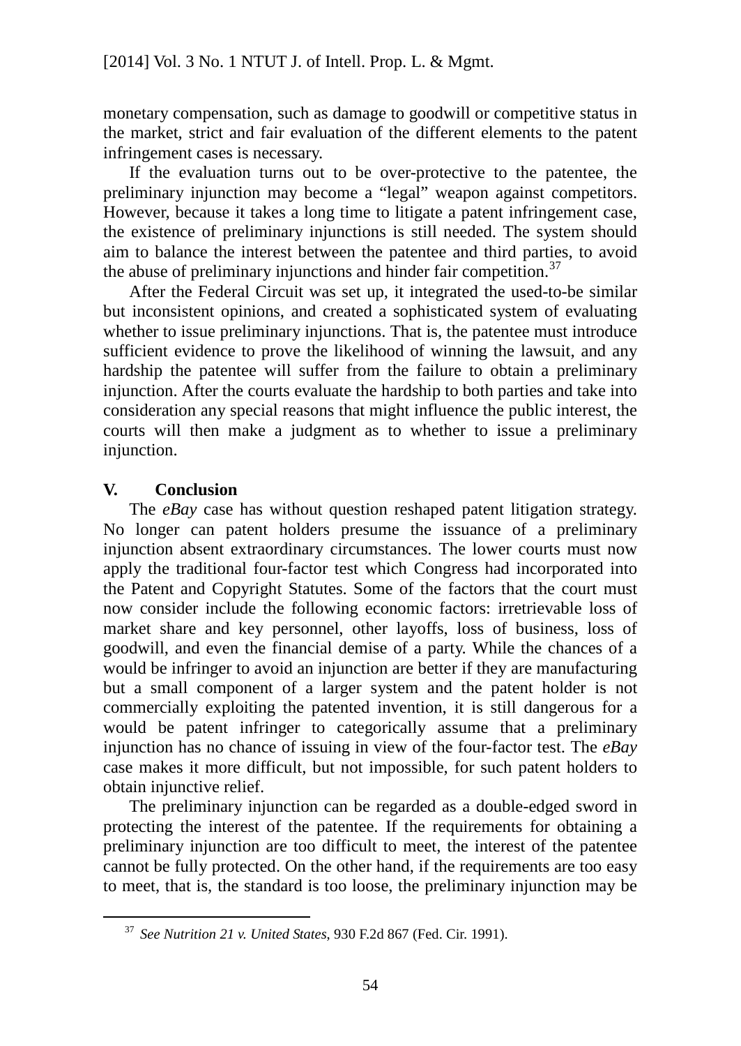monetary compensation, such as damage to goodwill or competitive status in the market, strict and fair evaluation of the different elements to the patent infringement cases is necessary.

If the evaluation turns out to be over-protective to the patentee, the preliminary injunction may become a "legal" weapon against competitors. However, because it takes a long time to litigate a patent infringement case, the existence of preliminary injunctions is still needed. The system should aim to balance the interest between the patentee and third parties, to avoid the abuse of preliminary injunctions and hinder fair competition.[37]

After the Federal Circuit was set up, it integrated the used-to-be similar but inconsistent opinions, and created a sophisticated system of evaluating whether to issue preliminary injunctions. That is, the patentee must introduce sufficient evidence to prove the likelihood of winning the lawsuit, and any hardship the patentee will suffer from the failure to obtain a preliminary injunction. After the courts evaluate the hardship to both parties and take into consideration any special reasons that might influence the public interest, the courts will then make a judgment as to whether to issue a preliminary injunction.

## V. Conclusion

The *eBay* case has without question reshaped patent litigation strategy. No longer can patent holders presume the issuance of a preliminary injunction absent extraordinary circumstances. The lower courts must now apply the traditional four-factor test which Congress had incorporated into the Patent and Copyright Statutes. Some of the factors that the court must now consider include the following economic factors: irretrievable loss of market share and key personnel, other layoffs, loss of business, loss of goodwill, and even the financial demise of a party. While the chances of a would be infringer to avoid an injunction are better if they are manufacturing but a small component of a larger system and the patent holder is not commercially exploiting the patented invention, it is still dangerous for a would be patent infringer to categorically assume that a preliminary injunction has no chance of issuing in view of the four-factor test. The *eBay* case makes it more difficult, but not impossible, for such patent holders to obtain injunctive relief.

The preliminary injunction can be regarded as a double-edged sword in protecting the interest of the patentee. If the requirements for obtaining a preliminary injunction are too difficult to meet, the interest of the patentee cannot be fully protected. On the other hand, if the requirements are too easy to meet, that is, the standard is too loose, the preliminary injunction may be

---

[37] *See Nutrition 21 v. United States*, 930 F.2d 867 (Fed. Cir. 1991).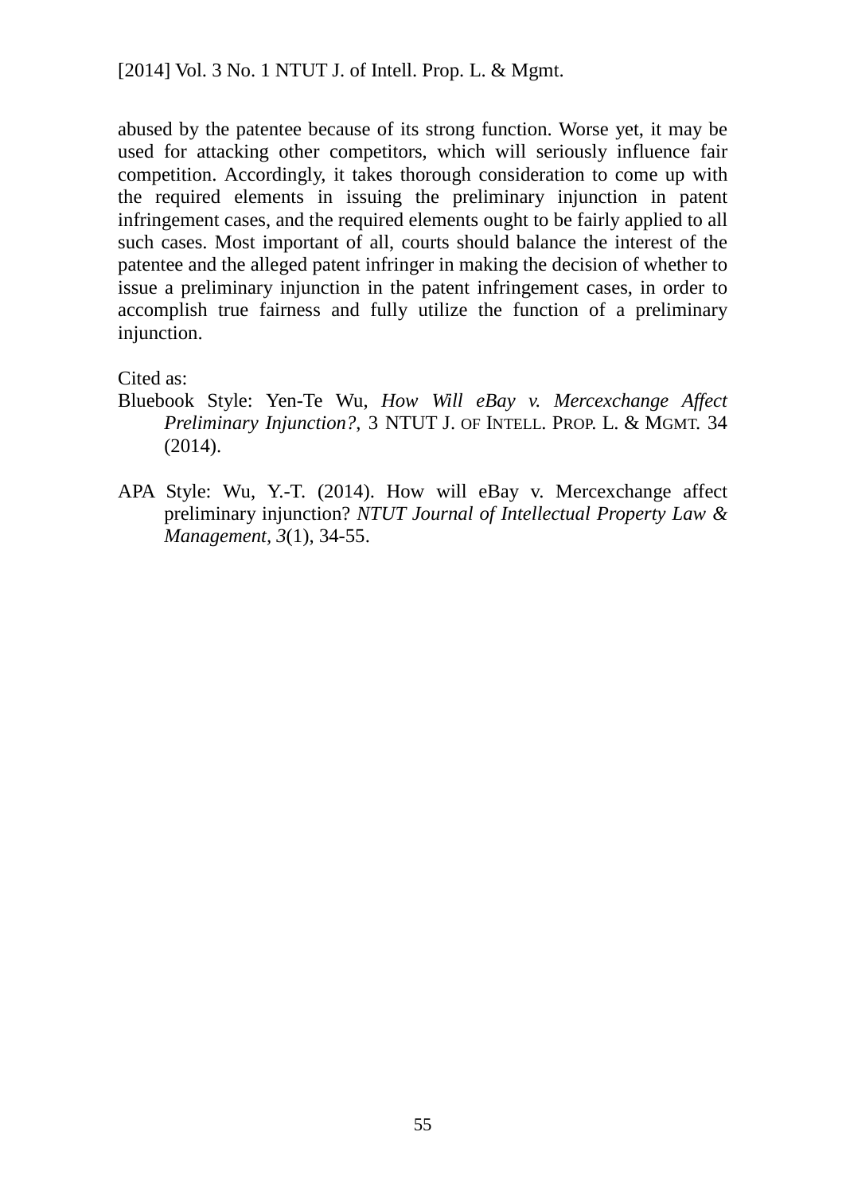abused by the patentee because of its strong function. Worse yet, it may be used for attacking other competitors, which will seriously influence fair competition. Accordingly, it takes thorough consideration to come up with the required elements in issuing the preliminary injunction in patent infringement cases, and the required elements ought to be fairly applied to all such cases. Most important of all, courts should balance the interest of the patentee and the alleged patent infringer in making the decision of whether to issue a preliminary injunction in the patent infringement cases, in order to accomplish true fairness and fully utilize the function of a preliminary injunction.

Cited as:

Bluebook Style: Yen-Te Wu, *How Will eBay v. Mercexchange Affect Preliminary Injunction?*, 3 NTUT J. OF INTELL. PROP. L. & MGMT. 34 (2014).

APA Style: Wu, Y.-T. (2014). How will eBay v. Mercexchange affect preliminary injunction? *NTUT Journal of Intellectual Property Law & Management*, *3*(1), 34-55.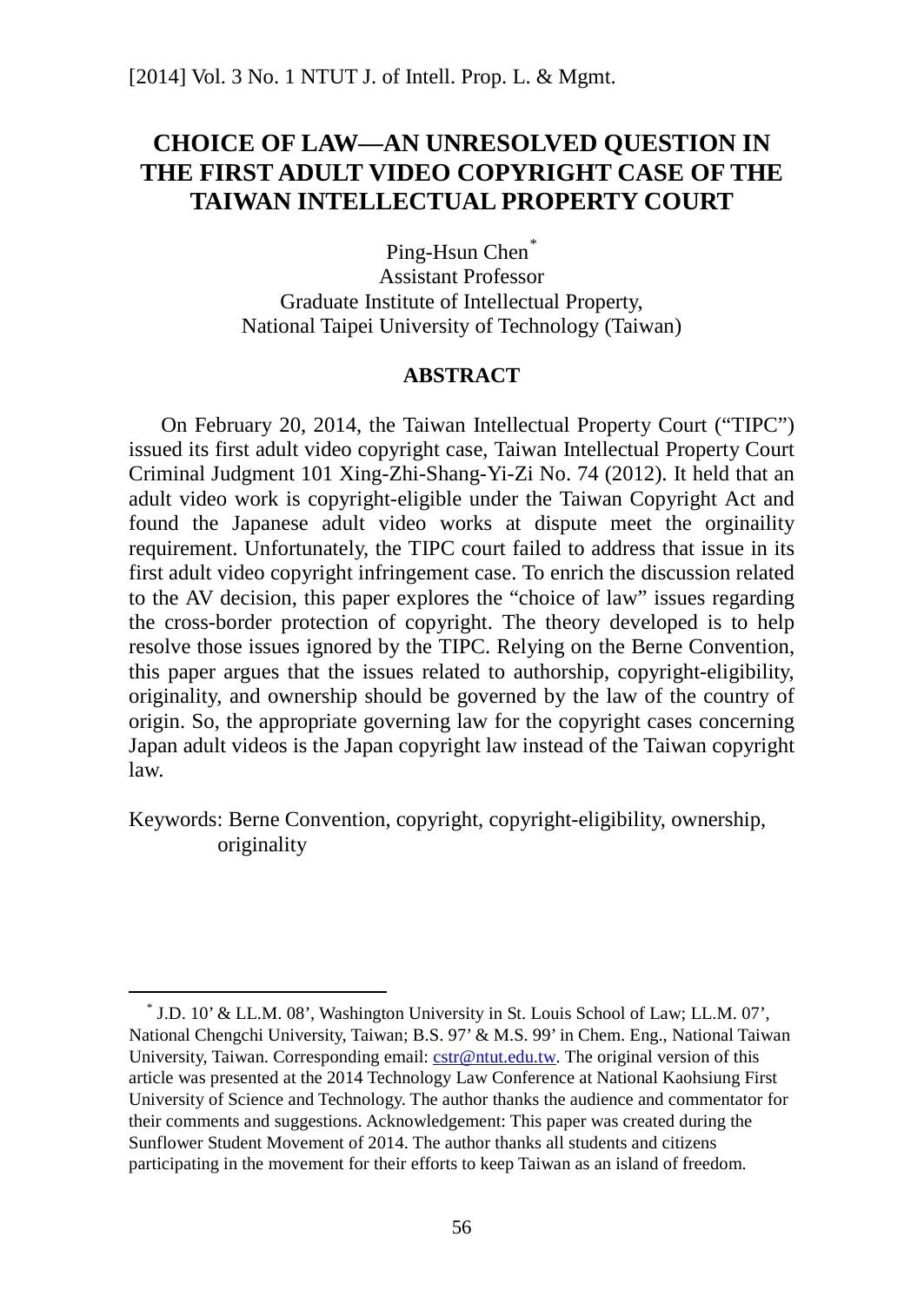# CHOICE OF LAW—AN UNRESOLVED QUESTION IN THE FIRST ADULT VIDEO COPYRIGHT CASE OF THE TAIWAN INTELLECTUAL PROPERTY COURT

Ping-Hsun Chen[*]
Assistant Professor
Graduate Institute of Intellectual Property,
National Taipei University of Technology (Taiwan)

## ABSTRACT

On February 20, 2014, the Taiwan Intellectual Property Court ("TIPC") issued its first adult video copyright case, Taiwan Intellectual Property Court Criminal Judgment 101 Xing-Zhi-Shang-Yi-Zi No. 74 (2012). It held that an adult video work is copyright-eligible under the Taiwan Copyright Act and found the Japanese adult video works at dispute meet the orginaility requirement. Unfortunately, the TIPC court failed to address that issue in its first adult video copyright infringement case. To enrich the discussion related to the AV decision, this paper explores the "choice of law" issues regarding the cross-border protection of copyright. The theory developed is to help resolve those issues ignored by the TIPC. Relying on the Berne Convention, this paper argues that the issues related to authorship, copyright-eligibility, originality, and ownership should be governed by the law of the country of origin. So, the appropriate governing law for the copyright cases concerning Japan adult videos is the Japan copyright law instead of the Taiwan copyright law.

Keywords: Berne Convention, copyright, copyright-eligibility, ownership, originality

---

[*] J.D. 10' & LL.M. 08', Washington University in St. Louis School of Law; LL.M. 07', National Chengchi University, Taiwan; B.S. 97' & M.S. 99' in Chem. Eng., National Taiwan University, Taiwan. Corresponding email: cstr@ntut.edu.tw. The original version of this article was presented at the 2014 Technology Law Conference at National Kaohsiung First University of Science and Technology. The author thanks the audience and commentator for their comments and suggestions. Acknowledgement: This paper was created during the Sunflower Student Movement of 2014. The author thanks all students and citizens participating in the movement for their efforts to keep Taiwan as an island of freedom.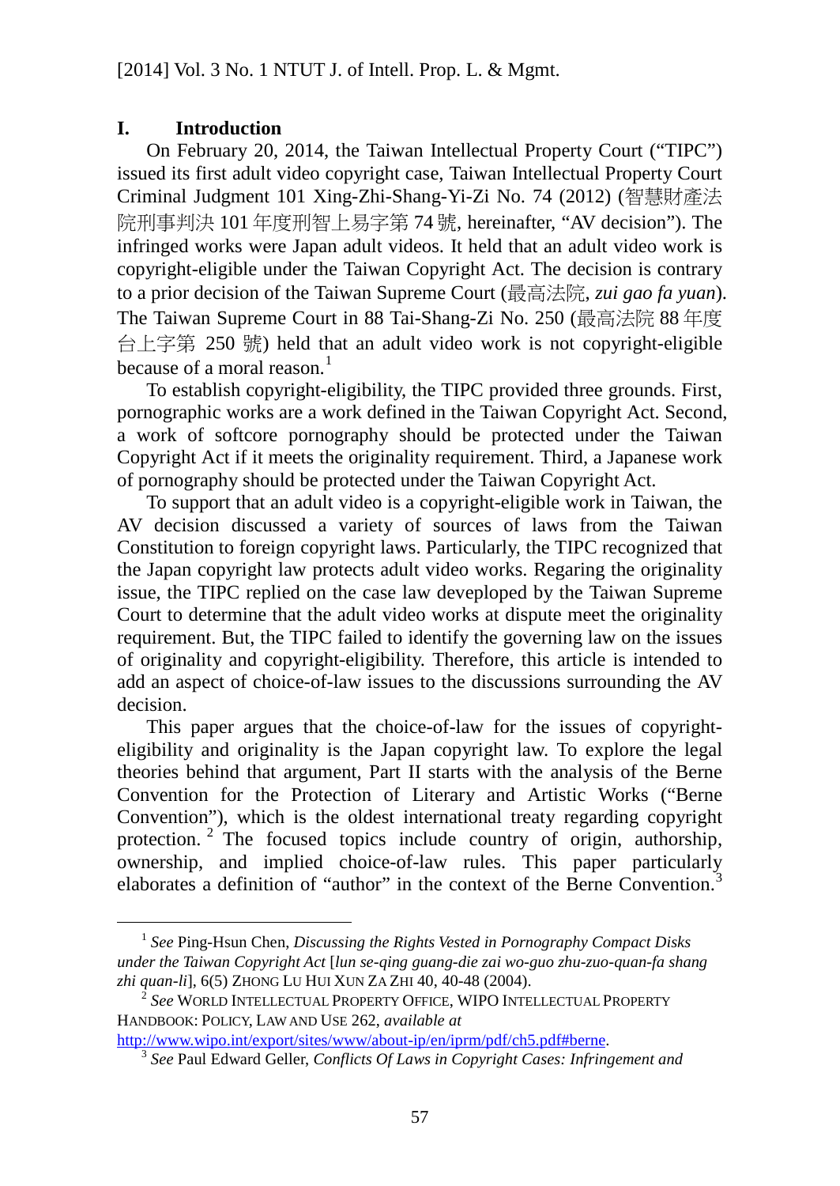## I. Introduction

On February 20, 2014, the Taiwan Intellectual Property Court ("TIPC") issued its first adult video copyright case, Taiwan Intellectual Property Court Criminal Judgment 101 Xing-Zhi-Shang-Yi-Zi No. 74 (2012) (智慧財產法院刑事判決 101 年度刑智上易字第 74 號, hereinafter, "AV decision"). The infringed works were Japan adult videos. It held that an adult video work is copyright-eligible under the Taiwan Copyright Act. The decision is contrary to a prior decision of the Taiwan Supreme Court (最高法院, *zui gao fa yuan*). The Taiwan Supreme Court in 88 Tai-Shang-Zi No. 250 (最高法院 88 年度台上字第 250 號) held that an adult video work is not copyright-eligible because of a moral reason.[1]

To establish copyright-eligibility, the TIPC provided three grounds. First, pornographic works are a work defined in the Taiwan Copyright Act. Second, a work of softcore pornography should be protected under the Taiwan Copyright Act if it meets the originality requirement. Third, a Japanese work of pornography should be protected under the Taiwan Copyright Act.

To support that an adult video is a copyright-eligible work in Taiwan, the AV decision discussed a variety of sources of laws from the Taiwan Constitution to foreign copyright laws. Particularly, the TIPC recognized that the Japan copyright law protects adult video works. Regaring the originality issue, the TIPC replied on the case law deveploped by the Taiwan Supreme Court to determine that the adult video works at dispute meet the originality requirement. But, the TIPC failed to identify the governing law on the issues of originality and copyright-eligibility. Therefore, this article is intended to add an aspect of choice-of-law issues to the discussions surrounding the AV decision.

This paper argues that the choice-of-law for the issues of copyright-eligibility and originality is the Japan copyright law. To explore the legal theories behind that argument, Part II starts with the analysis of the Berne Convention for the Protection of Literary and Artistic Works ("Berne Convention"), which is the oldest international treaty regarding copyright protection.[2] The focused topics include country of origin, authorship, ownership, and implied choice-of-law rules. This paper particularly elaborates a definition of "author" in the context of the Berne Convention.[3]

---

[1] *See* Ping-Hsun Chen, *Discussing the Rights Vested in Pornography Compact Disks under the Taiwan Copyright Act* [*lun se-qing guang-die zai wo-guo zhu-zuo-quan-fa shang zhi quan-li*], 6(5) ZHONG LU HUI XUN ZA ZHI 40, 40-48 (2004).

[2] *See* WORLD INTELLECTUAL PROPERTY OFFICE, WIPO INTELLECTUAL PROPERTY HANDBOOK: POLICY, LAW AND USE 262, *available at* http://www.wipo.int/export/sites/www/about-ip/en/iprm/pdf/ch5.pdf#berne.

[3] *See* Paul Edward Geller, *Conflicts Of Laws in Copyright Cases: Infringement and*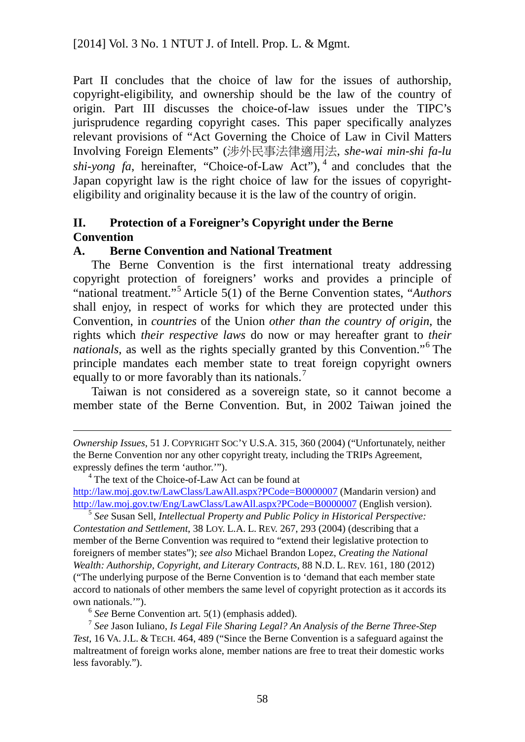Part II concludes that the choice of law for the issues of authorship, copyright-eligibility, and ownership should be the law of the country of origin. Part III discusses the choice-of-law issues under the TIPC's jurisprudence regarding copyright cases. This paper specifically analyzes relevant provisions of "Act Governing the Choice of Law in Civil Matters Involving Foreign Elements" (涉外民事法律適用法, *she-wai min-shi fa-lu shi-yong fa*, hereinafter, "Choice-of-Law Act"),[4] and concludes that the Japan copyright law is the right choice of law for the issues of copyright-eligibility and originality because it is the law of the country of origin.

## II. Protection of a Foreigner's Copyright under the Berne Convention

### A. Berne Convention and National Treatment

The Berne Convention is the first international treaty addressing copyright protection of foreigners' works and provides a principle of "national treatment."[5] Article 5(1) of the Berne Convention states, "*Authors* shall enjoy, in respect of works for which they are protected under this Convention, in *countries* of the Union *other than the country of origin*, the rights which *their respective laws* do now or may hereafter grant to *their nationals*, as well as the rights specially granted by this Convention."[6] The principle mandates each member state to treat foreign copyright owners equally to or more favorably than its nationals.[7]

Taiwan is not considered as a sovereign state, so it cannot become a member state of the Berne Convention. But, in 2002 Taiwan joined the

---

*Ownership Issues*, 51 J. COPYRIGHT SOC'Y U.S.A. 315, 360 (2004) ("Unfortunately, neither the Berne Convention nor any other copyright treaty, including the TRIPs Agreement, expressly defines the term 'author.'").

[4] The text of the Choice-of-Law Act can be found at http://law.moj.gov.tw/LawClass/LawAll.aspx?PCode=B0000007 (Mandarin version) and http://law.moj.gov.tw/Eng/LawClass/LawAll.aspx?PCode=B0000007 (English version).

[5] *See* Susan Sell, *Intellectual Property and Public Policy in Historical Perspective: Contestation and Settlement*, 38 LOY. L.A. L. REV. 267, 293 (2004) (describing that a member of the Berne Convention was required to "extend their legislative protection to foreigners of member states"); *see also* Michael Brandon Lopez, *Creating the National Wealth: Authorship, Copyright, and Literary Contracts*, 88 N.D. L. REV. 161, 180 (2012) ("The underlying purpose of the Berne Convention is to 'demand that each member state accord to nationals of other members the same level of copyright protection as it accords its own nationals.'").

[6] *See* Berne Convention art. 5(1) (emphasis added).

[7] *See* Jason Iuliano, *Is Legal File Sharing Legal? An Analysis of the Berne Three-Step Test*, 16 VA. J.L. & TECH. 464, 489 ("Since the Berne Convention is a safeguard against the maltreatment of foreign works alone, member nations are free to treat their domestic works less favorably.").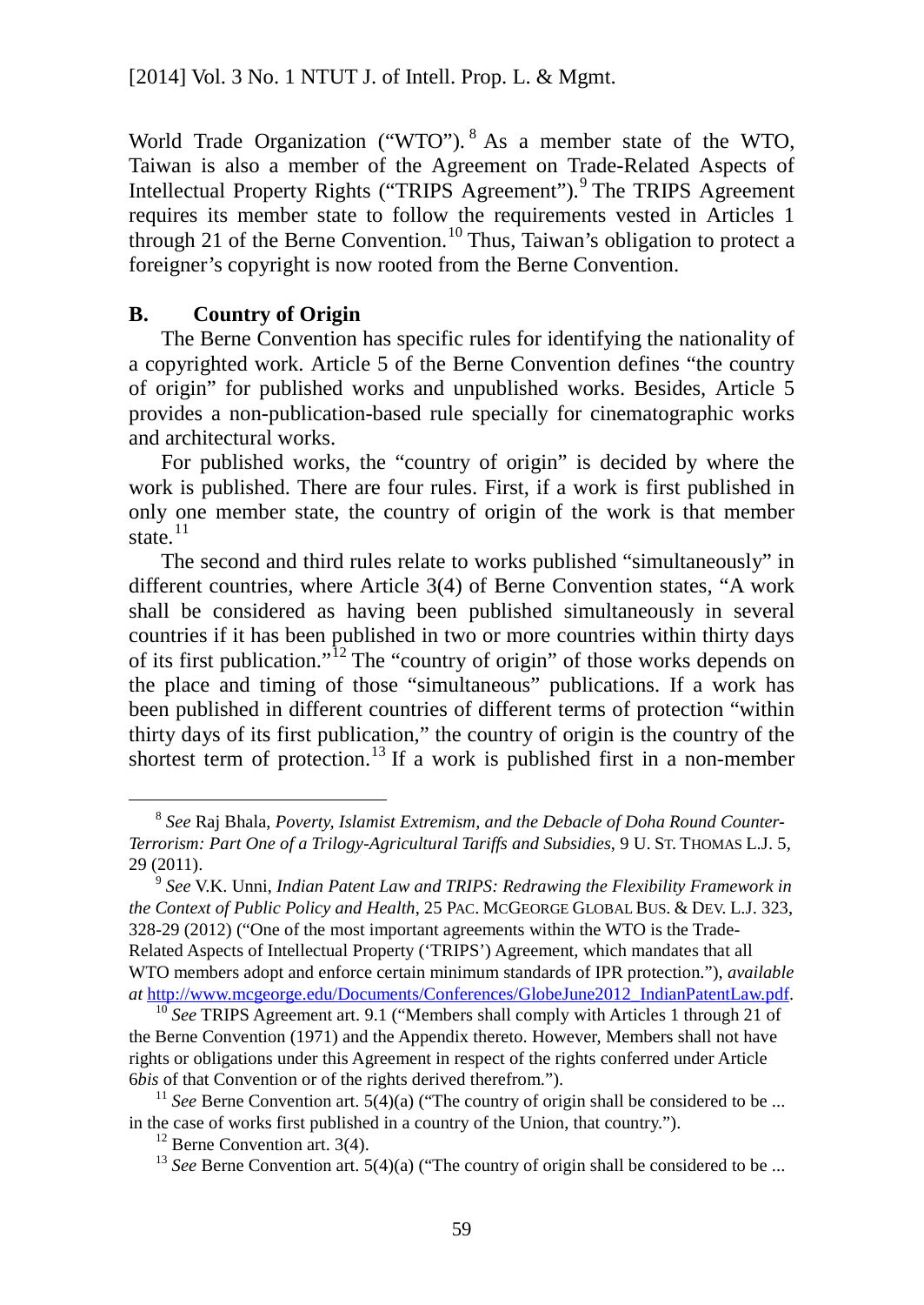World Trade Organization ("WTO").[8] As a member state of the WTO, Taiwan is also a member of the Agreement on Trade-Related Aspects of Intellectual Property Rights ("TRIPS Agreement").[9] The TRIPS Agreement requires its member state to follow the requirements vested in Articles 1 through 21 of the Berne Convention.[10] Thus, Taiwan's obligation to protect a foreigner's copyright is now rooted from the Berne Convention.

### B. Country of Origin

The Berne Convention has specific rules for identifying the nationality of a copyrighted work. Article 5 of the Berne Convention defines "the country of origin" for published works and unpublished works. Besides, Article 5 provides a non-publication-based rule specially for cinematographic works and architectural works.

For published works, the "country of origin" is decided by where the work is published. There are four rules. First, if a work is first published in only one member state, the country of origin of the work is that member state.[11]

The second and third rules relate to works published "simultaneously" in different countries, where Article 3(4) of Berne Convention states, "A work shall be considered as having been published simultaneously in several countries if it has been published in two or more countries within thirty days of its first publication."[12] The "country of origin" of those works depends on the place and timing of those "simultaneous" publications. If a work has been published in different countries of different terms of protection "within thirty days of its first publication," the country of origin is the country of the shortest term of protection.[13] If a work is published first in a non-member

---

[8] *See* Raj Bhala, *Poverty, Islamist Extremism, and the Debacle of Doha Round Counter-Terrorism: Part One of a Trilogy-Agricultural Tariffs and Subsidies*, 9 U. ST. THOMAS L.J. 5, 29 (2011).

[9] *See* V.K. Unni, *Indian Patent Law and TRIPS: Redrawing the Flexibility Framework in the Context of Public Policy and Health*, 25 PAC. MCGEORGE GLOBAL BUS. & DEV. L.J. 323, 328-29 (2012) ("One of the most important agreements within the WTO is the Trade-Related Aspects of Intellectual Property ('TRIPS') Agreement, which mandates that all WTO members adopt and enforce certain minimum standards of IPR protection."), *available at* http://www.mcgeorge.edu/Documents/Conferences/GlobeJune2012_IndianPatentLaw.pdf.

[10] *See* TRIPS Agreement art. 9.1 ("Members shall comply with Articles 1 through 21 of the Berne Convention (1971) and the Appendix thereto. However, Members shall not have rights or obligations under this Agreement in respect of the rights conferred under Article 6*bis* of that Convention or of the rights derived therefrom.").

[11] *See* Berne Convention art. 5(4)(a) ("The country of origin shall be considered to be ... in the case of works first published in a country of the Union, that country.").

[12] Berne Convention art. 3(4).

[13] *See* Berne Convention art. 5(4)(a) ("The country of origin shall be considered to be ...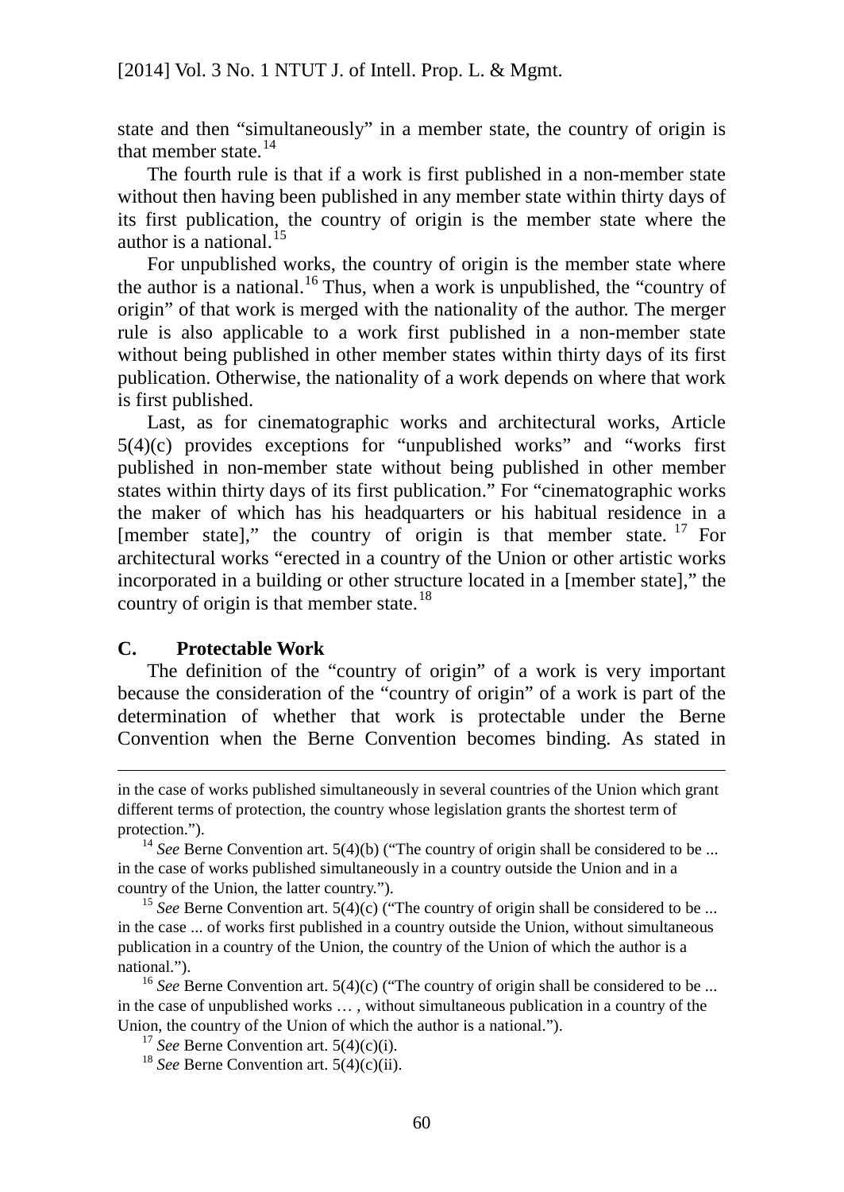state and then "simultaneously" in a member state, the country of origin is that member state.[14]

The fourth rule is that if a work is first published in a non-member state without then having been published in any member state within thirty days of its first publication, the country of origin is the member state where the author is a national.[15]

For unpublished works, the country of origin is the member state where the author is a national.[16] Thus, when a work is unpublished, the "country of origin" of that work is merged with the nationality of the author. The merger rule is also applicable to a work first published in a non-member state without being published in other member states within thirty days of its first publication. Otherwise, the nationality of a work depends on where that work is first published.

Last, as for cinematographic works and architectural works, Article 5(4)(c) provides exceptions for "unpublished works" and "works first published in non-member state without being published in other member states within thirty days of its first publication." For "cinematographic works the maker of which has his headquarters or his habitual residence in a [member state]," the country of origin is that member state.[17] For architectural works "erected in a country of the Union or other artistic works incorporated in a building or other structure located in a [member state]," the country of origin is that member state.[18]

### C. Protectable Work

The definition of the "country of origin" of a work is very important because the consideration of the "country of origin" of a work is part of the determination of whether that work is protectable under the Berne Convention when the Berne Convention becomes binding. As stated in

---

in the case of works published simultaneously in several countries of the Union which grant different terms of protection, the country whose legislation grants the shortest term of protection.").

[14] *See* Berne Convention art. 5(4)(b) ("The country of origin shall be considered to be ... in the case of works published simultaneously in a country outside the Union and in a country of the Union, the latter country.").

[15] *See* Berne Convention art. 5(4)(c) ("The country of origin shall be considered to be ... in the case ... of works first published in a country outside the Union, without simultaneous publication in a country of the Union, the country of the Union of which the author is a national.").

[16] *See* Berne Convention art. 5(4)(c) ("The country of origin shall be considered to be ... in the case of unpublished works … , without simultaneous publication in a country of the Union, the country of the Union of which the author is a national.").

[17] *See* Berne Convention art. 5(4)(c)(i).

[18] *See* Berne Convention art. 5(4)(c)(ii).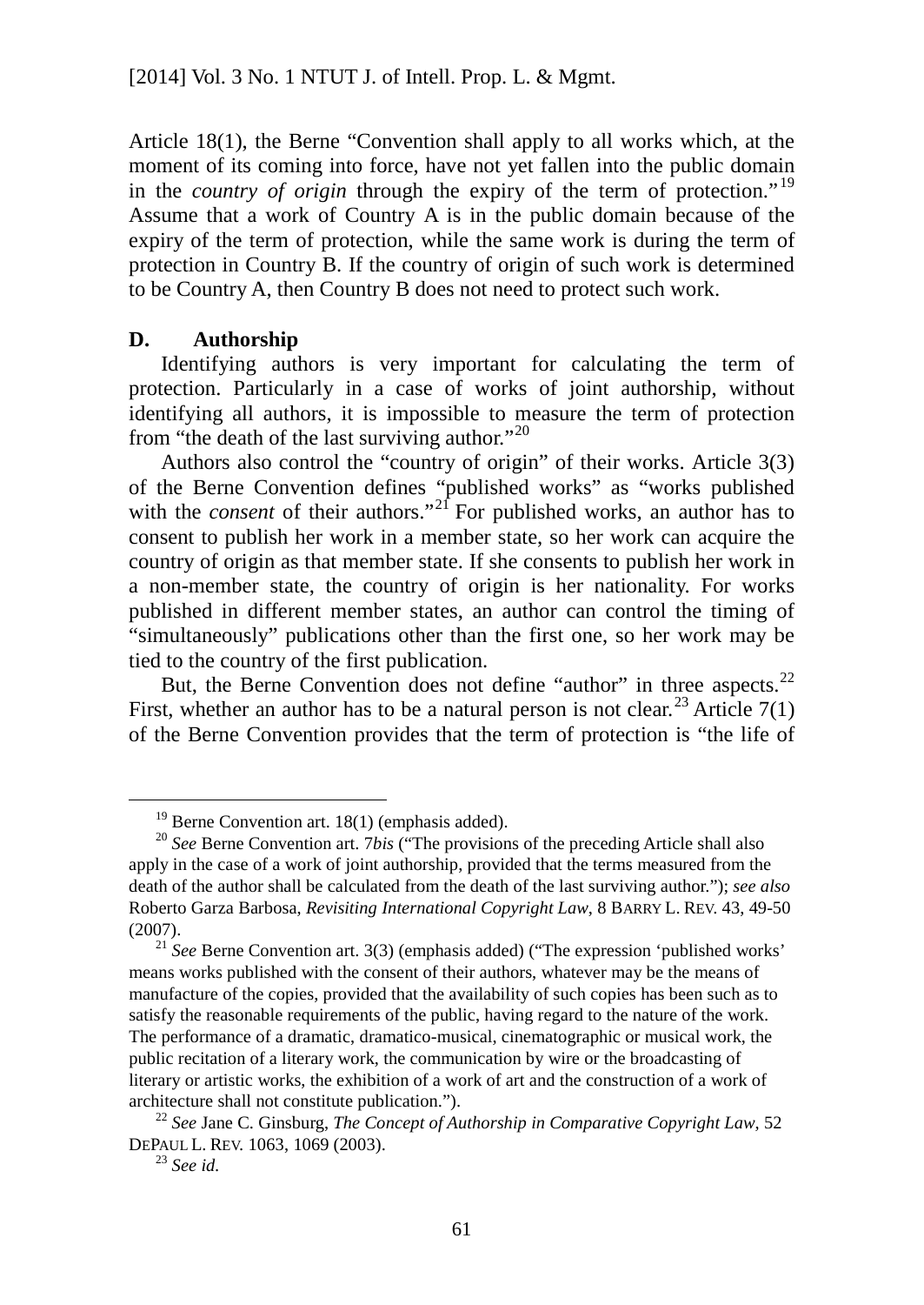Article 18(1), the Berne "Convention shall apply to all works which, at the moment of its coming into force, have not yet fallen into the public domain in the *country of origin* through the expiry of the term of protection."[19] Assume that a work of Country A is in the public domain because of the expiry of the term of protection, while the same work is during the term of protection in Country B. If the country of origin of such work is determined to be Country A, then Country B does not need to protect such work.

### D. Authorship

Identifying authors is very important for calculating the term of protection. Particularly in a case of works of joint authorship, without identifying all authors, it is impossible to measure the term of protection from "the death of the last surviving author."[20]

Authors also control the "country of origin" of their works. Article 3(3) of the Berne Convention defines "published works" as "works published with the *consent* of their authors."[21] For published works, an author has to consent to publish her work in a member state, so her work can acquire the country of origin as that member state. If she consents to publish her work in a non-member state, the country of origin is her nationality. For works published in different member states, an author can control the timing of "simultaneously" publications other than the first one, so her work may be tied to the country of the first publication.

But, the Berne Convention does not define "author" in three aspects.[22] First, whether an author has to be a natural person is not clear.[23] Article 7(1) of the Berne Convention provides that the term of protection is "the life of

---

[19] Berne Convention art. 18(1) (emphasis added).

[20] *See* Berne Convention art. 7*bis* ("The provisions of the preceding Article shall also apply in the case of a work of joint authorship, provided that the terms measured from the death of the author shall be calculated from the death of the last surviving author."); *see also* Roberto Garza Barbosa, *Revisiting International Copyright Law*, 8 BARRY L. REV. 43, 49-50 (2007).

[21] *See* Berne Convention art. 3(3) (emphasis added) ("The expression 'published works' means works published with the consent of their authors, whatever may be the means of manufacture of the copies, provided that the availability of such copies has been such as to satisfy the reasonable requirements of the public, having regard to the nature of the work. The performance of a dramatic, dramatico-musical, cinematographic or musical work, the public recitation of a literary work, the communication by wire or the broadcasting of literary or artistic works, the exhibition of a work of art and the construction of a work of architecture shall not constitute publication.").

[22] *See* Jane C. Ginsburg, *The Concept of Authorship in Comparative Copyright Law*, 52 DEPAUL L. REV. 1063, 1069 (2003).

[23] *See id.*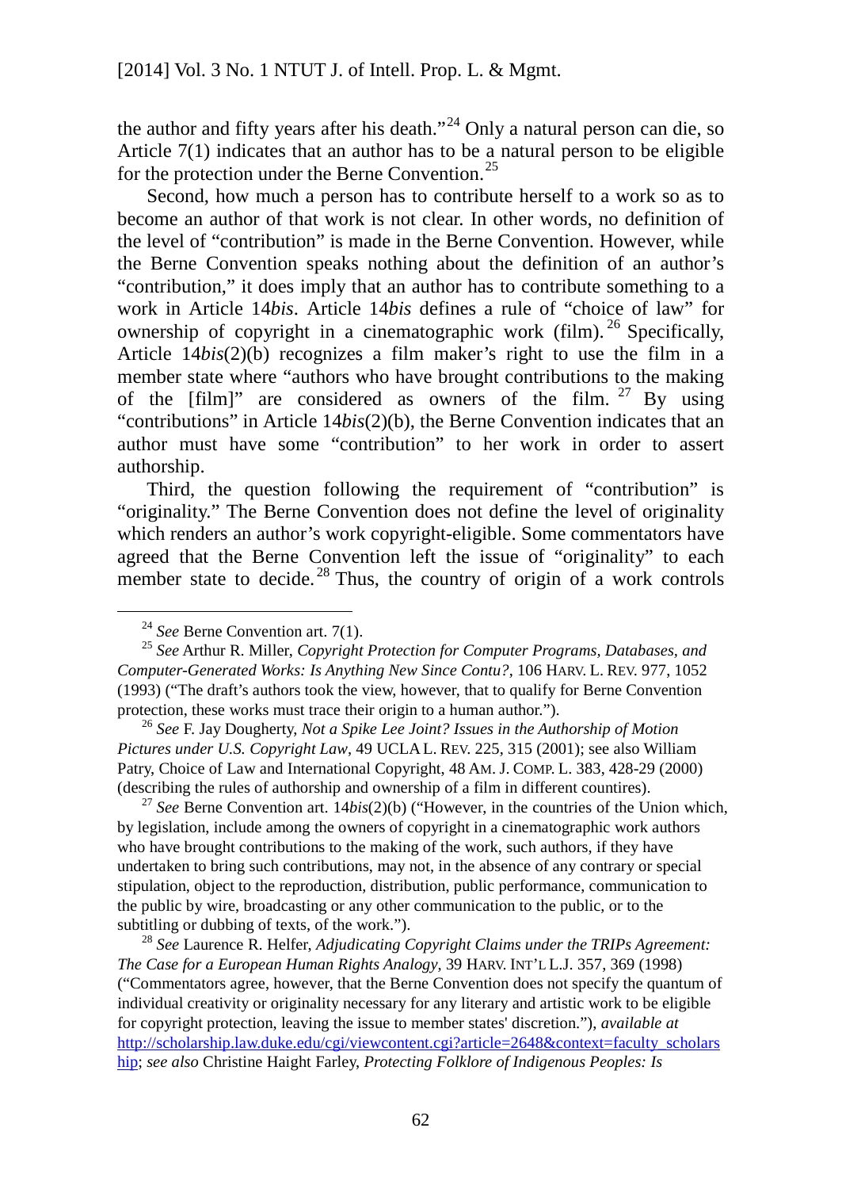the author and fifty years after his death."[24] Only a natural person can die, so Article 7(1) indicates that an author has to be a natural person to be eligible for the protection under the Berne Convention.[25]

Second, how much a person has to contribute herself to a work so as to become an author of that work is not clear. In other words, no definition of the level of "contribution" is made in the Berne Convention. However, while the Berne Convention speaks nothing about the definition of an author's "contribution," it does imply that an author has to contribute something to a work in Article 14*bis*. Article 14*bis* defines a rule of "choice of law" for ownership of copyright in a cinematographic work (film).[26] Specifically, Article 14*bis*(2)(b) recognizes a film maker's right to use the film in a member state where "authors who have brought contributions to the making of the [film]" are considered as owners of the film.[27] By using "contributions" in Article 14*bis*(2)(b), the Berne Convention indicates that an author must have some "contribution" to her work in order to assert authorship.

Third, the question following the requirement of "contribution" is "originality." The Berne Convention does not define the level of originality which renders an author's work copyright-eligible. Some commentators have agreed that the Berne Convention left the issue of "originality" to each member state to decide.[28] Thus, the country of origin of a work controls

---

[24] *See* Berne Convention art. 7(1).

[25] *See* Arthur R. Miller, *Copyright Protection for Computer Programs, Databases, and Computer-Generated Works: Is Anything New Since Contu?*, 106 HARV. L. REV. 977, 1052 (1993) ("The draft's authors took the view, however, that to qualify for Berne Convention protection, these works must trace their origin to a human author.").

[26] *See* F. Jay Dougherty, *Not a Spike Lee Joint? Issues in the Authorship of Motion Pictures under U.S. Copyright Law*, 49 UCLA L. REV. 225, 315 (2001); see also William Patry, Choice of Law and International Copyright, 48 AM. J. COMP. L. 383, 428-29 (2000) (describing the rules of authorship and ownership of a film in different countires).

[27] *See* Berne Convention art. 14*bis*(2)(b) ("However, in the countries of the Union which, by legislation, include among the owners of copyright in a cinematographic work authors who have brought contributions to the making of the work, such authors, if they have undertaken to bring such contributions, may not, in the absence of any contrary or special stipulation, object to the reproduction, distribution, public performance, communication to the public by wire, broadcasting or any other communication to the public, or to the subtitling or dubbing of texts, of the work.").

[28] *See* Laurence R. Helfer, *Adjudicating Copyright Claims under the TRIPs Agreement: The Case for a European Human Rights Analogy*, 39 HARV. INT'L L.J. 357, 369 (1998) ("Commentators agree, however, that the Berne Convention does not specify the quantum of individual creativity or originality necessary for any literary and artistic work to be eligible for copyright protection, leaving the issue to member states' discretion."), *available at* http://scholarship.law.duke.edu/cgi/viewcontent.cgi?article=2648&context=faculty_scholarship; *see also* Christine Haight Farley, *Protecting Folklore of Indigenous Peoples: Is*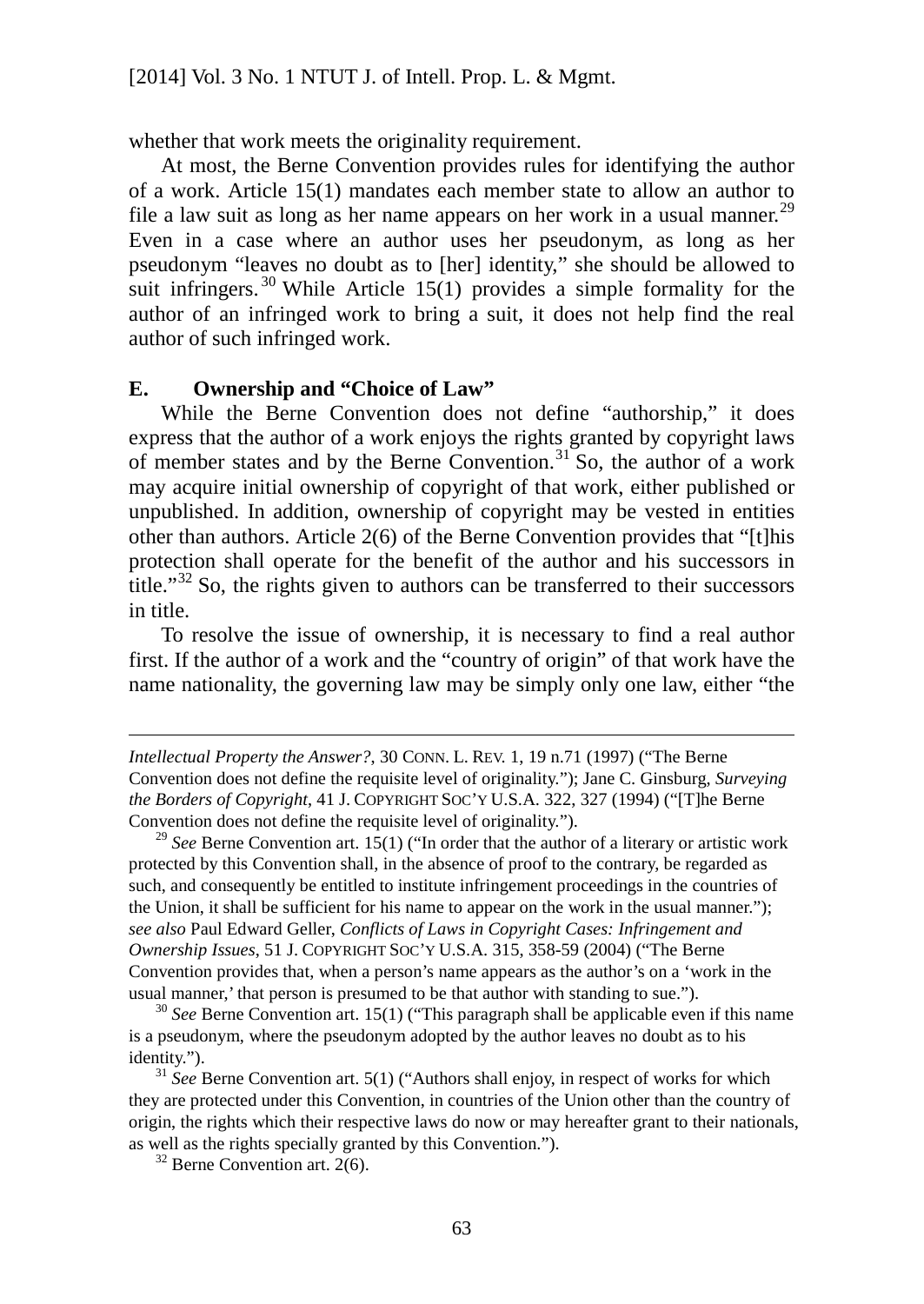whether that work meets the originality requirement.

At most, the Berne Convention provides rules for identifying the author of a work. Article 15(1) mandates each member state to allow an author to file a law suit as long as her name appears on her work in a usual manner.[29] Even in a case where an author uses her pseudonym, as long as her pseudonym "leaves no doubt as to [her] identity," she should be allowed to suit infringers.[30] While Article 15(1) provides a simple formality for the author of an infringed work to bring a suit, it does not help find the real author of such infringed work.

## E. Ownership and "Choice of Law"

While the Berne Convention does not define "authorship," it does express that the author of a work enjoys the rights granted by copyright laws of member states and by the Berne Convention.[31] So, the author of a work may acquire initial ownership of copyright of that work, either published or unpublished. In addition, ownership of copyright may be vested in entities other than authors. Article 2(6) of the Berne Convention provides that "[t]his protection shall operate for the benefit of the author and his successors in title."[32] So, the rights given to authors can be transferred to their successors in title.

To resolve the issue of ownership, it is necessary to find a real author first. If the author of a work and the "country of origin" of that work have the name nationality, the governing law may be simply only one law, either "the

---

*Intellectual Property the Answer?*, 30 CONN. L. REV. 1, 19 n.71 (1997) ("The Berne Convention does not define the requisite level of originality."); Jane C. Ginsburg, *Surveying the Borders of Copyright*, 41 J. COPYRIGHT SOC'Y U.S.A. 322, 327 (1994) ("[T]he Berne Convention does not define the requisite level of originality.").

[29] *See* Berne Convention art. 15(1) ("In order that the author of a literary or artistic work protected by this Convention shall, in the absence of proof to the contrary, be regarded as such, and consequently be entitled to institute infringement proceedings in the countries of the Union, it shall be sufficient for his name to appear on the work in the usual manner."); *see also* Paul Edward Geller, *Conflicts of Laws in Copyright Cases: Infringement and Ownership Issues*, 51 J. COPYRIGHT SOC'Y U.S.A. 315, 358-59 (2004) ("The Berne Convention provides that, when a person's name appears as the author's on a 'work in the usual manner,' that person is presumed to be that author with standing to sue.").

[30] *See* Berne Convention art. 15(1) ("This paragraph shall be applicable even if this name is a pseudonym, where the pseudonym adopted by the author leaves no doubt as to his identity.").

[31] *See* Berne Convention art. 5(1) ("Authors shall enjoy, in respect of works for which they are protected under this Convention, in countries of the Union other than the country of origin, the rights which their respective laws do now or may hereafter grant to their nationals, as well as the rights specially granted by this Convention.").

[32] Berne Convention art. 2(6).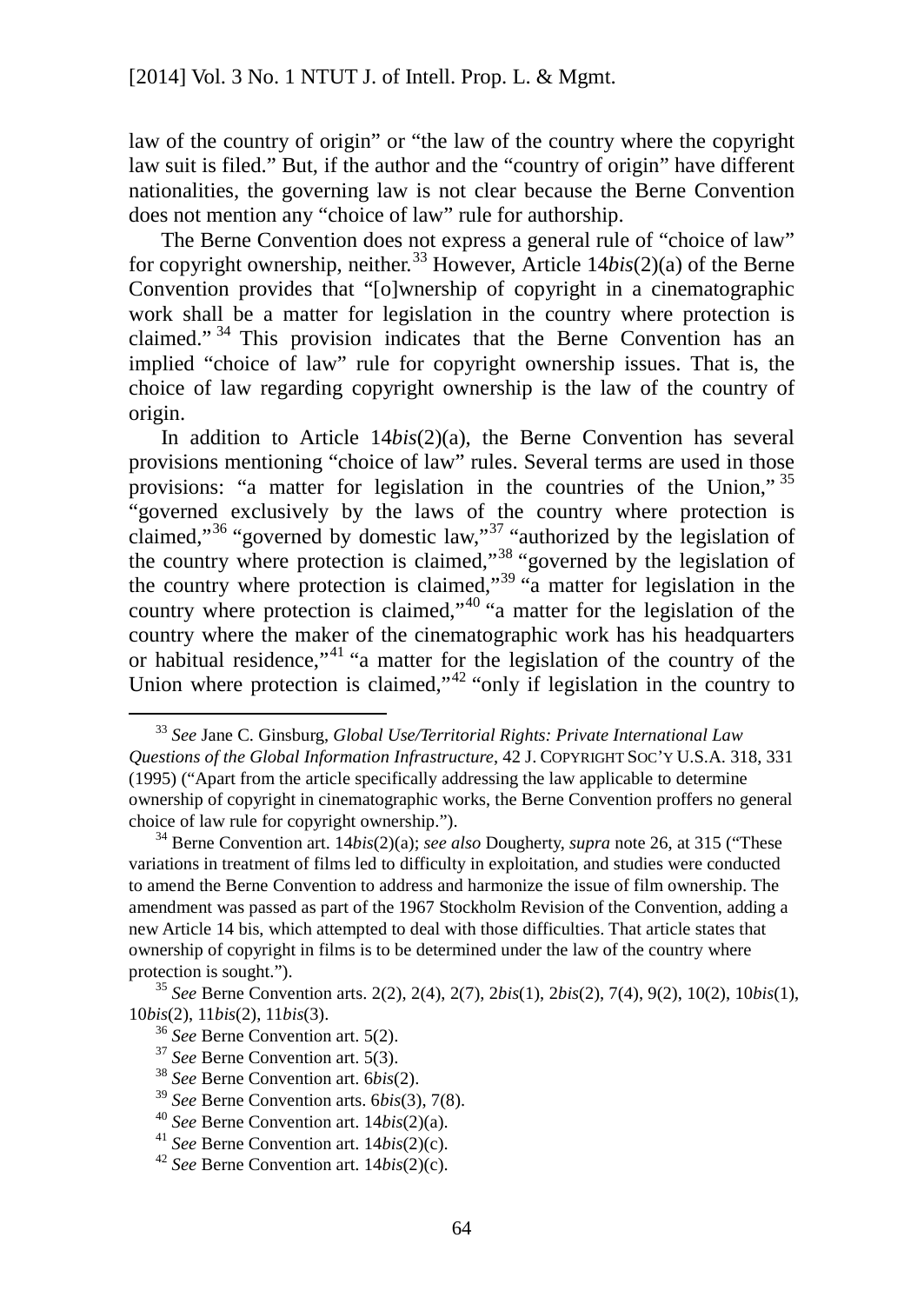law of the country of origin" or "the law of the country where the copyright law suit is filed." But, if the author and the "country of origin" have different nationalities, the governing law is not clear because the Berne Convention does not mention any "choice of law" rule for authorship.

The Berne Convention does not express a general rule of "choice of law" for copyright ownership, neither.[33] However, Article 14*bis*(2)(a) of the Berne Convention provides that "[o]wnership of copyright in a cinematographic work shall be a matter for legislation in the country where protection is claimed." [34] This provision indicates that the Berne Convention has an implied "choice of law" rule for copyright ownership issues. That is, the choice of law regarding copyright ownership is the law of the country of origin.

In addition to Article 14*bis*(2)(a), the Berne Convention has several provisions mentioning "choice of law" rules. Several terms are used in those provisions: "a matter for legislation in the countries of the Union," [35] "governed exclusively by the laws of the country where protection is claimed,"[36] "governed by domestic law,"[37] "authorized by the legislation of the country where protection is claimed,"[38] "governed by the legislation of the country where protection is claimed,"[39] "a matter for legislation in the country where protection is claimed,"[40] "a matter for the legislation of the country where the maker of the cinematographic work has his headquarters or habitual residence,"[41] "a matter for the legislation of the country of the Union where protection is claimed,"[42] "only if legislation in the country to

---

[33] *See* Jane C. Ginsburg, *Global Use/Territorial Rights: Private International Law Questions of the Global Information Infrastructure*, 42 J. COPYRIGHT SOC'Y U.S.A. 318, 331 (1995) ("Apart from the article specifically addressing the law applicable to determine ownership of copyright in cinematographic works, the Berne Convention proffers no general choice of law rule for copyright ownership.").

[34] Berne Convention art. 14*bis*(2)(a); *see also* Dougherty, *supra* note 26, at 315 ("These variations in treatment of films led to difficulty in exploitation, and studies were conducted to amend the Berne Convention to address and harmonize the issue of film ownership. The amendment was passed as part of the 1967 Stockholm Revision of the Convention, adding a new Article 14 bis, which attempted to deal with those difficulties. That article states that ownership of copyright in films is to be determined under the law of the country where protection is sought.").

[35] *See* Berne Convention arts. 2(2), 2(4), 2(7), 2*bis*(1), 2*bis*(2), 7(4), 9(2), 10(2), 10*bis*(1), 10*bis*(2), 11*bis*(2), 11*bis*(3).

[36] *See* Berne Convention art. 5(2).

[37] *See* Berne Convention art. 5(3).

[38] *See* Berne Convention art. 6*bis*(2).

[39] *See* Berne Convention arts. 6*bis*(3), 7(8).

[40] *See* Berne Convention art. 14*bis*(2)(a).

[41] *See* Berne Convention art. 14*bis*(2)(c).

[42] *See* Berne Convention art. 14*bis*(2)(c).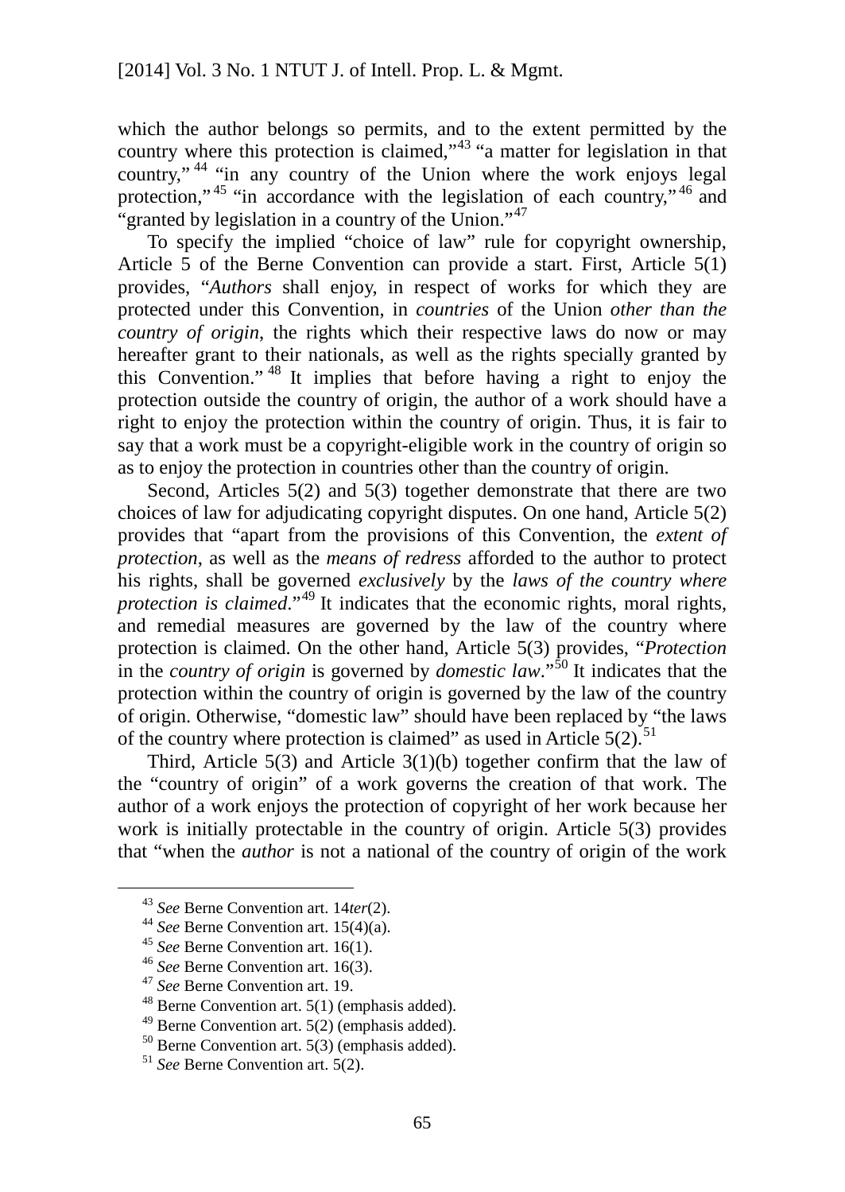which the author belongs so permits, and to the extent permitted by the country where this protection is claimed,"[43] "a matter for legislation in that country,"[44] "in any country of the Union where the work enjoys legal protection,"[45] "in accordance with the legislation of each country,"[46] and "granted by legislation in a country of the Union."[47]

To specify the implied "choice of law" rule for copyright ownership, Article 5 of the Berne Convention can provide a start. First, Article 5(1) provides, "*Authors* shall enjoy, in respect of works for which they are protected under this Convention, in *countries* of the Union *other than the country of origin*, the rights which their respective laws do now or may hereafter grant to their nationals, as well as the rights specially granted by this Convention."[48] It implies that before having a right to enjoy the protection outside the country of origin, the author of a work should have a right to enjoy the protection within the country of origin. Thus, it is fair to say that a work must be a copyright-eligible work in the country of origin so as to enjoy the protection in countries other than the country of origin.

Second, Articles 5(2) and 5(3) together demonstrate that there are two choices of law for adjudicating copyright disputes. On one hand, Article 5(2) provides that "apart from the provisions of this Convention, the *extent of protection*, as well as the *means of redress* afforded to the author to protect his rights, shall be governed *exclusively* by the *laws of the country where protection is claimed*."[49] It indicates that the economic rights, moral rights, and remedial measures are governed by the law of the country where protection is claimed. On the other hand, Article 5(3) provides, "*Protection* in the *country of origin* is governed by *domestic law*."[50] It indicates that the protection within the country of origin is governed by the law of the country of origin. Otherwise, "domestic law" should have been replaced by "the laws of the country where protection is claimed" as used in Article 5(2).[51]

Third, Article 5(3) and Article 3(1)(b) together confirm that the law of the "country of origin" of a work governs the creation of that work. The author of a work enjoys the protection of copyright of her work because her work is initially protectable in the country of origin. Article 5(3) provides that "when the *author* is not a national of the country of origin of the work

---

[43] *See* Berne Convention art. 14*ter*(2).

[44] *See* Berne Convention art. 15(4)(a).

[45] *See* Berne Convention art. 16(1).

[46] *See* Berne Convention art. 16(3).

[47] *See* Berne Convention art. 19.

[48] Berne Convention art. 5(1) (emphasis added).

[49] Berne Convention art. 5(2) (emphasis added).

[50] Berne Convention art. 5(3) (emphasis added).

[51] *See* Berne Convention art. 5(2).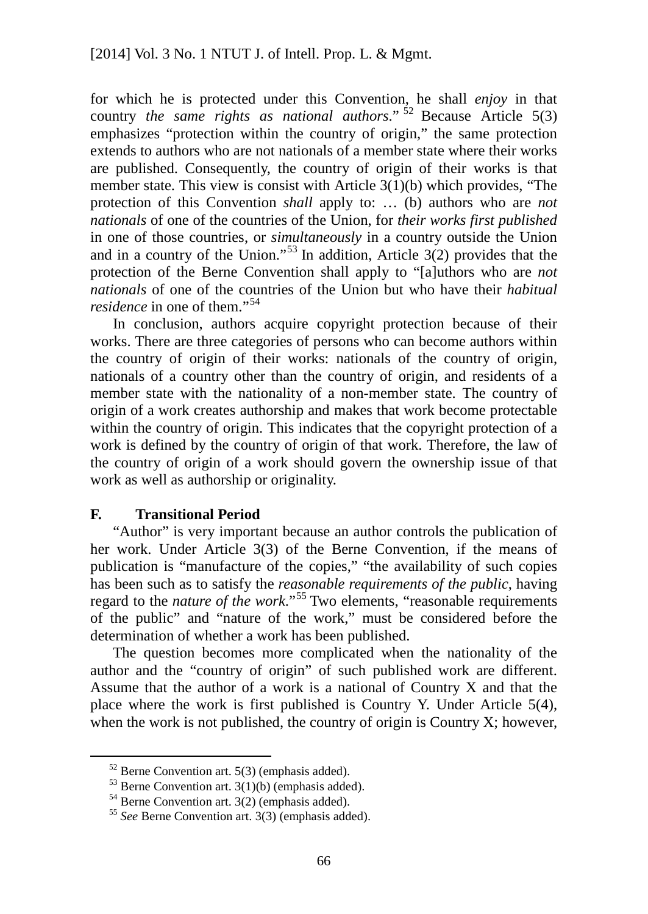for which he is protected under this Convention, he shall *enjoy* in that country *the same rights as national authors*."[52] Because Article 5(3) emphasizes "protection within the country of origin," the same protection extends to authors who are not nationals of a member state where their works are published. Consequently, the country of origin of their works is that member state. This view is consist with Article 3(1)(b) which provides, "The protection of this Convention *shall* apply to: … (b) authors who are *not nationals* of one of the countries of the Union, for *their works first published* in one of those countries, or *simultaneously* in a country outside the Union and in a country of the Union."[53] In addition, Article 3(2) provides that the protection of the Berne Convention shall apply to "[a]uthors who are *not nationals* of one of the countries of the Union but who have their *habitual residence* in one of them."[54]

In conclusion, authors acquire copyright protection because of their works. There are three categories of persons who can become authors within the country of origin of their works: nationals of the country of origin, nationals of a country other than the country of origin, and residents of a member state with the nationality of a non-member state. The country of origin of a work creates authorship and makes that work become protectable within the country of origin. This indicates that the copyright protection of a work is defined by the country of origin of that work. Therefore, the law of the country of origin of a work should govern the ownership issue of that work as well as authorship or originality.

### F. Transitional Period

"Author" is very important because an author controls the publication of her work. Under Article 3(3) of the Berne Convention, if the means of publication is "manufacture of the copies," "the availability of such copies has been such as to satisfy the *reasonable requirements of the public*, having regard to the *nature of the work*."[55] Two elements, "reasonable requirements of the public" and "nature of the work," must be considered before the determination of whether a work has been published.

The question becomes more complicated when the nationality of the author and the "country of origin" of such published work are different. Assume that the author of a work is a national of Country X and that the place where the work is first published is Country Y. Under Article 5(4), when the work is not published, the country of origin is Country X; however,

---

[52] Berne Convention art. 5(3) (emphasis added).

[53] Berne Convention art. 3(1)(b) (emphasis added).

[54] Berne Convention art. 3(2) (emphasis added).

[55] *See* Berne Convention art. 3(3) (emphasis added).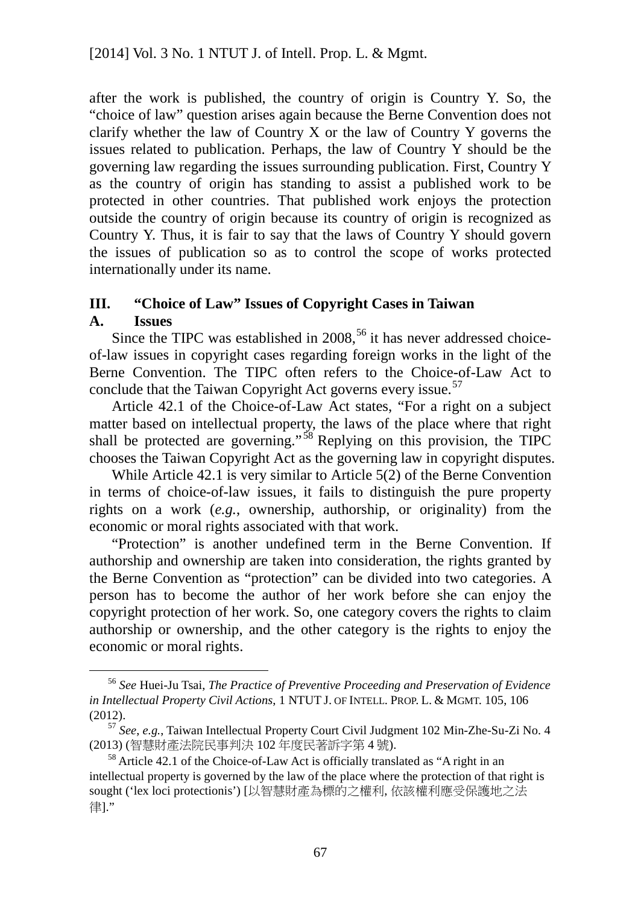after the work is published, the country of origin is Country Y. So, the "choice of law" question arises again because the Berne Convention does not clarify whether the law of Country X or the law of Country Y governs the issues related to publication. Perhaps, the law of Country Y should be the governing law regarding the issues surrounding publication. First, Country Y as the country of origin has standing to assist a published work to be protected in other countries. That published work enjoys the protection outside the country of origin because its country of origin is recognized as Country Y. Thus, it is fair to say that the laws of Country Y should govern the issues of publication so as to control the scope of works protected internationally under its name.

## III. "Choice of Law" Issues of Copyright Cases in Taiwan

### A. Issues

Since the TIPC was established in 2008,[56] it has never addressed choice-of-law issues in copyright cases regarding foreign works in the light of the Berne Convention. The TIPC often refers to the Choice-of-Law Act to conclude that the Taiwan Copyright Act governs every issue.[57]

Article 42.1 of the Choice-of-Law Act states, "For a right on a subject matter based on intellectual property, the laws of the place where that right shall be protected are governing."[58] Replying on this provision, the TIPC chooses the Taiwan Copyright Act as the governing law in copyright disputes.

While Article 42.1 is very similar to Article 5(2) of the Berne Convention in terms of choice-of-law issues, it fails to distinguish the pure property rights on a work (*e.g.*, ownership, authorship, or originality) from the economic or moral rights associated with that work.

"Protection" is another undefined term in the Berne Convention. If authorship and ownership are taken into consideration, the rights granted by the Berne Convention as "protection" can be divided into two categories. A person has to become the author of her work before she can enjoy the copyright protection of her work. So, one category covers the rights to claim authorship or ownership, and the other category is the rights to enjoy the economic or moral rights.

---

[56] *See* Huei-Ju Tsai, *The Practice of Preventive Proceeding and Preservation of Evidence in Intellectual Property Civil Actions*, 1 NTUT J. OF INTELL. PROP. L. & MGMT. 105, 106 (2012).

[57] *See*, *e.g.*, Taiwan Intellectual Property Court Civil Judgment 102 Min-Zhe-Su-Zi No. 4 (2013) (智慧財產法院民事判決 102 年度民著訴字第 4 號).

[58] Article 42.1 of the Choice-of-Law Act is officially translated as "A right in an intellectual property is governed by the law of the place where the protection of that right is sought ('lex loci protectionis') [以智慧財產為標的之權利, 依該權利應受保護地之法律]."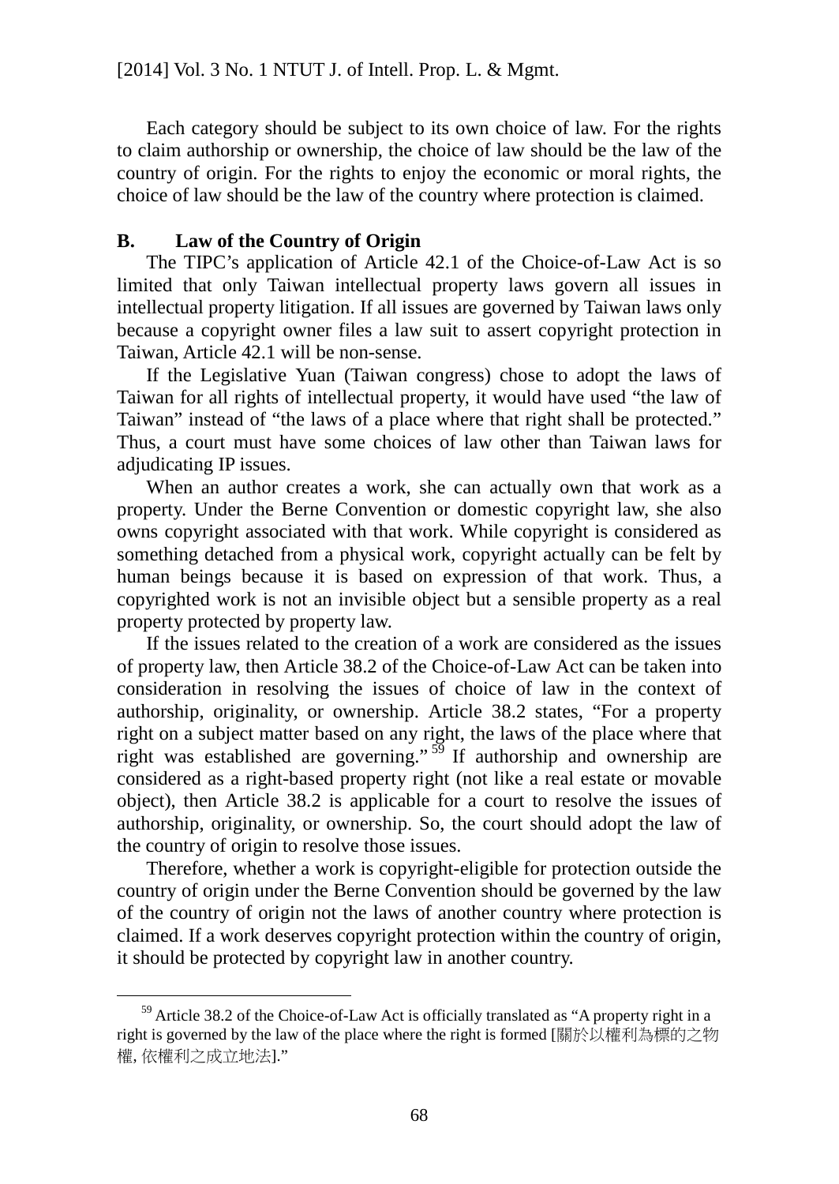Each category should be subject to its own choice of law. For the rights to claim authorship or ownership, the choice of law should be the law of the country of origin. For the rights to enjoy the economic or moral rights, the choice of law should be the law of the country where protection is claimed.

### B. Law of the Country of Origin

The TIPC's application of Article 42.1 of the Choice-of-Law Act is so limited that only Taiwan intellectual property laws govern all issues in intellectual property litigation. If all issues are governed by Taiwan laws only because a copyright owner files a law suit to assert copyright protection in Taiwan, Article 42.1 will be non-sense.

If the Legislative Yuan (Taiwan congress) chose to adopt the laws of Taiwan for all rights of intellectual property, it would have used "the law of Taiwan" instead of "the laws of a place where that right shall be protected." Thus, a court must have some choices of law other than Taiwan laws for adjudicating IP issues.

When an author creates a work, she can actually own that work as a property. Under the Berne Convention or domestic copyright law, she also owns copyright associated with that work. While copyright is considered as something detached from a physical work, copyright actually can be felt by human beings because it is based on expression of that work. Thus, a copyrighted work is not an invisible object but a sensible property as a real property protected by property law.

If the issues related to the creation of a work are considered as the issues of property law, then Article 38.2 of the Choice-of-Law Act can be taken into consideration in resolving the issues of choice of law in the context of authorship, originality, or ownership. Article 38.2 states, "For a property right on a subject matter based on any right, the laws of the place where that right was established are governing."[59] If authorship and ownership are considered as a right-based property right (not like a real estate or movable object), then Article 38.2 is applicable for a court to resolve the issues of authorship, originality, or ownership. So, the court should adopt the law of the country of origin to resolve those issues.

Therefore, whether a work is copyright-eligible for protection outside the country of origin under the Berne Convention should be governed by the law of the country of origin not the laws of another country where protection is claimed. If a work deserves copyright protection within the country of origin, it should be protected by copyright law in another country.

---

[59] Article 38.2 of the Choice-of-Law Act is officially translated as "A property right in a right is governed by the law of the place where the right is formed [關於以權利為標的之物權, 依權利之成立地法]."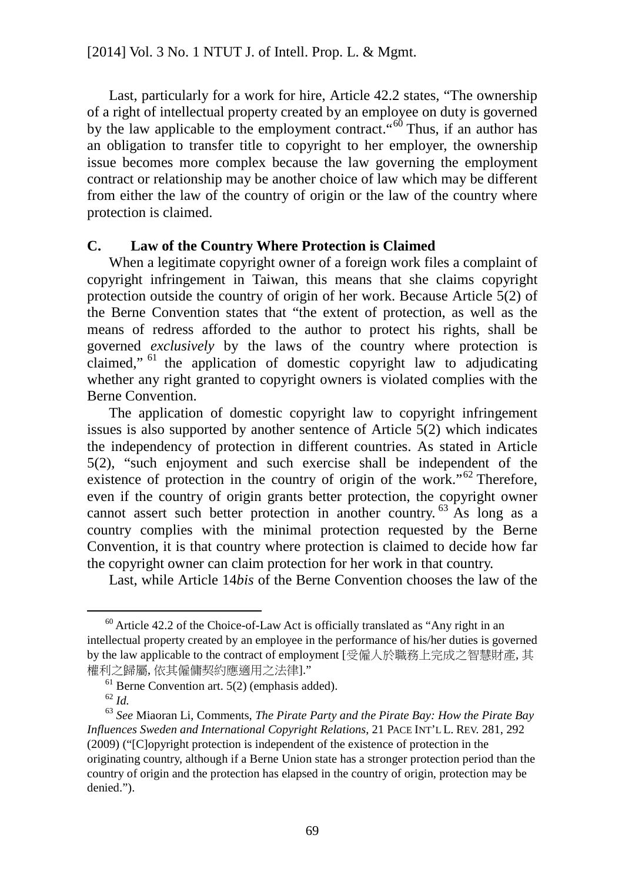Last, particularly for a work for hire, Article 42.2 states, "The ownership of a right of intellectual property created by an employee on duty is governed by the law applicable to the employment contract."[60] Thus, if an author has an obligation to transfer title to copyright to her employer, the ownership issue becomes more complex because the law governing the employment contract or relationship may be another choice of law which may be different from either the law of the country of origin or the law of the country where protection is claimed.

### C. Law of the Country Where Protection is Claimed

When a legitimate copyright owner of a foreign work files a complaint of copyright infringement in Taiwan, this means that she claims copyright protection outside the country of origin of her work. Because Article 5(2) of the Berne Convention states that "the extent of protection, as well as the means of redress afforded to the author to protect his rights, shall be governed *exclusively* by the laws of the country where protection is claimed,"[61] the application of domestic copyright law to adjudicating whether any right granted to copyright owners is violated complies with the Berne Convention.

The application of domestic copyright law to copyright infringement issues is also supported by another sentence of Article 5(2) which indicates the independency of protection in different countries. As stated in Article 5(2), "such enjoyment and such exercise shall be independent of the existence of protection in the country of origin of the work."[62] Therefore, even if the country of origin grants better protection, the copyright owner cannot assert such better protection in another country.[63] As long as a country complies with the minimal protection requested by the Berne Convention, it is that country where protection is claimed to decide how far the copyright owner can claim protection for her work in that country.

Last, while Article 14*bis* of the Berne Convention chooses the law of the

---

[60] Article 42.2 of the Choice-of-Law Act is officially translated as "Any right in an intellectual property created by an employee in the performance of his/her duties is governed by the law applicable to the contract of employment [受僱人於職務上完成之智慧財產, 其權利之歸屬, 依其僱傭契約應適用之法律]."

[61] Berne Convention art. 5(2) (emphasis added).

[62] *Id.*

[63] *See* Miaoran Li, Comments, *The Pirate Party and the Pirate Bay: How the Pirate Bay Influences Sweden and International Copyright Relations*, 21 PACE INT'L L. REV. 281, 292 (2009) ("[C]opyright protection is independent of the existence of protection in the originating country, although if a Berne Union state has a stronger protection period than the country of origin and the protection has elapsed in the country of origin, protection may be denied.").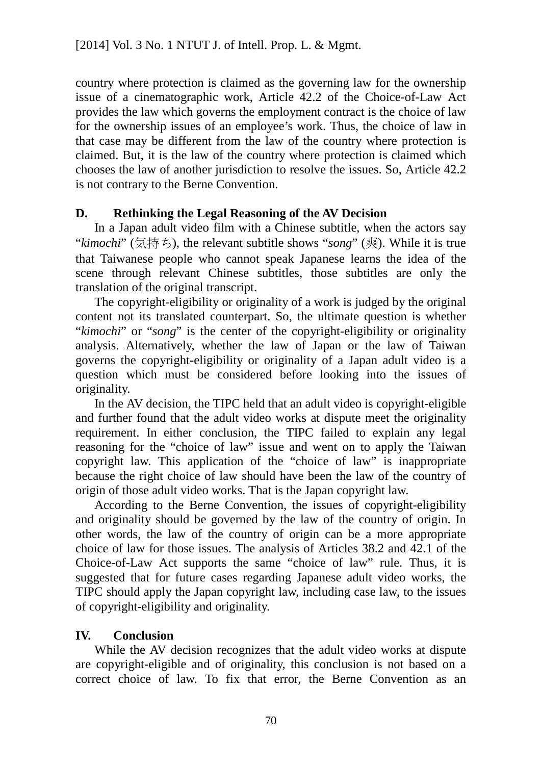country where protection is claimed as the governing law for the ownership issue of a cinematographic work, Article 42.2 of the Choice-of-Law Act provides the law which governs the employment contract is the choice of law for the ownership issues of an employee's work. Thus, the choice of law in that case may be different from the law of the country where protection is claimed. But, it is the law of the country where protection is claimed which chooses the law of another jurisdiction to resolve the issues. So, Article 42.2 is not contrary to the Berne Convention.

### D. Rethinking the Legal Reasoning of the AV Decision

In a Japan adult video film with a Chinese subtitle, when the actors say "*kimochi*" (気持ち), the relevant subtitle shows "*song*" (爽). While it is true that Taiwanese people who cannot speak Japanese learns the idea of the scene through relevant Chinese subtitles, those subtitles are only the translation of the original transcript.

The copyright-eligibility or originality of a work is judged by the original content not its translated counterpart. So, the ultimate question is whether "*kimochi*" or "*song*" is the center of the copyright-eligibility or originality analysis. Alternatively, whether the law of Japan or the law of Taiwan governs the copyright-eligibility or originality of a Japan adult video is a question which must be considered before looking into the issues of originality.

In the AV decision, the TIPC held that an adult video is copyright-eligible and further found that the adult video works at dispute meet the originality requirement. In either conclusion, the TIPC failed to explain any legal reasoning for the "choice of law" issue and went on to apply the Taiwan copyright law. This application of the "choice of law" is inappropriate because the right choice of law should have been the law of the country of origin of those adult video works. That is the Japan copyright law.

According to the Berne Convention, the issues of copyright-eligibility and originality should be governed by the law of the country of origin. In other words, the law of the country of origin can be a more appropriate choice of law for those issues. The analysis of Articles 38.2 and 42.1 of the Choice-of-Law Act supports the same "choice of law" rule. Thus, it is suggested that for future cases regarding Japanese adult video works, the TIPC should apply the Japan copyright law, including case law, to the issues of copyright-eligibility and originality.

## IV. Conclusion

While the AV decision recognizes that the adult video works at dispute are copyright-eligible and of originality, this conclusion is not based on a correct choice of law. To fix that error, the Berne Convention as an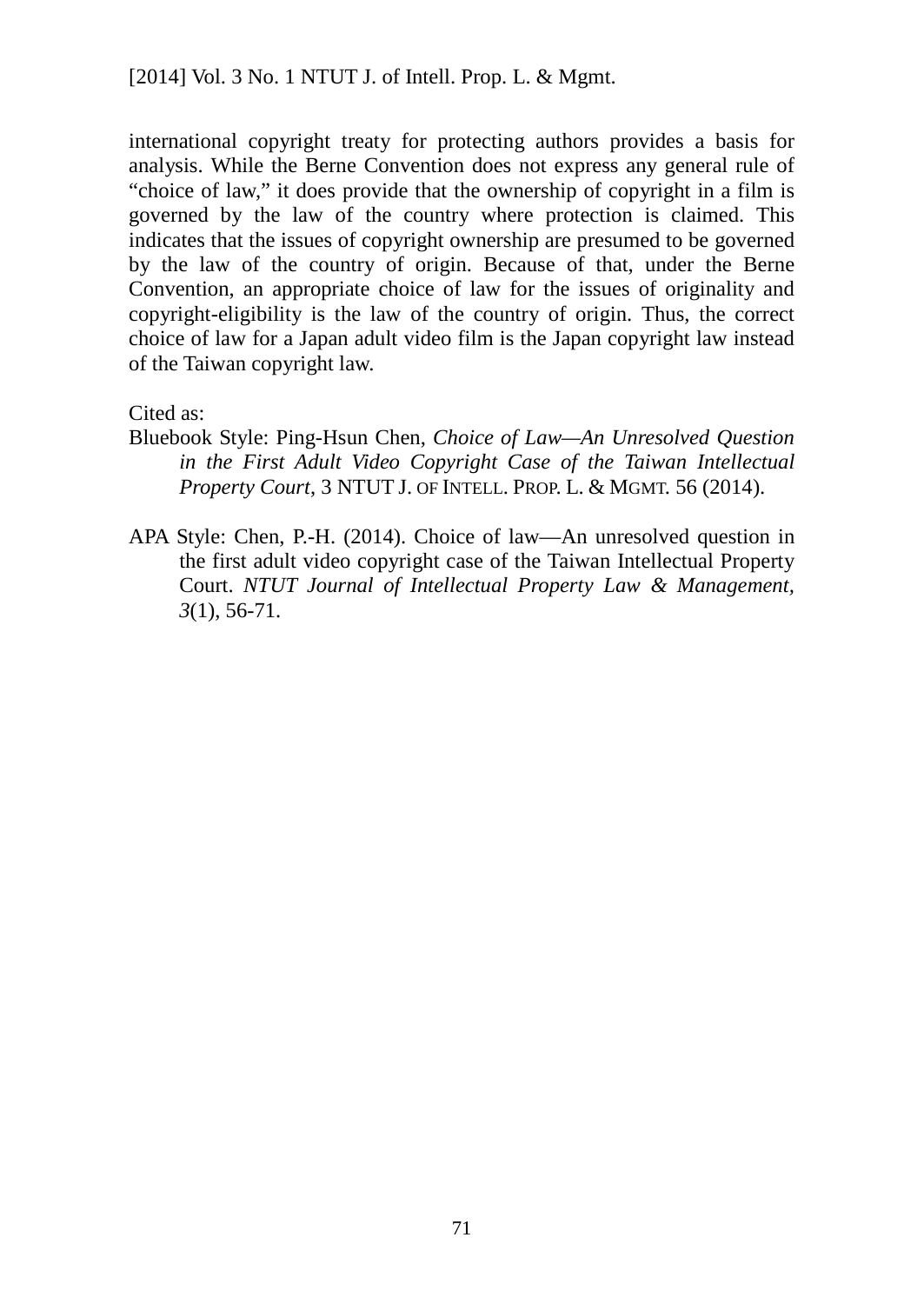international copyright treaty for protecting authors provides a basis for analysis. While the Berne Convention does not express any general rule of "choice of law," it does provide that the ownership of copyright in a film is governed by the law of the country where protection is claimed. This indicates that the issues of copyright ownership are presumed to be governed by the law of the country of origin. Because of that, under the Berne Convention, an appropriate choice of law for the issues of originality and copyright-eligibility is the law of the country of origin. Thus, the correct choice of law for a Japan adult video film is the Japan copyright law instead of the Taiwan copyright law.

Cited as:

Bluebook Style: Ping-Hsun Chen, *Choice of Law—An Unresolved Question in the First Adult Video Copyright Case of the Taiwan Intellectual Property Court*, 3 NTUT J. OF INTELL. PROP. L. & MGMT. 56 (2014).

APA Style: Chen, P.-H. (2014). Choice of law—An unresolved question in the first adult video copyright case of the Taiwan Intellectual Property Court. *NTUT Journal of Intellectual Property Law & Management*, *3*(1), 56-71.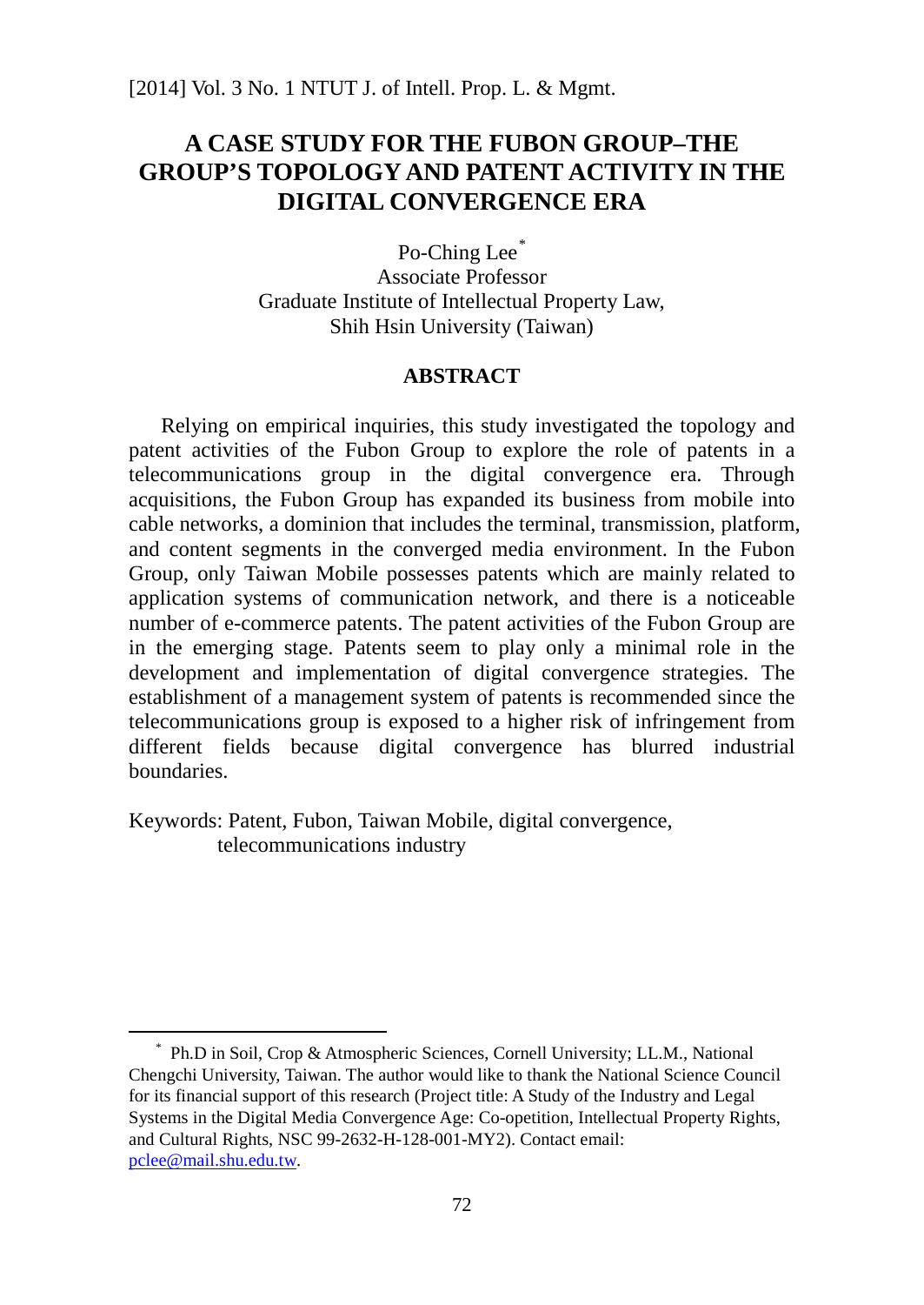# A CASE STUDY FOR THE FUBON GROUP–THE GROUP'S TOPOLOGY AND PATENT ACTIVITY IN THE DIGITAL CONVERGENCE ERA

Po-Ching Lee*

Associate Professor

Graduate Institute of Intellectual Property Law,

Shih Hsin University (Taiwan)

## ABSTRACT

Relying on empirical inquiries, this study investigated the topology and patent activities of the Fubon Group to explore the role of patents in a telecommunications group in the digital convergence era. Through acquisitions, the Fubon Group has expanded its business from mobile into cable networks, a dominion that includes the terminal, transmission, platform, and content segments in the converged media environment. In the Fubon Group, only Taiwan Mobile possesses patents which are mainly related to application systems of communication network, and there is a noticeable number of e-commerce patents. The patent activities of the Fubon Group are in the emerging stage. Patents seem to play only a minimal role in the development and implementation of digital convergence strategies. The establishment of a management system of patents is recommended since the telecommunications group is exposed to a higher risk of infringement from different fields because digital convergence has blurred industrial boundaries.

Keywords: Patent, Fubon, Taiwan Mobile, digital convergence, telecommunications industry

---

* Ph.D in Soil, Crop & Atmospheric Sciences, Cornell University; LL.M., National Chengchi University, Taiwan. The author would like to thank the National Science Council for its financial support of this research (Project title: A Study of the Industry and Legal Systems in the Digital Media Convergence Age: Co-opetition, Intellectual Property Rights, and Cultural Rights, NSC 99-2632-H-128-001-MY2). Contact email: pclee@mail.shu.edu.tw.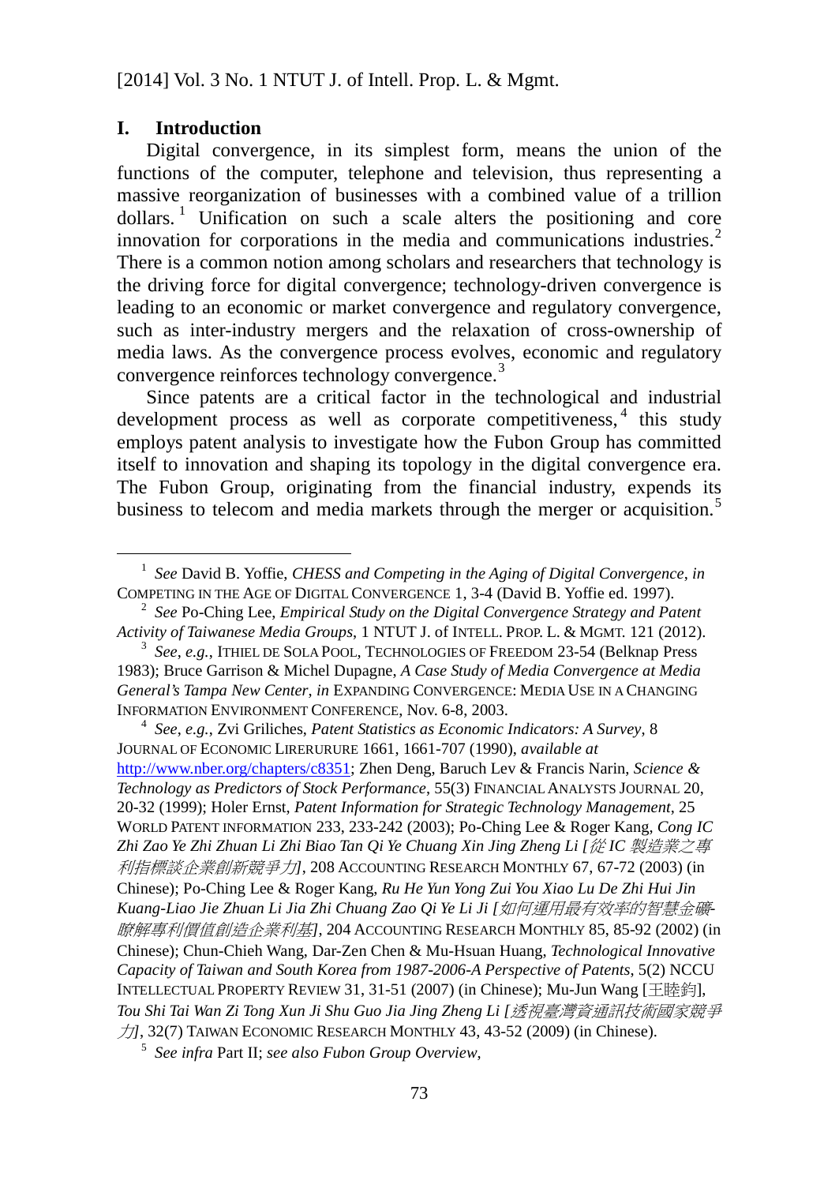## I. Introduction

Digital convergence, in its simplest form, means the union of the functions of the computer, telephone and television, thus representing a massive reorganization of businesses with a combined value of a trillion dollars.[1] Unification on such a scale alters the positioning and core innovation for corporations in the media and communications industries.[2] There is a common notion among scholars and researchers that technology is the driving force for digital convergence; technology-driven convergence is leading to an economic or market convergence and regulatory convergence, such as inter-industry mergers and the relaxation of cross-ownership of media laws. As the convergence process evolves, economic and regulatory convergence reinforces technology convergence.[3]

Since patents are a critical factor in the technological and industrial development process as well as corporate competitiveness,[4] this study employs patent analysis to investigate how the Fubon Group has committed itself to innovation and shaping its topology in the digital convergence era. The Fubon Group, originating from the financial industry, expends its business to telecom and media markets through the merger or acquisition.[5]

---

[1] *See* David B. Yoffie, *CHESS and Competing in the Aging of Digital Convergence*, *in* COMPETING IN THE AGE OF DIGITAL CONVERGENCE 1, 3-4 (David B. Yoffie ed. 1997).

[2] *See* Po-Ching Lee, *Empirical Study on the Digital Convergence Strategy and Patent Activity of Taiwanese Media Groups*, 1 NTUT J. of INTELL. PROP. L. & MGMT. 121 (2012).

[3] *See*, *e.g.*, ITHIEL DE SOLA POOL, TECHNOLOGIES OF FREEDOM 23-54 (Belknap Press 1983); Bruce Garrison & Michel Dupagne, *A Case Study of Media Convergence at Media General's Tampa New Center*, *in* EXPANDING CONVERGENCE: MEDIA USE IN A CHANGING INFORMATION ENVIRONMENT CONFERENCE, Nov. 6-8, 2003.

[4] *See*, *e.g.*, Zvi Griliches, *Patent Statistics as Economic Indicators: A Survey*, 8 JOURNAL OF ECONOMIC LIRERURURE 1661, 1661-707 (1990), *available at* http://www.nber.org/chapters/c8351; Zhen Deng, Baruch Lev & Francis Narin, *Science & Technology as Predictors of Stock Performance*, 55(3) FINANCIAL ANALYSTS JOURNAL 20, 20-32 (1999); Holer Ernst, *Patent Information for Strategic Technology Management*, 25 WORLD PATENT INFORMATION 233, 233-242 (2003); Po-Ching Lee & Roger Kang, *Cong IC Zhi Zao Ye Zhi Zhuan Li Zhi Biao Tan Qi Ye Chuang Xin Jing Zheng Li [從IC製造業之專利指標談企業創新競爭力]*, 208 ACCOUNTING RESEARCH MONTHLY 67, 67-72 (2003) (in Chinese); Po-Ching Lee & Roger Kang, *Ru He Yun Yong Zui You Xiao Lu De Zhi Hui Jin Kuang-Liao Jie Zhuan Li Jia Zhi Chuang Zao Qi Ye Li Ji [如何運用最有效率的智慧金礦-瞭解專利價值創造企業利基]*, 204 ACCOUNTING RESEARCH MONTHLY 85, 85-92 (2002) (in Chinese); Chun-Chieh Wang, Dar-Zen Chen & Mu-Hsuan Huang, *Technological Innovative Capacity of Taiwan and South Korea from 1987-2006-A Perspective of Patents*, 5(2) NCCU INTELLECTUAL PROPERTY REVIEW 31, 31-51 (2007) (in Chinese); Mu-Jun Wang [王睦鈞], *Tou Shi Tai Wan Zi Tong Xun Ji Shu Guo Jia Jing Zheng Li [透視臺灣資通訊技術國家競爭力]*, 32(7) TAIWAN ECONOMIC RESEARCH MONTHLY 43, 43-52 (2009) (in Chinese).

[5] *See infra* Part II; *see also Fubon Group Overview*,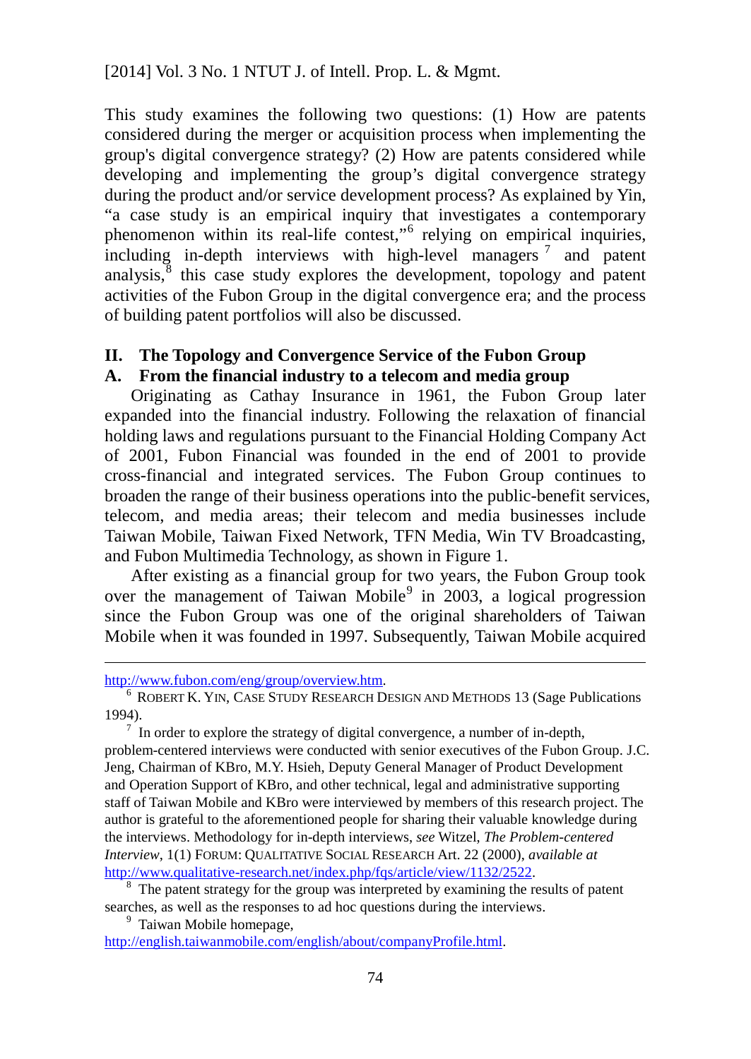This study examines the following two questions: (1) How are patents considered during the merger or acquisition process when implementing the group's digital convergence strategy? (2) How are patents considered while developing and implementing the group's digital convergence strategy during the product and/or service development process? As explained by Yin, "a case study is an empirical inquiry that investigates a contemporary phenomenon within its real-life contest,"[6] relying on empirical inquiries, including in-depth interviews with high-level managers[7] and patent analysis,[8] this case study explores the development, topology and patent activities of the Fubon Group in the digital convergence era; and the process of building patent portfolios will also be discussed.

## II. The Topology and Convergence Service of the Fubon Group

### A. From the financial industry to a telecom and media group

Originating as Cathay Insurance in 1961, the Fubon Group later expanded into the financial industry. Following the relaxation of financial holding laws and regulations pursuant to the Financial Holding Company Act of 2001, Fubon Financial was founded in the end of 2001 to provide cross-financial and integrated services. The Fubon Group continues to broaden the range of their business operations into the public-benefit services, telecom, and media areas; their telecom and media businesses include Taiwan Mobile, Taiwan Fixed Network, TFN Media, Win TV Broadcasting, and Fubon Multimedia Technology, as shown in Figure 1.

After existing as a financial group for two years, the Fubon Group took over the management of Taiwan Mobile[9] in 2003, a logical progression since the Fubon Group was one of the original shareholders of Taiwan Mobile when it was founded in 1997. Subsequently, Taiwan Mobile acquired

---

http://www.fubon.com/eng/group/overview.htm.

[6] ROBERT K. YIN, CASE STUDY RESEARCH DESIGN AND METHODS 13 (Sage Publications 1994).

[7] In order to explore the strategy of digital convergence, a number of in-depth, problem-centered interviews were conducted with senior executives of the Fubon Group. J.C. Jeng, Chairman of KBro, M.Y. Hsieh, Deputy General Manager of Product Development and Operation Support of KBro, and other technical, legal and administrative supporting staff of Taiwan Mobile and KBro were interviewed by members of this research project. The author is grateful to the aforementioned people for sharing their valuable knowledge during the interviews. Methodology for in-depth interviews, *see* Witzel, *The Problem-centered Interview*, 1(1) FORUM: QUALITATIVE SOCIAL RESEARCH Art. 22 (2000), *available at* http://www.qualitative-research.net/index.php/fqs/article/view/1132/2522.

[8] The patent strategy for the group was interpreted by examining the results of patent searches, as well as the responses to ad hoc questions during the interviews.

[9] Taiwan Mobile homepage, http://english.taiwanmobile.com/english/about/companyProfile.html.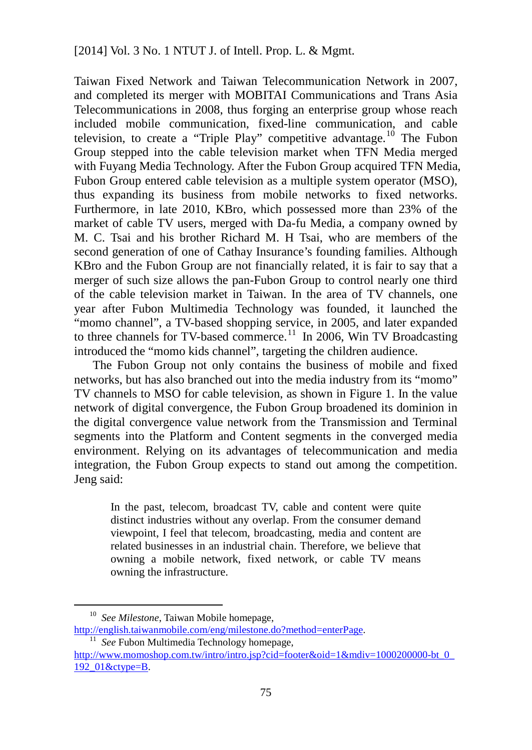Taiwan Fixed Network and Taiwan Telecommunication Network in 2007, and completed its merger with MOBITAI Communications and Trans Asia Telecommunications in 2008, thus forging an enterprise group whose reach included mobile communication, fixed-line communication, and cable television, to create a "Triple Play" competitive advantage.[10] The Fubon Group stepped into the cable television market when TFN Media merged with Fuyang Media Technology. After the Fubon Group acquired TFN Media, Fubon Group entered cable television as a multiple system operator (MSO), thus expanding its business from mobile networks to fixed networks. Furthermore, in late 2010, KBro, which possessed more than 23% of the market of cable TV users, merged with Da-fu Media, a company owned by M. C. Tsai and his brother Richard M. H Tsai, who are members of the second generation of one of Cathay Insurance's founding families. Although KBro and the Fubon Group are not financially related, it is fair to say that a merger of such size allows the pan-Fubon Group to control nearly one third of the cable television market in Taiwan. In the area of TV channels, one year after Fubon Multimedia Technology was founded, it launched the "momo channel", a TV-based shopping service, in 2005, and later expanded to three channels for TV-based commerce.[11] In 2006, Win TV Broadcasting introduced the "momo kids channel", targeting the children audience.

The Fubon Group not only contains the business of mobile and fixed networks, but has also branched out into the media industry from its "momo" TV channels to MSO for cable television, as shown in Figure 1. In the value network of digital convergence, the Fubon Group broadened its dominion in the digital convergence value network from the Transmission and Terminal segments into the Platform and Content segments in the converged media environment. Relying on its advantages of telecommunication and media integration, the Fubon Group expects to stand out among the competition. Jeng said:

> In the past, telecom, broadcast TV, cable and content were quite distinct industries without any overlap. From the consumer demand viewpoint, I feel that telecom, broadcasting, media and content are related businesses in an industrial chain. Therefore, we believe that owning a mobile network, fixed network, or cable TV means owning the infrastructure.

---

[10] *See Milestone*, Taiwan Mobile homepage, http://english.taiwanmobile.com/eng/milestone.do?method=enterPage.

[11] *See* Fubon Multimedia Technology homepage, http://www.momoshop.com.tw/intro/intro.jsp?cid=footer&oid=1&mdiv=1000200000-bt_0_192_01&ctype=B.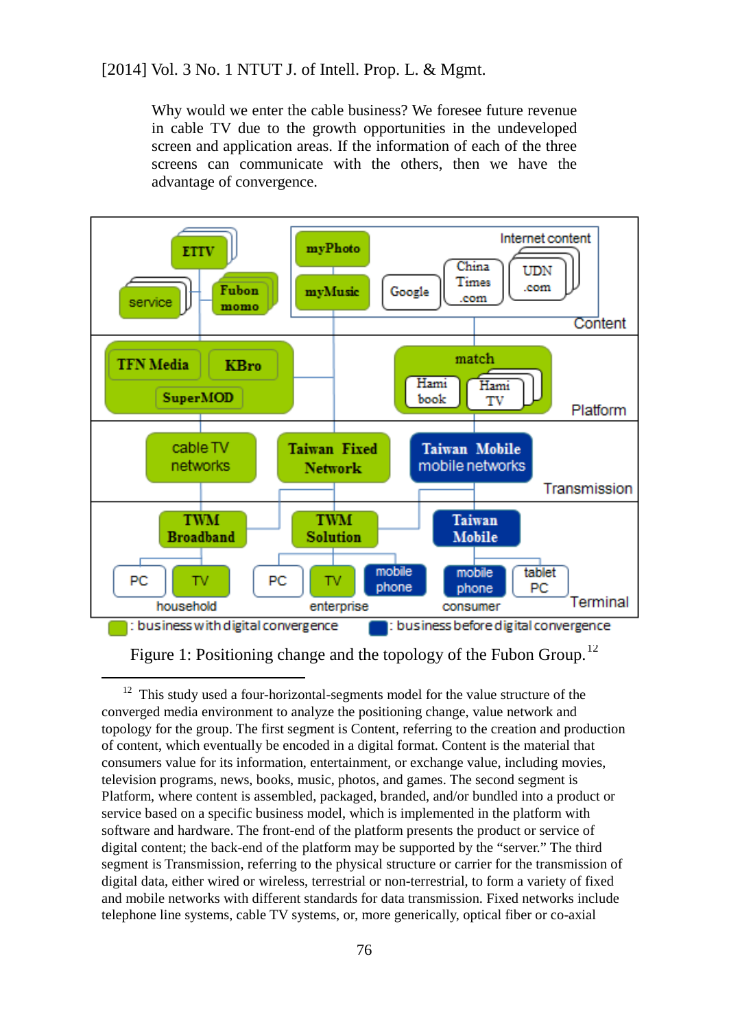Why would we enter the cable business? We foresee future revenue in cable TV due to the growth opportunities in the undeveloped screen and application areas. If the information of each of the three screens can communicate with the others, then we have the advantage of convergence.

Figure 1: Positioning change and the topology of the Fubon Group.[12]

---

[12] This study used a four-horizontal-segments model for the value structure of the converged media environment to analyze the positioning change, value network and topology for the group. The first segment is Content, referring to the creation and production of content, which eventually be encoded in a digital format. Content is the material that consumers value for its information, entertainment, or exchange value, including movies, television programs, news, books, music, photos, and games. The second segment is Platform, where content is assembled, packaged, branded, and/or bundled into a product or service based on a specific business model, which is implemented in the platform with software and hardware. The front-end of the platform presents the product or service of digital content; the back-end of the platform may be supported by the "server." The third segment is Transmission, referring to the physical structure or carrier for the transmission of digital data, either wired or wireless, terrestrial or non-terrestrial, to form a variety of fixed and mobile networks with different standards for data transmission. Fixed networks include telephone line systems, cable TV systems, or, more generically, optical fiber or co-axial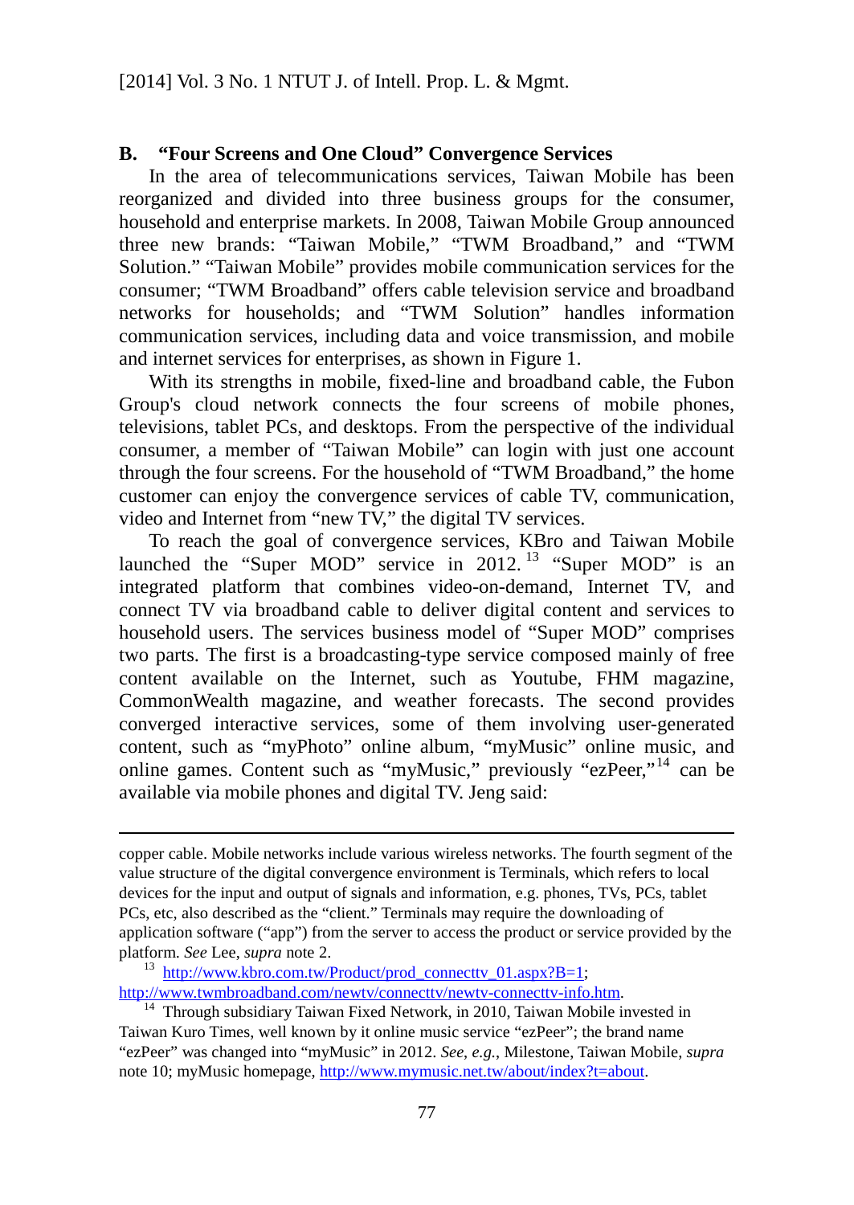### B. "Four Screens and One Cloud" Convergence Services

In the area of telecommunications services, Taiwan Mobile has been reorganized and divided into three business groups for the consumer, household and enterprise markets. In 2008, Taiwan Mobile Group announced three new brands: "Taiwan Mobile," "TWM Broadband," and "TWM Solution." "Taiwan Mobile" provides mobile communication services for the consumer; "TWM Broadband" offers cable television service and broadband networks for households; and "TWM Solution" handles information communication services, including data and voice transmission, and mobile and internet services for enterprises, as shown in Figure 1.

With its strengths in mobile, fixed-line and broadband cable, the Fubon Group's cloud network connects the four screens of mobile phones, televisions, tablet PCs, and desktops. From the perspective of the individual consumer, a member of "Taiwan Mobile" can login with just one account through the four screens. For the household of "TWM Broadband," the home customer can enjoy the convergence services of cable TV, communication, video and Internet from "new TV," the digital TV services.

To reach the goal of convergence services, KBro and Taiwan Mobile launched the "Super MOD" service in 2012.[13] "Super MOD" is an integrated platform that combines video-on-demand, Internet TV, and connect TV via broadband cable to deliver digital content and services to household users. The services business model of "Super MOD" comprises two parts. The first is a broadcasting-type service composed mainly of free content available on the Internet, such as Youtube, FHM magazine, CommonWealth magazine, and weather forecasts. The second provides converged interactive services, some of them involving user-generated content, such as "myPhoto" online album, "myMusic" online music, and online games. Content such as "myMusic," previously "ezPeer,"[14] can be available via mobile phones and digital TV. Jeng said:

---

copper cable. Mobile networks include various wireless networks. The fourth segment of the value structure of the digital convergence environment is Terminals, which refers to local devices for the input and output of signals and information, e.g. phones, TVs, PCs, tablet PCs, etc, also described as the "client." Terminals may require the downloading of application software ("app") from the server to access the product or service provided by the platform. *See* Lee, *supra* note 2.

[13] http://www.kbro.com.tw/Product/prod_connecttv_01.aspx?B=1; http://www.twmbroadband.com/newtv/connecttv/newtv-connecttv-info.htm.

[14] Through subsidiary Taiwan Fixed Network, in 2010, Taiwan Mobile invested in Taiwan Kuro Times, well known by it online music service "ezPeer"; the brand name "ezPeer" was changed into "myMusic" in 2012. *See*, *e.g.*, Milestone, Taiwan Mobile, *supra* note 10; myMusic homepage, http://www.mymusic.net.tw/about/index?t=about.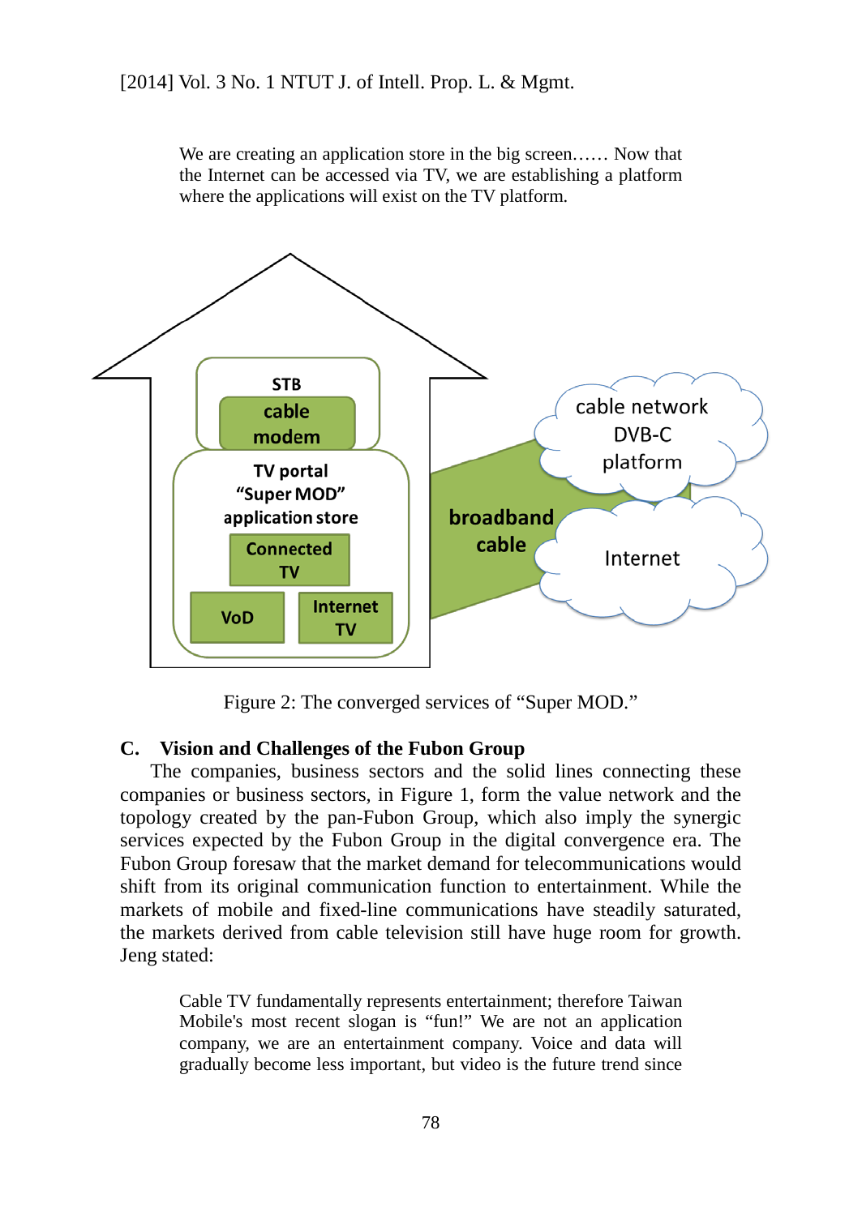> We are creating an application store in the big screen…… Now that the Internet can be accessed via TV, we are establishing a platform where the applications will exist on the TV platform.

Figure 2: The converged services of "Super MOD."

### C. Vision and Challenges of the Fubon Group

The companies, business sectors and the solid lines connecting these companies or business sectors, in Figure 1, form the value network and the topology created by the pan-Fubon Group, which also imply the synergic services expected by the Fubon Group in the digital convergence era. The Fubon Group foresaw that the market demand for telecommunications would shift from its original communication function to entertainment. While the markets of mobile and fixed-line communications have steadily saturated, the markets derived from cable television still have huge room for growth. Jeng stated:

> Cable TV fundamentally represents entertainment; therefore Taiwan Mobile's most recent slogan is "fun!" We are not an application company, we are an entertainment company. Voice and data will gradually become less important, but video is the future trend since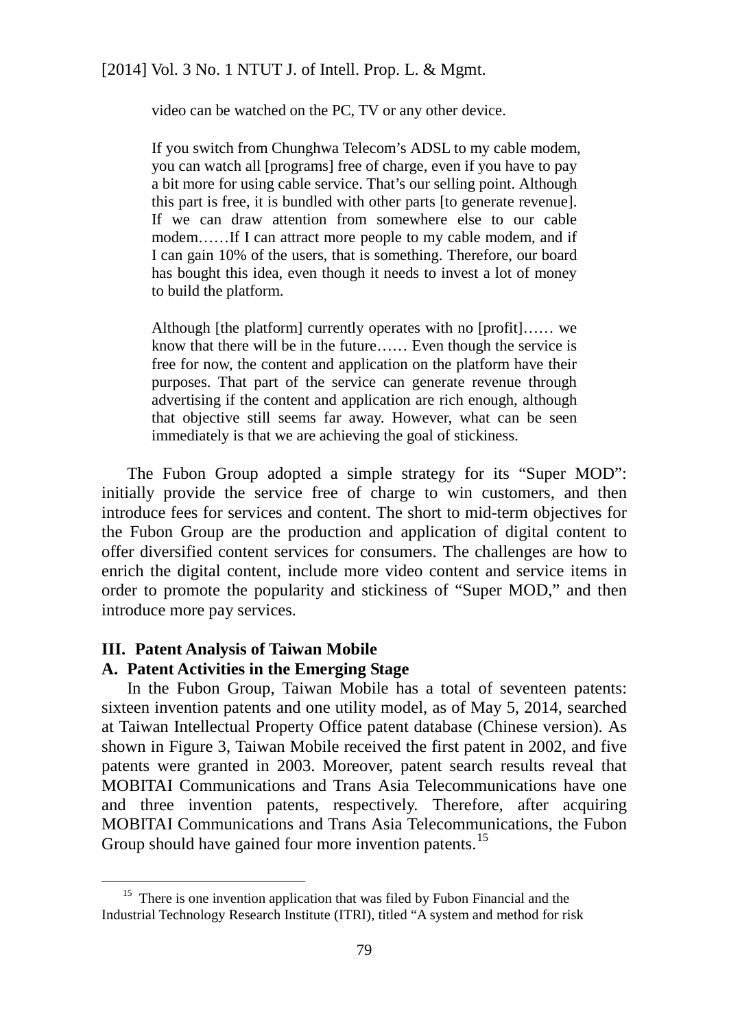> video can be watched on the PC, TV or any other device.
>
> If you switch from Chunghwa Telecom's ADSL to my cable modem, you can watch all [programs] free of charge, even if you have to pay a bit more for using cable service. That's our selling point. Although this part is free, it is bundled with other parts [to generate revenue]. If we can draw attention from somewhere else to our cable modem……If I can attract more people to my cable modem, and if I can gain 10% of the users, that is something. Therefore, our board has bought this idea, even though it needs to invest a lot of money to build the platform.
>
> Although [the platform] currently operates with no [profit]…… we know that there will be in the future…… Even though the service is free for now, the content and application on the platform have their purposes. That part of the service can generate revenue through advertising if the content and application are rich enough, although that objective still seems far away. However, what can be seen immediately is that we are achieving the goal of stickiness.

The Fubon Group adopted a simple strategy for its "Super MOD": initially provide the service free of charge to win customers, and then introduce fees for services and content. The short to mid-term objectives for the Fubon Group are the production and application of digital content to offer diversified content services for consumers. The challenges are how to enrich the digital content, include more video content and service items in order to promote the popularity and stickiness of "Super MOD," and then introduce more pay services.

## III. Patent Analysis of Taiwan Mobile

### A. Patent Activities in the Emerging Stage

In the Fubon Group, Taiwan Mobile has a total of seventeen patents: sixteen invention patents and one utility model, as of May 5, 2014, searched at Taiwan Intellectual Property Office patent database (Chinese version). As shown in Figure 3, Taiwan Mobile received the first patent in 2002, and five patents were granted in 2003. Moreover, patent search results reveal that MOBITAI Communications and Trans Asia Telecommunications have one and three invention patents, respectively. Therefore, after acquiring MOBITAI Communications and Trans Asia Telecommunications, the Fubon Group should have gained four more invention patents.[15]

---

[15] There is one invention application that was filed by Fubon Financial and the Industrial Technology Research Institute (ITRI), titled "A system and method for risk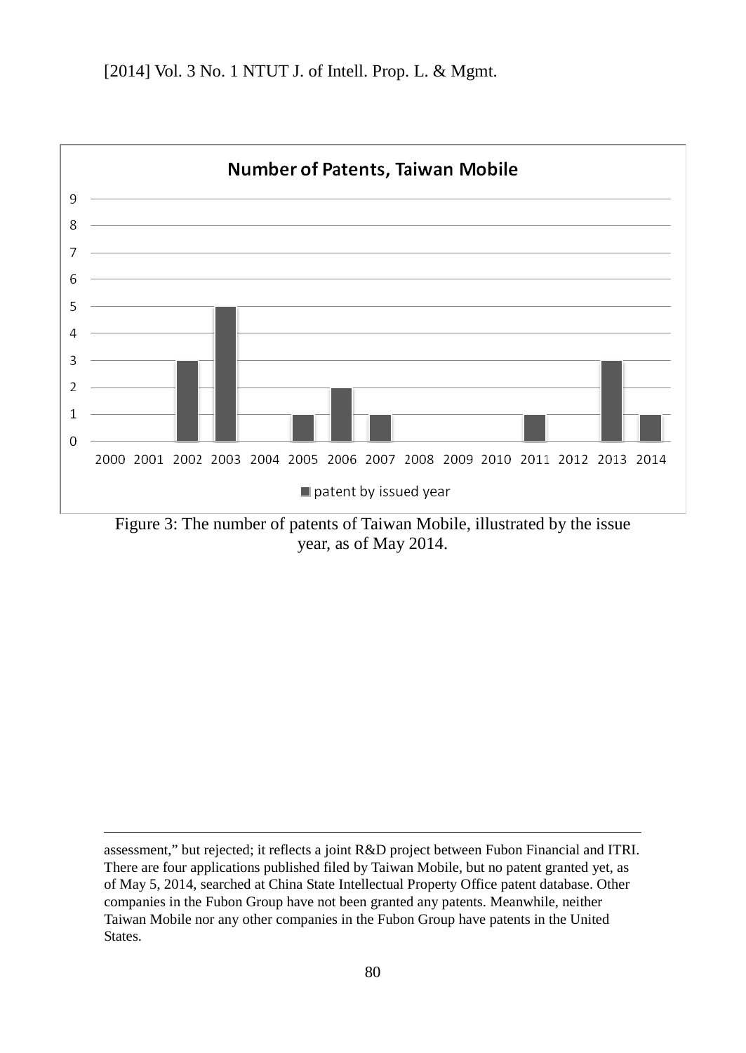**Number of Patents, Taiwan Mobile**

| Year | patent by issued year |
|---|---|
| 2000 | 0 |
| 2001 | 0 |
| 2002 | 3 |
| 2003 | 5 |
| 2004 | 0 |
| 2005 | 1 |
| 2006 | 2 |
| 2007 | 1 |
| 2008 | 0 |
| 2009 | 0 |
| 2010 | 0 |
| 2011 | 1 |
| 2012 | 0 |
| 2013 | 3 |
| 2014 | 1 |

Figure 3: The number of patents of Taiwan Mobile, illustrated by the issue year, as of May 2014.

---

assessment," but rejected; it reflects a joint R&D project between Fubon Financial and ITRI. There are four applications published filed by Taiwan Mobile, but no patent granted yet, as of May 5, 2014, searched at China State Intellectual Property Office patent database. Other companies in the Fubon Group have not been granted any patents. Meanwhile, neither Taiwan Mobile nor any other companies in the Fubon Group have patents in the United States.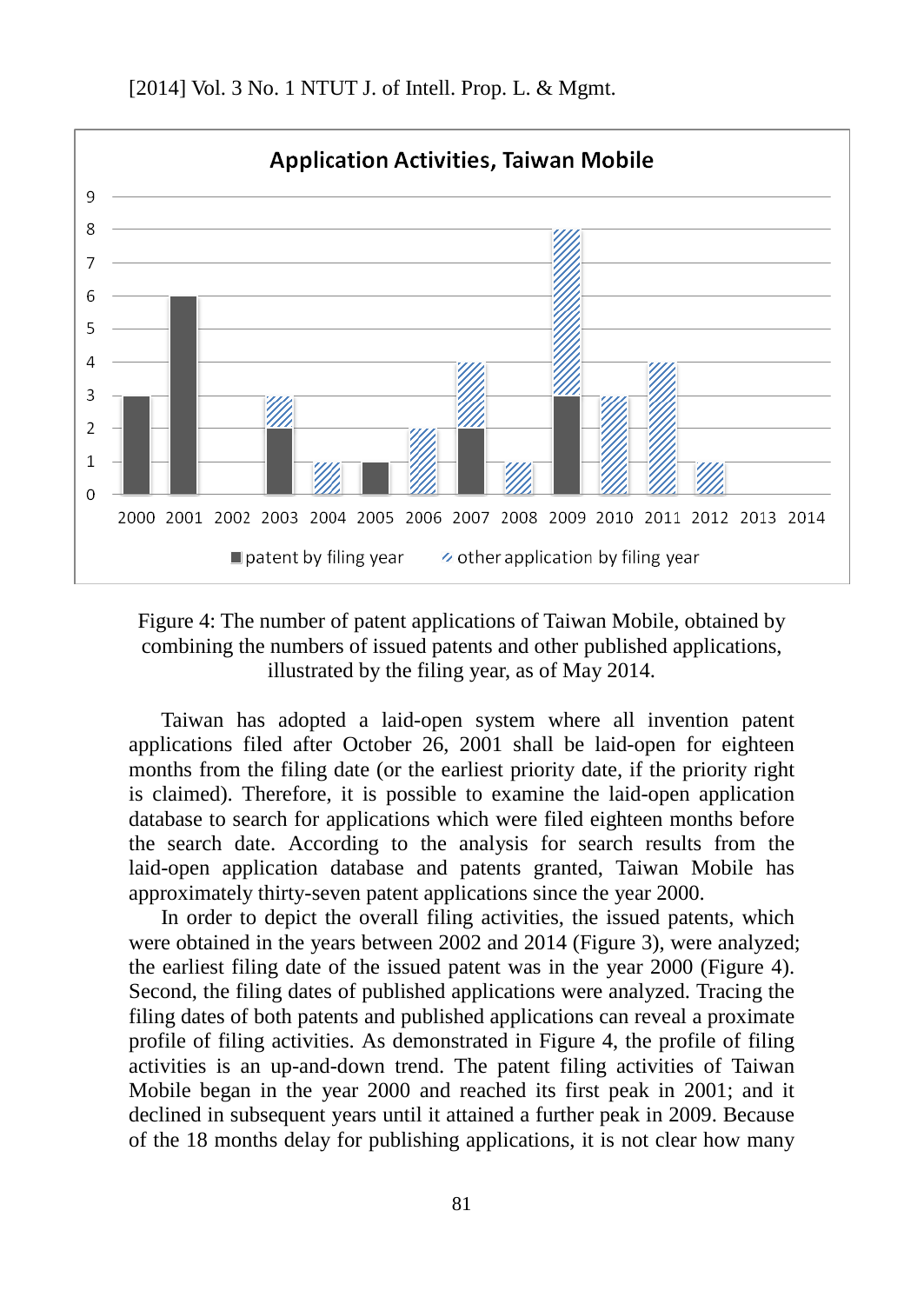Figure 4: The number of patent applications of Taiwan Mobile, obtained by combining the numbers of issued patents and other published applications, illustrated by the filing year, as of May 2014.

Taiwan has adopted a laid-open system where all invention patent applications filed after October 26, 2001 shall be laid-open for eighteen months from the filing date (or the earliest priority date, if the priority right is claimed). Therefore, it is possible to examine the laid-open application database to search for applications which were filed eighteen months before the search date. According to the analysis for search results from the laid-open application database and patents granted, Taiwan Mobile has approximately thirty-seven patent applications since the year 2000.

In order to depict the overall filing activities, the issued patents, which were obtained in the years between 2002 and 2014 (Figure 3), were analyzed; the earliest filing date of the issued patent was in the year 2000 (Figure 4). Second, the filing dates of published applications were analyzed. Tracing the filing dates of both patents and published applications can reveal a proximate profile of filing activities. As demonstrated in Figure 4, the profile of filing activities is an up-and-down trend. The patent filing activities of Taiwan Mobile began in the year 2000 and reached its first peak in 2001; and it declined in subsequent years until it attained a further peak in 2009. Because of the 18 months delay for publishing applications, it is not clear how many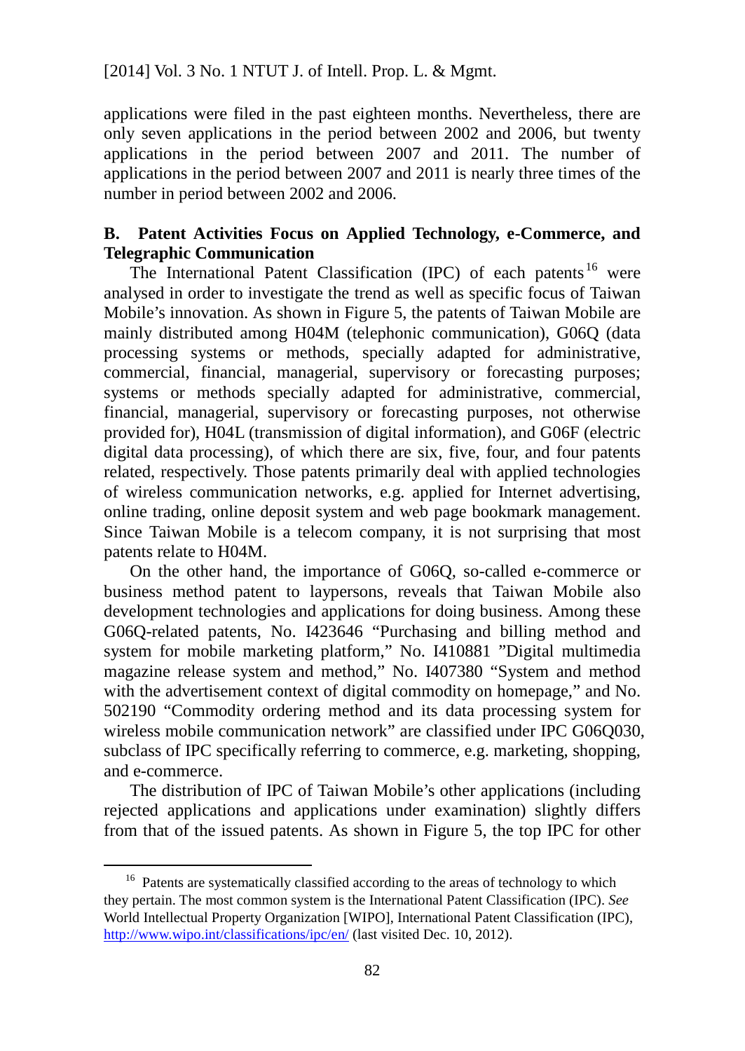applications were filed in the past eighteen months. Nevertheless, there are only seven applications in the period between 2002 and 2006, but twenty applications in the period between 2007 and 2011. The number of applications in the period between 2007 and 2011 is nearly three times of the number in period between 2002 and 2006.

### B. Patent Activities Focus on Applied Technology, e-Commerce, and Telegraphic Communication

The International Patent Classification (IPC) of each patents[16] were analysed in order to investigate the trend as well as specific focus of Taiwan Mobile's innovation. As shown in Figure 5, the patents of Taiwan Mobile are mainly distributed among H04M (telephonic communication), G06Q (data processing systems or methods, specially adapted for administrative, commercial, financial, managerial, supervisory or forecasting purposes; systems or methods specially adapted for administrative, commercial, financial, managerial, supervisory or forecasting purposes, not otherwise provided for), H04L (transmission of digital information), and G06F (electric digital data processing), of which there are six, five, four, and four patents related, respectively. Those patents primarily deal with applied technologies of wireless communication networks, e.g. applied for Internet advertising, online trading, online deposit system and web page bookmark management. Since Taiwan Mobile is a telecom company, it is not surprising that most patents relate to H04M.

On the other hand, the importance of G06Q, so-called e-commerce or business method patent to laypersons, reveals that Taiwan Mobile also development technologies and applications for doing business. Among these G06Q-related patents, No. I423646 "Purchasing and billing method and system for mobile marketing platform," No. I410881 "Digital multimedia magazine release system and method," No. I407380 "System and method with the advertisement context of digital commodity on homepage," and No. 502190 "Commodity ordering method and its data processing system for wireless mobile communication network" are classified under IPC G06Q030, subclass of IPC specifically referring to commerce, e.g. marketing, shopping, and e-commerce.

The distribution of IPC of Taiwan Mobile's other applications (including rejected applications and applications under examination) slightly differs from that of the issued patents. As shown in Figure 5, the top IPC for other

[16] Patents are systematically classified according to the areas of technology to which they pertain. The most common system is the International Patent Classification (IPC). *See* World Intellectual Property Organization [WIPO], International Patent Classification (IPC), http://www.wipo.int/classifications/ipc/en/ (last visited Dec. 10, 2012).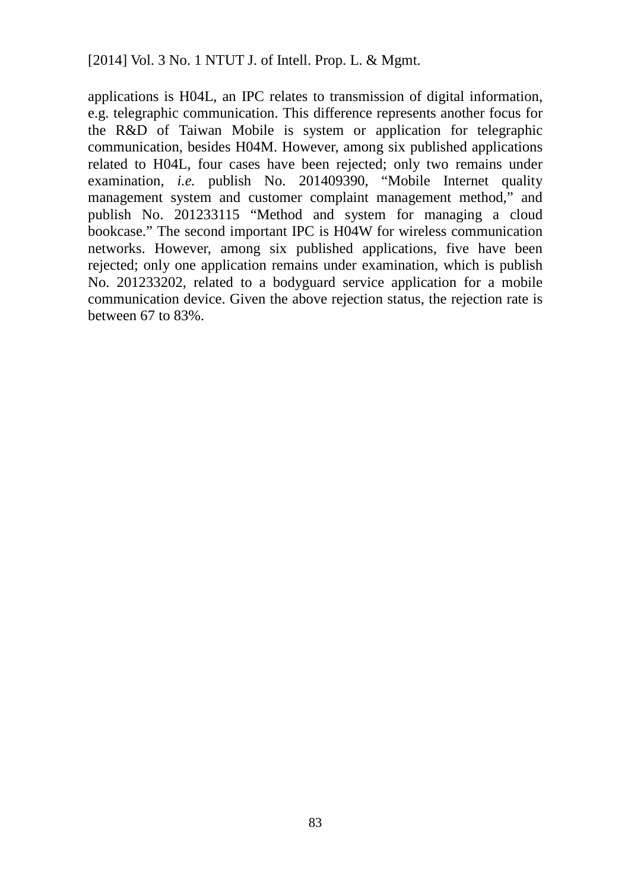applications is H04L, an IPC relates to transmission of digital information, e.g. telegraphic communication. This difference represents another focus for the R&D of Taiwan Mobile is system or application for telegraphic communication, besides H04M. However, among six published applications related to H04L, four cases have been rejected; only two remains under examination, *i.e.* publish No. 201409390, “Mobile Internet quality management system and customer complaint management method,” and publish No. 201233115 “Method and system for managing a cloud bookcase.” The second important IPC is H04W for wireless communication networks. However, among six published applications, five have been rejected; only one application remains under examination, which is publish No. 201233202, related to a bodyguard service application for a mobile communication device. Given the above rejection status, the rejection rate is between 67 to 83%.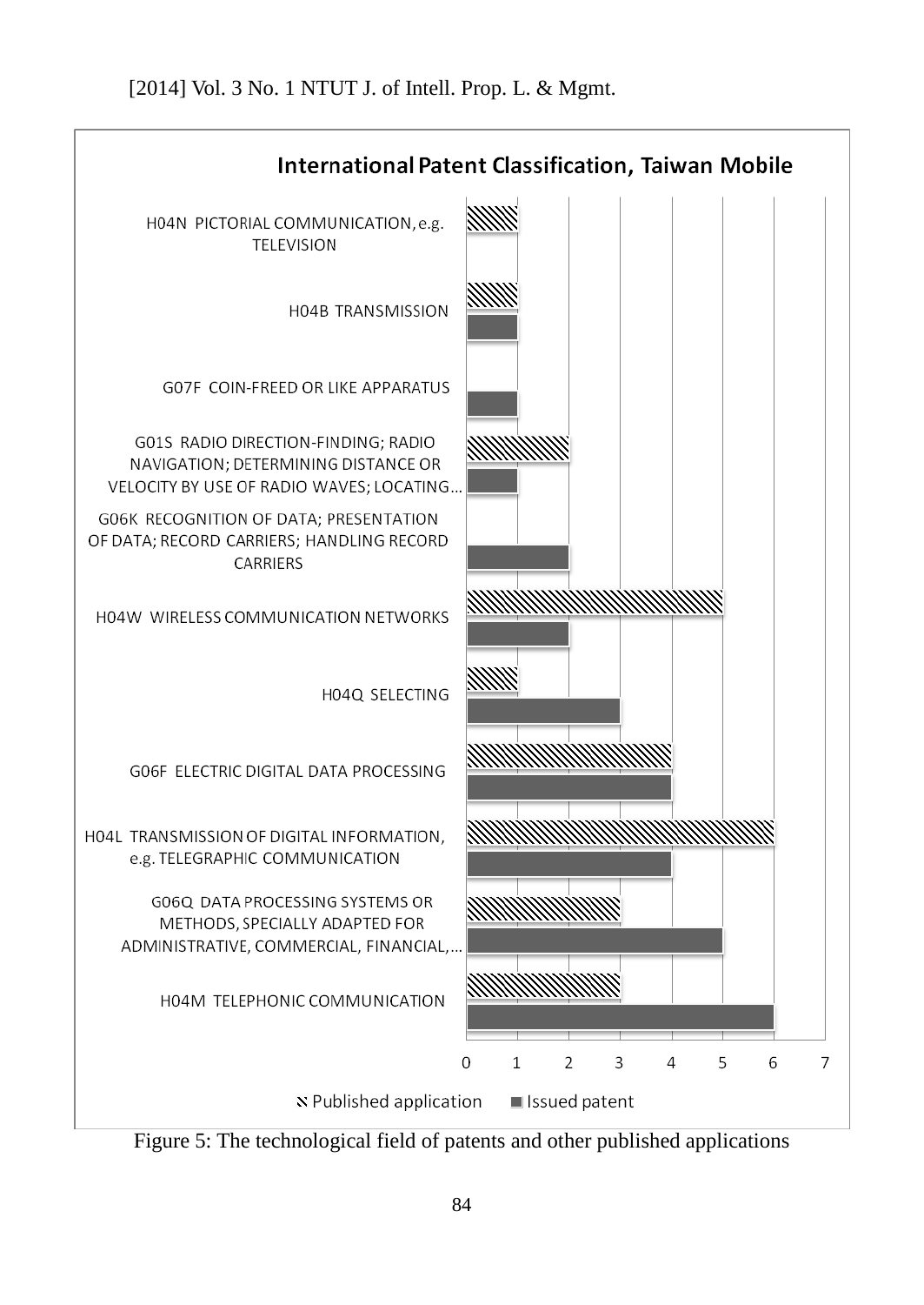**International Patent Classification, Taiwan Mobile**

| IPC | Published application | Issued patent |
|---|---|---|
| H04N PICTORIAL COMMUNICATION, e.g. TELEVISION | 1 | 0 |
| H04B TRANSMISSION | 1 | 1 |
| G07F COIN-FREED OR LIKE APPARATUS | 0 | 1 |
| G01S RADIO DIRECTION-FINDING; RADIO NAVIGATION; DETERMINING DISTANCE OR VELOCITY BY USE OF RADIO WAVES; LOCATING… | 2 | 1 |
| G06K RECOGNITION OF DATA; PRESENTATION OF DATA; RECORD CARRIERS; HANDLING RECORD CARRIERS | 0 | 2 |
| H04W WIRELESS COMMUNICATION NETWORKS | 5 | 2 |
| H04Q SELECTING | 1 | 3 |
| G06F ELECTRIC DIGITAL DATA PROCESSING | 4 | 4 |
| H04L TRANSMISSION OF DIGITAL INFORMATION, e.g. TELEGRAPHIC COMMUNICATION | 6 | 4 |
| G06Q DATA PROCESSING SYSTEMS OR METHODS, SPECIALLY ADAPTED FOR ADMINISTRATIVE, COMMERCIAL, FINANCIAL,… | 3 | 5 |
| H04M TELEPHONIC COMMUNICATION | 3 | 6 |

Figure 5: The technological field of patents and other published applications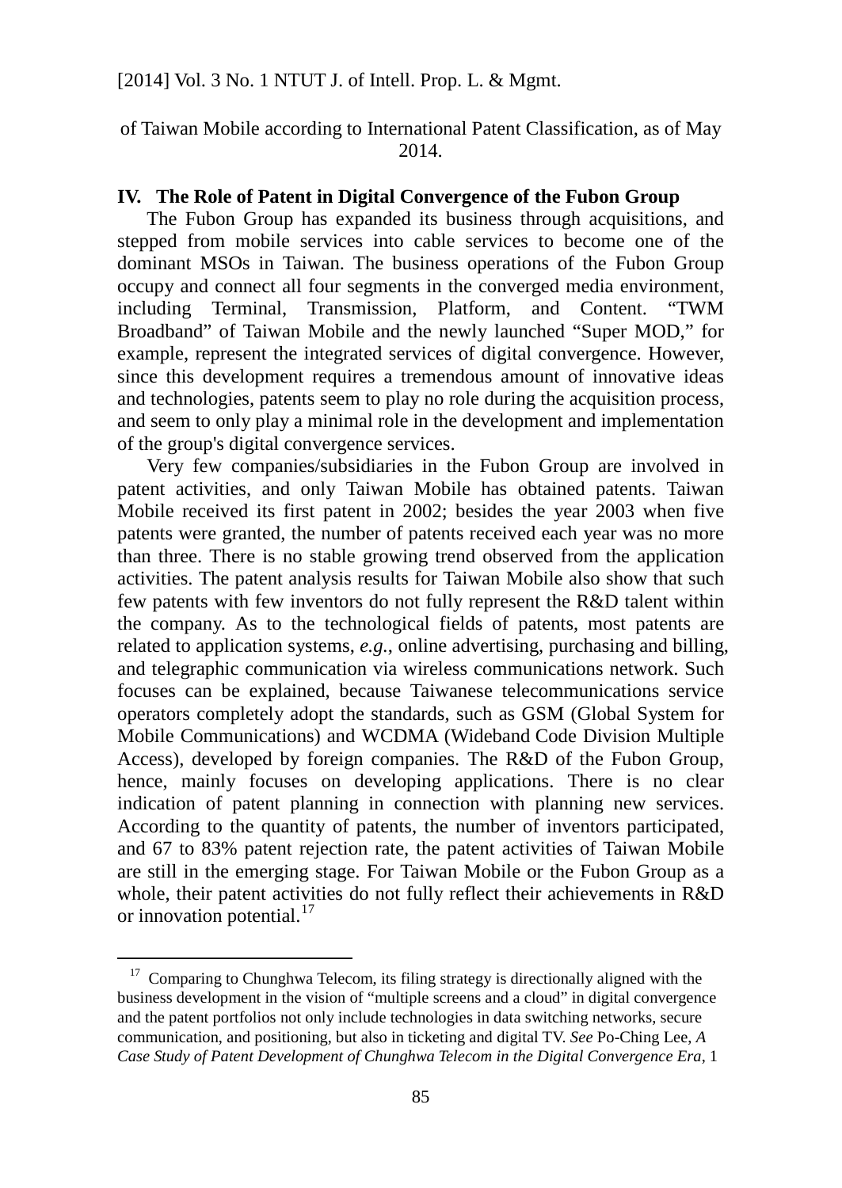of Taiwan Mobile according to International Patent Classification, as of May 2014.

## IV. The Role of Patent in Digital Convergence of the Fubon Group

The Fubon Group has expanded its business through acquisitions, and stepped from mobile services into cable services to become one of the dominant MSOs in Taiwan. The business operations of the Fubon Group occupy and connect all four segments in the converged media environment, including Terminal, Transmission, Platform, and Content. "TWM Broadband" of Taiwan Mobile and the newly launched "Super MOD," for example, represent the integrated services of digital convergence. However, since this development requires a tremendous amount of innovative ideas and technologies, patents seem to play no role during the acquisition process, and seem to only play a minimal role in the development and implementation of the group's digital convergence services.

Very few companies/subsidiaries in the Fubon Group are involved in patent activities, and only Taiwan Mobile has obtained patents. Taiwan Mobile received its first patent in 2002; besides the year 2003 when five patents were granted, the number of patents received each year was no more than three. There is no stable growing trend observed from the application activities. The patent analysis results for Taiwan Mobile also show that such few patents with few inventors do not fully represent the R&D talent within the company. As to the technological fields of patents, most patents are related to application systems, *e.g.*, online advertising, purchasing and billing, and telegraphic communication via wireless communications network. Such focuses can be explained, because Taiwanese telecommunications service operators completely adopt the standards, such as GSM (Global System for Mobile Communications) and WCDMA (Wideband Code Division Multiple Access), developed by foreign companies. The R&D of the Fubon Group, hence, mainly focuses on developing applications. There is no clear indication of patent planning in connection with planning new services. According to the quantity of patents, the number of inventors participated, and 67 to 83% patent rejection rate, the patent activities of Taiwan Mobile are still in the emerging stage. For Taiwan Mobile or the Fubon Group as a whole, their patent activities do not fully reflect their achievements in R&D or innovation potential.[17]

---

[17] Comparing to Chunghwa Telecom, its filing strategy is directionally aligned with the business development in the vision of "multiple screens and a cloud" in digital convergence and the patent portfolios not only include technologies in data switching networks, secure communication, and positioning, but also in ticketing and digital TV. *See* Po-Ching Lee, *A Case Study of Patent Development of Chunghwa Telecom in the Digital Convergence Era*, 1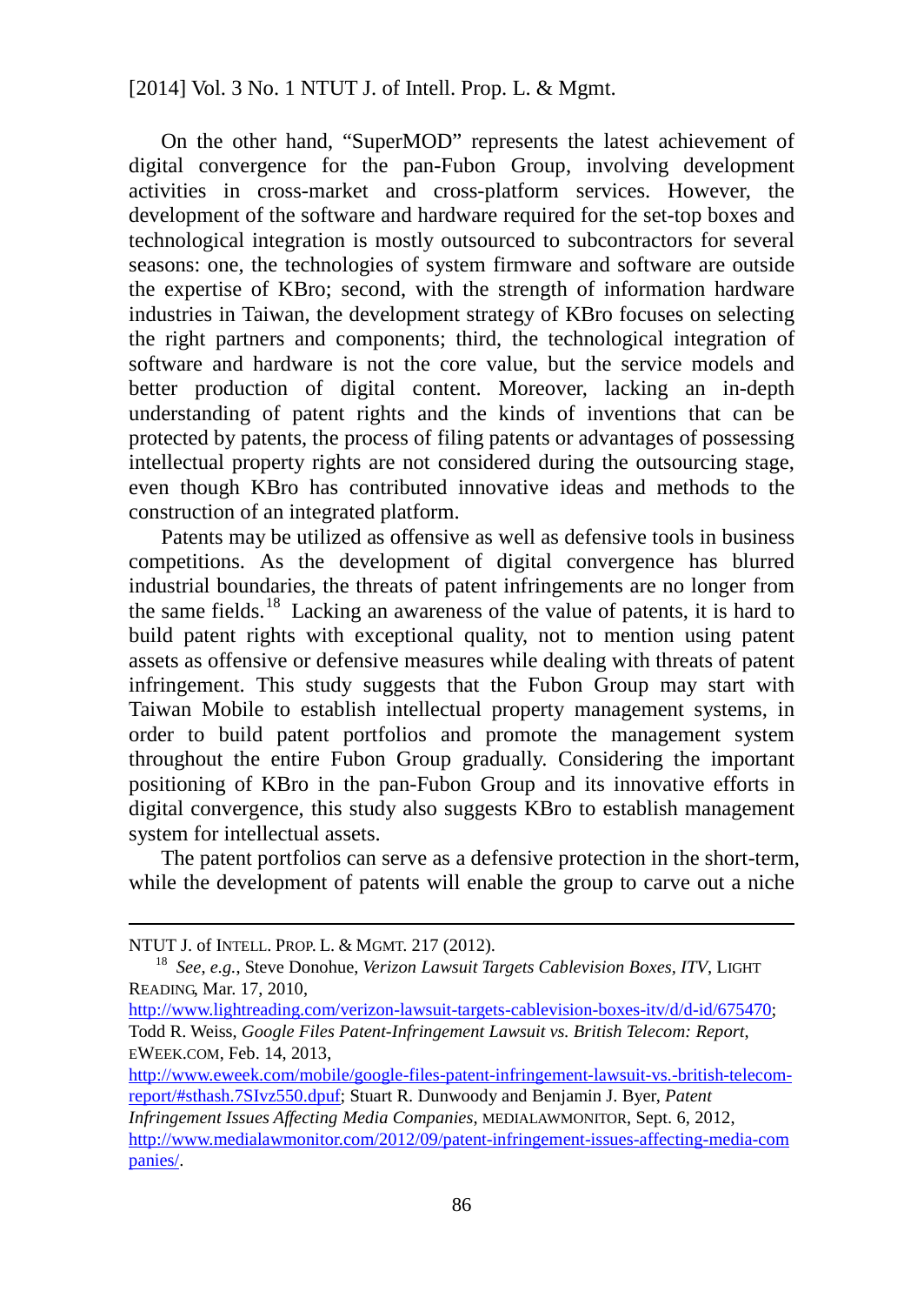On the other hand, "SuperMOD" represents the latest achievement of digital convergence for the pan-Fubon Group, involving development activities in cross-market and cross-platform services. However, the development of the software and hardware required for the set-top boxes and technological integration is mostly outsourced to subcontractors for several seasons: one, the technologies of system firmware and software are outside the expertise of KBro; second, with the strength of information hardware industries in Taiwan, the development strategy of KBro focuses on selecting the right partners and components; third, the technological integration of software and hardware is not the core value, but the service models and better production of digital content. Moreover, lacking an in-depth understanding of patent rights and the kinds of inventions that can be protected by patents, the process of filing patents or advantages of possessing intellectual property rights are not considered during the outsourcing stage, even though KBro has contributed innovative ideas and methods to the construction of an integrated platform.

Patents may be utilized as offensive as well as defensive tools in business competitions. As the development of digital convergence has blurred industrial boundaries, the threats of patent infringements are no longer from the same fields.[18] Lacking an awareness of the value of patents, it is hard to build patent rights with exceptional quality, not to mention using patent assets as offensive or defensive measures while dealing with threats of patent infringement. This study suggests that the Fubon Group may start with Taiwan Mobile to establish intellectual property management systems, in order to build patent portfolios and promote the management system throughout the entire Fubon Group gradually. Considering the important positioning of KBro in the pan-Fubon Group and its innovative efforts in digital convergence, this study also suggests KBro to establish management system for intellectual assets.

The patent portfolios can serve as a defensive protection in the short-term, while the development of patents will enable the group to carve out a niche

---

NTUT J. of INTELL. PROP. L. & MGMT. 217 (2012).

[18] *See, e.g.*, Steve Donohue, *Verizon Lawsuit Targets Cablevision Boxes, ITV*, LIGHT READING, Mar. 17, 2010, http://www.lightreading.com/verizon-lawsuit-targets-cablevision-boxes-itv/d/d-id/675470; Todd R. Weiss, *Google Files Patent-Infringement Lawsuit vs. British Telecom: Report*, EWEEK.COM, Feb. 14, 2013, http://www.eweek.com/mobile/google-files-patent-infringement-lawsuit-vs.-british-telecom-report/#sthash.7SIvz550.dpuf; Stuart R. Dunwoody and Benjamin J. Byer, *Patent Infringement Issues Affecting Media Companies*, MEDIALAWMONITOR, Sept. 6, 2012, http://www.medialawmonitor.com/2012/09/patent-infringement-issues-affecting-media-companies/.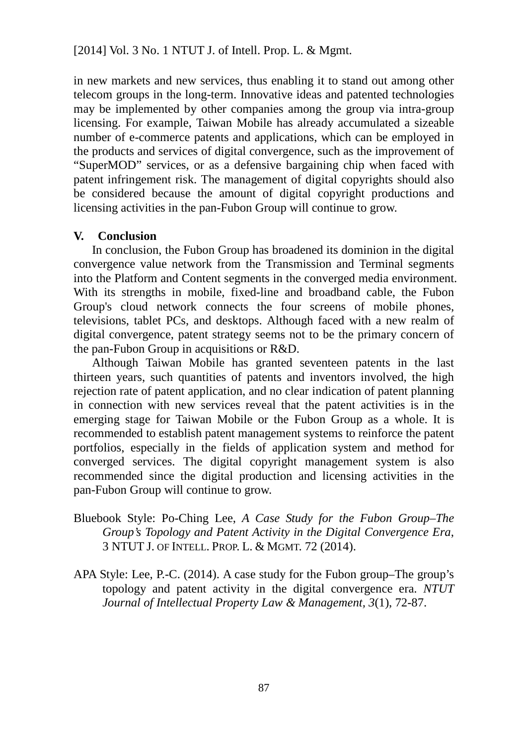in new markets and new services, thus enabling it to stand out among other telecom groups in the long-term. Innovative ideas and patented technologies may be implemented by other companies among the group via intra-group licensing. For example, Taiwan Mobile has already accumulated a sizeable number of e-commerce patents and applications, which can be employed in the products and services of digital convergence, such as the improvement of "SuperMOD" services, or as a defensive bargaining chip when faced with patent infringement risk. The management of digital copyrights should also be considered because the amount of digital copyright productions and licensing activities in the pan-Fubon Group will continue to grow.

## V. Conclusion

In conclusion, the Fubon Group has broadened its dominion in the digital convergence value network from the Transmission and Terminal segments into the Platform and Content segments in the converged media environment. With its strengths in mobile, fixed-line and broadband cable, the Fubon Group's cloud network connects the four screens of mobile phones, televisions, tablet PCs, and desktops. Although faced with a new realm of digital convergence, patent strategy seems not to be the primary concern of the pan-Fubon Group in acquisitions or R&D.

Although Taiwan Mobile has granted seventeen patents in the last thirteen years, such quantities of patents and inventors involved, the high rejection rate of patent application, and no clear indication of patent planning in connection with new services reveal that the patent activities is in the emerging stage for Taiwan Mobile or the Fubon Group as a whole. It is recommended to establish patent management systems to reinforce the patent portfolios, especially in the fields of application system and method for converged services. The digital copyright management system is also recommended since the digital production and licensing activities in the pan-Fubon Group will continue to grow.

Bluebook Style: Po-Ching Lee, *A Case Study for the Fubon Group–The Group's Topology and Patent Activity in the Digital Convergence Era*, 3 NTUT J. OF INTELL. PROP. L. & MGMT. 72 (2014).

APA Style: Lee, P.-C. (2014). A case study for the Fubon group–The group's topology and patent activity in the digital convergence era. *NTUT Journal of Intellectual Property Law & Management, 3*(1), 72-87.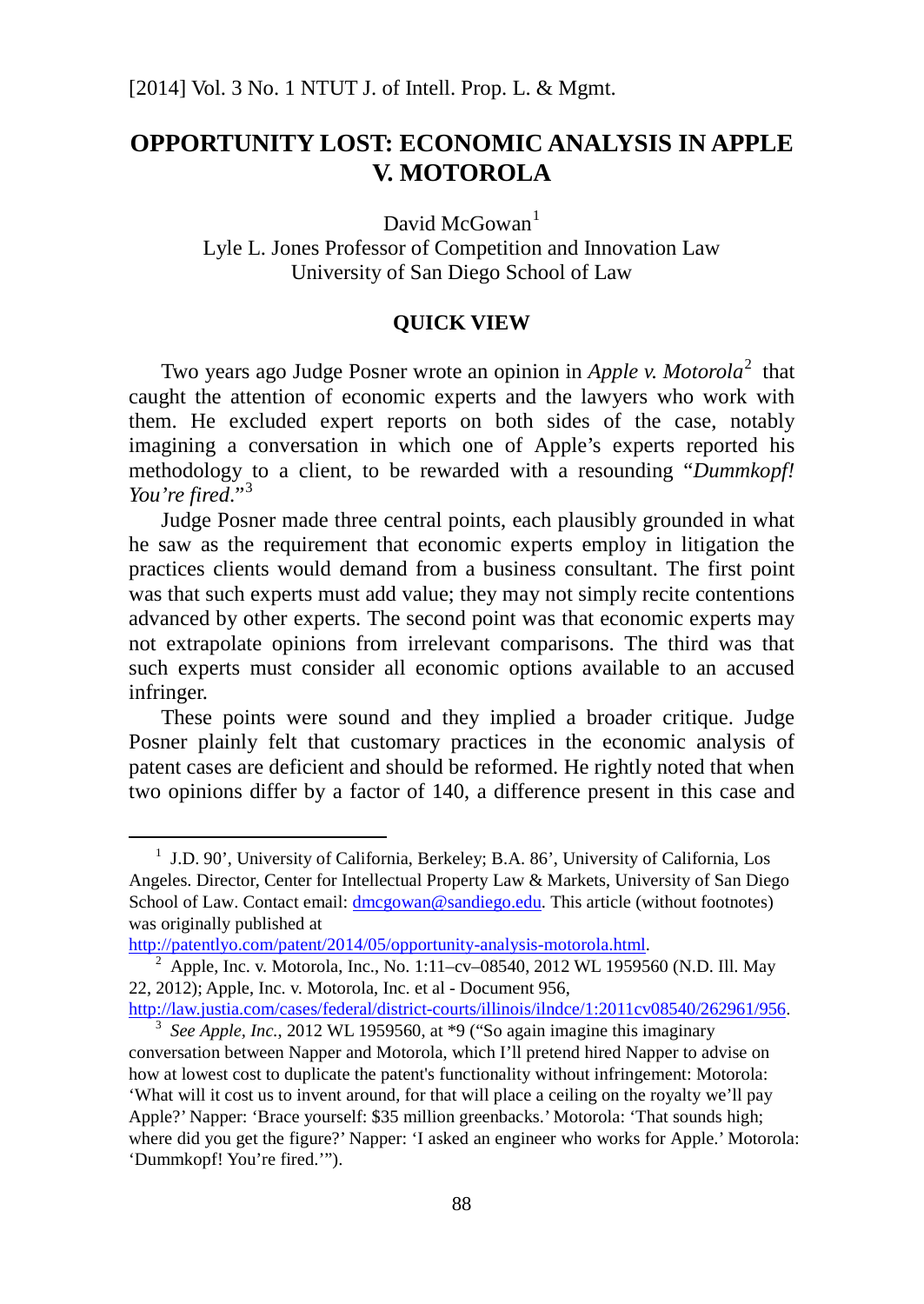# OPPORTUNITY LOST: ECONOMIC ANALYSIS IN APPLE V. MOTOROLA

David McGowan[1]
Lyle L. Jones Professor of Competition and Innovation Law
University of San Diego School of Law

## QUICK VIEW

Two years ago Judge Posner wrote an opinion in *Apple v. Motorola*[2] that caught the attention of economic experts and the lawyers who work with them. He excluded expert reports on both sides of the case, notably imagining a conversation in which one of Apple's experts reported his methodology to a client, to be rewarded with a resounding "*Dummkopf! You're fired*."[3]

Judge Posner made three central points, each plausibly grounded in what he saw as the requirement that economic experts employ in litigation the practices clients would demand from a business consultant. The first point was that such experts must add value; they may not simply recite contentions advanced by other experts. The second point was that economic experts may not extrapolate opinions from irrelevant comparisons. The third was that such experts must consider all economic options available to an accused infringer.

These points were sound and they implied a broader critique. Judge Posner plainly felt that customary practices in the economic analysis of patent cases are deficient and should be reformed. He rightly noted that when two opinions differ by a factor of 140, a difference present in this case and

---

[1] J.D. 90', University of California, Berkeley; B.A. 86', University of California, Los Angeles. Director, Center for Intellectual Property Law & Markets, University of San Diego School of Law. Contact email: dmcgowan@sandiego.edu. This article (without footnotes) was originally published at http://patentlyo.com/patent/2014/05/opportunity-analysis-motorola.html.

[2] Apple, Inc. v. Motorola, Inc., No. 1:11–cv–08540, 2012 WL 1959560 (N.D. Ill. May 22, 2012); Apple, Inc. v. Motorola, Inc. et al - Document 956, http://law.justia.com/cases/federal/district-courts/illinois/ilndce/1:2011cv08540/262961/956.

[3] *See Apple, Inc.*, 2012 WL 1959560, at *9 ("So again imagine this imaginary conversation between Napper and Motorola, which I'll pretend hired Napper to advise on how at lowest cost to duplicate the patent's functionality without infringement: Motorola: 'What will it cost us to invent around, for that will place a ceiling on the royalty we'll pay Apple?' Napper: 'Brace yourself: $35 million greenbacks.' Motorola: 'That sounds high; where did you get the figure?' Napper: 'I asked an engineer who works for Apple.' Motorola: 'Dummkopf! You're fired.'").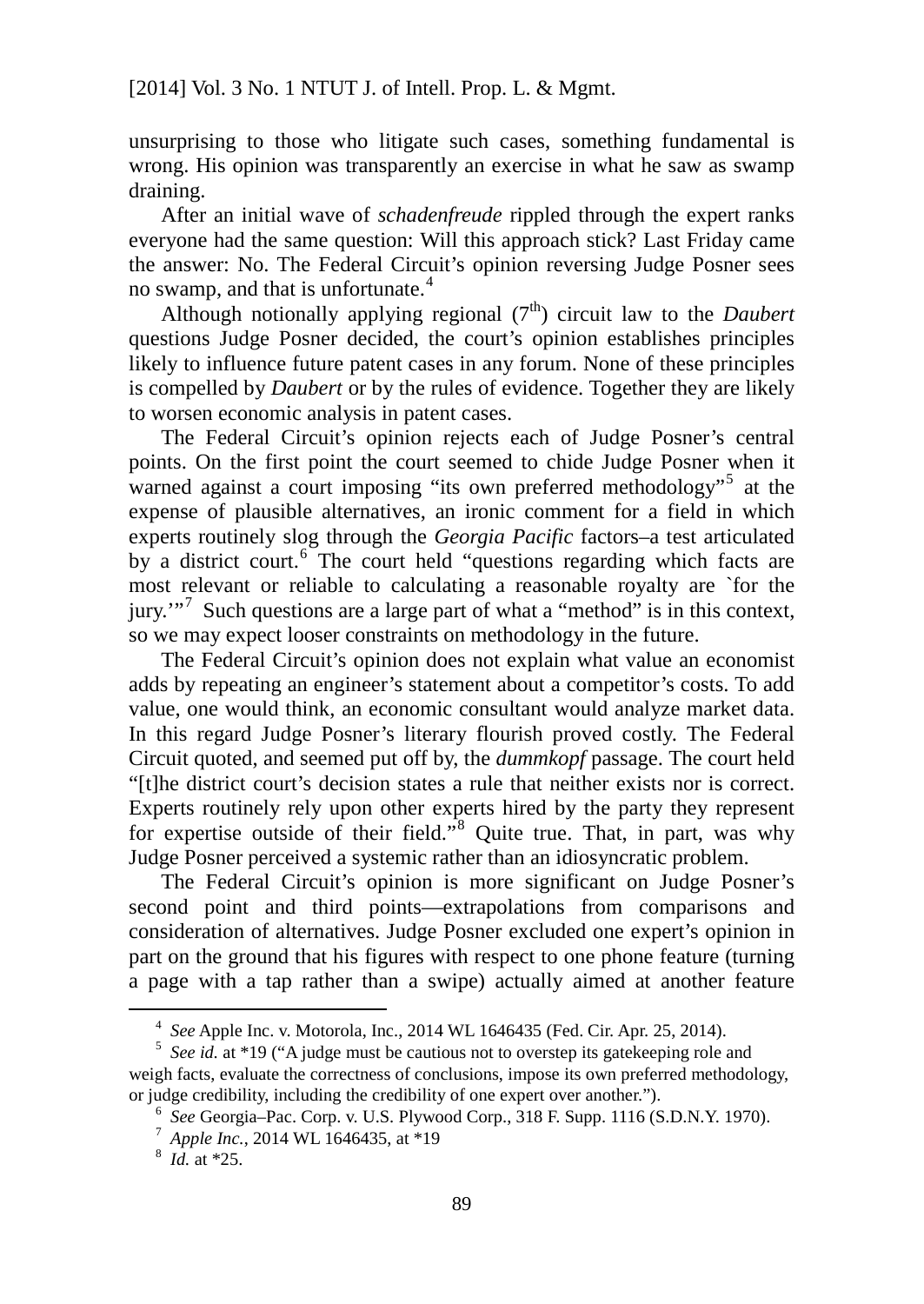unsurprising to those who litigate such cases, something fundamental is wrong. His opinion was transparently an exercise in what he saw as swamp draining.

After an initial wave of *schadenfreude* rippled through the expert ranks everyone had the same question: Will this approach stick? Last Friday came the answer: No. The Federal Circuit's opinion reversing Judge Posner sees no swamp, and that is unfortunate.[4]

Although notionally applying regional (7th) circuit law to the *Daubert* questions Judge Posner decided, the court's opinion establishes principles likely to influence future patent cases in any forum. None of these principles is compelled by *Daubert* or by the rules of evidence. Together they are likely to worsen economic analysis in patent cases.

The Federal Circuit's opinion rejects each of Judge Posner's central points. On the first point the court seemed to chide Judge Posner when it warned against a court imposing "its own preferred methodology"[5] at the expense of plausible alternatives, an ironic comment for a field in which experts routinely slog through the *Georgia Pacific* factors–a test articulated by a district court.[6] The court held "questions regarding which facts are most relevant or reliable to calculating a reasonable royalty are `for the jury.'"[7] Such questions are a large part of what a "method" is in this context, so we may expect looser constraints on methodology in the future.

The Federal Circuit's opinion does not explain what value an economist adds by repeating an engineer's statement about a competitor's costs. To add value, one would think, an economic consultant would analyze market data. In this regard Judge Posner's literary flourish proved costly. The Federal Circuit quoted, and seemed put off by, the *dummkopf* passage. The court held "[t]he district court's decision states a rule that neither exists nor is correct. Experts routinely rely upon other experts hired by the party they represent for expertise outside of their field."[8] Quite true. That, in part, was why Judge Posner perceived a systemic rather than an idiosyncratic problem.

The Federal Circuit's opinion is more significant on Judge Posner's second point and third points—extrapolations from comparisons and consideration of alternatives. Judge Posner excluded one expert's opinion in part on the ground that his figures with respect to one phone feature (turning a page with a tap rather than a swipe) actually aimed at another feature

---

[4] *See* Apple Inc. v. Motorola, Inc., 2014 WL 1646435 (Fed. Cir. Apr. 25, 2014).

[5] *See id.* at *19 ("A judge must be cautious not to overstep its gatekeeping role and weigh facts, evaluate the correctness of conclusions, impose its own preferred methodology, or judge credibility, including the credibility of one expert over another.").

[6] *See* Georgia–Pac. Corp. v. U.S. Plywood Corp., 318 F. Supp. 1116 (S.D.N.Y. 1970).

[7] *Apple Inc.*, 2014 WL 1646435, at *19

[8] *Id.* at *25.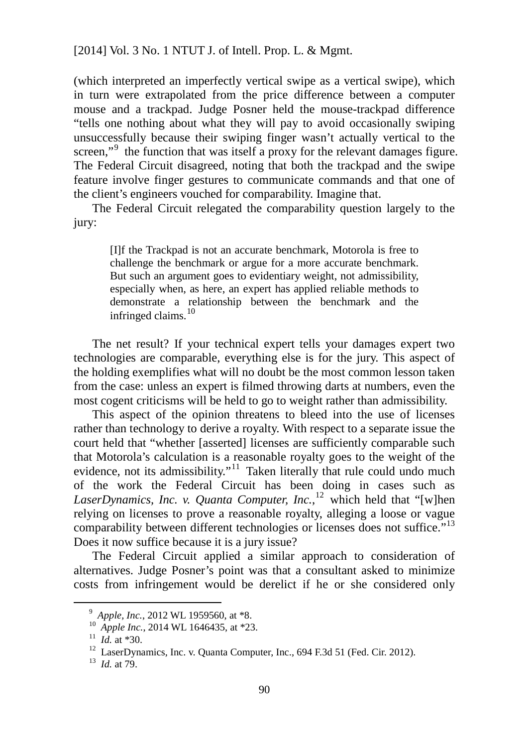(which interpreted an imperfectly vertical swipe as a vertical swipe), which in turn were extrapolated from the price difference between a computer mouse and a trackpad. Judge Posner held the mouse-trackpad difference "tells one nothing about what they will pay to avoid occasionally swiping unsuccessfully because their swiping finger wasn't actually vertical to the screen,"[9] the function that was itself a proxy for the relevant damages figure. The Federal Circuit disagreed, noting that both the trackpad and the swipe feature involve finger gestures to communicate commands and that one of the client's engineers vouched for comparability. Imagine that.

The Federal Circuit relegated the comparability question largely to the jury:

> [I]f the Trackpad is not an accurate benchmark, Motorola is free to challenge the benchmark or argue for a more accurate benchmark. But such an argument goes to evidentiary weight, not admissibility, especially when, as here, an expert has applied reliable methods to demonstrate a relationship between the benchmark and the infringed claims.[10]

The net result? If your technical expert tells your damages expert two technologies are comparable, everything else is for the jury. This aspect of the holding exemplifies what will no doubt be the most common lesson taken from the case: unless an expert is filmed throwing darts at numbers, even the most cogent criticisms will be held to go to weight rather than admissibility.

This aspect of the opinion threatens to bleed into the use of licenses rather than technology to derive a royalty. With respect to a separate issue the court held that "whether [asserted] licenses are sufficiently comparable such that Motorola's calculation is a reasonable royalty goes to the weight of the evidence, not its admissibility."[11] Taken literally that rule could undo much of the work the Federal Circuit has been doing in cases such as *LaserDynamics, Inc. v. Quanta Computer, Inc.*,[12] which held that "[w]hen relying on licenses to prove a reasonable royalty, alleging a loose or vague comparability between different technologies or licenses does not suffice."[13] Does it now suffice because it is a jury issue?

The Federal Circuit applied a similar approach to consideration of alternatives. Judge Posner's point was that a consultant asked to minimize costs from infringement would be derelict if he or she considered only

---

[9] *Apple, Inc.*, 2012 WL 1959560, at *8.

[10] *Apple Inc.*, 2014 WL 1646435, at *23.

[11] *Id.* at *30.

[12] LaserDynamics, Inc. v. Quanta Computer, Inc., 694 F.3d 51 (Fed. Cir. 2012).

[13] *Id.* at 79.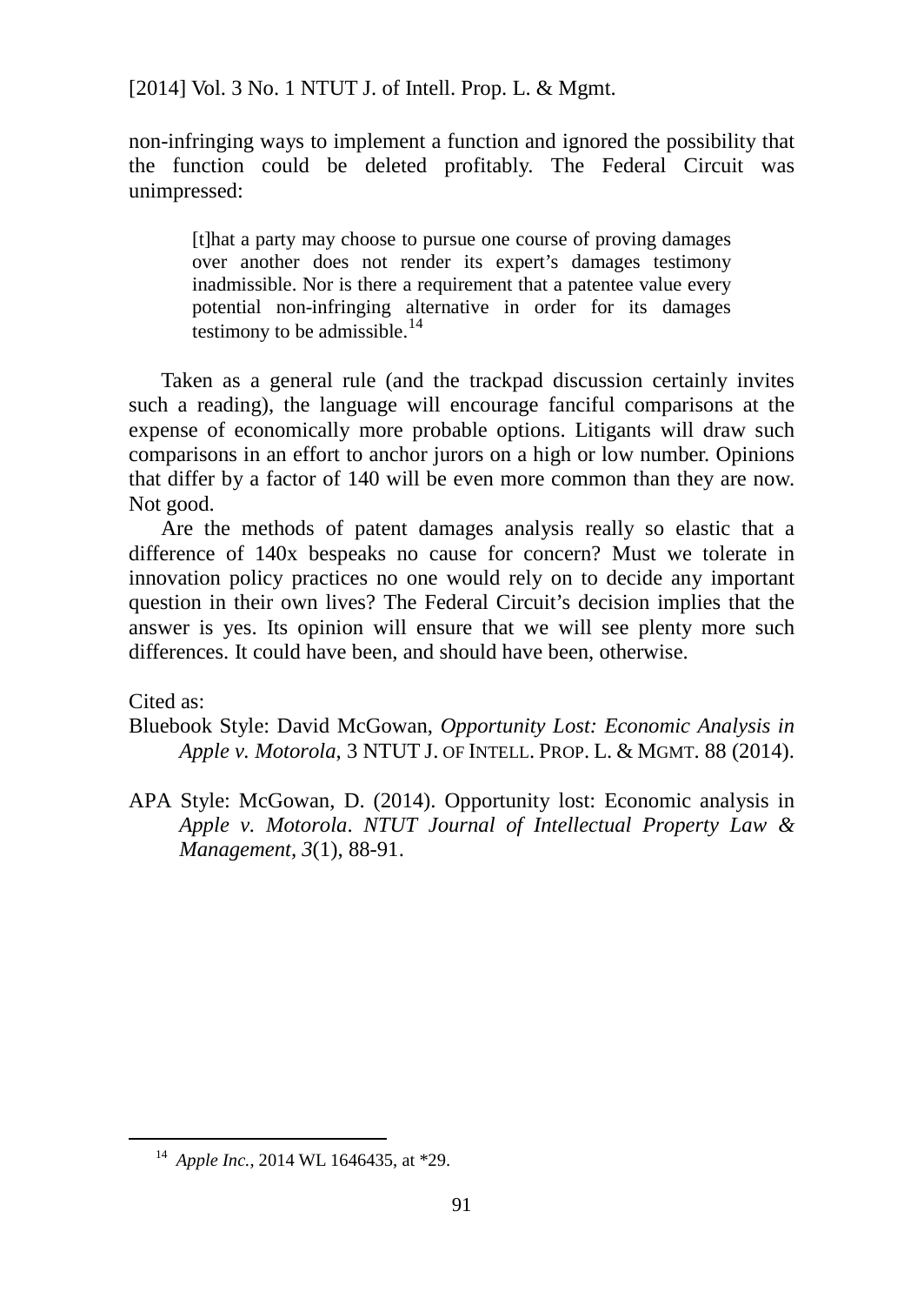non-infringing ways to implement a function and ignored the possibility that the function could be deleted profitably. The Federal Circuit was unimpressed:

> [t]hat a party may choose to pursue one course of proving damages over another does not render its expert's damages testimony inadmissible. Nor is there a requirement that a patentee value every potential non-infringing alternative in order for its damages testimony to be admissible.[14]

Taken as a general rule (and the trackpad discussion certainly invites such a reading), the language will encourage fanciful comparisons at the expense of economically more probable options. Litigants will draw such comparisons in an effort to anchor jurors on a high or low number. Opinions that differ by a factor of 140 will be even more common than they are now. Not good.

Are the methods of patent damages analysis really so elastic that a difference of 140x bespeaks no cause for concern? Must we tolerate in innovation policy practices no one would rely on to decide any important question in their own lives? The Federal Circuit's decision implies that the answer is yes. Its opinion will ensure that we will see plenty more such differences. It could have been, and should have been, otherwise.

Cited as:

Bluebook Style: David McGowan, *Opportunity Lost: Economic Analysis in Apple v. Motorola*, 3 NTUT J. OF INTELL. PROP. L. & MGMT. 88 (2014).

APA Style: McGowan, D. (2014). Opportunity lost: Economic analysis in *Apple v. Motorola*. *NTUT Journal of Intellectual Property Law & Management*, *3*(1), 88-91.

---

[14] *Apple Inc.*, 2014 WL 1646435, at *29.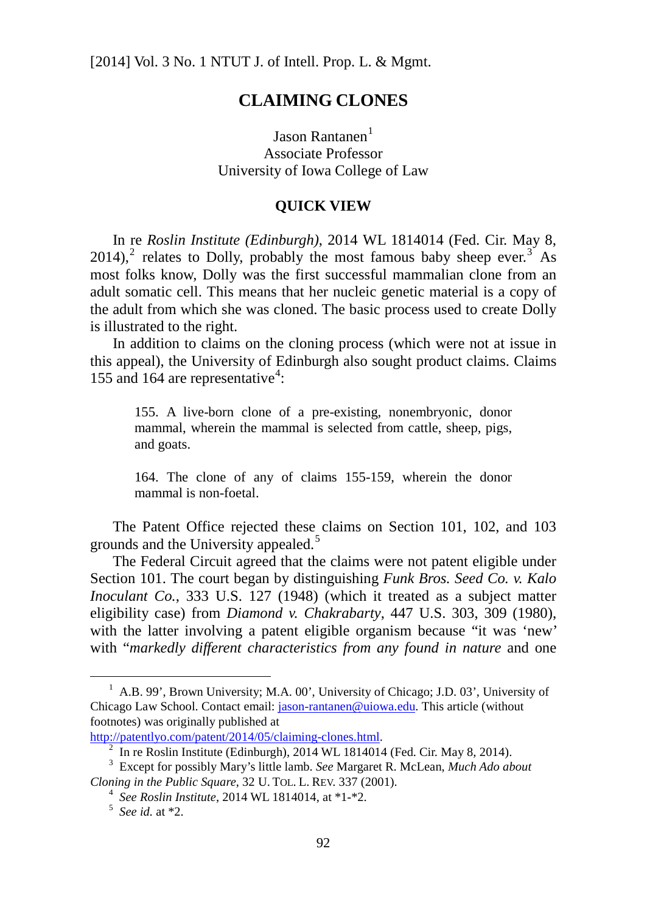# CLAIMING CLONES

Jason Rantanen[1]
Associate Professor
University of Iowa College of Law

## QUICK VIEW

In re *Roslin Institute (Edinburgh)*, 2014 WL 1814014 (Fed. Cir. May 8, 2014),[2] relates to Dolly, probably the most famous baby sheep ever.[3] As most folks know, Dolly was the first successful mammalian clone from an adult somatic cell. This means that her nucleic genetic material is a copy of the adult from which she was cloned. The basic process used to create Dolly is illustrated to the right.

In addition to claims on the cloning process (which were not at issue in this appeal), the University of Edinburgh also sought product claims. Claims 155 and 164 are representative[4]:

> 155. A live-born clone of a pre-existing, nonembryonic, donor mammal, wherein the mammal is selected from cattle, sheep, pigs, and goats.
>
> 164. The clone of any of claims 155-159, wherein the donor mammal is non-foetal.

The Patent Office rejected these claims on Section 101, 102, and 103 grounds and the University appealed.[5]

The Federal Circuit agreed that the claims were not patent eligible under Section 101. The court began by distinguishing *Funk Bros. Seed Co. v. Kalo Inoculant Co.*, 333 U.S. 127 (1948) (which it treated as a subject matter eligibility case) from *Diamond v. Chakrabarty*, 447 U.S. 303, 309 (1980), with the latter involving a patent eligible organism because "it was 'new' with "*markedly different characteristics from any found in nature* and one

---

[1] A.B. 99', Brown University; M.A. 00', University of Chicago; J.D. 03', University of Chicago Law School. Contact email: jason-rantanen@uiowa.edu. This article (without footnotes) was originally published at http://patentlyo.com/patent/2014/05/claiming-clones.html.

[2] In re Roslin Institute (Edinburgh), 2014 WL 1814014 (Fed. Cir. May 8, 2014).

[3] Except for possibly Mary's little lamb. *See* Margaret R. McLean, *Much Ado about Cloning in the Public Square*, 32 U. TOL. L. REV. 337 (2001).

[4] *See Roslin Institute*, 2014 WL 1814014, at *1-*2.

[5] *See id.* at *2.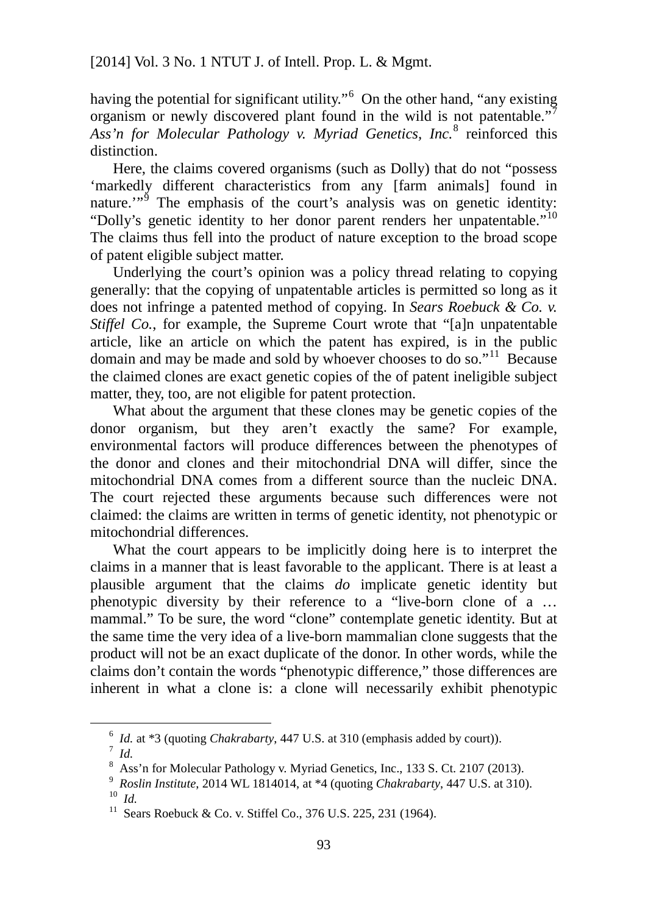having the potential for significant utility."[6] On the other hand, "any existing organism or newly discovered plant found in the wild is not patentable."[7] *Ass'n for Molecular Pathology v. Myriad Genetics, Inc.*[8] reinforced this distinction.

Here, the claims covered organisms (such as Dolly) that do not "possess 'markedly different characteristics from any [farm animals] found in nature.'"[9] The emphasis of the court's analysis was on genetic identity: "Dolly's genetic identity to her donor parent renders her unpatentable."[10] The claims thus fell into the product of nature exception to the broad scope of patent eligible subject matter.

Underlying the court's opinion was a policy thread relating to copying generally: that the copying of unpatentable articles is permitted so long as it does not infringe a patented method of copying. In *Sears Roebuck & Co. v. Stiffel Co.*, for example, the Supreme Court wrote that "[a]n unpatentable article, like an article on which the patent has expired, is in the public domain and may be made and sold by whoever chooses to do so."[11] Because the claimed clones are exact genetic copies of the of patent ineligible subject matter, they, too, are not eligible for patent protection.

What about the argument that these clones may be genetic copies of the donor organism, but they aren't exactly the same? For example, environmental factors will produce differences between the phenotypes of the donor and clones and their mitochondrial DNA will differ, since the mitochondrial DNA comes from a different source than the nucleic DNA. The court rejected these arguments because such differences were not claimed: the claims are written in terms of genetic identity, not phenotypic or mitochondrial differences.

What the court appears to be implicitly doing here is to interpret the claims in a manner that is least favorable to the applicant. There is at least a plausible argument that the claims *do* implicate genetic identity but phenotypic diversity by their reference to a "live-born clone of a … mammal." To be sure, the word "clone" contemplate genetic identity. But at the same time the very idea of a live-born mammalian clone suggests that the product will not be an exact duplicate of the donor. In other words, while the claims don't contain the words "phenotypic difference," those differences are inherent in what a clone is: a clone will necessarily exhibit phenotypic

---

[6] *Id.* at *3 (quoting *Chakrabarty*, 447 U.S. at 310 (emphasis added by court)).

[7] *Id.*

[8] Ass'n for Molecular Pathology v. Myriad Genetics, Inc., 133 S. Ct. 2107 (2013).

[9] *Roslin Institute*, 2014 WL 1814014, at *4 (quoting *Chakrabarty*, 447 U.S. at 310).

[10] *Id.*

[11] Sears Roebuck & Co. v. Stiffel Co., 376 U.S. 225, 231 (1964).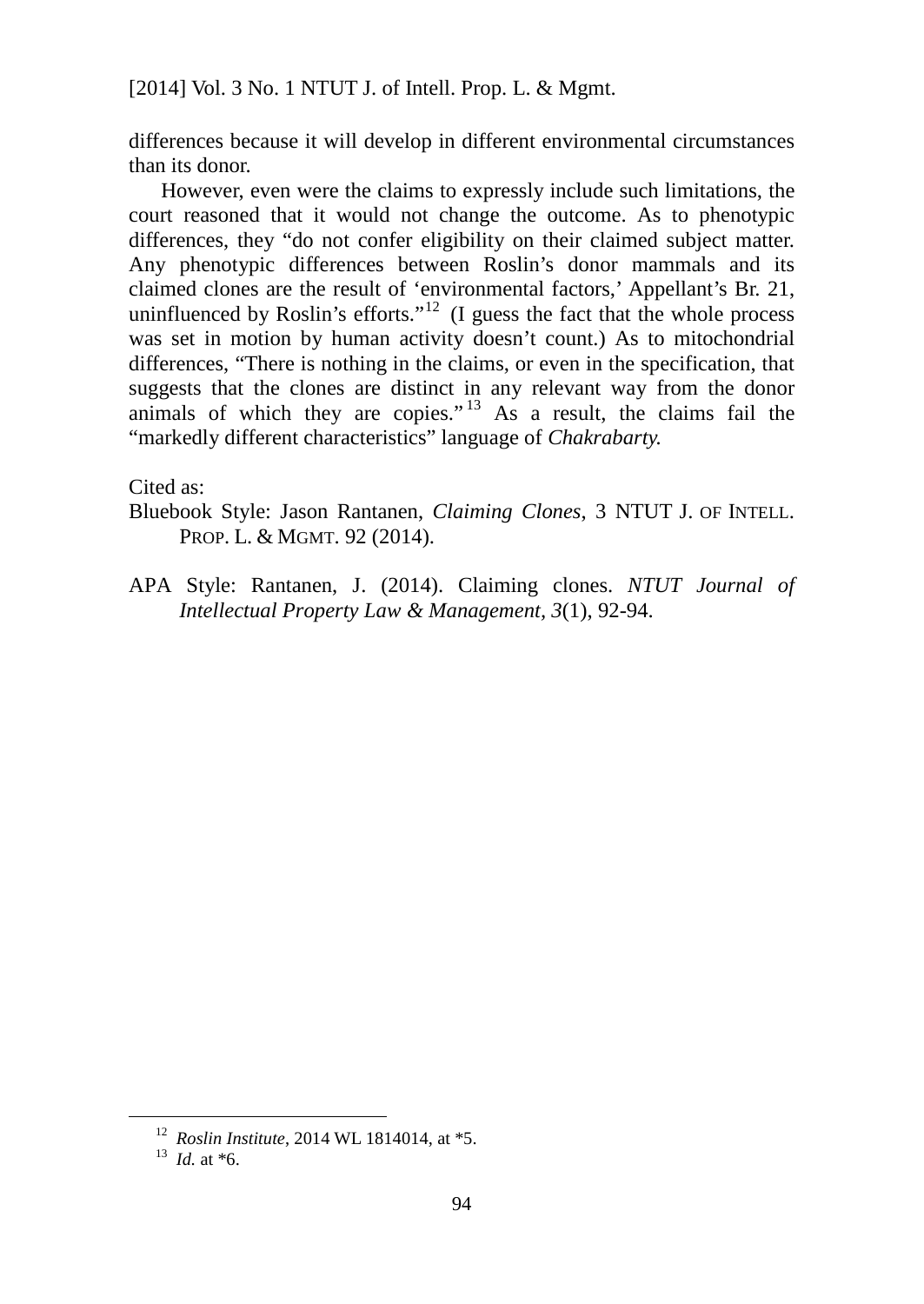differences because it will develop in different environmental circumstances than its donor.

However, even were the claims to expressly include such limitations, the court reasoned that it would not change the outcome. As to phenotypic differences, they "do not confer eligibility on their claimed subject matter. Any phenotypic differences between Roslin's donor mammals and its claimed clones are the result of 'environmental factors,' Appellant's Br. 21, uninfluenced by Roslin's efforts."[12] (I guess the fact that the whole process was set in motion by human activity doesn't count.) As to mitochondrial differences, "There is nothing in the claims, or even in the specification, that suggests that the clones are distinct in any relevant way from the donor animals of which they are copies."[13] As a result, the claims fail the "markedly different characteristics" language of *Chakrabarty.*

Cited as:

Bluebook Style: Jason Rantanen, *Claiming Clones*, 3 NTUT J. OF INTELL. PROP. L. & MGMT. 92 (2014).

APA Style: Rantanen, J. (2014). Claiming clones. *NTUT Journal of Intellectual Property Law & Management, 3*(1), 92-94.

---

[12] *Roslin Institute*, 2014 WL 1814014, at *5.

[13] *Id.* at *6.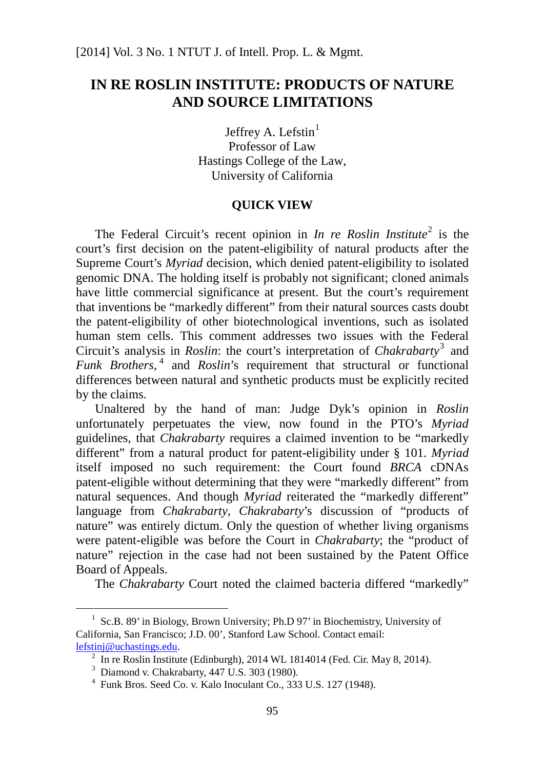# IN RE ROSLIN INSTITUTE: PRODUCTS OF NATURE AND SOURCE LIMITATIONS

Jeffrey A. Lefstin[1]
Professor of Law
Hastings College of the Law,
University of California

## QUICK VIEW

The Federal Circuit's recent opinion in *In re Roslin Institute*[2] is the court's first decision on the patent-eligibility of natural products after the Supreme Court's *Myriad* decision, which denied patent-eligibility to isolated genomic DNA. The holding itself is probably not significant; cloned animals have little commercial significance at present. But the court's requirement that inventions be "markedly different" from their natural sources casts doubt the patent-eligibility of other biotechnological inventions, such as isolated human stem cells. This comment addresses two issues with the Federal Circuit's analysis in *Roslin*: the court's interpretation of *Chakrabarty*[3] and *Funk Brothers*,[4] and *Roslin*'s requirement that structural or functional differences between natural and synthetic products must be explicitly recited by the claims.

Unaltered by the hand of man: Judge Dyk's opinion in *Roslin* unfortunately perpetuates the view, now found in the PTO's *Myriad* guidelines, that *Chakrabarty* requires a claimed invention to be "markedly different" from a natural product for patent-eligibility under § 101. *Myriad* itself imposed no such requirement: the Court found *BRCA* cDNAs patent-eligible without determining that they were "markedly different" from natural sequences. And though *Myriad* reiterated the "markedly different" language from *Chakrabarty*, *Chakrabarty*'s discussion of "products of nature" was entirely dictum. Only the question of whether living organisms were patent-eligible was before the Court in *Chakrabarty*; the "product of nature" rejection in the case had not been sustained by the Patent Office Board of Appeals.

The *Chakrabarty* Court noted the claimed bacteria differed "markedly"

---

[1] Sc.B. 89' in Biology, Brown University; Ph.D 97' in Biochemistry, University of California, San Francisco; J.D. 00', Stanford Law School. Contact email: lefstinj@uchastings.edu.

[2] In re Roslin Institute (Edinburgh), 2014 WL 1814014 (Fed. Cir. May 8, 2014).

[3] Diamond v. Chakrabarty, 447 U.S. 303 (1980).

[4] Funk Bros. Seed Co. v. Kalo Inoculant Co., 333 U.S. 127 (1948).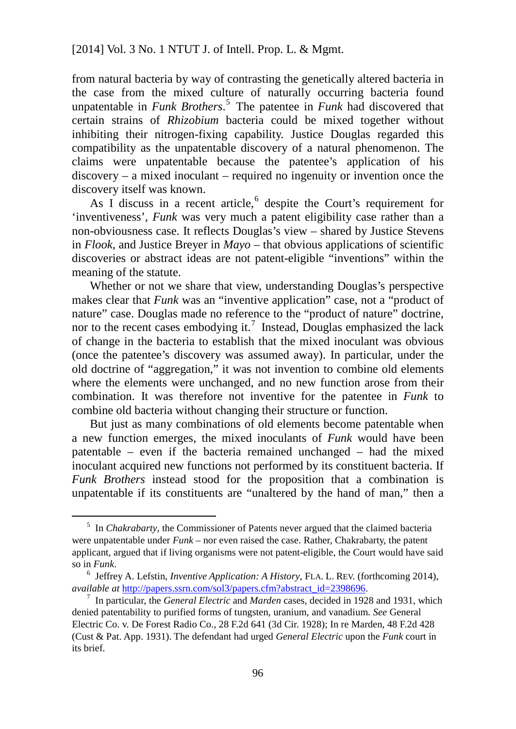from natural bacteria by way of contrasting the genetically altered bacteria in the case from the mixed culture of naturally occurring bacteria found unpatentable in *Funk Brothers*.[5] The patentee in *Funk* had discovered that certain strains of *Rhizobium* bacteria could be mixed together without inhibiting their nitrogen-fixing capability. Justice Douglas regarded this compatibility as the unpatentable discovery of a natural phenomenon. The claims were unpatentable because the patentee's application of his discovery – a mixed inoculant – required no ingenuity or invention once the discovery itself was known.

As I discuss in a recent article,[6] despite the Court's requirement for 'inventiveness', *Funk* was very much a patent eligibility case rather than a non-obviousness case. It reflects Douglas's view – shared by Justice Stevens in *Flook*, and Justice Breyer in *Mayo* – that obvious applications of scientific discoveries or abstract ideas are not patent-eligible "inventions" within the meaning of the statute.

Whether or not we share that view, understanding Douglas's perspective makes clear that *Funk* was an "inventive application" case, not a "product of nature" case. Douglas made no reference to the "product of nature" doctrine, nor to the recent cases embodying it.[7] Instead, Douglas emphasized the lack of change in the bacteria to establish that the mixed inoculant was obvious (once the patentee's discovery was assumed away). In particular, under the old doctrine of "aggregation," it was not invention to combine old elements where the elements were unchanged, and no new function arose from their combination. It was therefore not inventive for the patentee in *Funk* to combine old bacteria without changing their structure or function.

But just as many combinations of old elements become patentable when a new function emerges, the mixed inoculants of *Funk* would have been patentable – even if the bacteria remained unchanged – had the mixed inoculant acquired new functions not performed by its constituent bacteria. If *Funk Brothers* instead stood for the proposition that a combination is unpatentable if its constituents are "unaltered by the hand of man," then a

---

[5] In *Chakrabarty*, the Commissioner of Patents never argued that the claimed bacteria were unpatentable under *Funk* – nor even raised the case. Rather, Chakrabarty, the patent applicant, argued that if living organisms were not patent-eligible, the Court would have said so in *Funk*.

[6] Jeffrey A. Lefstin, *Inventive Application: A History*, FLA. L. REV. (forthcoming 2014), *available at* http://papers.ssrn.com/sol3/papers.cfm?abstract_id=2398696.

[7] In particular, the *General Electric* and *Marden* cases, decided in 1928 and 1931, which denied patentability to purified forms of tungsten, uranium, and vanadium. *See* General Electric Co. v. De Forest Radio Co., 28 F.2d 641 (3d Cir. 1928); In re Marden, 48 F.2d 428 (Cust & Pat. App. 1931). The defendant had urged *General Electric* upon the *Funk* court in its brief.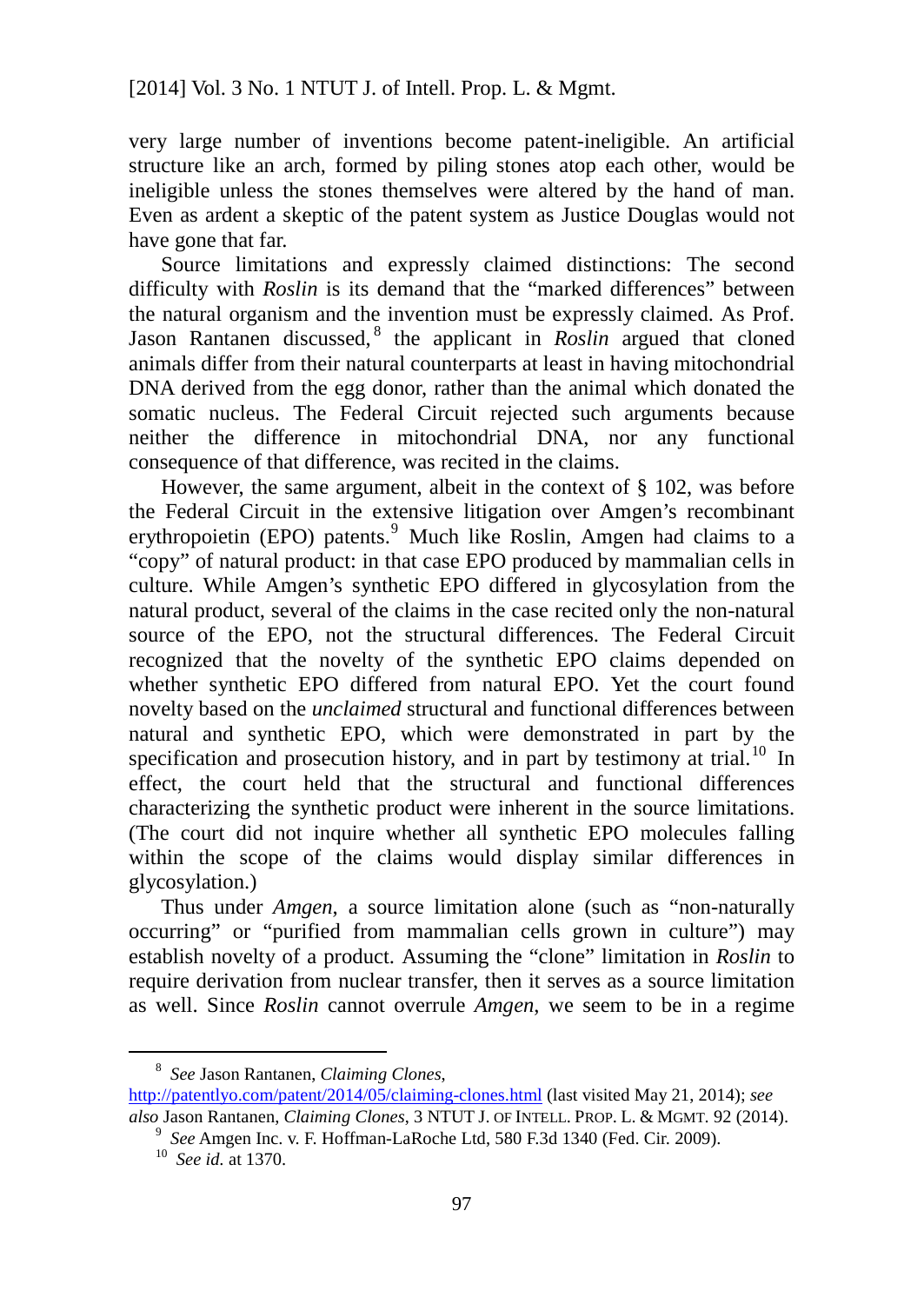very large number of inventions become patent-ineligible. An artificial structure like an arch, formed by piling stones atop each other, would be ineligible unless the stones themselves were altered by the hand of man. Even as ardent a skeptic of the patent system as Justice Douglas would not have gone that far.

Source limitations and expressly claimed distinctions: The second difficulty with *Roslin* is its demand that the "marked differences" between the natural organism and the invention must be expressly claimed. As Prof. Jason Rantanen discussed,[8] the applicant in *Roslin* argued that cloned animals differ from their natural counterparts at least in having mitochondrial DNA derived from the egg donor, rather than the animal which donated the somatic nucleus. The Federal Circuit rejected such arguments because neither the difference in mitochondrial DNA, nor any functional consequence of that difference, was recited in the claims.

However, the same argument, albeit in the context of § 102, was before the Federal Circuit in the extensive litigation over Amgen's recombinant erythropoietin (EPO) patents.[9] Much like Roslin, Amgen had claims to a "copy" of natural product: in that case EPO produced by mammalian cells in culture. While Amgen's synthetic EPO differed in glycosylation from the natural product, several of the claims in the case recited only the non-natural source of the EPO, not the structural differences. The Federal Circuit recognized that the novelty of the synthetic EPO claims depended on whether synthetic EPO differed from natural EPO. Yet the court found novelty based on the *unclaimed* structural and functional differences between natural and synthetic EPO, which were demonstrated in part by the specification and prosecution history, and in part by testimony at trial.[10] In effect, the court held that the structural and functional differences characterizing the synthetic product were inherent in the source limitations. (The court did not inquire whether all synthetic EPO molecules falling within the scope of the claims would display similar differences in glycosylation.)

Thus under *Amgen*, a source limitation alone (such as "non-naturally occurring" or "purified from mammalian cells grown in culture") may establish novelty of a product. Assuming the "clone" limitation in *Roslin* to require derivation from nuclear transfer, then it serves as a source limitation as well. Since *Roslin* cannot overrule *Amgen*, we seem to be in a regime

---

[8] *See* Jason Rantanen, *Claiming Clones*, http://patentlyo.com/patent/2014/05/claiming-clones.html (last visited May 21, 2014); *see also* Jason Rantanen, *Claiming Clones*, 3 NTUT J. OF INTELL. PROP. L. & MGMT. 92 (2014).

[9] *See* Amgen Inc. v. F. Hoffman-LaRoche Ltd, 580 F.3d 1340 (Fed. Cir. 2009).

[10] *See id.* at 1370.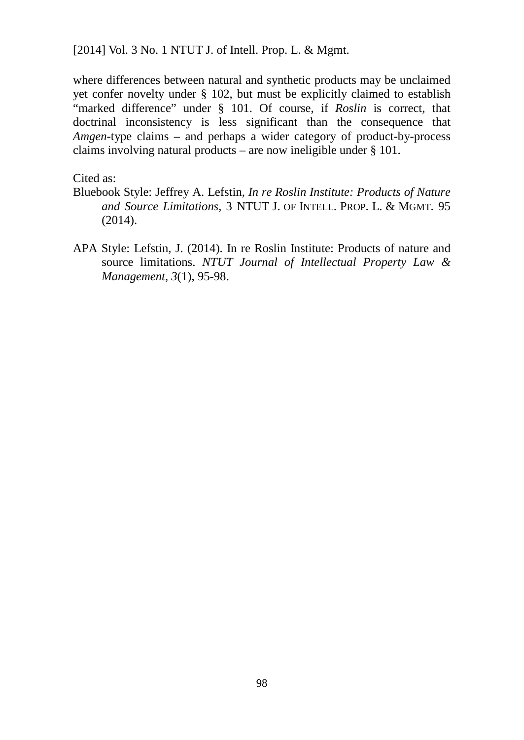where differences between natural and synthetic products may be unclaimed yet confer novelty under § 102, but must be explicitly claimed to establish "marked difference" under § 101. Of course, if *Roslin* is correct, that doctrinal inconsistency is less significant than the consequence that *Amgen*-type claims – and perhaps a wider category of product-by-process claims involving natural products – are now ineligible under § 101.

Cited as:

Bluebook Style: Jeffrey A. Lefstin, *In re Roslin Institute: Products of Nature and Source Limitations*, 3 NTUT J. OF INTELL. PROP. L. & MGMT. 95 (2014).

APA Style: Lefstin, J. (2014). In re Roslin Institute: Products of nature and source limitations. *NTUT Journal of Intellectual Property Law & Management*, *3*(1), 95-98.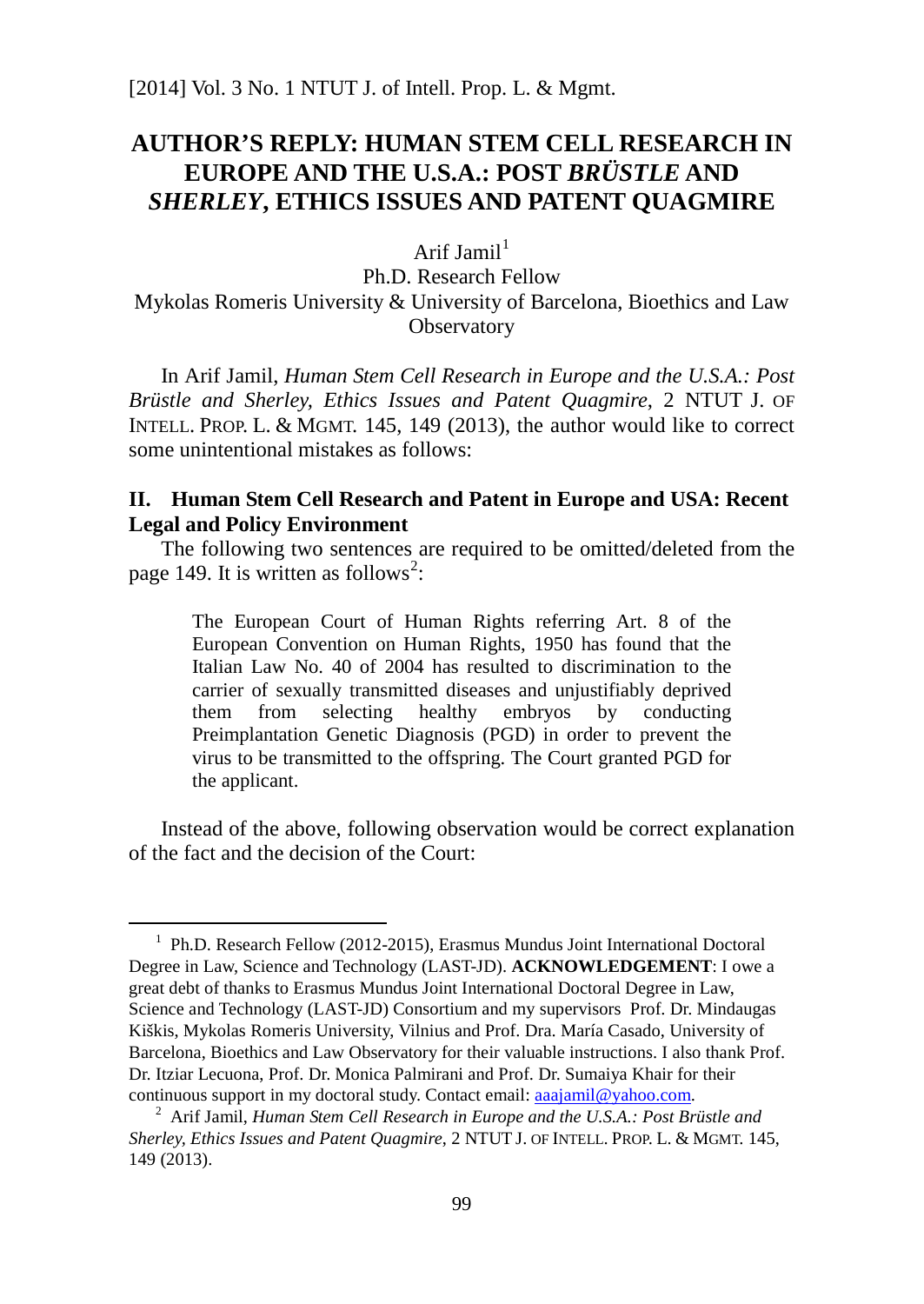# AUTHOR'S REPLY: HUMAN STEM CELL RESEARCH IN EUROPE AND THE U.S.A.: POST *BRÜSTLE* AND *SHERLEY*, ETHICS ISSUES AND PATENT QUAGMIRE

Arif Jamil[1]

Ph.D. Research Fellow

Mykolas Romeris University & University of Barcelona, Bioethics and Law Observatory

In Arif Jamil, *Human Stem Cell Research in Europe and the U.S.A.: Post Brüstle and Sherley, Ethics Issues and Patent Quagmire*, 2 NTUT J. OF INTELL. PROP. L. & MGMT. 145, 149 (2013), the author would like to correct some unintentional mistakes as follows:

## II. Human Stem Cell Research and Patent in Europe and USA: Recent Legal and Policy Environment

The following two sentences are required to be omitted/deleted from the page 149. It is written as follows[2]:

> The European Court of Human Rights referring Art. 8 of the European Convention on Human Rights, 1950 has found that the Italian Law No. 40 of 2004 has resulted to discrimination to the carrier of sexually transmitted diseases and unjustifiably deprived them from selecting healthy embryos by conducting Preimplantation Genetic Diagnosis (PGD) in order to prevent the virus to be transmitted to the offspring. The Court granted PGD for the applicant.

Instead of the above, following observation would be correct explanation of the fact and the decision of the Court:

---

[1] Ph.D. Research Fellow (2012-2015), Erasmus Mundus Joint International Doctoral Degree in Law, Science and Technology (LAST-JD). **ACKNOWLEDGEMENT**: I owe a great debt of thanks to Erasmus Mundus Joint International Doctoral Degree in Law, Science and Technology (LAST-JD) Consortium and my supervisors Prof. Dr. Mindaugas Kiškis, Mykolas Romeris University, Vilnius and Prof. Dra. María Casado, University of Barcelona, Bioethics and Law Observatory for their valuable instructions. I also thank Prof. Dr. Itziar Lecuona, Prof. Dr. Monica Palmirani and Prof. Dr. Sumaiya Khair for their continuous support in my doctoral study. Contact email: aaajamil@yahoo.com.

[2] Arif Jamil, *Human Stem Cell Research in Europe and the U.S.A.: Post Brüstle and Sherley, Ethics Issues and Patent Quagmire*, 2 NTUT J. OF INTELL. PROP. L. & MGMT. 145, 149 (2013).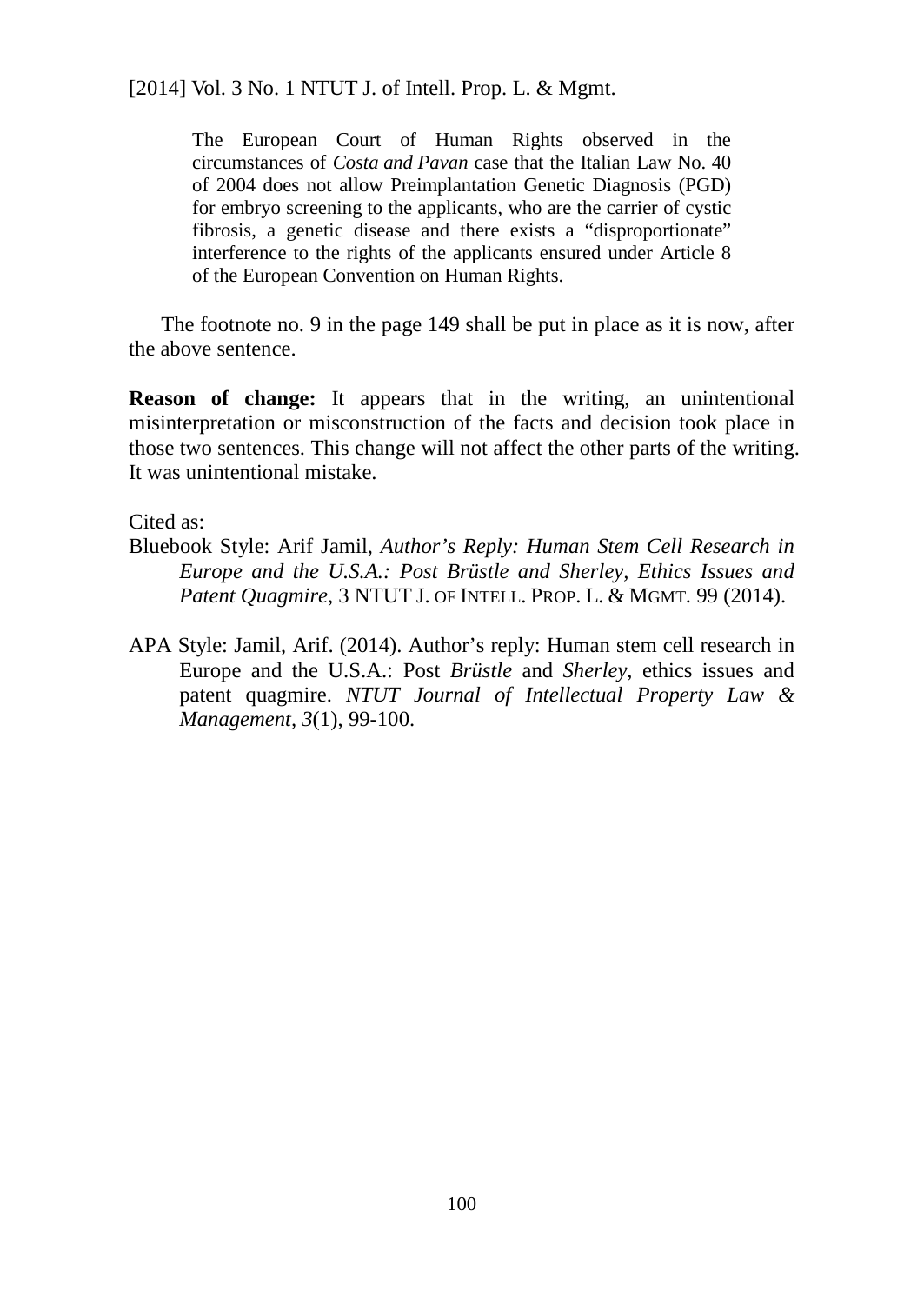> The European Court of Human Rights observed in the circumstances of *Costa and Pavan* case that the Italian Law No. 40 of 2004 does not allow Preimplantation Genetic Diagnosis (PGD) for embryo screening to the applicants, who are the carrier of cystic fibrosis, a genetic disease and there exists a "disproportionate" interference to the rights of the applicants ensured under Article 8 of the European Convention on Human Rights.

The footnote no. 9 in the page 149 shall be put in place as it is now, after the above sentence.

**Reason of change:** It appears that in the writing, an unintentional misinterpretation or misconstruction of the facts and decision took place in those two sentences. This change will not affect the other parts of the writing. It was unintentional mistake.

Cited as:

Bluebook Style: Arif Jamil, *Author's Reply: Human Stem Cell Research in Europe and the U.S.A.: Post Brüstle and Sherley, Ethics Issues and Patent Quagmire*, 3 NTUT J. OF INTELL. PROP. L. & MGMT. 99 (2014).

APA Style: Jamil, Arif. (2014). Author's reply: Human stem cell research in Europe and the U.S.A.: Post *Brüstle* and *Sherley*, ethics issues and patent quagmire. *NTUT Journal of Intellectual Property Law & Management*, *3*(1), 99-100.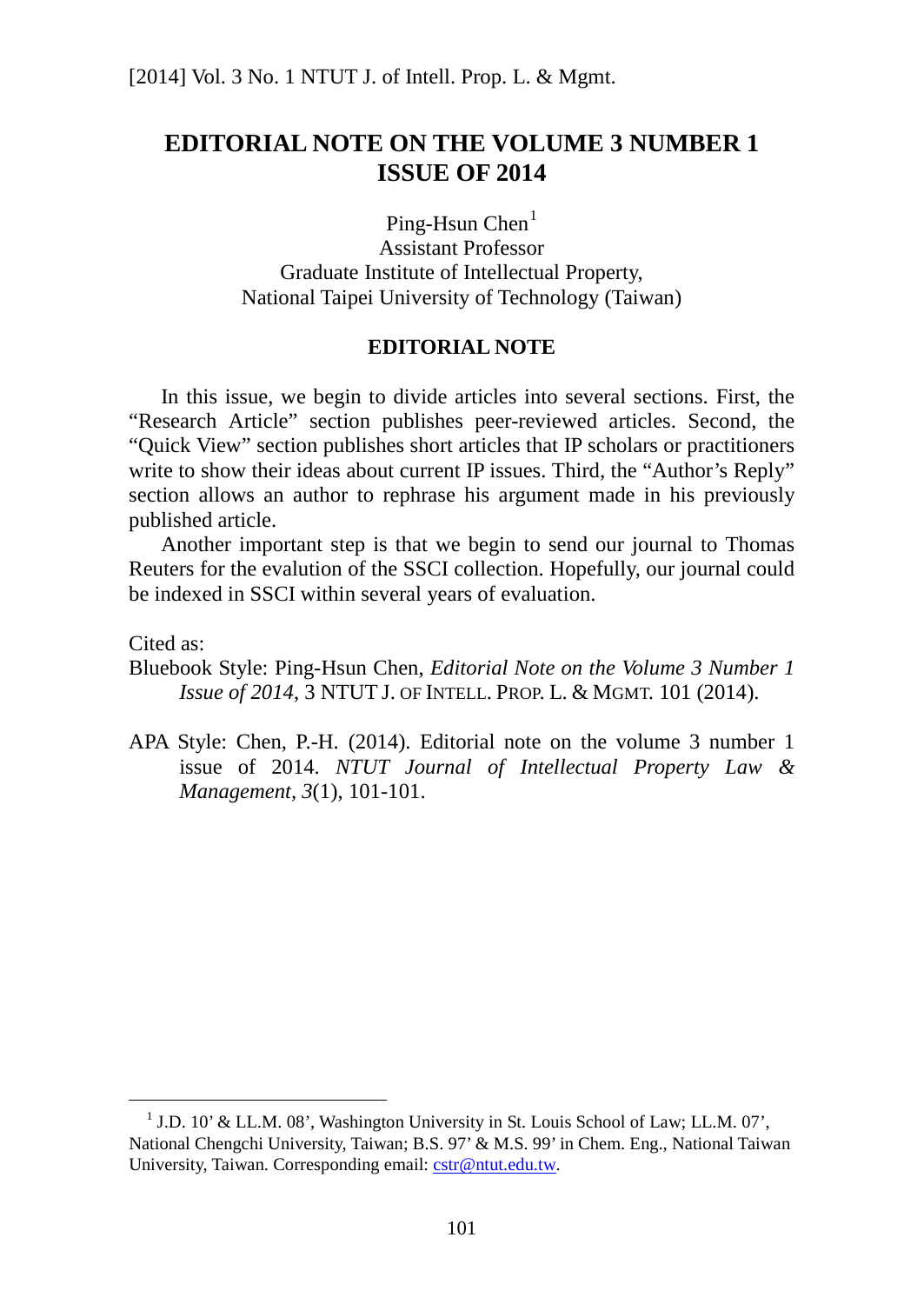# EDITORIAL NOTE ON THE VOLUME 3 NUMBER 1 ISSUE OF 2014

Ping-Hsun Chen[1]
Assistant Professor
Graduate Institute of Intellectual Property,
National Taipei University of Technology (Taiwan)

## EDITORIAL NOTE

In this issue, we begin to divide articles into several sections. First, the "Research Article" section publishes peer-reviewed articles. Second, the "Quick View" section publishes short articles that IP scholars or practitioners write to show their ideas about current IP issues. Third, the "Author's Reply" section allows an author to rephrase his argument made in his previously published article.

Another important step is that we begin to send our journal to Thomas Reuters for the evalution of the SSCI collection. Hopefully, our journal could be indexed in SSCI within several years of evaluation.

Cited as:

Bluebook Style: Ping-Hsun Chen, *Editorial Note on the Volume 3 Number 1 Issue of 2014*, 3 NTUT J. OF INTELL. PROP. L. & MGMT. 101 (2014).

APA Style: Chen, P.-H. (2014). Editorial note on the volume 3 number 1 issue of 2014. *NTUT Journal of Intellectual Property Law & Management*, *3*(1), 101-101.

---

[1] J.D. 10' & LL.M. 08', Washington University in St. Louis School of Law; LL.M. 07', National Chengchi University, Taiwan; B.S. 97' & M.S. 99' in Chem. Eng., National Taiwan University, Taiwan. Corresponding email: cstr@ntut.edu.tw.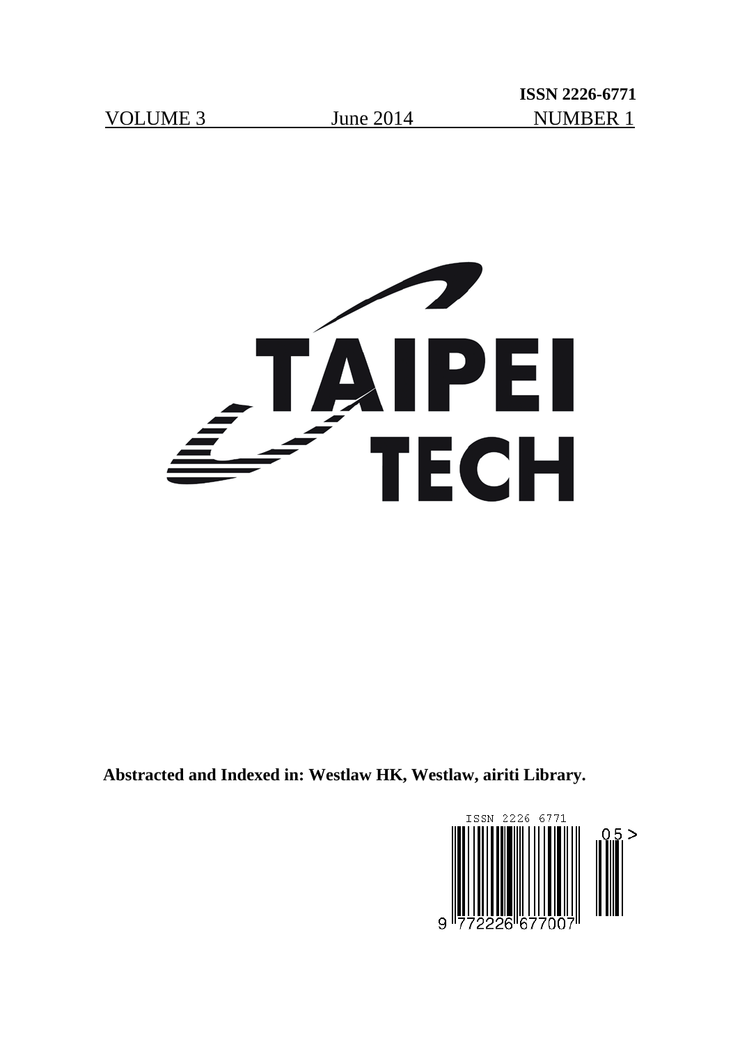**ISSN 2226-6771**

VOLUME 3 June 2014 NUMBER 1

TAIPEI TECH

**Abstracted and Indexed in: Westlaw HK, Westlaw, airiti Library.**

ISSN 2226 6771

9 772226 677007 05 >